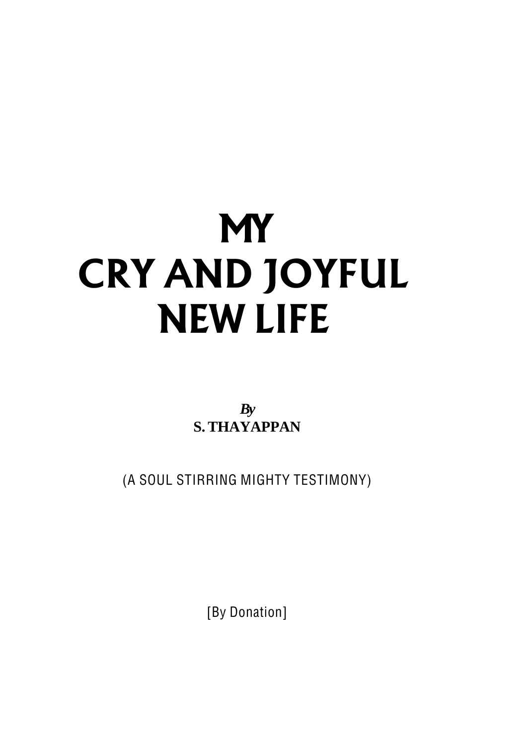# MY
# CRY AND JOYFUL
# NEW LIFE

***By***
**S. THAYAPPAN**

(A SOUL STIRRING MIGHTY TESTIMONY)

[By Donation]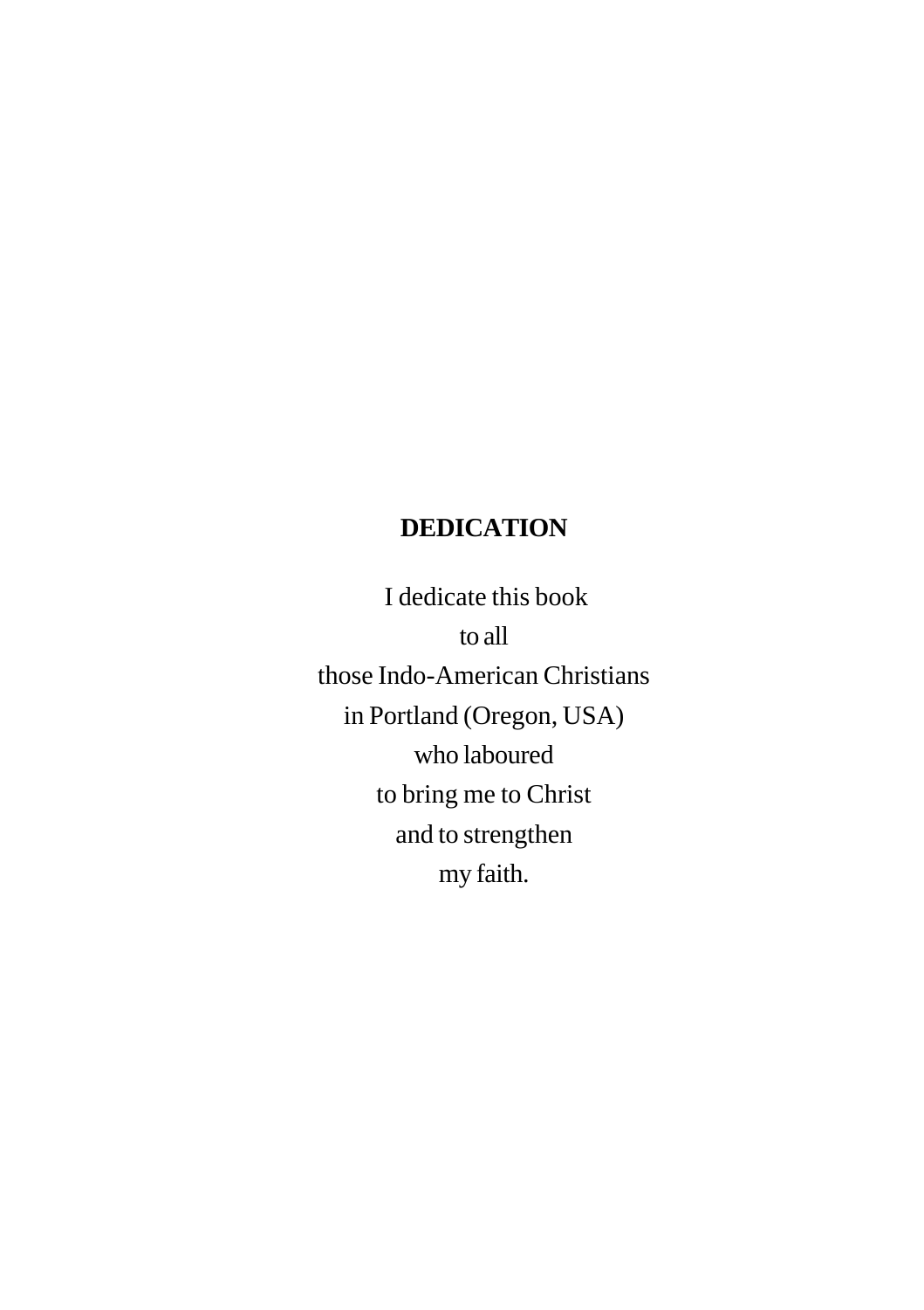# DEDICATION

I dedicate this book  
to all  
those Indo-American Christians  
in Portland (Oregon, USA)  
who laboured  
to bring me to Christ  
and to strengthen  
my faith.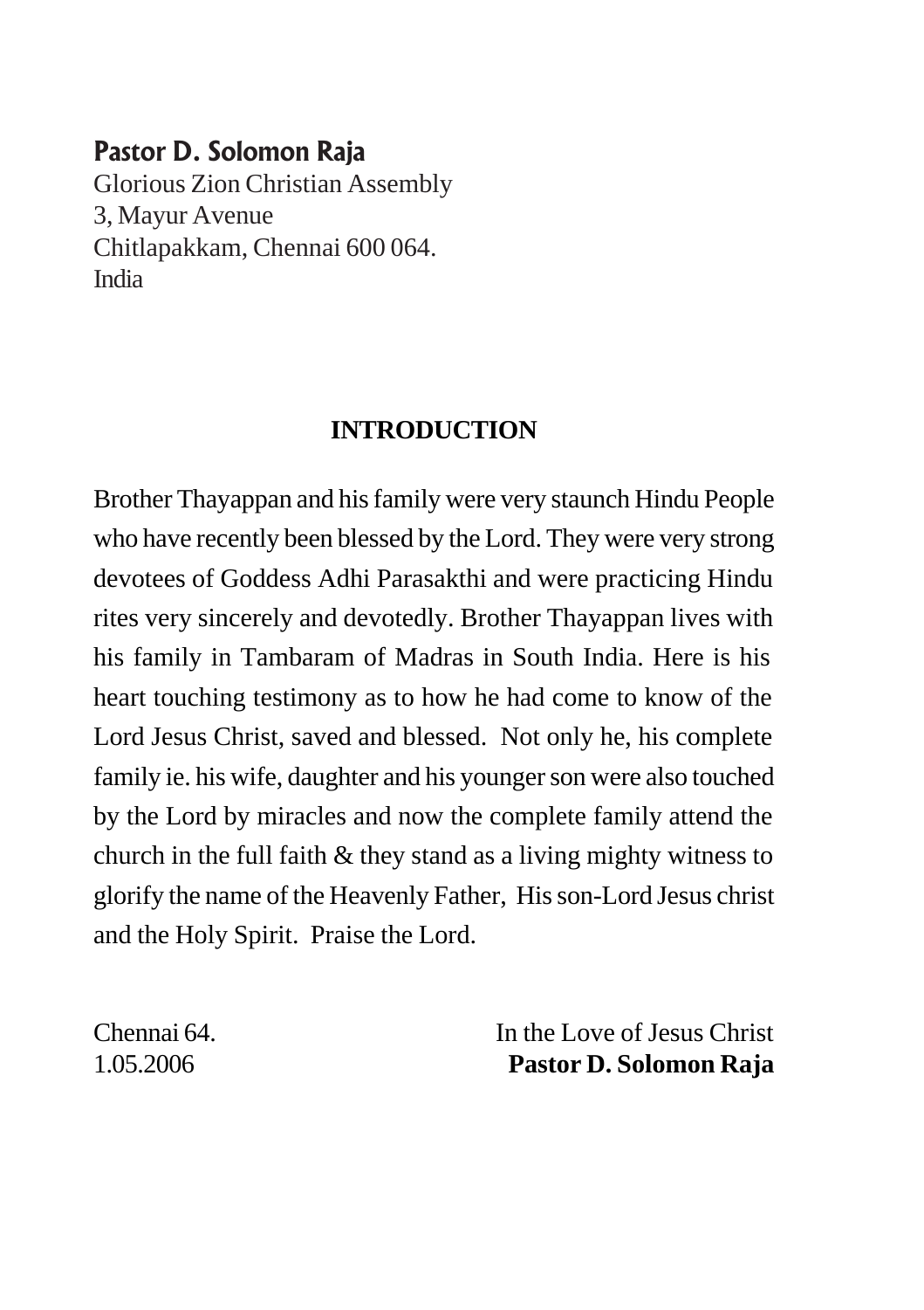**Pastor D. Solomon Raja**
Glorious Zion Christian Assembly
3, Mayur Avenue
Chitlapakkam, Chennai 600 064.
India

## INTRODUCTION

Brother Thayappan and his family were very staunch Hindu People who have recently been blessed by the Lord. They were very strong devotees of Goddess Adhi Parasakthi and were practicing Hindu rites very sincerely and devotedly. Brother Thayappan lives with his family in Tambaram of Madras in South India. Here is his heart touching testimony as to how he had come to know of the Lord Jesus Christ, saved and blessed. Not only he, his complete family ie. his wife, daughter and his younger son were also touched by the Lord by miracles and now the complete family attend the church in the full faith & they stand as a living mighty witness to glorify the name of the Heavenly Father, His son-Lord Jesus christ and the Holy Spirit. Praise the Lord.

Chennai 64.
1.05.2006

In the Love of Jesus Christ
**Pastor D. Solomon Raja**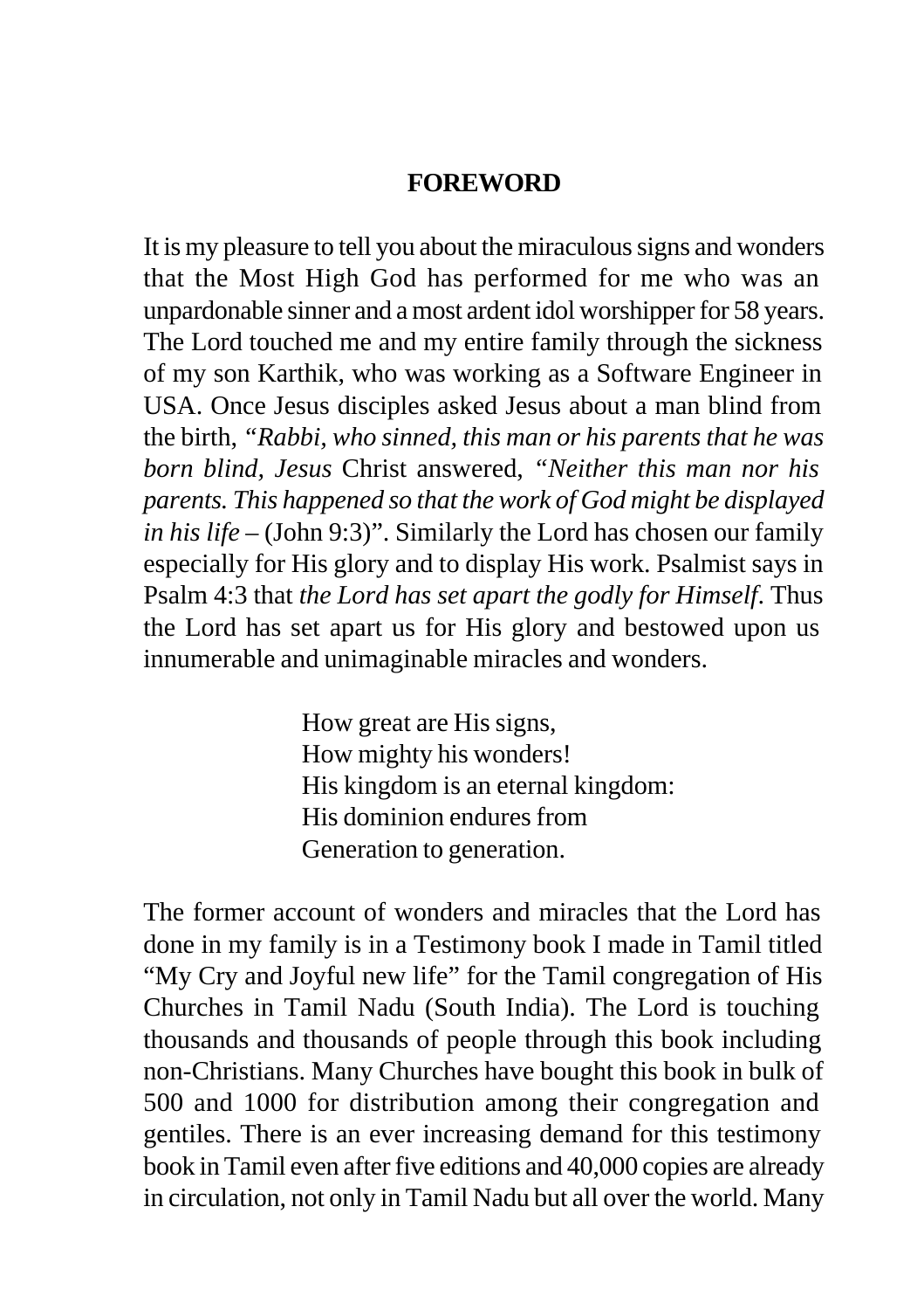## FOREWORD

It is my pleasure to tell you about the miraculous signs and wonders that the Most High God has performed for me who was an unpardonable sinner and a most ardent idol worshipper for 58 years. The Lord touched me and my entire family through the sickness of my son Karthik, who was working as a Software Engineer in USA. Once Jesus disciples asked Jesus about a man blind from the birth, "*Rabbi, who sinned, this man or his parents that he was born blind, Jesus* Christ answered, "*Neither this man nor his parents. This happened so that the work of God might be displayed in his life* – (John 9:3)". Similarly the Lord has chosen our family especially for His glory and to display His work. Psalmist says in Psalm 4:3 that *the Lord has set apart the godly for Himself*. Thus the Lord has set apart us for His glory and bestowed upon us innumerable and unimaginable miracles and wonders.

> How great are His signs,
> How mighty his wonders!
> His kingdom is an eternal kingdom:
> His dominion endures from
> Generation to generation.

The former account of wonders and miracles that the Lord has done in my family is in a Testimony book I made in Tamil titled "My Cry and Joyful new life" for the Tamil congregation of His Churches in Tamil Nadu (South India). The Lord is touching thousands and thousands of people through this book including non-Christians. Many Churches have bought this book in bulk of 500 and 1000 for distribution among their congregation and gentiles. There is an ever increasing demand for this testimony book in Tamil even after five editions and 40,000 copies are already in circulation, not only in Tamil Nadu but all over the world. Many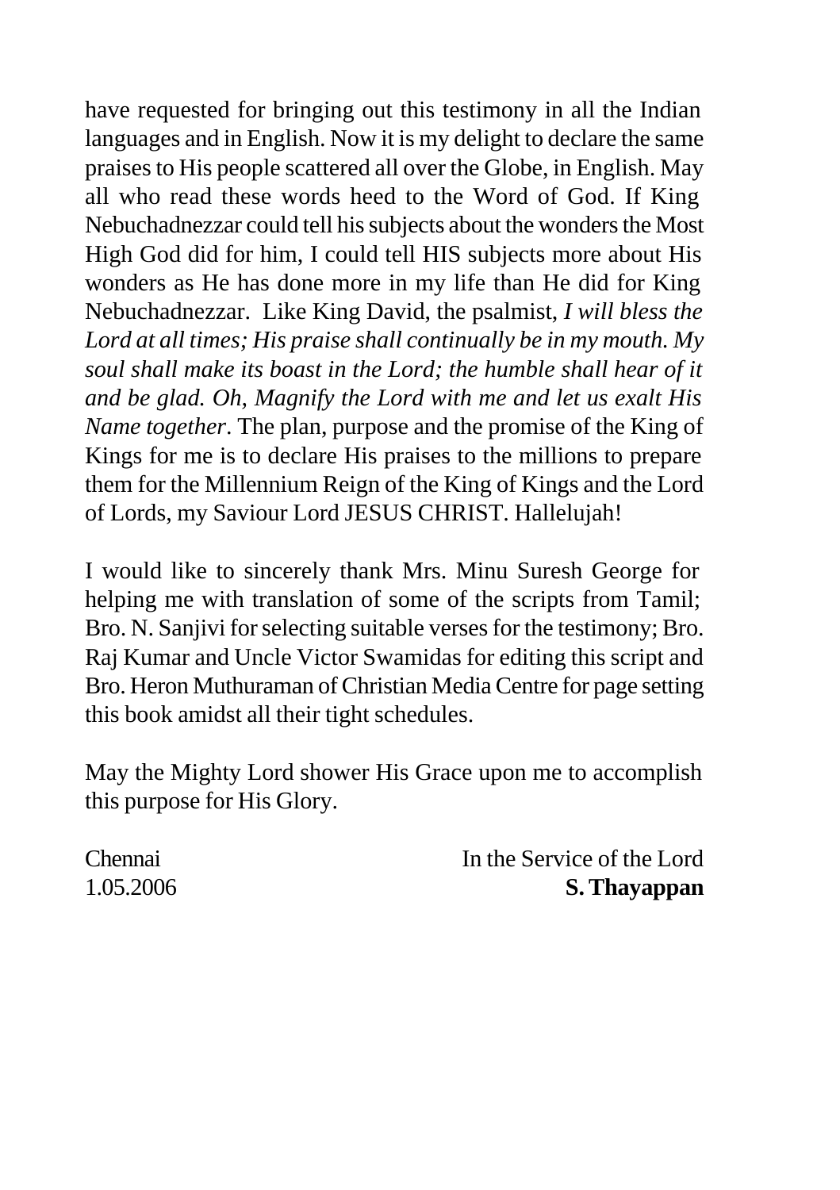have requested for bringing out this testimony in all the Indian languages and in English. Now it is my delight to declare the same praises to His people scattered all over the Globe, in English. May all who read these words heed to the Word of God. If King Nebuchadnezzar could tell his subjects about the wonders the Most High God did for him, I could tell HIS subjects more about His wonders as He has done more in my life than He did for King Nebuchadnezzar. Like King David, the psalmist, *I will bless the Lord at all times; His praise shall continually be in my mouth. My soul shall make its boast in the Lord; the humble shall hear of it and be glad. Oh, Magnify the Lord with me and let us exalt His Name together*. The plan, purpose and the promise of the King of Kings for me is to declare His praises to the millions to prepare them for the Millennium Reign of the King of Kings and the Lord of Lords, my Saviour Lord JESUS CHRIST. Hallelujah!

I would like to sincerely thank Mrs. Minu Suresh George for helping me with translation of some of the scripts from Tamil; Bro. N. Sanjivi for selecting suitable verses for the testimony; Bro. Raj Kumar and Uncle Victor Swamidas for editing this script and Bro. Heron Muthuraman of Christian Media Centre for page setting this book amidst all their tight schedules.

May the Mighty Lord shower His Grace upon me to accomplish this purpose for His Glory.

Chennai
1.05.2006

In the Service of the Lord
**S. Thayappan**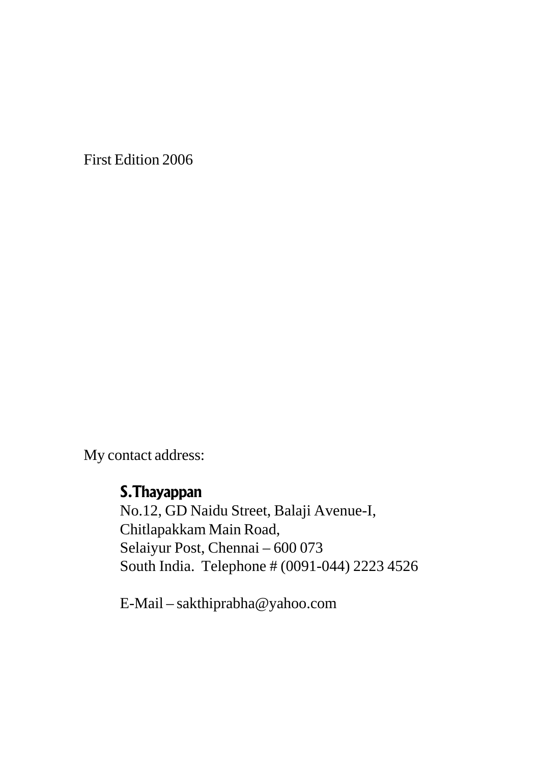First Edition 2006

My contact address:

**S.Thayappan**
No.12, GD Naidu Street, Balaji Avenue-I,
Chitlapakkam Main Road,
Selaiyur Post, Chennai – 600 073
South India.  Telephone # (0091-044) 2223 4526

E-Mail – sakthiprabha@yahoo.com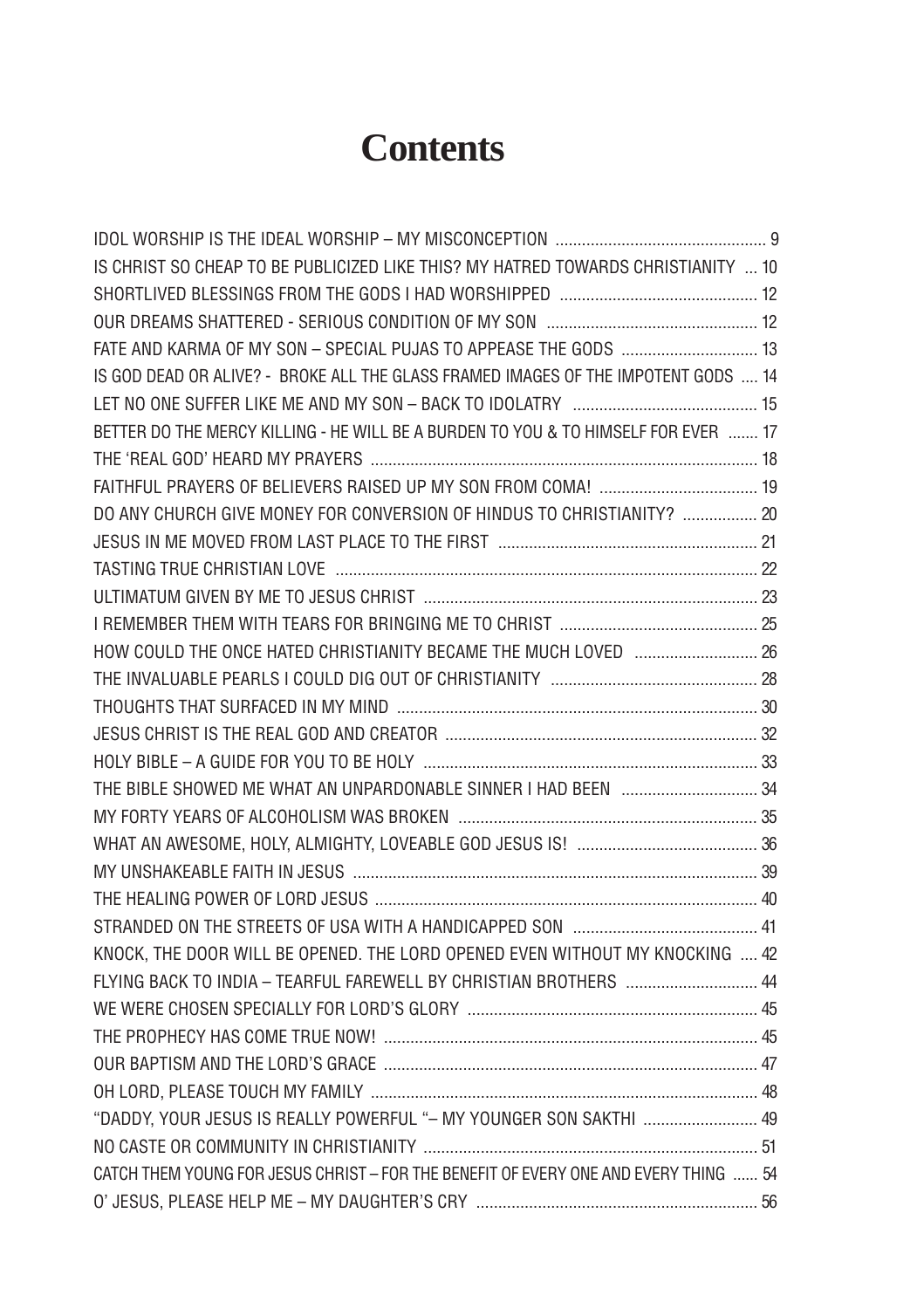# Contents

IDOL WORSHIP IS THE IDEAL WORSHIP – MY MISCONCEPTION ... 9
IS CHRIST SO CHEAP TO BE PUBLICIZED LIKE THIS? MY HATRED TOWARDS CHRISTIANITY ... 10
SHORTLIVED BLESSINGS FROM THE GODS I HAD WORSHIPPED ... 12
OUR DREAMS SHATTERED - SERIOUS CONDITION OF MY SON ... 12
FATE AND KARMA OF MY SON – SPECIAL PUJAS TO APPEASE THE GODS ... 13
IS GOD DEAD OR ALIVE? - BROKE ALL THE GLASS FRAMED IMAGES OF THE IMPOTENT GODS ... 14
LET NO ONE SUFFER LIKE ME AND MY SON – BACK TO IDOLATRY ... 15
BETTER DO THE MERCY KILLING - HE WILL BE A BURDEN TO YOU & TO HIMSELF FOR EVER ... 17
THE 'REAL GOD' HEARD MY PRAYERS ... 18
FAITHFUL PRAYERS OF BELIEVERS RAISED UP MY SON FROM COMA! ... 19
DO ANY CHURCH GIVE MONEY FOR CONVERSION OF HINDUS TO CHRISTIANITY? ... 20
JESUS IN ME MOVED FROM LAST PLACE TO THE FIRST ... 21
TASTING TRUE CHRISTIAN LOVE ... 22
ULTIMATUM GIVEN BY ME TO JESUS CHRIST ... 23
I REMEMBER THEM WITH TEARS FOR BRINGING ME TO CHRIST ... 25
HOW COULD THE ONCE HATED CHRISTIANITY BECAME THE MUCH LOVED ... 26
THE INVALUABLE PEARLS I COULD DIG OUT OF CHRISTIANITY ... 28
THOUGHTS THAT SURFACED IN MY MIND ... 30
JESUS CHRIST IS THE REAL GOD AND CREATOR ... 32
HOLY BIBLE – A GUIDE FOR YOU TO BE HOLY ... 33
THE BIBLE SHOWED ME WHAT AN UNPARDONABLE SINNER I HAD BEEN ... 34
MY FORTY YEARS OF ALCOHOLISM WAS BROKEN ... 35
WHAT AN AWESOME, HOLY, ALMIGHTY, LOVEABLE GOD JESUS IS! ... 36
MY UNSHAKEABLE FAITH IN JESUS ... 39
THE HEALING POWER OF LORD JESUS ... 40
STRANDED ON THE STREETS OF USA WITH A HANDICAPPED SON ... 41
KNOCK, THE DOOR WILL BE OPENED. THE LORD OPENED EVEN WITHOUT MY KNOCKING ... 42
FLYING BACK TO INDIA – TEARFUL FAREWELL BY CHRISTIAN BROTHERS ... 44
WE WERE CHOSEN SPECIALLY FOR LORD'S GLORY ... 45
THE PROPHECY HAS COME TRUE NOW! ... 45
OUR BAPTISM AND THE LORD'S GRACE ... 47
OH LORD, PLEASE TOUCH MY FAMILY ... 48
"DADDY, YOUR JESUS IS REALLY POWERFUL "– MY YOUNGER SON SAKTHI ... 49
NO CASTE OR COMMUNITY IN CHRISTIANITY ... 51
CATCH THEM YOUNG FOR JESUS CHRIST – FOR THE BENEFIT OF EVERY ONE AND EVERY THING ... 54
O' JESUS, PLEASE HELP ME – MY DAUGHTER'S CRY ... 56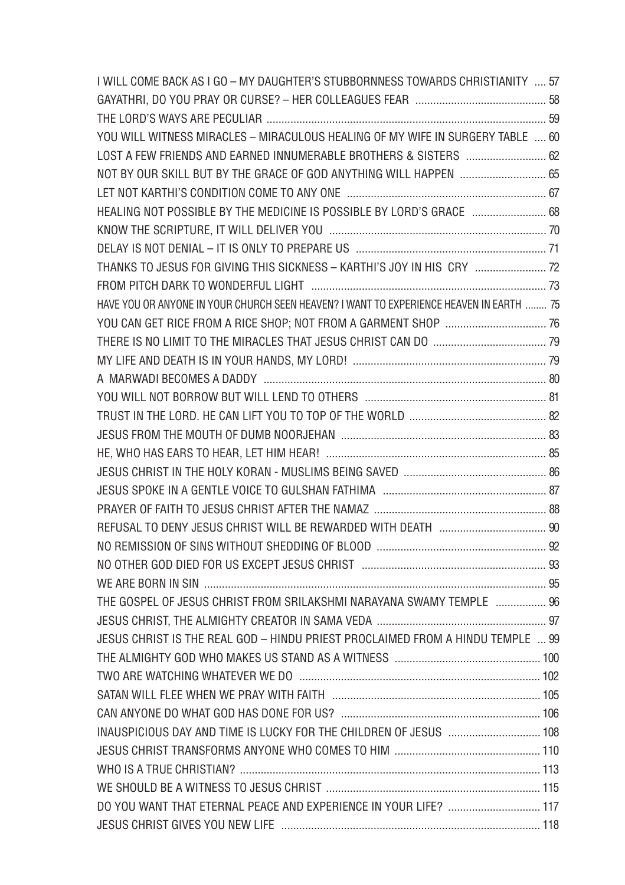I WILL COME BACK AS I GO – MY DAUGHTER'S STUBBORNNESS TOWARDS CHRISTIANITY .... 57
GAYATHRI, DO YOU PRAY OR CURSE? – HER COLLEAGUES FEAR ........................................... 58
THE LORD'S WAYS ARE PECULIAR ............................................................................................. 59
YOU WILL WITNESS MIRACLES – MIRACULOUS HEALING OF MY WIFE IN SURGERY TABLE .... 60
LOST A FEW FRIENDS AND EARNED INNUMERABLE BROTHERS & SISTERS ........................... 62
NOT BY OUR SKILL BUT BY THE GRACE OF GOD ANYTHING WILL HAPPEN ............................. 65
LET NOT KARTHI'S CONDITION COME TO ANY ONE ................................................................... 67
HEALING NOT POSSIBLE BY THE MEDICINE IS POSSIBLE BY LORD'S GRACE ......................... 68
KNOW THE SCRIPTURE, IT WILL DELIVER YOU ......................................................................... 70
DELAY IS NOT DENIAL – IT IS ONLY TO PREPARE US ................................................................ 71
THANKS TO JESUS FOR GIVING THIS SICKNESS – KARTHI'S JOY IN HIS CRY ........................ 72
FROM PITCH DARK TO WONDERFUL LIGHT ............................................................................... 73
HAVE YOU OR ANYONE IN YOUR CHURCH SEEN HEAVEN? I WANT TO EXPERIENCE HEAVEN IN EARTH ........ 75
YOU CAN GET RICE FROM A RICE SHOP; NOT FROM A GARMENT SHOP .................................. 76
THERE IS NO LIMIT TO THE MIRACLES THAT JESUS CHRIST CAN DO ...................................... 79
MY LIFE AND DEATH IS IN YOUR HANDS, MY LORD! ................................................................. 79
A MARWADI BECOMES A DADDY ............................................................................................... 80
YOU WILL NOT BORROW BUT WILL LEND TO OTHERS ............................................................. 81
TRUST IN THE LORD. HE CAN LIFT YOU TO TOP OF THE WORLD .............................................. 82
JESUS FROM THE MOUTH OF DUMB NOORJEHAN ..................................................................... 83
HE, WHO HAS EARS TO HEAR, LET HIM HEAR! .......................................................................... 85
JESUS CHRIST IN THE HOLY KORAN - MUSLIMS BEING SAVED ................................................ 86
JESUS SPOKE IN A GENTLE VOICE TO GULSHAN FATHIMA ....................................................... 87
PRAYER OF FAITH TO JESUS CHRIST AFTER THE NAMAZ .......................................................... 88
REFUSAL TO DENY JESUS CHRIST WILL BE REWARDED WITH DEATH .................................... 90
NO REMISSION OF SINS WITHOUT SHEDDING OF BLOOD ......................................................... 92
NO OTHER GOD DIED FOR US EXCEPT JESUS CHRIST .............................................................. 93
WE ARE BORN IN SIN ................................................................................................................... 95
THE GOSPEL OF JESUS CHRIST FROM SRILAKSHMI NARAYANA SWAMY TEMPLE ................. 96
JESUS CHRIST, THE ALMIGHTY CREATOR IN SAMA VEDA ......................................................... 97
JESUS CHRIST IS THE REAL GOD – HINDU PRIEST PROCLAIMED FROM A HINDU TEMPLE ... 99
THE ALMIGHTY GOD WHO MAKES US STAND AS A WITNESS ................................................. 100
TWO ARE WATCHING WHATEVER WE DO ................................................................................. 102
SATAN WILL FLEE WHEN WE PRAY WITH FAITH ...................................................................... 105
CAN ANYONE DO WHAT GOD HAS DONE FOR US? ................................................................... 106
INAUSPICIOUS DAY AND TIME IS LUCKY FOR THE CHILDREN OF JESUS ............................... 108
JESUS CHRIST TRANSFORMS ANYONE WHO COMES TO HIM ................................................. 110
WHO IS A TRUE CHRISTIAN? ..................................................................................................... 113
WE SHOULD BE A WITNESS TO JESUS CHRIST ........................................................................ 115
DO YOU WANT THAT ETERNAL PEACE AND EXPERIENCE IN YOUR LIFE? ............................... 117
JESUS CHRIST GIVES YOU NEW LIFE ....................................................................................... 118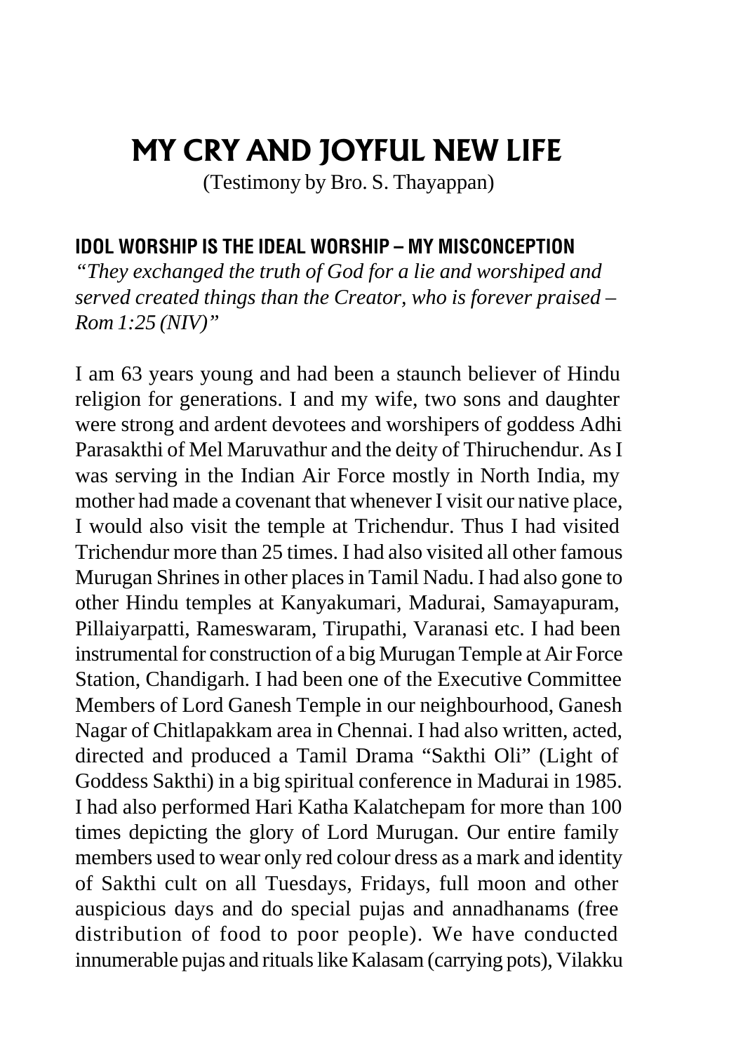# MY CRY AND JOYFUL NEW LIFE

(Testimony by Bro. S. Thayappan)

## IDOL WORSHIP IS THE IDEAL WORSHIP – MY MISCONCEPTION

*"They exchanged the truth of God for a lie and worshiped and served created things than the Creator, who is forever praised – Rom 1:25 (NIV)"*

I am 63 years young and had been a staunch believer of Hindu religion for generations. I and my wife, two sons and daughter were strong and ardent devotees and worshipers of goddess Adhi Parasakthi of Mel Maruvathur and the deity of Thiruchendur. As I was serving in the Indian Air Force mostly in North India, my mother had made a covenant that whenever I visit our native place, I would also visit the temple at Trichendur. Thus I had visited Trichendur more than 25 times. I had also visited all other famous Murugan Shrines in other places in Tamil Nadu. I had also gone to other Hindu temples at Kanyakumari, Madurai, Samayapuram, Pillaiyarpatti, Rameswaram, Tirupathi, Varanasi etc. I had been instrumental for construction of a big Murugan Temple at Air Force Station, Chandigarh. I had been one of the Executive Committee Members of Lord Ganesh Temple in our neighbourhood, Ganesh Nagar of Chitlapakkam area in Chennai. I had also written, acted, directed and produced a Tamil Drama "Sakthi Oli" (Light of Goddess Sakthi) in a big spiritual conference in Madurai in 1985. I had also performed Hari Katha Kalatchepam for more than 100 times depicting the glory of Lord Murugan. Our entire family members used to wear only red colour dress as a mark and identity of Sakthi cult on all Tuesdays, Fridays, full moon and other auspicious days and do special pujas and annadhanams (free distribution of food to poor people). We have conducted innumerable pujas and rituals like Kalasam (carrying pots), Vilakku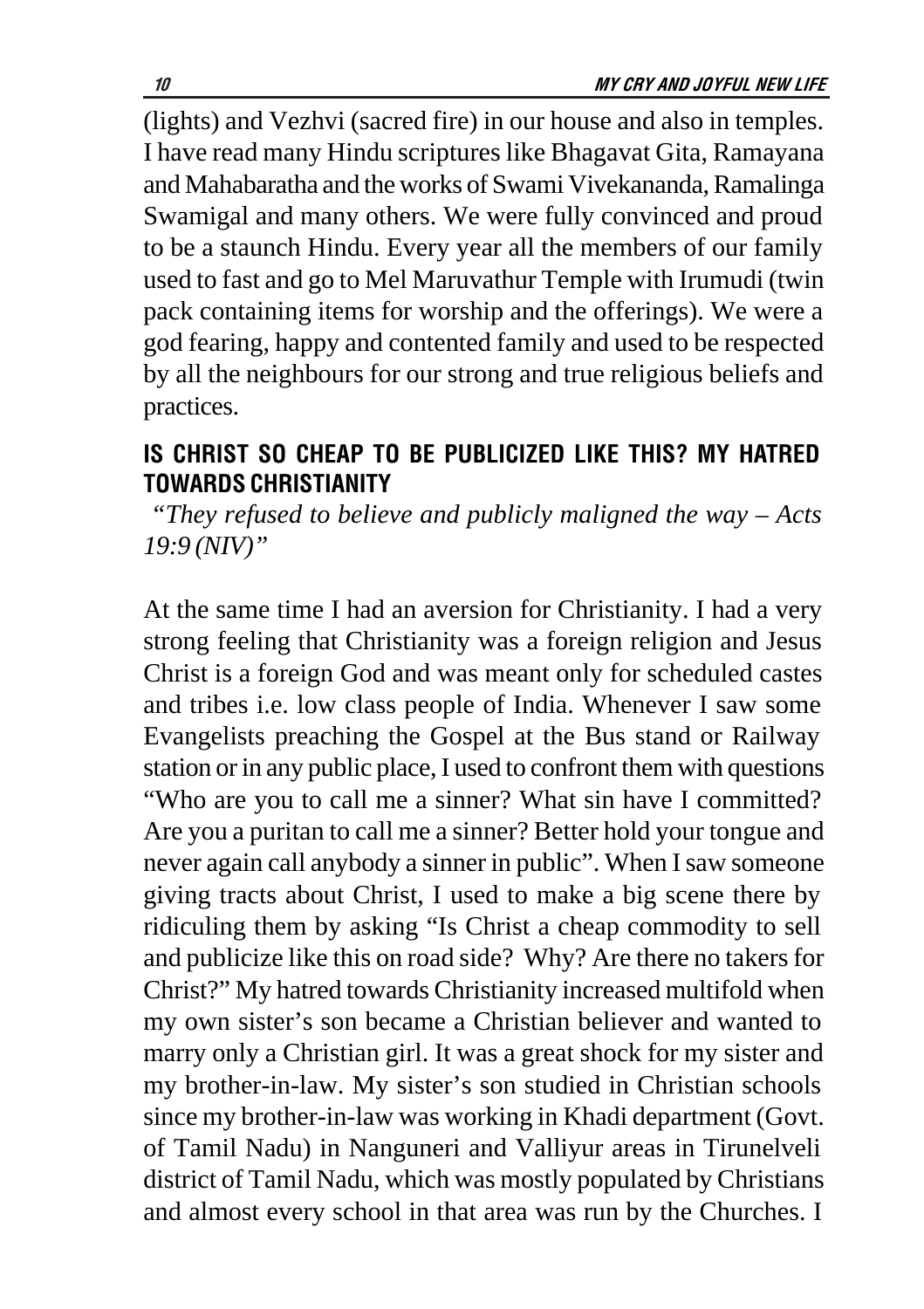(lights) and Vezhvi (sacred fire) in our house and also in temples. I have read many Hindu scriptures like Bhagavat Gita, Ramayana and Mahabaratha and the works of Swami Vivekananda, Ramalinga Swamigal and many others. We were fully convinced and proud to be a staunch Hindu. Every year all the members of our family used to fast and go to Mel Maruvathur Temple with Irumudi (twin pack containing items for worship and the offerings). We were a god fearing, happy and contented family and used to be respected by all the neighbours for our strong and true religious beliefs and practices.

## IS CHRIST SO CHEAP TO BE PUBLICIZED LIKE THIS? MY HATRED TOWARDS CHRISTIANITY

*"They refused to believe and publicly maligned the way – Acts 19:9 (NIV)"*

At the same time I had an aversion for Christianity. I had a very strong feeling that Christianity was a foreign religion and Jesus Christ is a foreign God and was meant only for scheduled castes and tribes i.e. low class people of India. Whenever I saw some Evangelists preaching the Gospel at the Bus stand or Railway station or in any public place, I used to confront them with questions "Who are you to call me a sinner? What sin have I committed? Are you a puritan to call me a sinner? Better hold your tongue and never again call anybody a sinner in public". When I saw someone giving tracts about Christ, I used to make a big scene there by ridiculing them by asking "Is Christ a cheap commodity to sell and publicize like this on road side? Why? Are there no takers for Christ?" My hatred towards Christianity increased multifold when my own sister's son became a Christian believer and wanted to marry only a Christian girl. It was a great shock for my sister and my brother-in-law. My sister's son studied in Christian schools since my brother-in-law was working in Khadi department (Govt. of Tamil Nadu) in Nanguneri and Valliyur areas in Tirunelveli district of Tamil Nadu, which was mostly populated by Christians and almost every school in that area was run by the Churches. I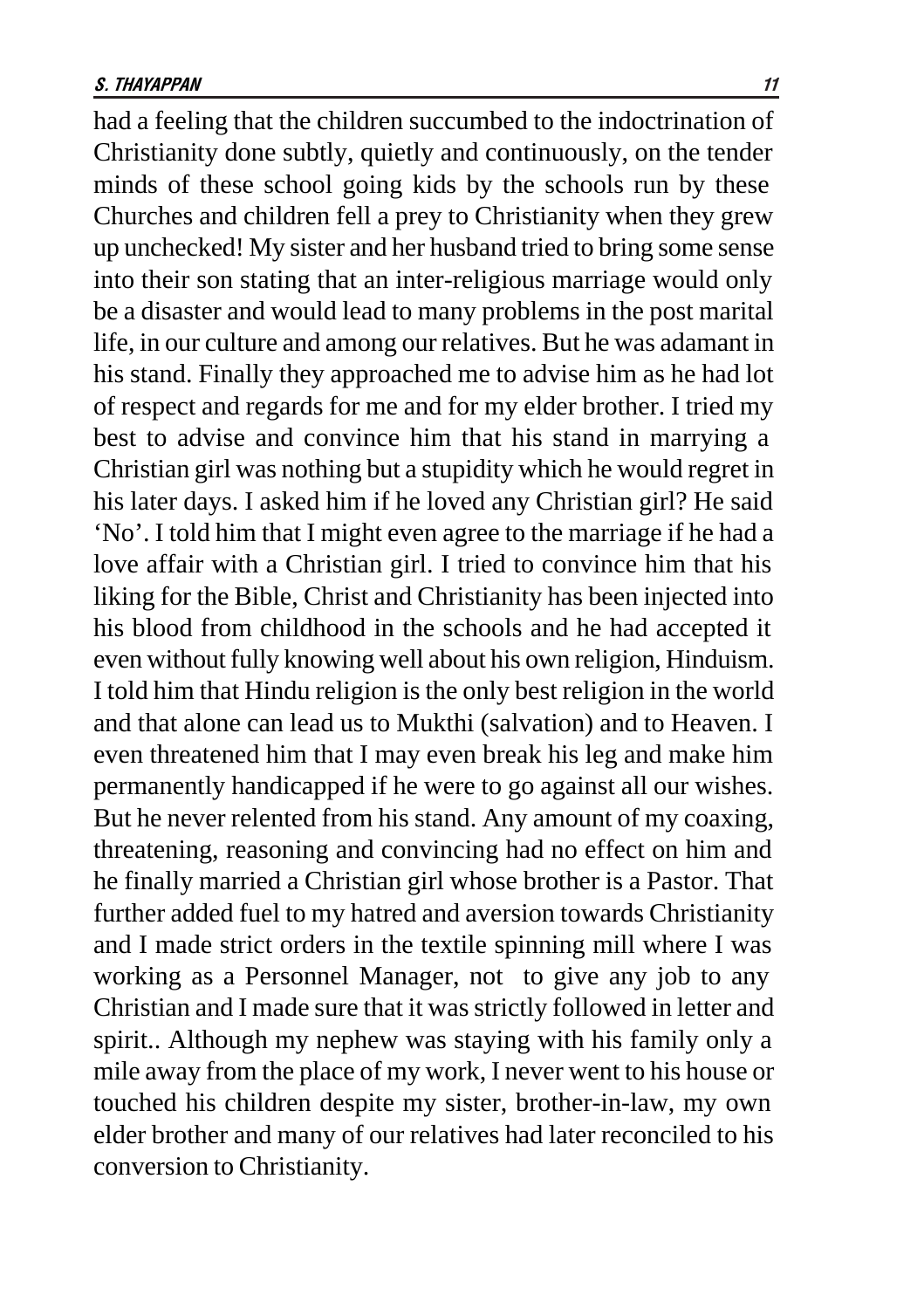had a feeling that the children succumbed to the indoctrination of Christianity done subtly, quietly and continuously, on the tender minds of these school going kids by the schools run by these Churches and children fell a prey to Christianity when they grew up unchecked! My sister and her husband tried to bring some sense into their son stating that an inter-religious marriage would only be a disaster and would lead to many problems in the post marital life, in our culture and among our relatives. But he was adamant in his stand. Finally they approached me to advise him as he had lot of respect and regards for me and for my elder brother. I tried my best to advise and convince him that his stand in marrying a Christian girl was nothing but a stupidity which he would regret in his later days. I asked him if he loved any Christian girl? He said 'No'. I told him that I might even agree to the marriage if he had a love affair with a Christian girl. I tried to convince him that his liking for the Bible, Christ and Christianity has been injected into his blood from childhood in the schools and he had accepted it even without fully knowing well about his own religion, Hinduism. I told him that Hindu religion is the only best religion in the world and that alone can lead us to Mukthi (salvation) and to Heaven. I even threatened him that I may even break his leg and make him permanently handicapped if he were to go against all our wishes. But he never relented from his stand. Any amount of my coaxing, threatening, reasoning and convincing had no effect on him and he finally married a Christian girl whose brother is a Pastor. That further added fuel to my hatred and aversion towards Christianity and I made strict orders in the textile spinning mill where I was working as a Personnel Manager, not to give any job to any Christian and I made sure that it was strictly followed in letter and spirit.. Although my nephew was staying with his family only a mile away from the place of my work, I never went to his house or touched his children despite my sister, brother-in-law, my own elder brother and many of our relatives had later reconciled to his conversion to Christianity.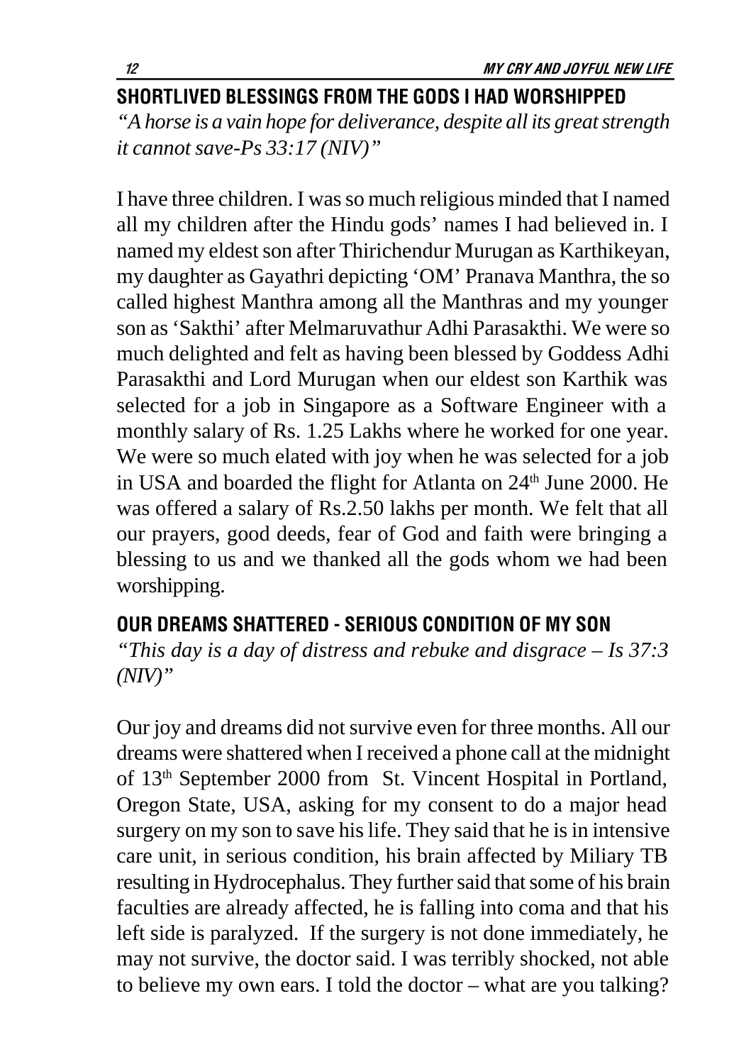## SHORTLIVED BLESSINGS FROM THE GODS I HAD WORSHIPPED

*"A horse is a vain hope for deliverance, despite all its great strength it cannot save-Ps 33:17 (NIV)"*

I have three children. I was so much religious minded that I named all my children after the Hindu gods' names I had believed in. I named my eldest son after Thirichendur Murugan as Karthikeyan, my daughter as Gayathri depicting 'OM' Pranava Manthra, the so called highest Manthra among all the Manthras and my younger son as 'Sakthi' after Melmaruvathur Adhi Parasakthi. We were so much delighted and felt as having been blessed by Goddess Adhi Parasakthi and Lord Murugan when our eldest son Karthik was selected for a job in Singapore as a Software Engineer with a monthly salary of Rs. 1.25 Lakhs where he worked for one year. We were so much elated with joy when he was selected for a job in USA and boarded the flight for Atlanta on 24th June 2000. He was offered a salary of Rs.2.50 lakhs per month. We felt that all our prayers, good deeds, fear of God and faith were bringing a blessing to us and we thanked all the gods whom we had been worshipping.

## OUR DREAMS SHATTERED - SERIOUS CONDITION OF MY SON

*"This day is a day of distress and rebuke and disgrace – Is 37:3 (NIV)"*

Our joy and dreams did not survive even for three months. All our dreams were shattered when I received a phone call at the midnight of 13th September 2000 from St. Vincent Hospital in Portland, Oregon State, USA, asking for my consent to do a major head surgery on my son to save his life. They said that he is in intensive care unit, in serious condition, his brain affected by Miliary TB resulting in Hydrocephalus. They further said that some of his brain faculties are already affected, he is falling into coma and that his left side is paralyzed. If the surgery is not done immediately, he may not survive, the doctor said. I was terribly shocked, not able to believe my own ears. I told the doctor – what are you talking?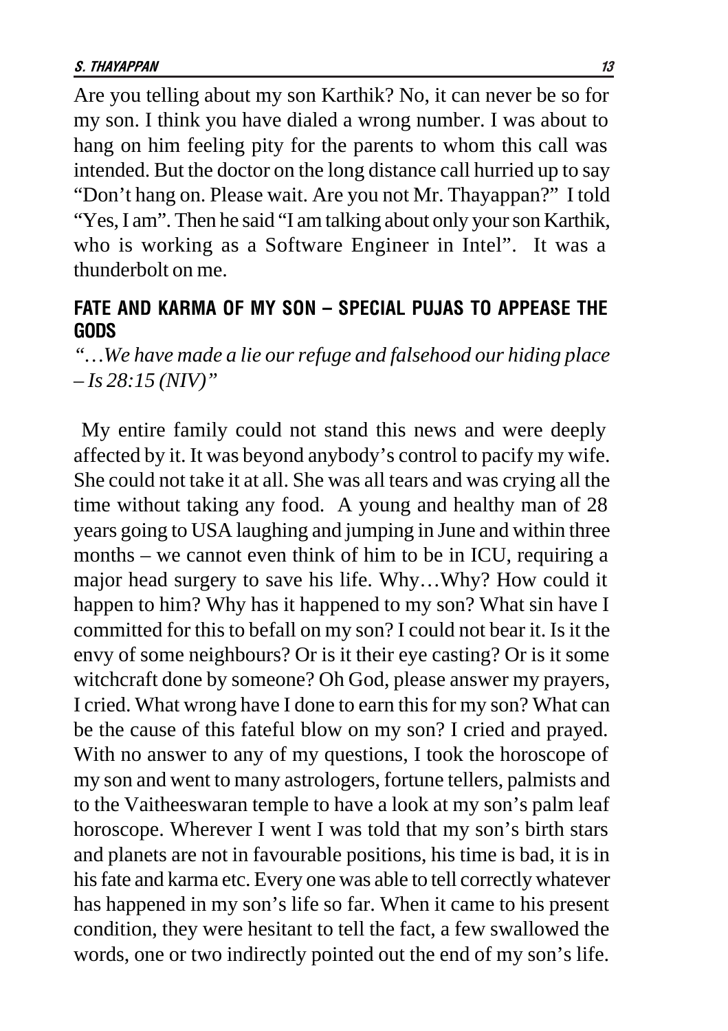Are you telling about my son Karthik? No, it can never be so for my son. I think you have dialed a wrong number. I was about to hang on him feeling pity for the parents to whom this call was intended. But the doctor on the long distance call hurried up to say "Don't hang on. Please wait. Are you not Mr. Thayappan?" I told "Yes, I am". Then he said "I am talking about only your son Karthik, who is working as a Software Engineer in Intel". It was a thunderbolt on me.

## FATE AND KARMA OF MY SON – SPECIAL PUJAS TO APPEASE THE GODS

*"…We have made a lie our refuge and falsehood our hiding place – Is 28:15 (NIV)"*

My entire family could not stand this news and were deeply affected by it. It was beyond anybody's control to pacify my wife. She could not take it at all. She was all tears and was crying all the time without taking any food. A young and healthy man of 28 years going to USA laughing and jumping in June and within three months – we cannot even think of him to be in ICU, requiring a major head surgery to save his life. Why…Why? How could it happen to him? Why has it happened to my son? What sin have I committed for this to befall on my son? I could not bear it. Is it the envy of some neighbours? Or is it their eye casting? Or is it some witchcraft done by someone? Oh God, please answer my prayers, I cried. What wrong have I done to earn this for my son? What can be the cause of this fateful blow on my son? I cried and prayed. With no answer to any of my questions, I took the horoscope of my son and went to many astrologers, fortune tellers, palmists and to the Vaitheeswaran temple to have a look at my son's palm leaf horoscope. Wherever I went I was told that my son's birth stars and planets are not in favourable positions, his time is bad, it is in his fate and karma etc. Every one was able to tell correctly whatever has happened in my son's life so far. When it came to his present condition, they were hesitant to tell the fact, a few swallowed the words, one or two indirectly pointed out the end of my son's life.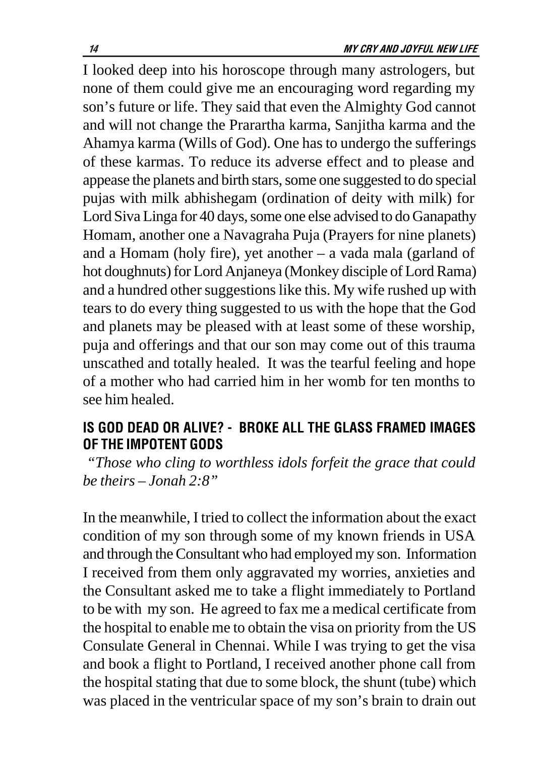I looked deep into his horoscope through many astrologers, but none of them could give me an encouraging word regarding my son's future or life. They said that even the Almighty God cannot and will not change the Prarartha karma, Sanjitha karma and the Ahamya karma (Wills of God). One has to undergo the sufferings of these karmas. To reduce its adverse effect and to please and appease the planets and birth stars, some one suggested to do special pujas with milk abhishegam (ordination of deity with milk) for Lord Siva Linga for 40 days, some one else advised to do Ganapathy Homam, another one a Navagraha Puja (Prayers for nine planets) and a Homam (holy fire), yet another – a vada mala (garland of hot doughnuts) for Lord Anjaneya (Monkey disciple of Lord Rama) and a hundred other suggestions like this. My wife rushed up with tears to do every thing suggested to us with the hope that the God and planets may be pleased with at least some of these worship, puja and offerings and that our son may come out of this trauma unscathed and totally healed. It was the tearful feeling and hope of a mother who had carried him in her womb for ten months to see him healed.

## IS GOD DEAD OR ALIVE? - BROKE ALL THE GLASS FRAMED IMAGES OF THE IMPOTENT GODS

*"Those who cling to worthless idols forfeit the grace that could be theirs – Jonah 2:8"*

In the meanwhile, I tried to collect the information about the exact condition of my son through some of my known friends in USA and through the Consultant who had employed my son. Information I received from them only aggravated my worries, anxieties and the Consultant asked me to take a flight immediately to Portland to be with my son. He agreed to fax me a medical certificate from the hospital to enable me to obtain the visa on priority from the US Consulate General in Chennai. While I was trying to get the visa and book a flight to Portland, I received another phone call from the hospital stating that due to some block, the shunt (tube) which was placed in the ventricular space of my son's brain to drain out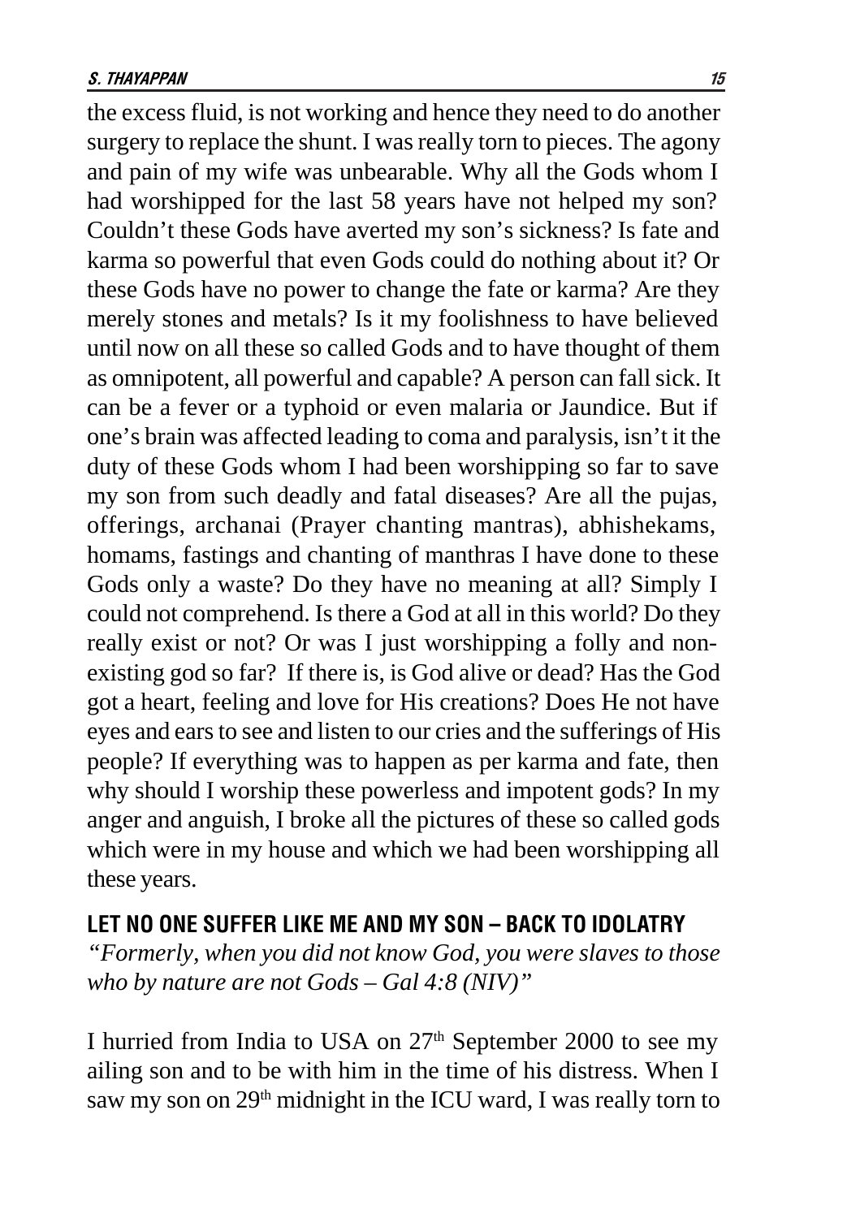the excess fluid, is not working and hence they need to do another surgery to replace the shunt. I was really torn to pieces. The agony and pain of my wife was unbearable. Why all the Gods whom I had worshipped for the last 58 years have not helped my son? Couldn't these Gods have averted my son's sickness? Is fate and karma so powerful that even Gods could do nothing about it? Or these Gods have no power to change the fate or karma? Are they merely stones and metals? Is it my foolishness to have believed until now on all these so called Gods and to have thought of them as omnipotent, all powerful and capable? A person can fall sick. It can be a fever or a typhoid or even malaria or Jaundice. But if one's brain was affected leading to coma and paralysis, isn't it the duty of these Gods whom I had been worshipping so far to save my son from such deadly and fatal diseases? Are all the pujas, offerings, archanai (Prayer chanting mantras), abhishekams, homams, fastings and chanting of manthras I have done to these Gods only a waste? Do they have no meaning at all? Simply I could not comprehend. Is there a God at all in this world? Do they really exist or not? Or was I just worshipping a folly and non-existing god so far? If there is, is God alive or dead? Has the God got a heart, feeling and love for His creations? Does He not have eyes and ears to see and listen to our cries and the sufferings of His people? If everything was to happen as per karma and fate, then why should I worship these powerless and impotent gods? In my anger and anguish, I broke all the pictures of these so called gods which were in my house and which we had been worshipping all these years.

## LET NO ONE SUFFER LIKE ME AND MY SON – BACK TO IDOLATRY

*"Formerly, when you did not know God, you were slaves to those who by nature are not Gods – Gal 4:8 (NIV)"*

I hurried from India to USA on 27th September 2000 to see my ailing son and to be with him in the time of his distress. When I saw my son on 29th midnight in the ICU ward, I was really torn to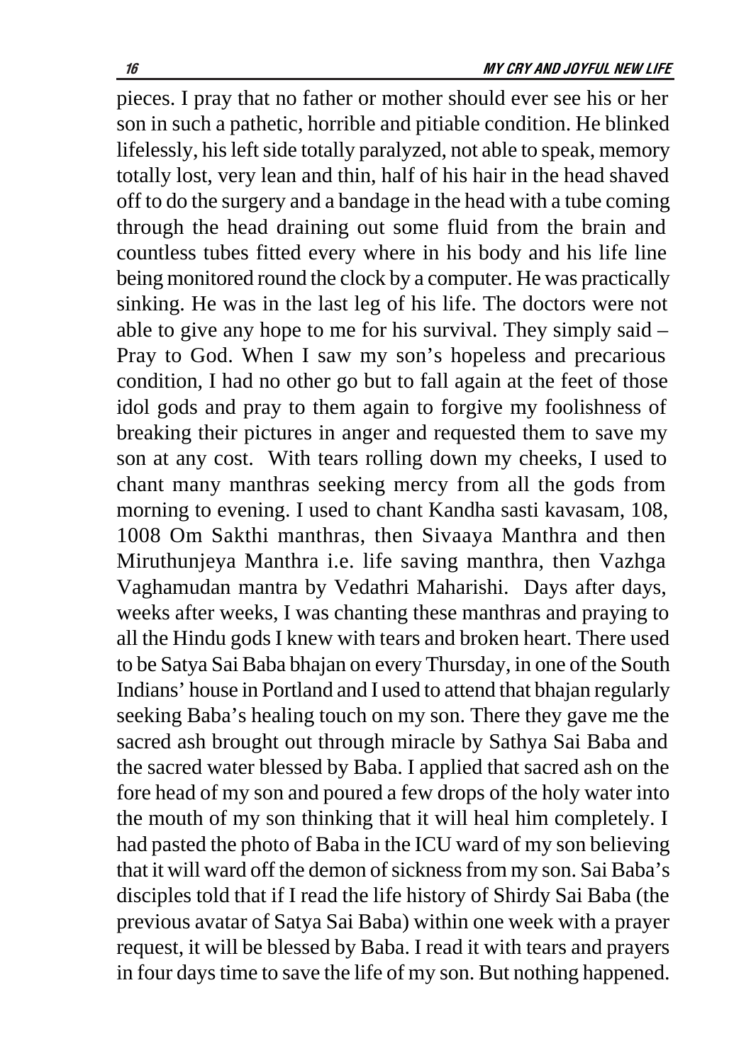pieces. I pray that no father or mother should ever see his or her son in such a pathetic, horrible and pitiable condition. He blinked lifelessly, his left side totally paralyzed, not able to speak, memory totally lost, very lean and thin, half of his hair in the head shaved off to do the surgery and a bandage in the head with a tube coming through the head draining out some fluid from the brain and countless tubes fitted every where in his body and his life line being monitored round the clock by a computer. He was practically sinking. He was in the last leg of his life. The doctors were not able to give any hope to me for his survival. They simply said – Pray to God. When I saw my son's hopeless and precarious condition, I had no other go but to fall again at the feet of those idol gods and pray to them again to forgive my foolishness of breaking their pictures in anger and requested them to save my son at any cost. With tears rolling down my cheeks, I used to chant many manthras seeking mercy from all the gods from morning to evening. I used to chant Kandha sasti kavasam, 108, 1008 Om Sakthi manthras, then Sivaaya Manthra and then Miruthunjeya Manthra i.e. life saving manthra, then Vazhga Vaghamudan mantra by Vedathri Maharishi. Days after days, weeks after weeks, I was chanting these manthras and praying to all the Hindu gods I knew with tears and broken heart. There used to be Satya Sai Baba bhajan on every Thursday, in one of the South Indians' house in Portland and I used to attend that bhajan regularly seeking Baba's healing touch on my son. There they gave me the sacred ash brought out through miracle by Sathya Sai Baba and the sacred water blessed by Baba. I applied that sacred ash on the fore head of my son and poured a few drops of the holy water into the mouth of my son thinking that it will heal him completely. I had pasted the photo of Baba in the ICU ward of my son believing that it will ward off the demon of sickness from my son. Sai Baba's disciples told that if I read the life history of Shirdy Sai Baba (the previous avatar of Satya Sai Baba) within one week with a prayer request, it will be blessed by Baba. I read it with tears and prayers in four days time to save the life of my son. But nothing happened.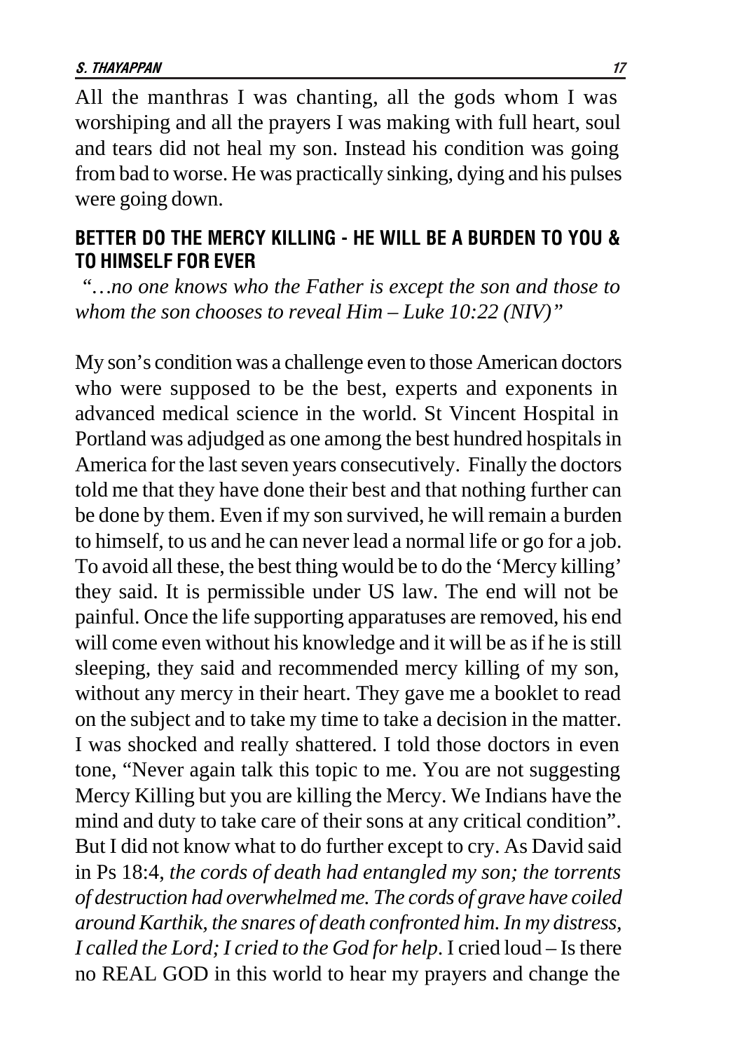All the manthras I was chanting, all the gods whom I was worshiping and all the prayers I was making with full heart, soul and tears did not heal my son. Instead his condition was going from bad to worse. He was practically sinking, dying and his pulses were going down.

## BETTER DO THE MERCY KILLING - HE WILL BE A BURDEN TO YOU & TO HIMSELF FOR EVER

*"…no one knows who the Father is except the son and those to whom the son chooses to reveal Him – Luke 10:22 (NIV)"*

My son's condition was a challenge even to those American doctors who were supposed to be the best, experts and exponents in advanced medical science in the world. St Vincent Hospital in Portland was adjudged as one among the best hundred hospitals in America for the last seven years consecutively. Finally the doctors told me that they have done their best and that nothing further can be done by them. Even if my son survived, he will remain a burden to himself, to us and he can never lead a normal life or go for a job. To avoid all these, the best thing would be to do the 'Mercy killing' they said. It is permissible under US law. The end will not be painful. Once the life supporting apparatuses are removed, his end will come even without his knowledge and it will be as if he is still sleeping, they said and recommended mercy killing of my son, without any mercy in their heart. They gave me a booklet to read on the subject and to take my time to take a decision in the matter. I was shocked and really shattered. I told those doctors in even tone, "Never again talk this topic to me. You are not suggesting Mercy Killing but you are killing the Mercy. We Indians have the mind and duty to take care of their sons at any critical condition". But I did not know what to do further except to cry. As David said in Ps 18:4, *the cords of death had entangled my son; the torrents of destruction had overwhelmed me. The cords of grave have coiled around Karthik, the snares of death confronted him. In my distress, I called the Lord; I cried to the God for help*. I cried loud – Is there no REAL GOD in this world to hear my prayers and change the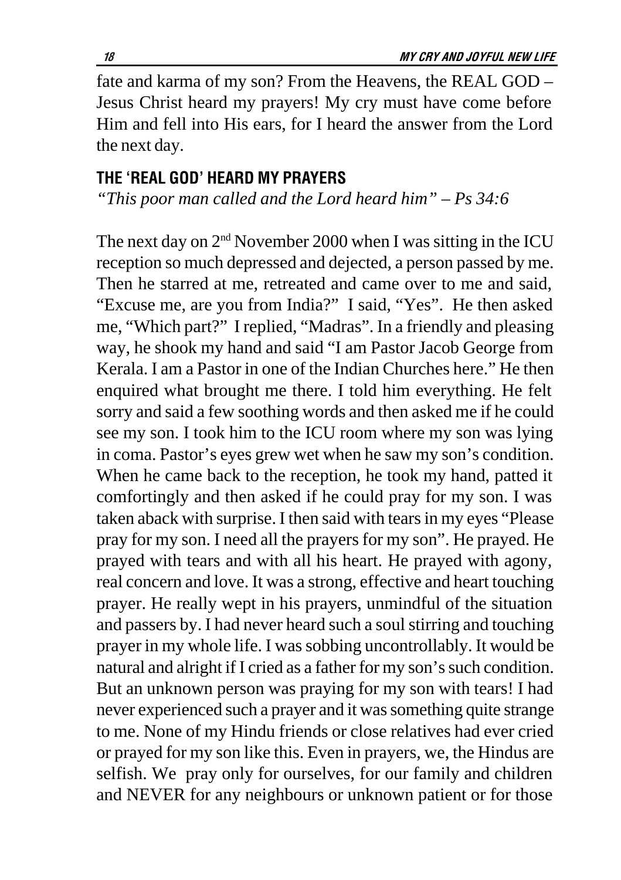fate and karma of my son? From the Heavens, the REAL GOD – Jesus Christ heard my prayers! My cry must have come before Him and fell into His ears, for I heard the answer from the Lord the next day.

## THE 'REAL GOD' HEARD MY PRAYERS

*"This poor man called and the Lord heard him" – Ps 34:6*

The next day on 2nd November 2000 when I was sitting in the ICU reception so much depressed and dejected, a person passed by me. Then he starred at me, retreated and came over to me and said, "Excuse me, are you from India?" I said, "Yes". He then asked me, "Which part?" I replied, "Madras". In a friendly and pleasing way, he shook my hand and said "I am Pastor Jacob George from Kerala. I am a Pastor in one of the Indian Churches here." He then enquired what brought me there. I told him everything. He felt sorry and said a few soothing words and then asked me if he could see my son. I took him to the ICU room where my son was lying in coma. Pastor's eyes grew wet when he saw my son's condition. When he came back to the reception, he took my hand, patted it comfortingly and then asked if he could pray for my son. I was taken aback with surprise. I then said with tears in my eyes "Please pray for my son. I need all the prayers for my son". He prayed. He prayed with tears and with all his heart. He prayed with agony, real concern and love. It was a strong, effective and heart touching prayer. He really wept in his prayers, unmindful of the situation and passers by. I had never heard such a soul stirring and touching prayer in my whole life. I was sobbing uncontrollably. It would be natural and alright if I cried as a father for my son's such condition. But an unknown person was praying for my son with tears! I had never experienced such a prayer and it was something quite strange to me. None of my Hindu friends or close relatives had ever cried or prayed for my son like this. Even in prayers, we, the Hindus are selfish. We pray only for ourselves, for our family and children and NEVER for any neighbours or unknown patient or for those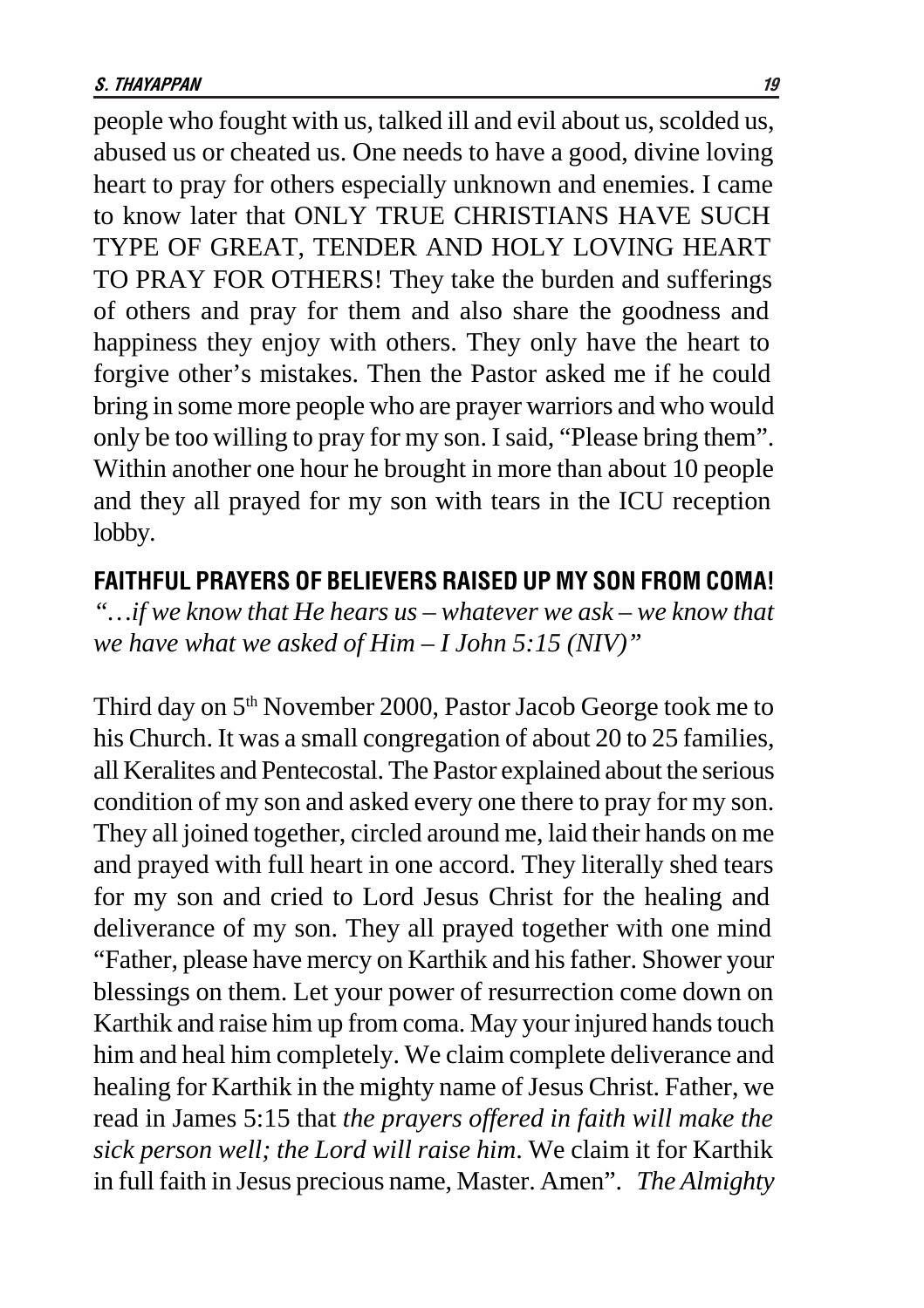people who fought with us, talked ill and evil about us, scolded us, abused us or cheated us. One needs to have a good, divine loving heart to pray for others especially unknown and enemies. I came to know later that ONLY TRUE CHRISTIANS HAVE SUCH TYPE OF GREAT, TENDER AND HOLY LOVING HEART TO PRAY FOR OTHERS! They take the burden and sufferings of others and pray for them and also share the goodness and happiness they enjoy with others. They only have the heart to forgive other's mistakes. Then the Pastor asked me if he could bring in some more people who are prayer warriors and who would only be too willing to pray for my son. I said, "Please bring them". Within another one hour he brought in more than about 10 people and they all prayed for my son with tears in the ICU reception lobby.

## FAITHFUL PRAYERS OF BELIEVERS RAISED UP MY SON FROM COMA!

*"…if we know that He hears us – whatever we ask – we know that we have what we asked of Him – I John 5:15 (NIV)"*

Third day on 5th November 2000, Pastor Jacob George took me to his Church. It was a small congregation of about 20 to 25 families, all Keralites and Pentecostal. The Pastor explained about the serious condition of my son and asked every one there to pray for my son. They all joined together, circled around me, laid their hands on me and prayed with full heart in one accord. They literally shed tears for my son and cried to Lord Jesus Christ for the healing and deliverance of my son. They all prayed together with one mind "Father, please have mercy on Karthik and his father. Shower your blessings on them. Let your power of resurrection come down on Karthik and raise him up from coma. May your injured hands touch him and heal him completely. We claim complete deliverance and healing for Karthik in the mighty name of Jesus Christ. Father, we read in James 5:15 that *the prayers offered in faith will make the sick person well; the Lord will raise him*. We claim it for Karthik in full faith in Jesus precious name, Master. Amen". *The Almighty*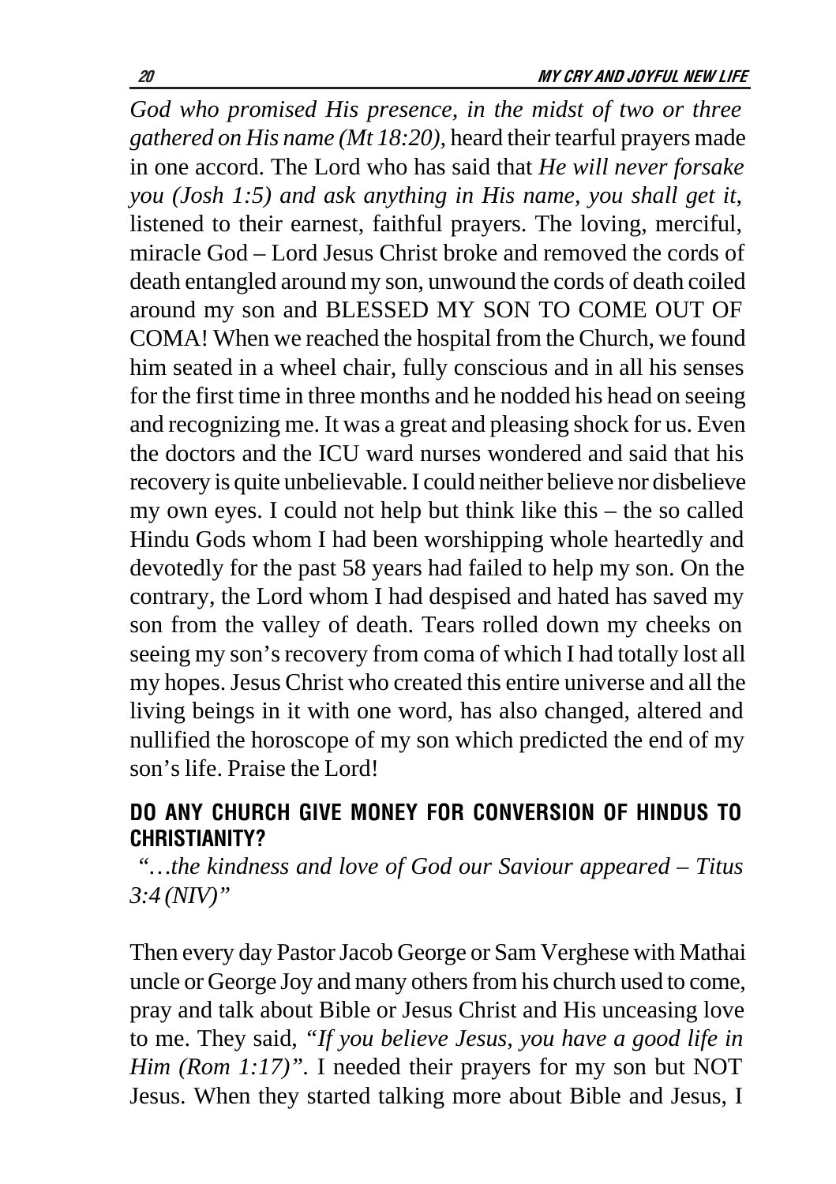*God who promised His presence, in the midst of two or three gathered on His name (Mt 18:20),* heard their tearful prayers made in one accord. The Lord who has said that *He will never forsake you (Josh 1:5) and ask anything in His name, you shall get it,* listened to their earnest, faithful prayers. The loving, merciful, miracle God – Lord Jesus Christ broke and removed the cords of death entangled around my son, unwound the cords of death coiled around my son and BLESSED MY SON TO COME OUT OF COMA! When we reached the hospital from the Church, we found him seated in a wheel chair, fully conscious and in all his senses for the first time in three months and he nodded his head on seeing and recognizing me. It was a great and pleasing shock for us. Even the doctors and the ICU ward nurses wondered and said that his recovery is quite unbelievable. I could neither believe nor disbelieve my own eyes. I could not help but think like this – the so called Hindu Gods whom I had been worshipping whole heartedly and devotedly for the past 58 years had failed to help my son. On the contrary, the Lord whom I had despised and hated has saved my son from the valley of death. Tears rolled down my cheeks on seeing my son's recovery from coma of which I had totally lost all my hopes. Jesus Christ who created this entire universe and all the living beings in it with one word, has also changed, altered and nullified the horoscope of my son which predicted the end of my son's life. Praise the Lord!

## DO ANY CHURCH GIVE MONEY FOR CONVERSION OF HINDUS TO CHRISTIANITY?

*"…the kindness and love of God our Saviour appeared – Titus 3:4 (NIV)"*

Then every day Pastor Jacob George or Sam Verghese with Mathai uncle or George Joy and many others from his church used to come, pray and talk about Bible or Jesus Christ and His unceasing love to me. They said, *"If you believe Jesus, you have a good life in Him (Rom 1:17)"*. I needed their prayers for my son but NOT Jesus. When they started talking more about Bible and Jesus, I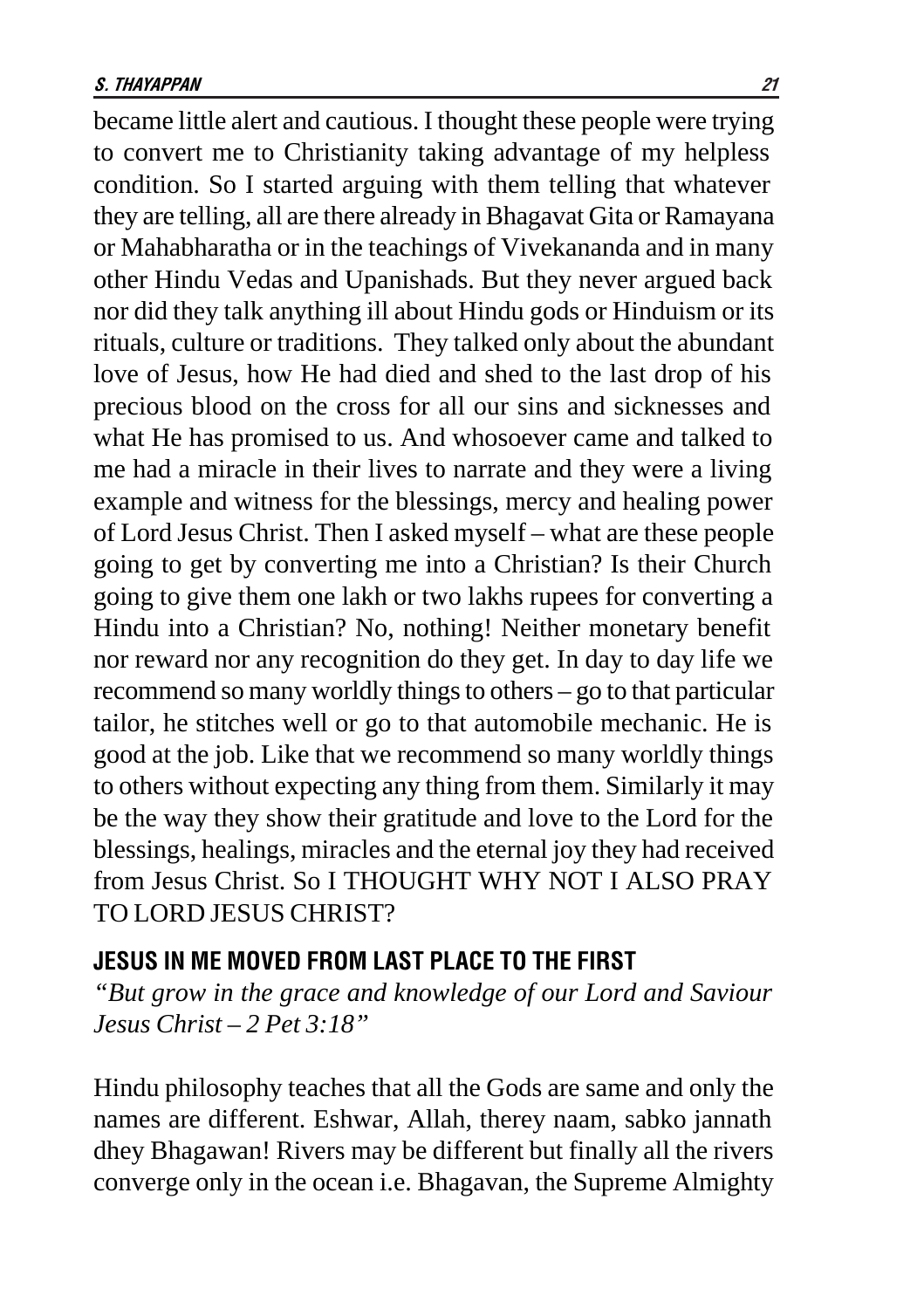became little alert and cautious. I thought these people were trying to convert me to Christianity taking advantage of my helpless condition. So I started arguing with them telling that whatever they are telling, all are there already in Bhagavat Gita or Ramayana or Mahabharatha or in the teachings of Vivekananda and in many other Hindu Vedas and Upanishads. But they never argued back nor did they talk anything ill about Hindu gods or Hinduism or its rituals, culture or traditions. They talked only about the abundant love of Jesus, how He had died and shed to the last drop of his precious blood on the cross for all our sins and sicknesses and what He has promised to us. And whosoever came and talked to me had a miracle in their lives to narrate and they were a living example and witness for the blessings, mercy and healing power of Lord Jesus Christ. Then I asked myself – what are these people going to get by converting me into a Christian? Is their Church going to give them one lakh or two lakhs rupees for converting a Hindu into a Christian? No, nothing! Neither monetary benefit nor reward nor any recognition do they get. In day to day life we recommend so many worldly things to others – go to that particular tailor, he stitches well or go to that automobile mechanic. He is good at the job. Like that we recommend so many worldly things to others without expecting any thing from them. Similarly it may be the way they show their gratitude and love to the Lord for the blessings, healings, miracles and the eternal joy they had received from Jesus Christ. So I THOUGHT WHY NOT I ALSO PRAY TO LORD JESUS CHRIST?

## JESUS IN ME MOVED FROM LAST PLACE TO THE FIRST

*"But grow in the grace and knowledge of our Lord and Saviour Jesus Christ – 2 Pet 3:18"*

Hindu philosophy teaches that all the Gods are same and only the names are different. Eshwar, Allah, therey naam, sabko jannath dhey Bhagawan! Rivers may be different but finally all the rivers converge only in the ocean i.e. Bhagavan, the Supreme Almighty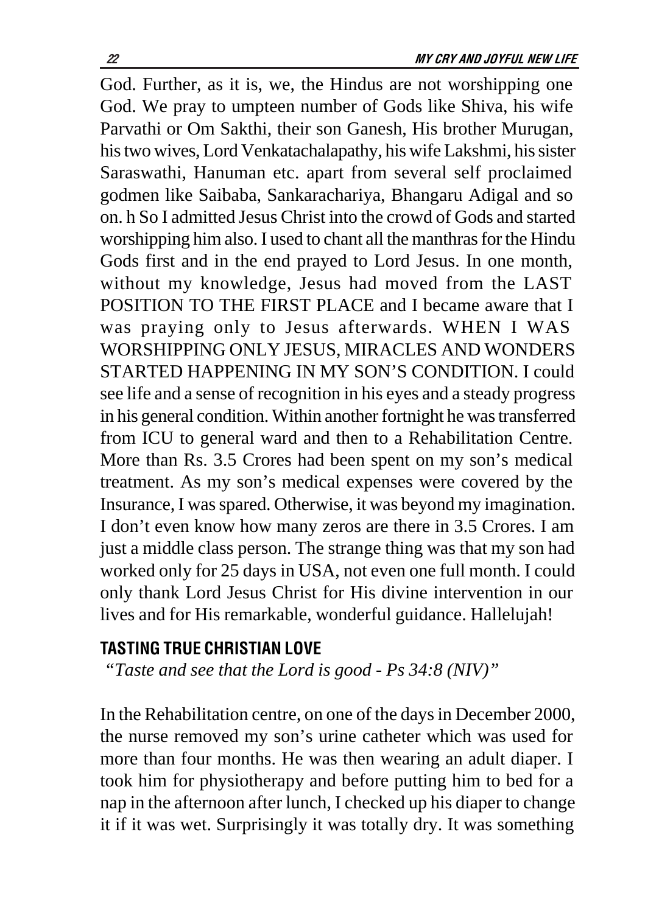God. Further, as it is, we, the Hindus are not worshipping one God. We pray to umpteen number of Gods like Shiva, his wife Parvathi or Om Sakthi, their son Ganesh, His brother Murugan, his two wives, Lord Venkatachalapathy, his wife Lakshmi, his sister Saraswathi, Hanuman etc. apart from several self proclaimed godmen like Saibaba, Sankarachariya, Bhangaru Adigal and so on. h So I admitted Jesus Christ into the crowd of Gods and started worshipping him also. I used to chant all the manthras for the Hindu Gods first and in the end prayed to Lord Jesus. In one month, without my knowledge, Jesus had moved from the LAST POSITION TO THE FIRST PLACE and I became aware that I was praying only to Jesus afterwards. WHEN I WAS WORSHIPPING ONLY JESUS, MIRACLES AND WONDERS STARTED HAPPENING IN MY SON'S CONDITION. I could see life and a sense of recognition in his eyes and a steady progress in his general condition. Within another fortnight he was transferred from ICU to general ward and then to a Rehabilitation Centre. More than Rs. 3.5 Crores had been spent on my son's medical treatment. As my son's medical expenses were covered by the Insurance, I was spared. Otherwise, it was beyond my imagination. I don't even know how many zeros are there in 3.5 Crores. I am just a middle class person. The strange thing was that my son had worked only for 25 days in USA, not even one full month. I could only thank Lord Jesus Christ for His divine intervention in our lives and for His remarkable, wonderful guidance. Hallelujah!

## TASTING TRUE CHRISTIAN LOVE

*"Taste and see that the Lord is good - Ps 34:8 (NIV)"*

In the Rehabilitation centre, on one of the days in December 2000, the nurse removed my son's urine catheter which was used for more than four months. He was then wearing an adult diaper. I took him for physiotherapy and before putting him to bed for a nap in the afternoon after lunch, I checked up his diaper to change it if it was wet. Surprisingly it was totally dry. It was something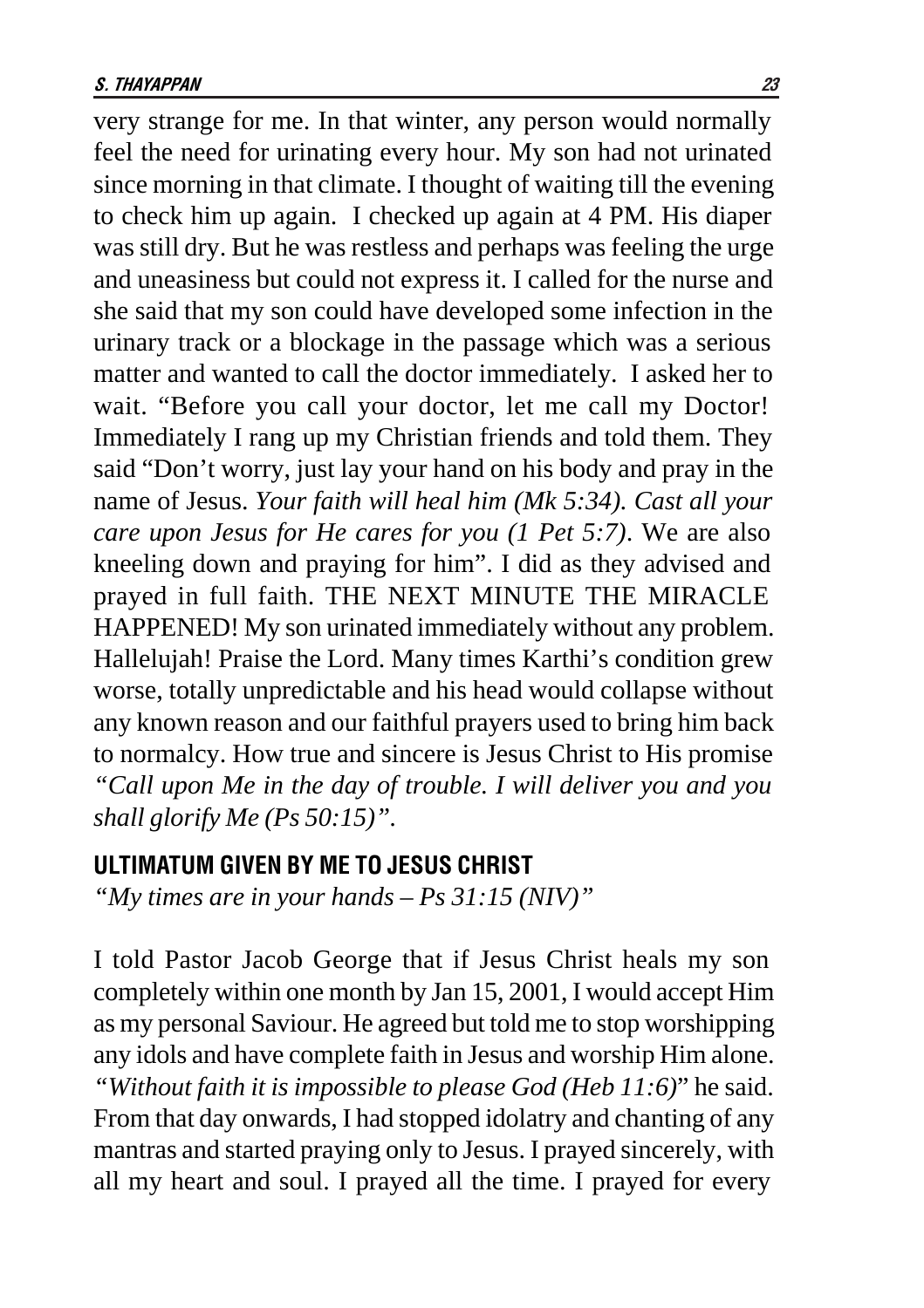very strange for me. In that winter, any person would normally feel the need for urinating every hour. My son had not urinated since morning in that climate. I thought of waiting till the evening to check him up again. I checked up again at 4 PM. His diaper was still dry. But he was restless and perhaps was feeling the urge and uneasiness but could not express it. I called for the nurse and she said that my son could have developed some infection in the urinary track or a blockage in the passage which was a serious matter and wanted to call the doctor immediately. I asked her to wait. "Before you call your doctor, let me call my Doctor! Immediately I rang up my Christian friends and told them. They said "Don't worry, just lay your hand on his body and pray in the name of Jesus. *Your faith will heal him (Mk 5:34). Cast all your care upon Jesus for He cares for you (1 Pet 5:7)*. We are also kneeling down and praying for him". I did as they advised and prayed in full faith. THE NEXT MINUTE THE MIRACLE HAPPENED! My son urinated immediately without any problem. Hallelujah! Praise the Lord. Many times Karthi's condition grew worse, totally unpredictable and his head would collapse without any known reason and our faithful prayers used to bring him back to normalcy. How true and sincere is Jesus Christ to His promise *"Call upon Me in the day of trouble. I will deliver you and you shall glorify Me (Ps 50:15)"*.

## ULTIMATUM GIVEN BY ME TO JESUS CHRIST

*"My times are in your hands – Ps 31:15 (NIV)"*

I told Pastor Jacob George that if Jesus Christ heals my son completely within one month by Jan 15, 2001, I would accept Him as my personal Saviour. He agreed but told me to stop worshipping any idols and have complete faith in Jesus and worship Him alone. "*Without faith it is impossible to please God (Heb 11:6)*" he said. From that day onwards, I had stopped idolatry and chanting of any mantras and started praying only to Jesus. I prayed sincerely, with all my heart and soul. I prayed all the time. I prayed for every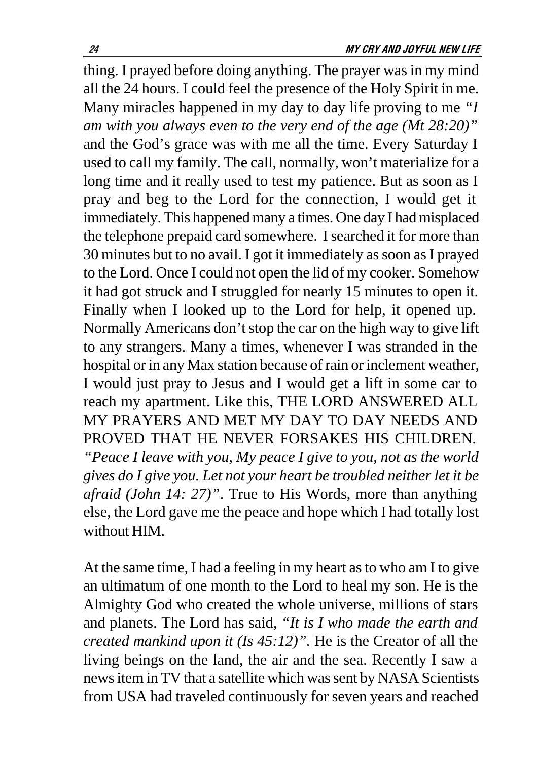thing. I prayed before doing anything. The prayer was in my mind all the 24 hours. I could feel the presence of the Holy Spirit in me. Many miracles happened in my day to day life proving to me *"I am with you always even to the very end of the age (Mt 28:20)"* and the God's grace was with me all the time. Every Saturday I used to call my family. The call, normally, won't materialize for a long time and it really used to test my patience. But as soon as I pray and beg to the Lord for the connection, I would get it immediately. This happened many a times. One day I had misplaced the telephone prepaid card somewhere. I searched it for more than 30 minutes but to no avail. I got it immediately as soon as I prayed to the Lord. Once I could not open the lid of my cooker. Somehow it had got struck and I struggled for nearly 15 minutes to open it. Finally when I looked up to the Lord for help, it opened up. Normally Americans don't stop the car on the high way to give lift to any strangers. Many a times, whenever I was stranded in the hospital or in any Max station because of rain or inclement weather, I would just pray to Jesus and I would get a lift in some car to reach my apartment. Like this, THE LORD ANSWERED ALL MY PRAYERS AND MET MY DAY TO DAY NEEDS AND PROVED THAT HE NEVER FORSAKES HIS CHILDREN. *"Peace I leave with you, My peace I give to you, not as the world gives do I give you. Let not your heart be troubled neither let it be afraid (John 14: 27)"*. True to His Words, more than anything else, the Lord gave me the peace and hope which I had totally lost without HIM.

At the same time, I had a feeling in my heart as to who am I to give an ultimatum of one month to the Lord to heal my son. He is the Almighty God who created the whole universe, millions of stars and planets. The Lord has said, *"It is I who made the earth and created mankind upon it (Is 45:12)".* He is the Creator of all the living beings on the land, the air and the sea. Recently I saw a news item in TV that a satellite which was sent by NASA Scientists from USA had traveled continuously for seven years and reached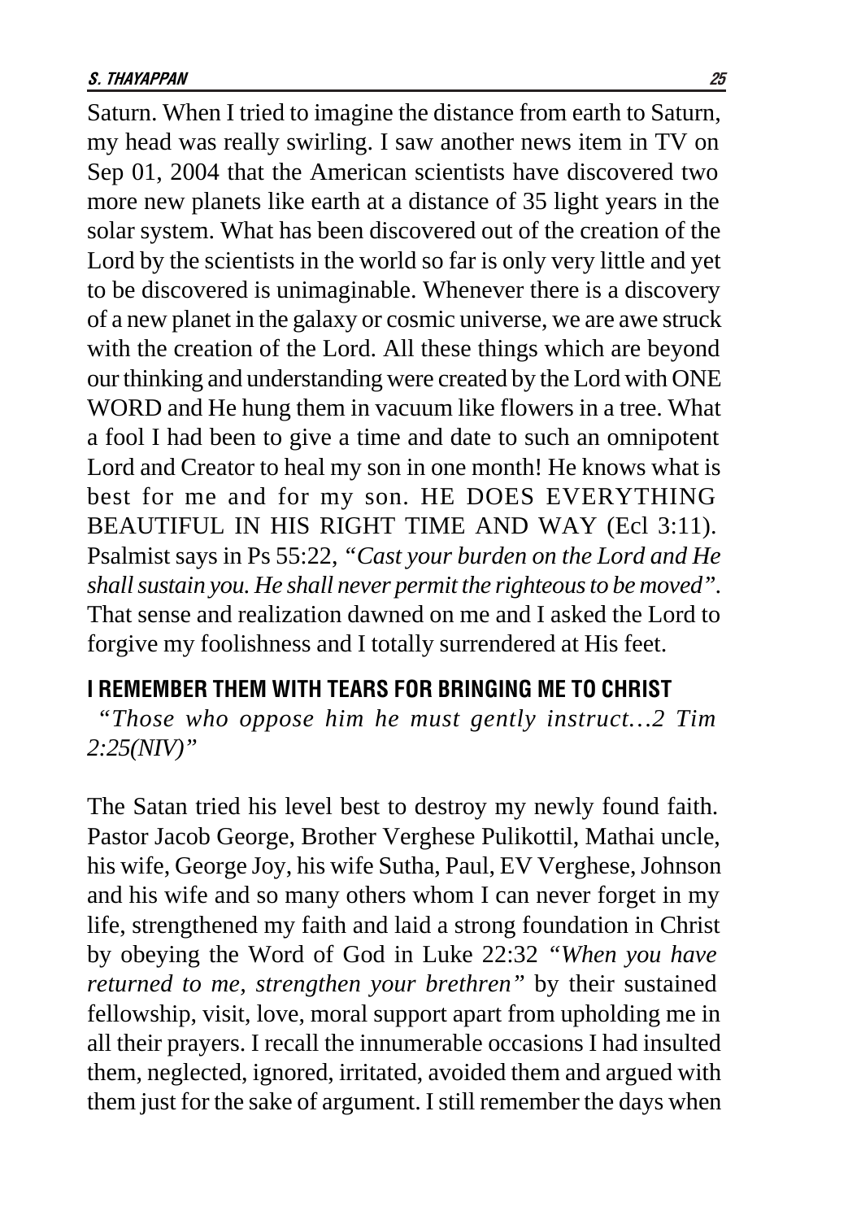Saturn. When I tried to imagine the distance from earth to Saturn, my head was really swirling. I saw another news item in TV on Sep 01, 2004 that the American scientists have discovered two more new planets like earth at a distance of 35 light years in the solar system. What has been discovered out of the creation of the Lord by the scientists in the world so far is only very little and yet to be discovered is unimaginable. Whenever there is a discovery of a new planet in the galaxy or cosmic universe, we are awe struck with the creation of the Lord. All these things which are beyond our thinking and understanding were created by the Lord with ONE WORD and He hung them in vacuum like flowers in a tree. What a fool I had been to give a time and date to such an omnipotent Lord and Creator to heal my son in one month! He knows what is best for me and for my son. HE DOES EVERYTHING BEAUTIFUL IN HIS RIGHT TIME AND WAY (Ecl 3:11). Psalmist says in Ps 55:22, *"Cast your burden on the Lord and He shall sustain you. He shall never permit the righteous to be moved"*. That sense and realization dawned on me and I asked the Lord to forgive my foolishness and I totally surrendered at His feet.

## I REMEMBER THEM WITH TEARS FOR BRINGING ME TO CHRIST

*"Those who oppose him he must gently instruct…2 Tim 2:25(NIV)"*

The Satan tried his level best to destroy my newly found faith. Pastor Jacob George, Brother Verghese Pulikottil, Mathai uncle, his wife, George Joy, his wife Sutha, Paul, EV Verghese, Johnson and his wife and so many others whom I can never forget in my life, strengthened my faith and laid a strong foundation in Christ by obeying the Word of God in Luke 22:32 *"When you have returned to me, strengthen your brethren"* by their sustained fellowship, visit, love, moral support apart from upholding me in all their prayers. I recall the innumerable occasions I had insulted them, neglected, ignored, irritated, avoided them and argued with them just for the sake of argument. I still remember the days when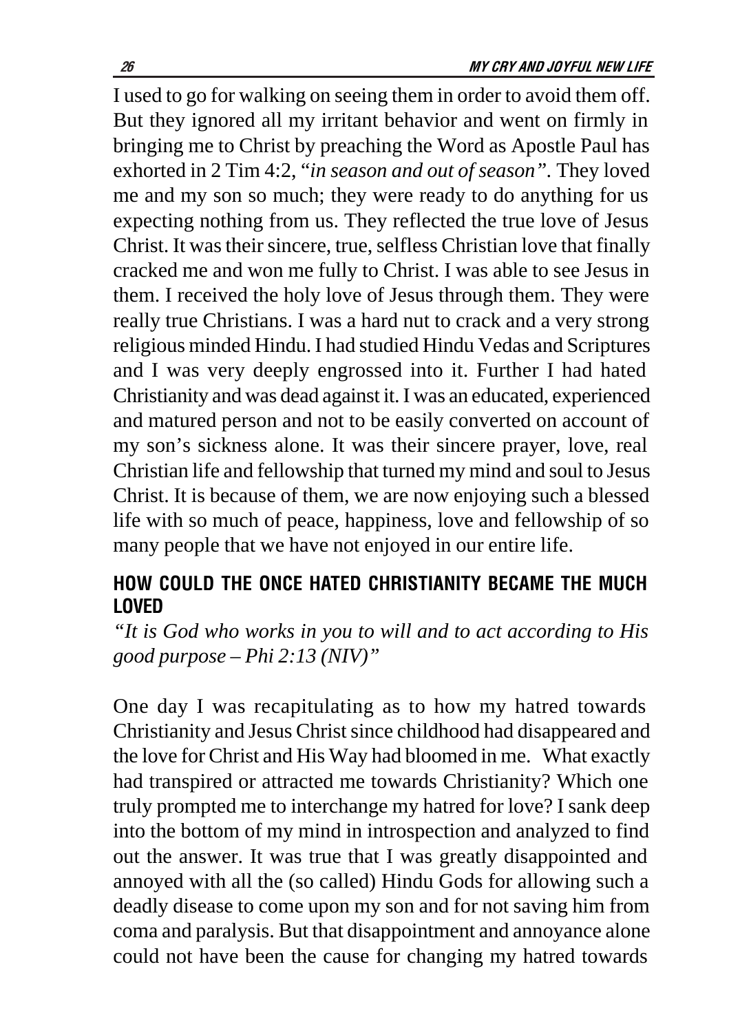I used to go for walking on seeing them in order to avoid them off. But they ignored all my irritant behavior and went on firmly in bringing me to Christ by preaching the Word as Apostle Paul has exhorted in 2 Tim 4:2, "*in season and out of season*". They loved me and my son so much; they were ready to do anything for us expecting nothing from us. They reflected the true love of Jesus Christ. It was their sincere, true, selfless Christian love that finally cracked me and won me fully to Christ. I was able to see Jesus in them. I received the holy love of Jesus through them. They were really true Christians. I was a hard nut to crack and a very strong religious minded Hindu. I had studied Hindu Vedas and Scriptures and I was very deeply engrossed into it. Further I had hated Christianity and was dead against it. I was an educated, experienced and matured person and not to be easily converted on account of my son's sickness alone. It was their sincere prayer, love, real Christian life and fellowship that turned my mind and soul to Jesus Christ. It is because of them, we are now enjoying such a blessed life with so much of peace, happiness, love and fellowship of so many people that we have not enjoyed in our entire life.

## HOW COULD THE ONCE HATED CHRISTIANITY BECAME THE MUCH LOVED

*"It is God who works in you to will and to act according to His good purpose – Phi 2:13 (NIV)"*

One day I was recapitulating as to how my hatred towards Christianity and Jesus Christ since childhood had disappeared and the love for Christ and His Way had bloomed in me. What exactly had transpired or attracted me towards Christianity? Which one truly prompted me to interchange my hatred for love? I sank deep into the bottom of my mind in introspection and analyzed to find out the answer. It was true that I was greatly disappointed and annoyed with all the (so called) Hindu Gods for allowing such a deadly disease to come upon my son and for not saving him from coma and paralysis. But that disappointment and annoyance alone could not have been the cause for changing my hatred towards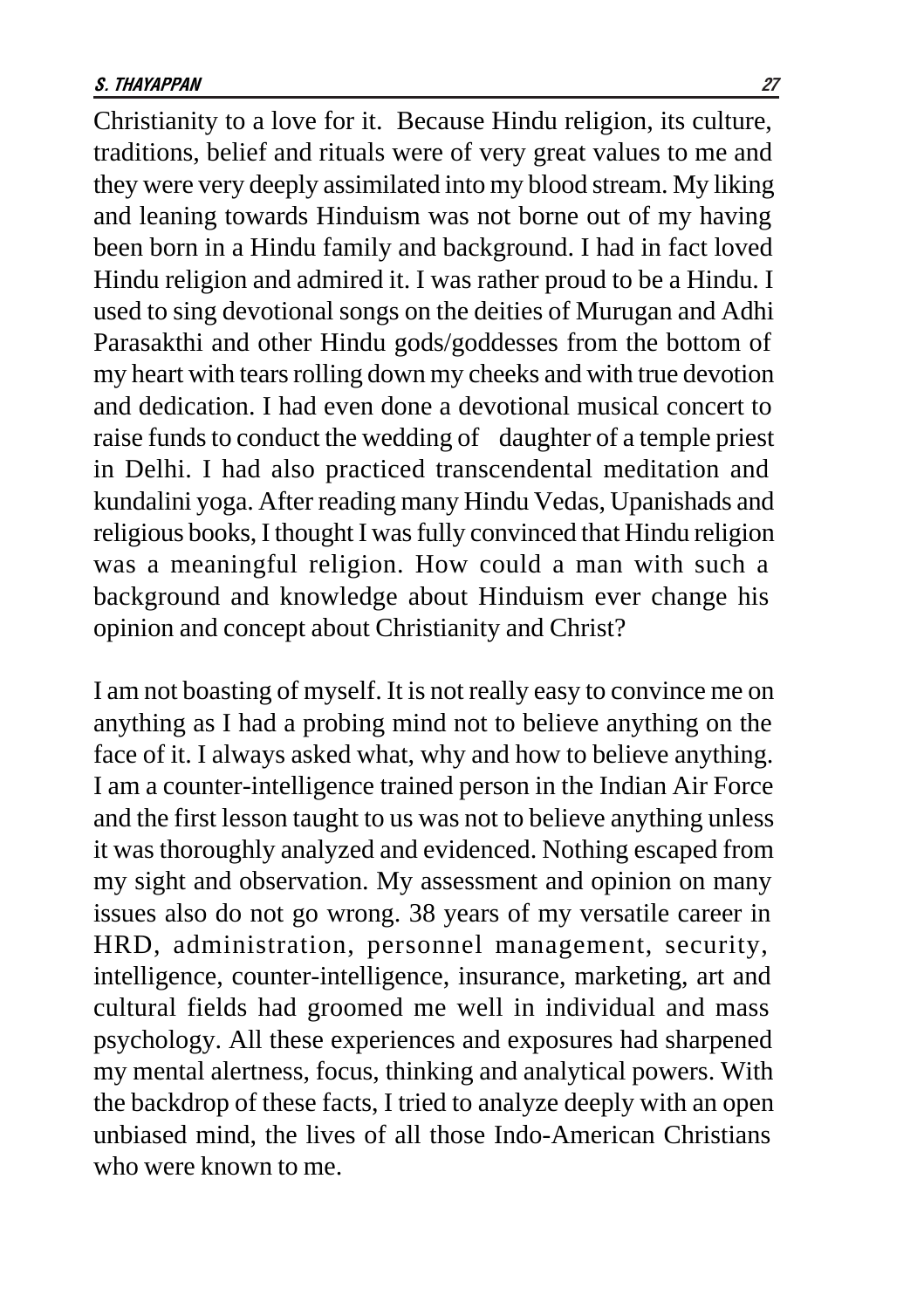Christianity to a love for it. Because Hindu religion, its culture, traditions, belief and rituals were of very great values to me and they were very deeply assimilated into my blood stream. My liking and leaning towards Hinduism was not borne out of my having been born in a Hindu family and background. I had in fact loved Hindu religion and admired it. I was rather proud to be a Hindu. I used to sing devotional songs on the deities of Murugan and Adhi Parasakthi and other Hindu gods/goddesses from the bottom of my heart with tears rolling down my cheeks and with true devotion and dedication. I had even done a devotional musical concert to raise funds to conduct the wedding of daughter of a temple priest in Delhi. I had also practiced transcendental meditation and kundalini yoga. After reading many Hindu Vedas, Upanishads and religious books, I thought I was fully convinced that Hindu religion was a meaningful religion. How could a man with such a background and knowledge about Hinduism ever change his opinion and concept about Christianity and Christ?

I am not boasting of myself. It is not really easy to convince me on anything as I had a probing mind not to believe anything on the face of it. I always asked what, why and how to believe anything. I am a counter-intelligence trained person in the Indian Air Force and the first lesson taught to us was not to believe anything unless it was thoroughly analyzed and evidenced. Nothing escaped from my sight and observation. My assessment and opinion on many issues also do not go wrong. 38 years of my versatile career in HRD, administration, personnel management, security, intelligence, counter-intelligence, insurance, marketing, art and cultural fields had groomed me well in individual and mass psychology. All these experiences and exposures had sharpened my mental alertness, focus, thinking and analytical powers. With the backdrop of these facts, I tried to analyze deeply with an open unbiased mind, the lives of all those Indo-American Christians who were known to me.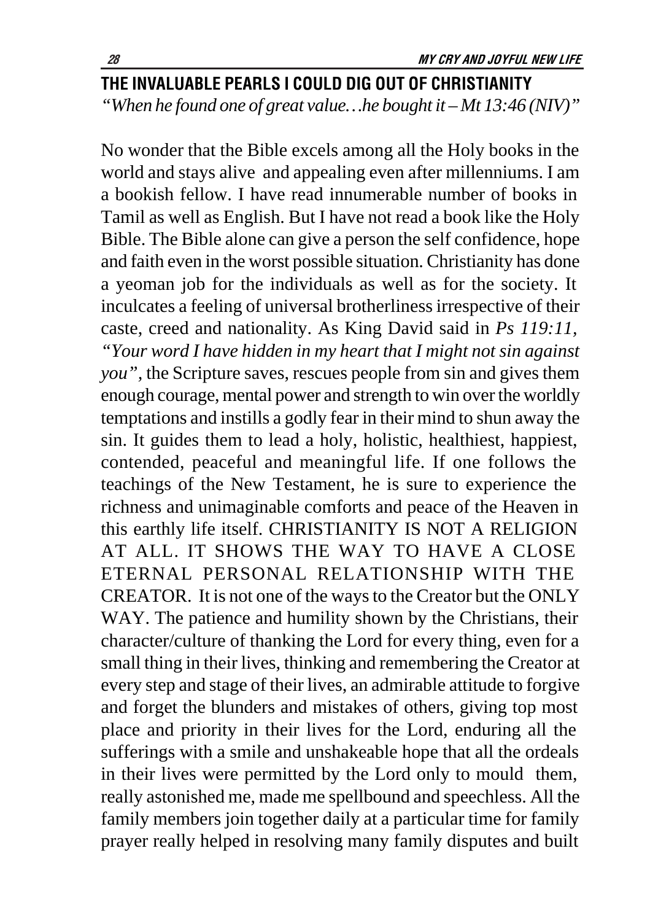## THE INVALUABLE PEARLS I COULD DIG OUT OF CHRISTIANITY

*"When he found one of great value…he bought it – Mt 13:46 (NIV)"*

No wonder that the Bible excels among all the Holy books in the world and stays alive and appealing even after millenniums. I am a bookish fellow. I have read innumerable number of books in Tamil as well as English. But I have not read a book like the Holy Bible. The Bible alone can give a person the self confidence, hope and faith even in the worst possible situation. Christianity has done a yeoman job for the individuals as well as for the society. It inculcates a feeling of universal brotherliness irrespective of their caste, creed and nationality. As King David said in *Ps 119:11, "Your word I have hidden in my heart that I might not sin against you"*, the Scripture saves, rescues people from sin and gives them enough courage, mental power and strength to win over the worldly temptations and instills a godly fear in their mind to shun away the sin. It guides them to lead a holy, holistic, healthiest, happiest, contended, peaceful and meaningful life. If one follows the teachings of the New Testament, he is sure to experience the richness and unimaginable comforts and peace of the Heaven in this earthly life itself. CHRISTIANITY IS NOT A RELIGION AT ALL. IT SHOWS THE WAY TO HAVE A CLOSE ETERNAL PERSONAL RELATIONSHIP WITH THE CREATOR. It is not one of the ways to the Creator but the ONLY WAY. The patience and humility shown by the Christians, their character/culture of thanking the Lord for every thing, even for a small thing in their lives, thinking and remembering the Creator at every step and stage of their lives, an admirable attitude to forgive and forget the blunders and mistakes of others, giving top most place and priority in their lives for the Lord, enduring all the sufferings with a smile and unshakeable hope that all the ordeals in their lives were permitted by the Lord only to mould them, really astonished me, made me spellbound and speechless. All the family members join together daily at a particular time for family prayer really helped in resolving many family disputes and built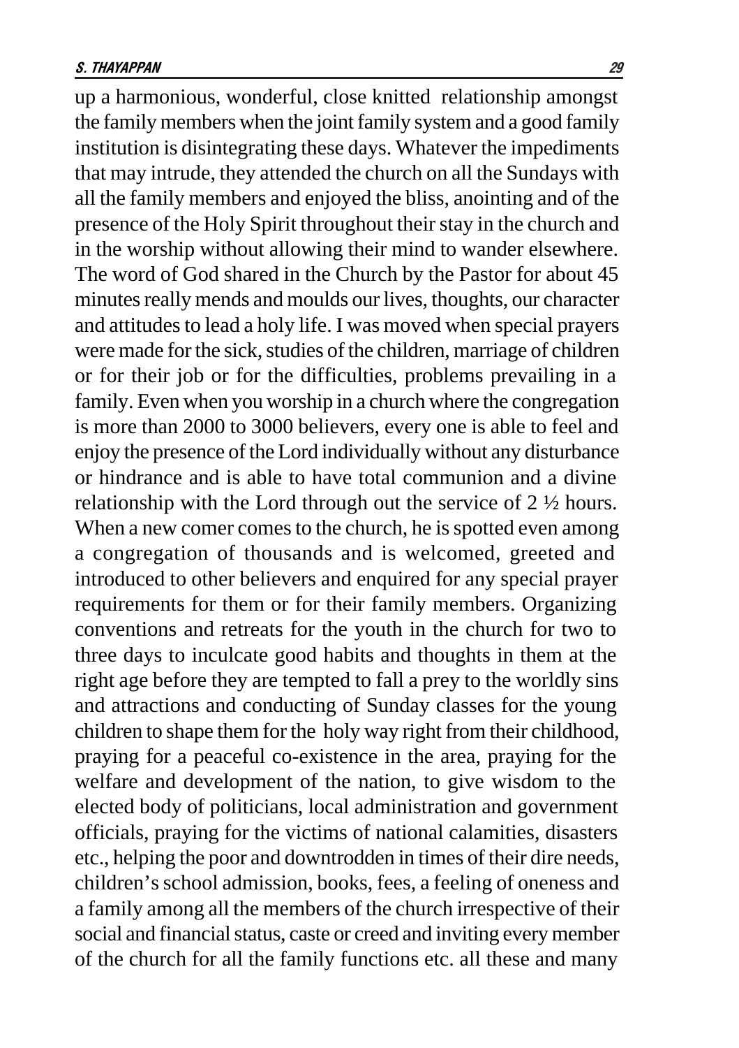up a harmonious, wonderful, close knitted relationship amongst the family members when the joint family system and a good family institution is disintegrating these days. Whatever the impediments that may intrude, they attended the church on all the Sundays with all the family members and enjoyed the bliss, anointing and of the presence of the Holy Spirit throughout their stay in the church and in the worship without allowing their mind to wander elsewhere. The word of God shared in the Church by the Pastor for about 45 minutes really mends and moulds our lives, thoughts, our character and attitudes to lead a holy life. I was moved when special prayers were made for the sick, studies of the children, marriage of children or for their job or for the difficulties, problems prevailing in a family. Even when you worship in a church where the congregation is more than 2000 to 3000 believers, every one is able to feel and enjoy the presence of the Lord individually without any disturbance or hindrance and is able to have total communion and a divine relationship with the Lord through out the service of 2 ½ hours. When a new comer comes to the church, he is spotted even among a congregation of thousands and is welcomed, greeted and introduced to other believers and enquired for any special prayer requirements for them or for their family members. Organizing conventions and retreats for the youth in the church for two to three days to inculcate good habits and thoughts in them at the right age before they are tempted to fall a prey to the worldly sins and attractions and conducting of Sunday classes for the young children to shape them for the holy way right from their childhood, praying for a peaceful co-existence in the area, praying for the welfare and development of the nation, to give wisdom to the elected body of politicians, local administration and government officials, praying for the victims of national calamities, disasters etc., helping the poor and downtrodden in times of their dire needs, children's school admission, books, fees, a feeling of oneness and a family among all the members of the church irrespective of their social and financial status, caste or creed and inviting every member of the church for all the family functions etc. all these and many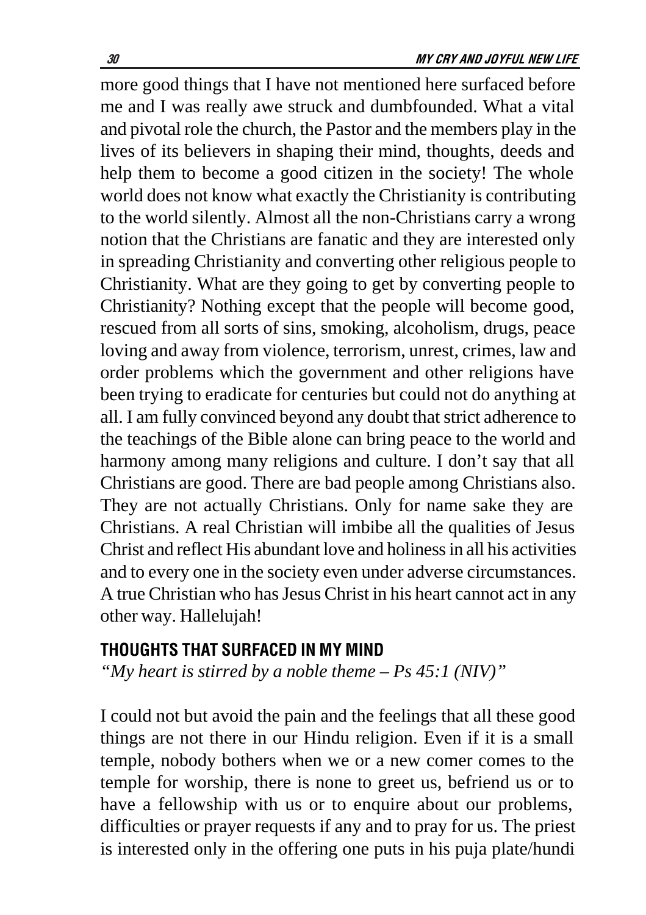more good things that I have not mentioned here surfaced before me and I was really awe struck and dumbfounded. What a vital and pivotal role the church, the Pastor and the members play in the lives of its believers in shaping their mind, thoughts, deeds and help them to become a good citizen in the society! The whole world does not know what exactly the Christianity is contributing to the world silently. Almost all the non-Christians carry a wrong notion that the Christians are fanatic and they are interested only in spreading Christianity and converting other religious people to Christianity. What are they going to get by converting people to Christianity? Nothing except that the people will become good, rescued from all sorts of sins, smoking, alcoholism, drugs, peace loving and away from violence, terrorism, unrest, crimes, law and order problems which the government and other religions have been trying to eradicate for centuries but could not do anything at all. I am fully convinced beyond any doubt that strict adherence to the teachings of the Bible alone can bring peace to the world and harmony among many religions and culture. I don't say that all Christians are good. There are bad people among Christians also. They are not actually Christians. Only for name sake they are Christians. A real Christian will imbibe all the qualities of Jesus Christ and reflect His abundant love and holiness in all his activities and to every one in the society even under adverse circumstances. A true Christian who has Jesus Christ in his heart cannot act in any other way. Hallelujah!

## THOUGHTS THAT SURFACED IN MY MIND

*"My heart is stirred by a noble theme – Ps 45:1 (NIV)"*

I could not but avoid the pain and the feelings that all these good things are not there in our Hindu religion. Even if it is a small temple, nobody bothers when we or a new comer comes to the temple for worship, there is none to greet us, befriend us or to have a fellowship with us or to enquire about our problems, difficulties or prayer requests if any and to pray for us. The priest is interested only in the offering one puts in his puja plate/hundi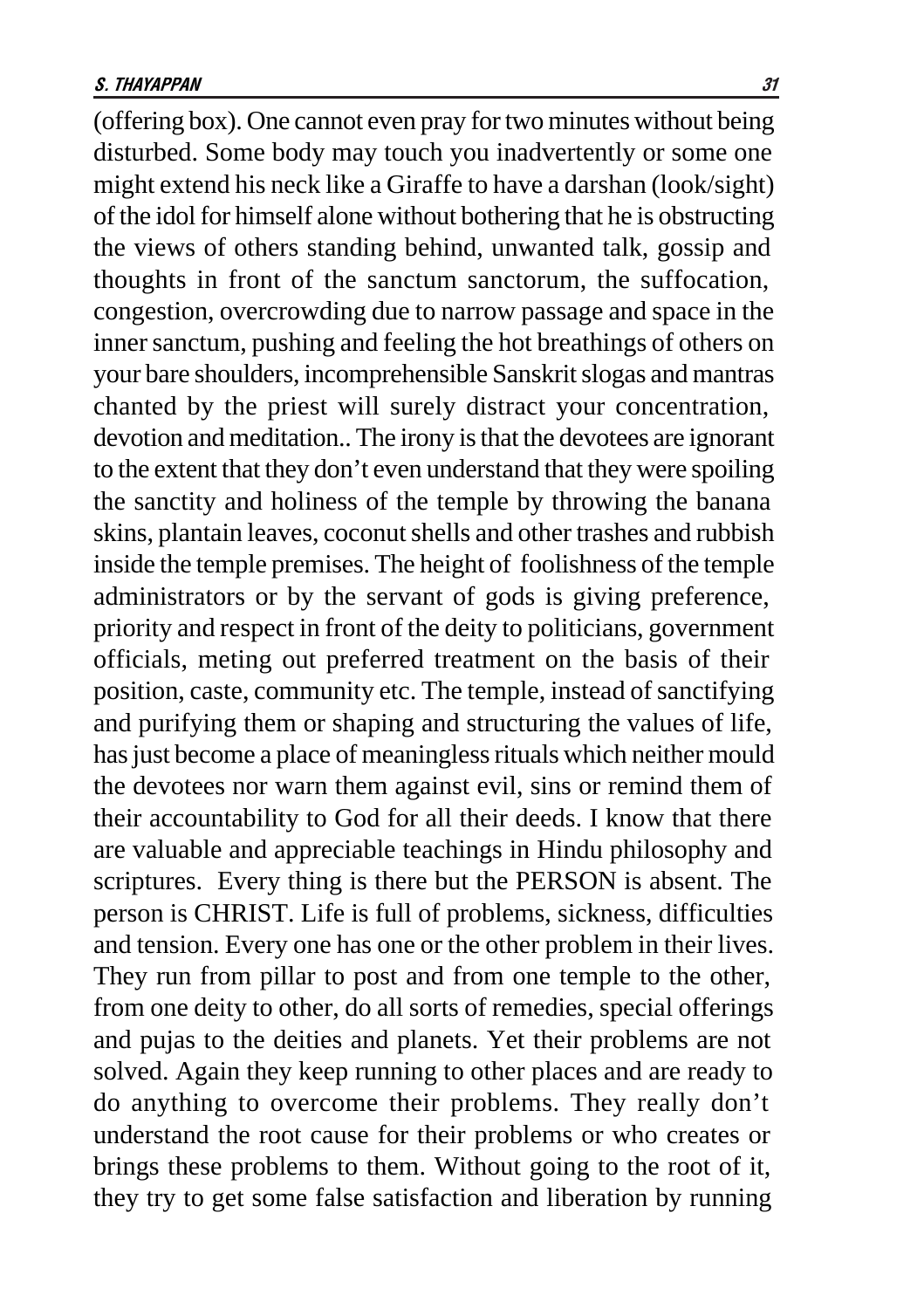(offering box). One cannot even pray for two minutes without being disturbed. Some body may touch you inadvertently or some one might extend his neck like a Giraffe to have a darshan (look/sight) of the idol for himself alone without bothering that he is obstructing the views of others standing behind, unwanted talk, gossip and thoughts in front of the sanctum sanctorum, the suffocation, congestion, overcrowding due to narrow passage and space in the inner sanctum, pushing and feeling the hot breathings of others on your bare shoulders, incomprehensible Sanskrit slogas and mantras chanted by the priest will surely distract your concentration, devotion and meditation.. The irony is that the devotees are ignorant to the extent that they don't even understand that they were spoiling the sanctity and holiness of the temple by throwing the banana skins, plantain leaves, coconut shells and other trashes and rubbish inside the temple premises. The height of foolishness of the temple administrators or by the servant of gods is giving preference, priority and respect in front of the deity to politicians, government officials, meting out preferred treatment on the basis of their position, caste, community etc. The temple, instead of sanctifying and purifying them or shaping and structuring the values of life, has just become a place of meaningless rituals which neither mould the devotees nor warn them against evil, sins or remind them of their accountability to God for all their deeds. I know that there are valuable and appreciable teachings in Hindu philosophy and scriptures. Every thing is there but the PERSON is absent. The person is CHRIST. Life is full of problems, sickness, difficulties and tension. Every one has one or the other problem in their lives. They run from pillar to post and from one temple to the other, from one deity to other, do all sorts of remedies, special offerings and pujas to the deities and planets. Yet their problems are not solved. Again they keep running to other places and are ready to do anything to overcome their problems. They really don't understand the root cause for their problems or who creates or brings these problems to them. Without going to the root of it, they try to get some false satisfaction and liberation by running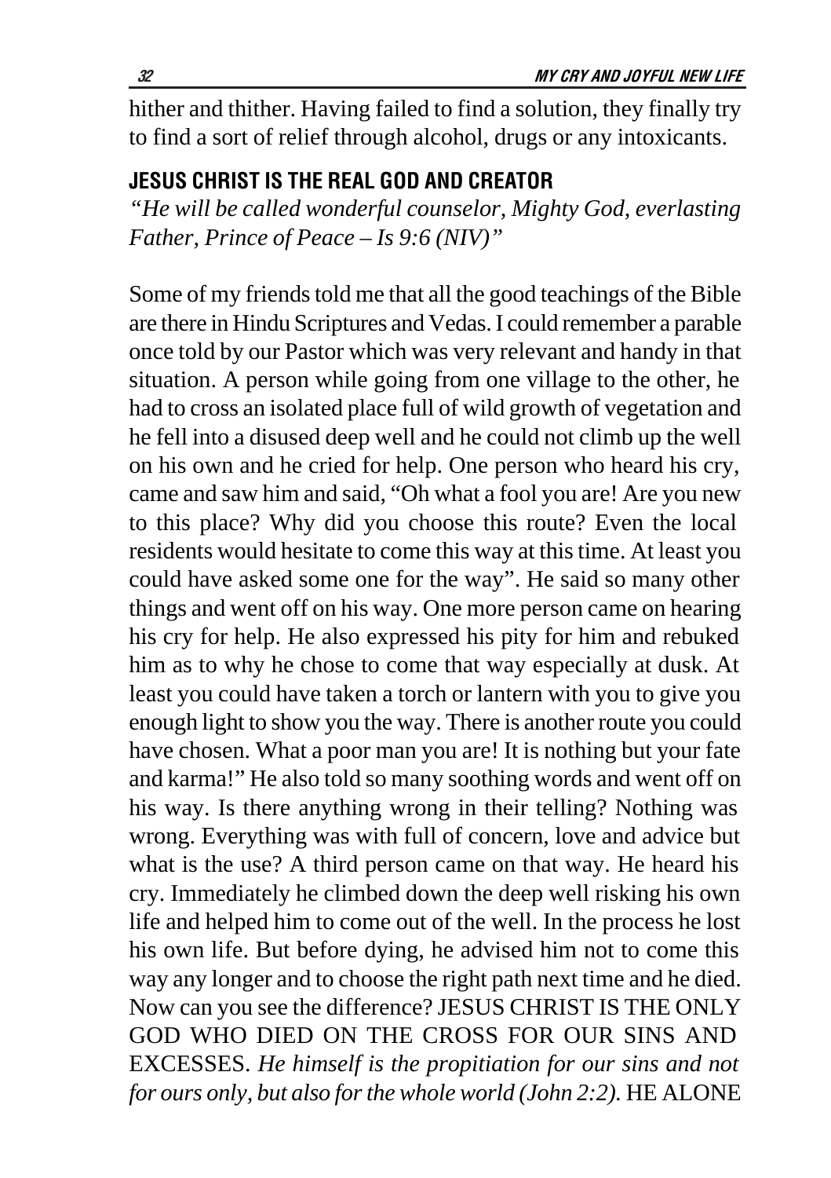hither and thither. Having failed to find a solution, they finally try to find a sort of relief through alcohol, drugs or any intoxicants.

## JESUS CHRIST IS THE REAL GOD AND CREATOR

*"He will be called wonderful counselor, Mighty God, everlasting Father, Prince of Peace – Is 9:6 (NIV)"*

Some of my friends told me that all the good teachings of the Bible are there in Hindu Scriptures and Vedas. I could remember a parable once told by our Pastor which was very relevant and handy in that situation. A person while going from one village to the other, he had to cross an isolated place full of wild growth of vegetation and he fell into a disused deep well and he could not climb up the well on his own and he cried for help. One person who heard his cry, came and saw him and said, "Oh what a fool you are! Are you new to this place? Why did you choose this route? Even the local residents would hesitate to come this way at this time. At least you could have asked some one for the way". He said so many other things and went off on his way. One more person came on hearing his cry for help. He also expressed his pity for him and rebuked him as to why he chose to come that way especially at dusk. At least you could have taken a torch or lantern with you to give you enough light to show you the way. There is another route you could have chosen. What a poor man you are! It is nothing but your fate and karma!" He also told so many soothing words and went off on his way. Is there anything wrong in their telling? Nothing was wrong. Everything was with full of concern, love and advice but what is the use? A third person came on that way. He heard his cry. Immediately he climbed down the deep well risking his own life and helped him to come out of the well. In the process he lost his own life. But before dying, he advised him not to come this way any longer and to choose the right path next time and he died. Now can you see the difference? JESUS CHRIST IS THE ONLY GOD WHO DIED ON THE CROSS FOR OUR SINS AND EXCESSES. *He himself is the propitiation for our sins and not for ours only, but also for the whole world (John 2:2).* HE ALONE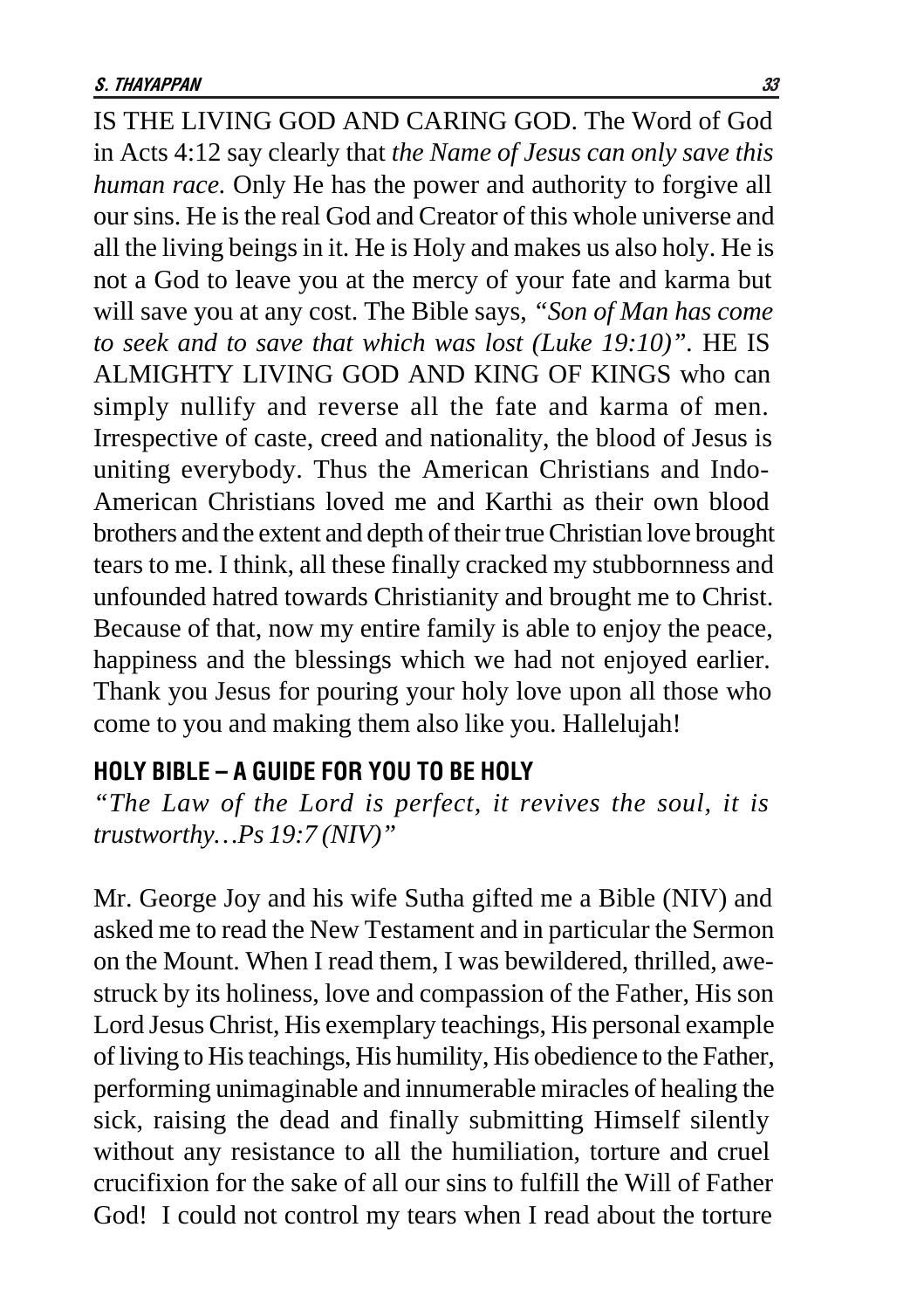IS THE LIVING GOD AND CARING GOD. The Word of God in Acts 4:12 say clearly that *the Name of Jesus can only save this human race.* Only He has the power and authority to forgive all our sins. He is the real God and Creator of this whole universe and all the living beings in it. He is Holy and makes us also holy. He is not a God to leave you at the mercy of your fate and karma but will save you at any cost. The Bible says, *"Son of Man has come to seek and to save that which was lost (Luke 19:10)".* HE IS ALMIGHTY LIVING GOD AND KING OF KINGS who can simply nullify and reverse all the fate and karma of men. Irrespective of caste, creed and nationality, the blood of Jesus is uniting everybody. Thus the American Christians and Indo-American Christians loved me and Karthi as their own blood brothers and the extent and depth of their true Christian love brought tears to me. I think, all these finally cracked my stubbornness and unfounded hatred towards Christianity and brought me to Christ. Because of that, now my entire family is able to enjoy the peace, happiness and the blessings which we had not enjoyed earlier. Thank you Jesus for pouring your holy love upon all those who come to you and making them also like you. Hallelujah!

## HOLY BIBLE – A GUIDE FOR YOU TO BE HOLY

*"The Law of the Lord is perfect, it revives the soul, it is trustworthy…Ps 19:7 (NIV)"*

Mr. George Joy and his wife Sutha gifted me a Bible (NIV) and asked me to read the New Testament and in particular the Sermon on the Mount. When I read them, I was bewildered, thrilled, awe-struck by its holiness, love and compassion of the Father, His son Lord Jesus Christ, His exemplary teachings, His personal example of living to His teachings, His humility, His obedience to the Father, performing unimaginable and innumerable miracles of healing the sick, raising the dead and finally submitting Himself silently without any resistance to all the humiliation, torture and cruel crucifixion for the sake of all our sins to fulfill the Will of Father God! I could not control my tears when I read about the torture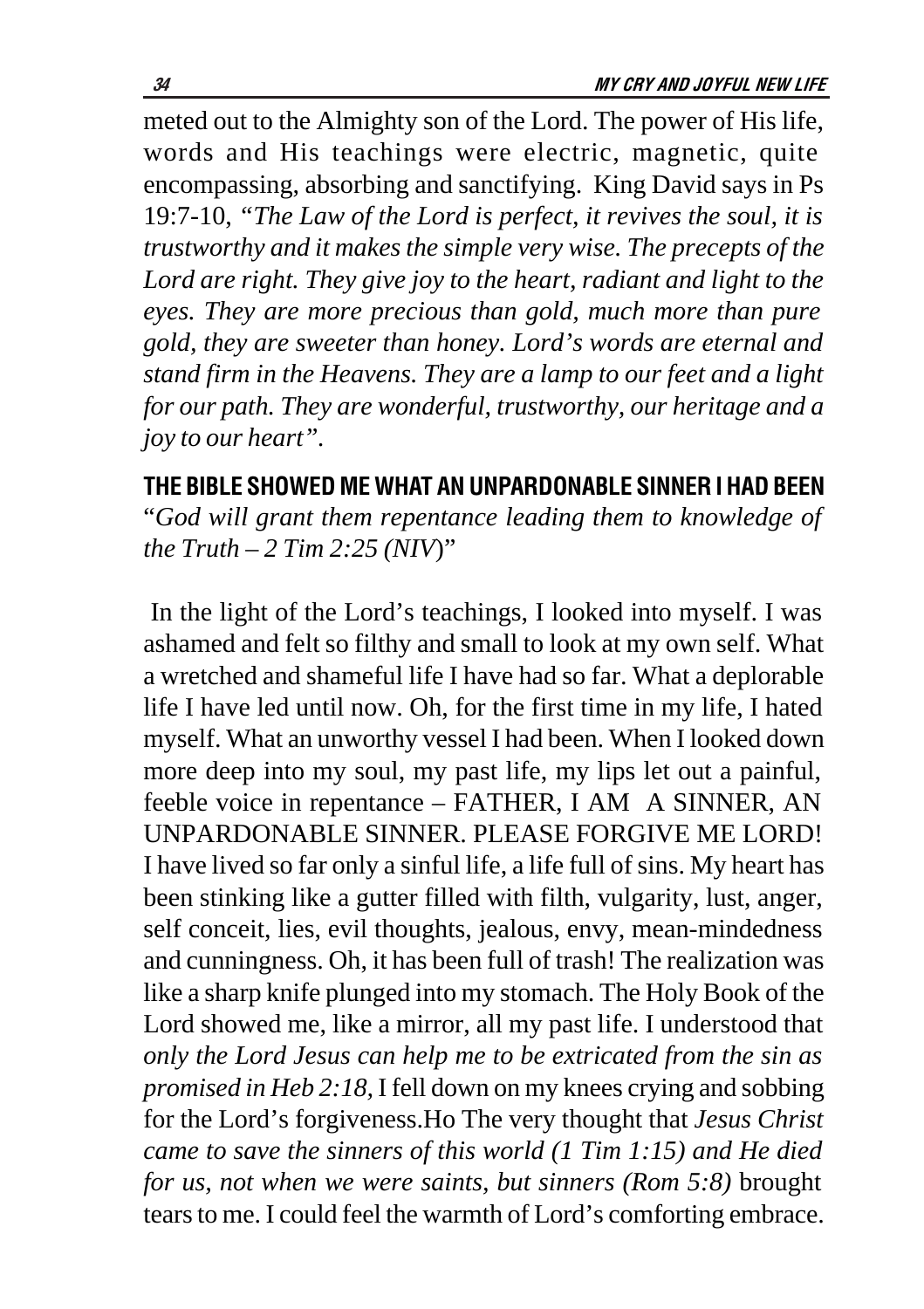meted out to the Almighty son of the Lord. The power of His life, words and His teachings were electric, magnetic, quite encompassing, absorbing and sanctifying. King David says in Ps 19:7-10, *"The Law of the Lord is perfect, it revives the soul, it is trustworthy and it makes the simple very wise. The precepts of the Lord are right. They give joy to the heart, radiant and light to the eyes. They are more precious than gold, much more than pure gold, they are sweeter than honey. Lord's words are eternal and stand firm in the Heavens. They are a lamp to our feet and a light for our path. They are wonderful, trustworthy, our heritage and a joy to our heart".*

## THE BIBLE SHOWED ME WHAT AN UNPARDONABLE SINNER I HAD BEEN

"*God will grant them repentance leading them to knowledge of the Truth – 2 Tim 2:25 (NIV)*"

In the light of the Lord's teachings, I looked into myself. I was ashamed and felt so filthy and small to look at my own self. What a wretched and shameful life I have had so far. What a deplorable life I have led until now. Oh, for the first time in my life, I hated myself. What an unworthy vessel I had been. When I looked down more deep into my soul, my past life, my lips let out a painful, feeble voice in repentance – FATHER, I AM A SINNER, AN UNPARDONABLE SINNER. PLEASE FORGIVE ME LORD! I have lived so far only a sinful life, a life full of sins. My heart has been stinking like a gutter filled with filth, vulgarity, lust, anger, self conceit, lies, evil thoughts, jealous, envy, mean-mindedness and cunningness. Oh, it has been full of trash! The realization was like a sharp knife plunged into my stomach. The Holy Book of the Lord showed me, like a mirror, all my past life. I understood that *only the Lord Jesus can help me to be extricated from the sin as promised in Heb 2:18,* I fell down on my knees crying and sobbing for the Lord's forgiveness.Ho The very thought that *Jesus Christ came to save the sinners of this world (1 Tim 1:15) and He died for us, not when we were saints, but sinners (Rom 5:8)* brought tears to me. I could feel the warmth of Lord's comforting embrace.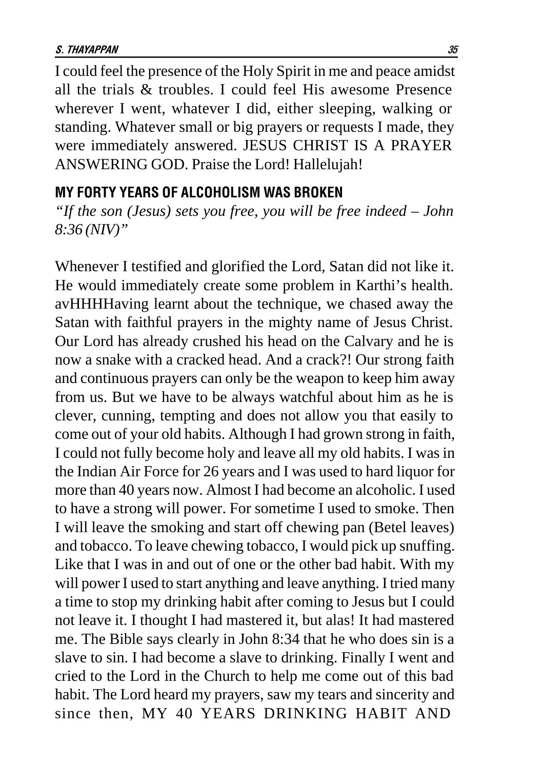I could feel the presence of the Holy Spirit in me and peace amidst all the trials & troubles. I could feel His awesome Presence wherever I went, whatever I did, either sleeping, walking or standing. Whatever small or big prayers or requests I made, they were immediately answered. JESUS CHRIST IS A PRAYER ANSWERING GOD. Praise the Lord! Hallelujah!

## MY FORTY YEARS OF ALCOHOLISM WAS BROKEN

*"If the son (Jesus) sets you free, you will be free indeed – John 8:36 (NIV)"*

Whenever I testified and glorified the Lord, Satan did not like it. He would immediately create some problem in Karthi's health. avHHHHaving learnt about the technique, we chased away the Satan with faithful prayers in the mighty name of Jesus Christ. Our Lord has already crushed his head on the Calvary and he is now a snake with a cracked head. And a crack?! Our strong faith and continuous prayers can only be the weapon to keep him away from us. But we have to be always watchful about him as he is clever, cunning, tempting and does not allow you that easily to come out of your old habits. Although I had grown strong in faith, I could not fully become holy and leave all my old habits. I was in the Indian Air Force for 26 years and I was used to hard liquor for more than 40 years now. Almost I had become an alcoholic. I used to have a strong will power. For sometime I used to smoke. Then I will leave the smoking and start off chewing pan (Betel leaves) and tobacco. To leave chewing tobacco, I would pick up snuffing. Like that I was in and out of one or the other bad habit. With my will power I used to start anything and leave anything. I tried many a time to stop my drinking habit after coming to Jesus but I could not leave it. I thought I had mastered it, but alas! It had mastered me. The Bible says clearly in John 8:34 that he who does sin is a slave to sin. I had become a slave to drinking. Finally I went and cried to the Lord in the Church to help me come out of this bad habit. The Lord heard my prayers, saw my tears and sincerity and since then, MY 40 YEARS DRINKING HABIT AND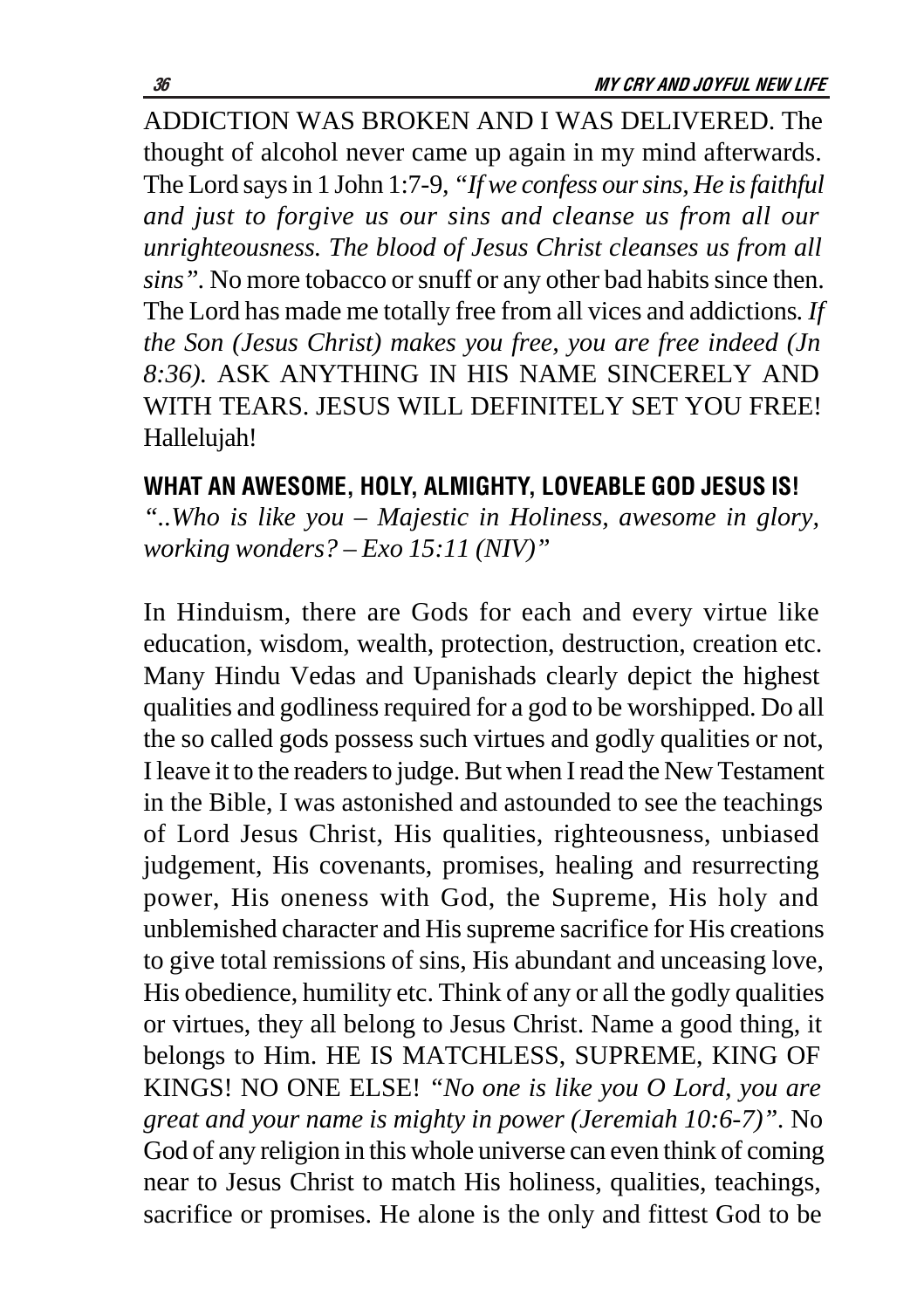ADDICTION WAS BROKEN AND I WAS DELIVERED. The thought of alcohol never came up again in my mind afterwards. The Lord says in 1 John 1:7-9, *"If we confess our sins, He is faithful and just to forgive us our sins and cleanse us from all our unrighteousness. The blood of Jesus Christ cleanses us from all sins".* No more tobacco or snuff or any other bad habits since then. The Lord has made me totally free from all vices and addictions. *If the Son (Jesus Christ) makes you free, you are free indeed (Jn 8:36).* ASK ANYTHING IN HIS NAME SINCERELY AND WITH TEARS. JESUS WILL DEFINITELY SET YOU FREE! Hallelujah!

## WHAT AN AWESOME, HOLY, ALMIGHTY, LOVEABLE GOD JESUS IS!

*"..Who is like you – Majestic in Holiness, awesome in glory, working wonders? – Exo 15:11 (NIV)"*

In Hinduism, there are Gods for each and every virtue like education, wisdom, wealth, protection, destruction, creation etc. Many Hindu Vedas and Upanishads clearly depict the highest qualities and godliness required for a god to be worshipped. Do all the so called gods possess such virtues and godly qualities or not, I leave it to the readers to judge. But when I read the New Testament in the Bible, I was astonished and astounded to see the teachings of Lord Jesus Christ, His qualities, righteousness, unbiased judgement, His covenants, promises, healing and resurrecting power, His oneness with God, the Supreme, His holy and unblemished character and His supreme sacrifice for His creations to give total remissions of sins, His abundant and unceasing love, His obedience, humility etc. Think of any or all the godly qualities or virtues, they all belong to Jesus Christ. Name a good thing, it belongs to Him. HE IS MATCHLESS, SUPREME, KING OF KINGS! NO ONE ELSE! *"No one is like you O Lord, you are great and your name is mighty in power (Jeremiah 10:6-7)".* No God of any religion in this whole universe can even think of coming near to Jesus Christ to match His holiness, qualities, teachings, sacrifice or promises. He alone is the only and fittest God to be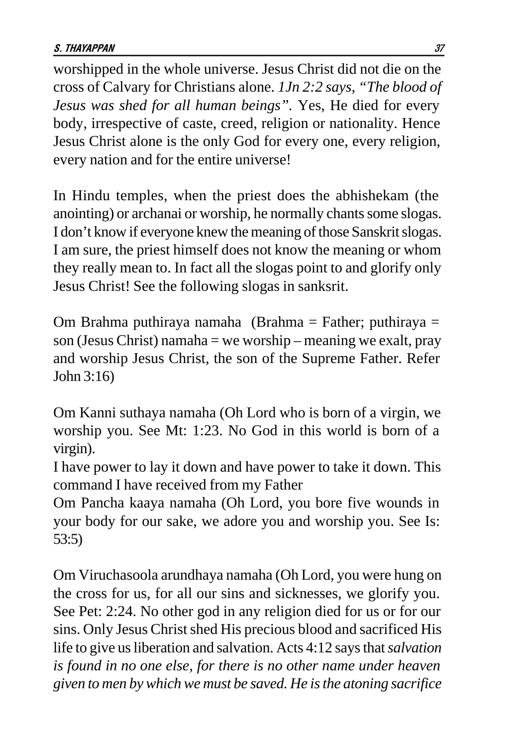worshipped in the whole universe. Jesus Christ did not die on the cross of Calvary for Christians alone. *1Jn 2:2 says, "The blood of Jesus was shed for all human beings".* Yes, He died for every body, irrespective of caste, creed, religion or nationality. Hence Jesus Christ alone is the only God for every one, every religion, every nation and for the entire universe!

In Hindu temples, when the priest does the abhishekam (the anointing) or archanai or worship, he normally chants some slogas. I don't know if everyone knew the meaning of those Sanskrit slogas. I am sure, the priest himself does not know the meaning or whom they really mean to. In fact all the slogas point to and glorify only Jesus Christ! See the following slogas in sanksrit.

Om Brahma puthiraya namaha (Brahma = Father; puthiraya = son (Jesus Christ) namaha = we worship – meaning we exalt, pray and worship Jesus Christ, the son of the Supreme Father. Refer John 3:16)

Om Kanni suthaya namaha (Oh Lord who is born of a virgin, we worship you. See Mt: 1:23. No God in this world is born of a virgin).

I have power to lay it down and have power to take it down. This command I have received from my Father

Om Pancha kaaya namaha (Oh Lord, you bore five wounds in your body for our sake, we adore you and worship you. See Is: 53:5)

Om Viruchasoola arundhaya namaha (Oh Lord, you were hung on the cross for us, for all our sins and sicknesses, we glorify you. See Pet: 2:24. No other god in any religion died for us or for our sins. Only Jesus Christ shed His precious blood and sacrificed His life to give us liberation and salvation. Acts 4:12 says that *salvation is found in no one else, for there is no other name under heaven given to men by which we must be saved. He is the atoning sacrifice*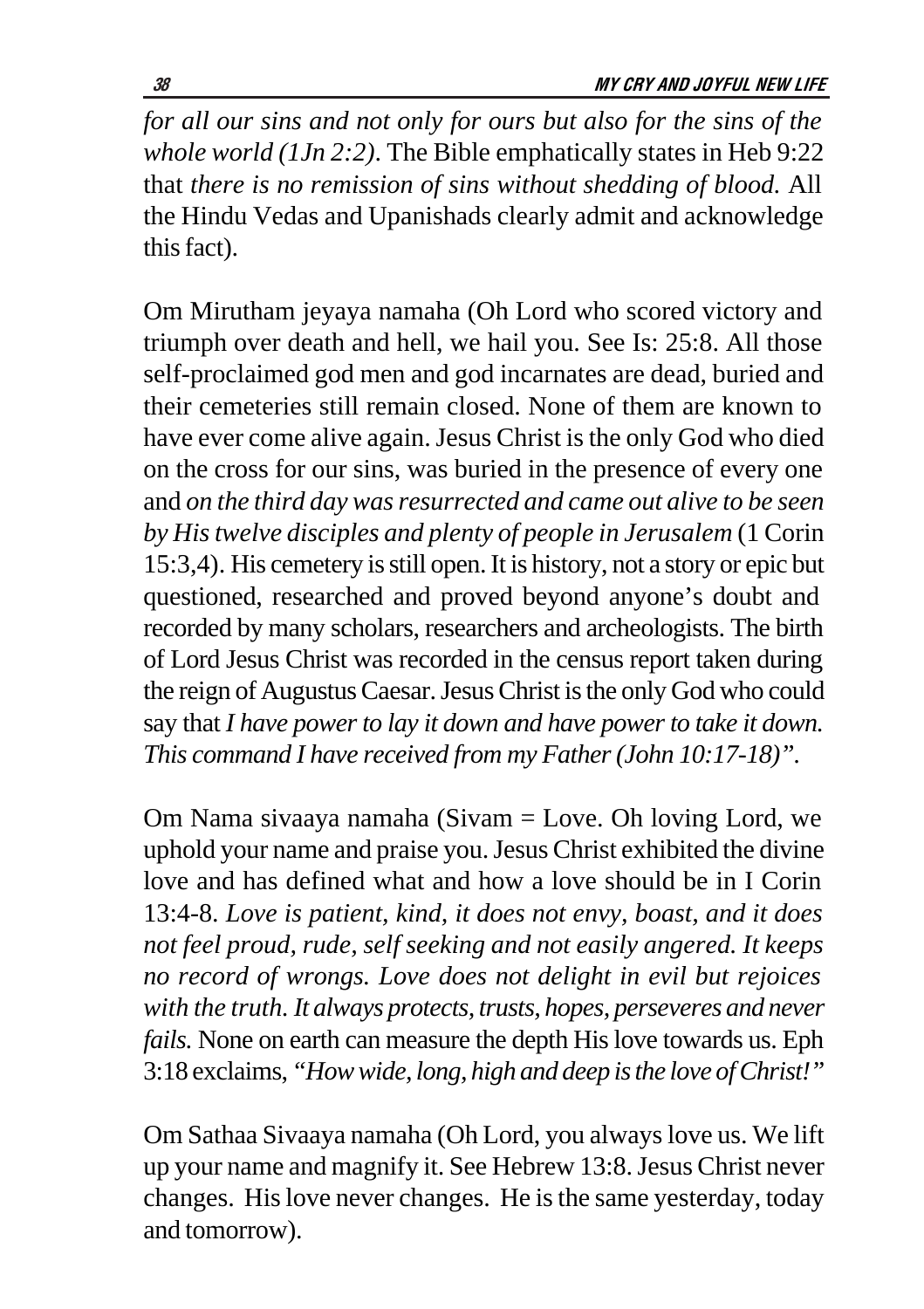*for all our sins and not only for ours but also for the sins of the whole world (1Jn 2:2)*. The Bible emphatically states in Heb 9:22 that *there is no remission of sins without shedding of blood.* All the Hindu Vedas and Upanishads clearly admit and acknowledge this fact).

Om Mirutham jeyaya namaha (Oh Lord who scored victory and triumph over death and hell, we hail you. See Is: 25:8. All those self-proclaimed god men and god incarnates are dead, buried and their cemeteries still remain closed. None of them are known to have ever come alive again. Jesus Christ is the only God who died on the cross for our sins, was buried in the presence of every one and *on the third day was resurrected and came out alive to be seen by His twelve disciples and plenty of people in Jerusalem* (1 Corin 15:3,4). His cemetery is still open. It is history, not a story or epic but questioned, researched and proved beyond anyone's doubt and recorded by many scholars, researchers and archeologists. The birth of Lord Jesus Christ was recorded in the census report taken during the reign of Augustus Caesar. Jesus Christ is the only God who could say that *I have power to lay it down and have power to take it down. This command I have received from my Father (John 10:17-18)".*

Om Nama sivaaya namaha (Sivam = Love. Oh loving Lord, we uphold your name and praise you. Jesus Christ exhibited the divine love and has defined what and how a love should be in I Corin 13:4-8. *Love is patient, kind, it does not envy, boast, and it does not feel proud, rude, self seeking and not easily angered. It keeps no record of wrongs. Love does not delight in evil but rejoices with the truth. It always protects, trusts, hopes, perseveres and never fails.* None on earth can measure the depth His love towards us. Eph 3:18 exclaims, *"How wide, long, high and deep is the love of Christ!"*

Om Sathaa Sivaaya namaha (Oh Lord, you always love us. We lift up your name and magnify it. See Hebrew 13:8. Jesus Christ never changes. His love never changes. He is the same yesterday, today and tomorrow).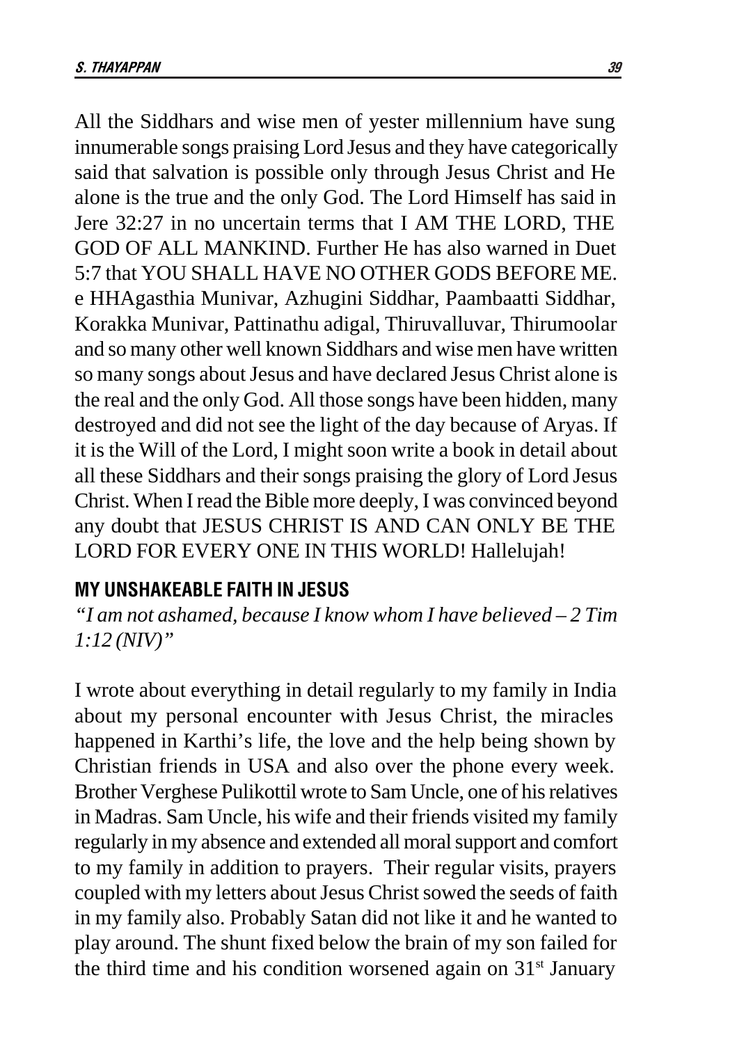All the Siddhars and wise men of yester millennium have sung innumerable songs praising Lord Jesus and they have categorically said that salvation is possible only through Jesus Christ and He alone is the true and the only God. The Lord Himself has said in Jere 32:27 in no uncertain terms that I AM THE LORD, THE GOD OF ALL MANKIND. Further He has also warned in Duet 5:7 that YOU SHALL HAVE NO OTHER GODS BEFORE ME. e HHAgasthia Munivar, Azhugini Siddhar, Paambaatti Siddhar, Korakka Munivar, Pattinathu adigal, Thiruvalluvar, Thirumoolar and so many other well known Siddhars and wise men have written so many songs about Jesus and have declared Jesus Christ alone is the real and the only God. All those songs have been hidden, many destroyed and did not see the light of the day because of Aryas. If it is the Will of the Lord, I might soon write a book in detail about all these Siddhars and their songs praising the glory of Lord Jesus Christ. When I read the Bible more deeply, I was convinced beyond any doubt that JESUS CHRIST IS AND CAN ONLY BE THE LORD FOR EVERY ONE IN THIS WORLD! Hallelujah!

## MY UNSHAKEABLE FAITH IN JESUS

*"I am not ashamed, because I know whom I have believed – 2 Tim 1:12 (NIV)"*

I wrote about everything in detail regularly to my family in India about my personal encounter with Jesus Christ, the miracles happened in Karthi's life, the love and the help being shown by Christian friends in USA and also over the phone every week. Brother Verghese Pulikottil wrote to Sam Uncle, one of his relatives in Madras. Sam Uncle, his wife and their friends visited my family regularly in my absence and extended all moral support and comfort to my family in addition to prayers. Their regular visits, prayers coupled with my letters about Jesus Christ sowed the seeds of faith in my family also. Probably Satan did not like it and he wanted to play around. The shunt fixed below the brain of my son failed for the third time and his condition worsened again on 31st January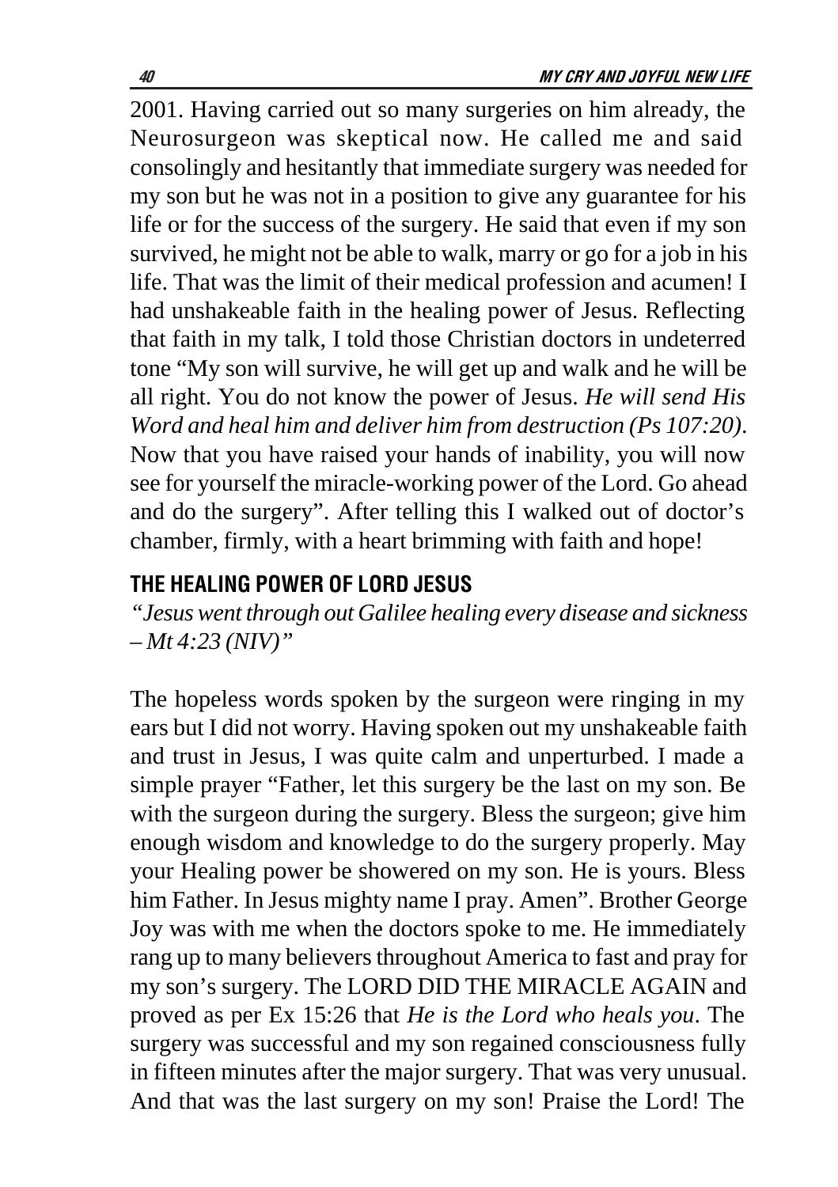2001. Having carried out so many surgeries on him already, the Neurosurgeon was skeptical now. He called me and said consolingly and hesitantly that immediate surgery was needed for my son but he was not in a position to give any guarantee for his life or for the success of the surgery. He said that even if my son survived, he might not be able to walk, marry or go for a job in his life. That was the limit of their medical profession and acumen! I had unshakeable faith in the healing power of Jesus. Reflecting that faith in my talk, I told those Christian doctors in undeterred tone "My son will survive, he will get up and walk and he will be all right. You do not know the power of Jesus. *He will send His Word and heal him and deliver him from destruction (Ps 107:20)*. Now that you have raised your hands of inability, you will now see for yourself the miracle-working power of the Lord. Go ahead and do the surgery". After telling this I walked out of doctor's chamber, firmly, with a heart brimming with faith and hope!

### THE HEALING POWER OF LORD JESUS

*"Jesus went through out Galilee healing every disease and sickness – Mt 4:23 (NIV)"*

The hopeless words spoken by the surgeon were ringing in my ears but I did not worry. Having spoken out my unshakeable faith and trust in Jesus, I was quite calm and unperturbed. I made a simple prayer "Father, let this surgery be the last on my son. Be with the surgeon during the surgery. Bless the surgeon; give him enough wisdom and knowledge to do the surgery properly. May your Healing power be showered on my son. He is yours. Bless him Father. In Jesus mighty name I pray. Amen". Brother George Joy was with me when the doctors spoke to me. He immediately rang up to many believers throughout America to fast and pray for my son's surgery. The LORD DID THE MIRACLE AGAIN and proved as per Ex 15:26 that *He is the Lord who heals you*. The surgery was successful and my son regained consciousness fully in fifteen minutes after the major surgery. That was very unusual. And that was the last surgery on my son! Praise the Lord! The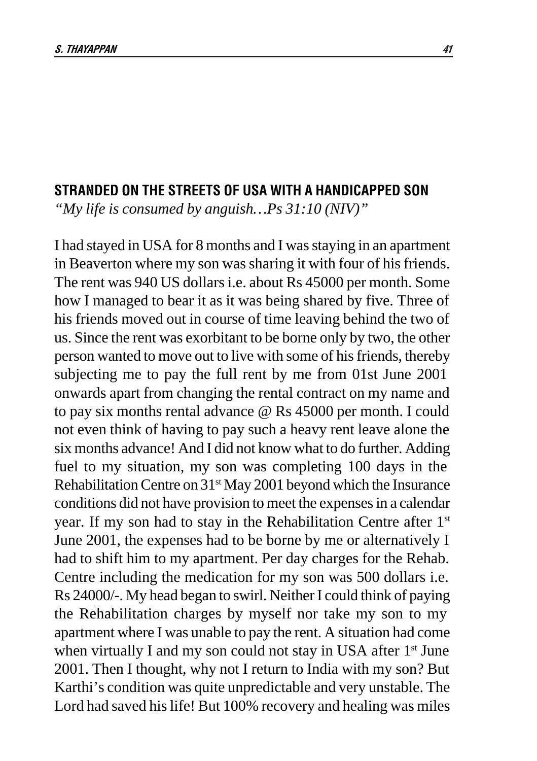## STRANDED ON THE STREETS OF USA WITH A HANDICAPPED SON

*"My life is consumed by anguish…Ps 31:10 (NIV)"*

I had stayed in USA for 8 months and I was staying in an apartment in Beaverton where my son was sharing it with four of his friends. The rent was 940 US dollars i.e. about Rs 45000 per month. Some how I managed to bear it as it was being shared by five. Three of his friends moved out in course of time leaving behind the two of us. Since the rent was exorbitant to be borne only by two, the other person wanted to move out to live with some of his friends, thereby subjecting me to pay the full rent by me from 01st June 2001 onwards apart from changing the rental contract on my name and to pay six months rental advance @ Rs 45000 per month. I could not even think of having to pay such a heavy rent leave alone the six months advance! And I did not know what to do further. Adding fuel to my situation, my son was completing 100 days in the Rehabilitation Centre on 31st May 2001 beyond which the Insurance conditions did not have provision to meet the expenses in a calendar year. If my son had to stay in the Rehabilitation Centre after 1st June 2001, the expenses had to be borne by me or alternatively I had to shift him to my apartment. Per day charges for the Rehab. Centre including the medication for my son was 500 dollars i.e. Rs 24000/-. My head began to swirl. Neither I could think of paying the Rehabilitation charges by myself nor take my son to my apartment where I was unable to pay the rent. A situation had come when virtually I and my son could not stay in USA after 1st June 2001. Then I thought, why not I return to India with my son? But Karthi's condition was quite unpredictable and very unstable. The Lord had saved his life! But 100% recovery and healing was miles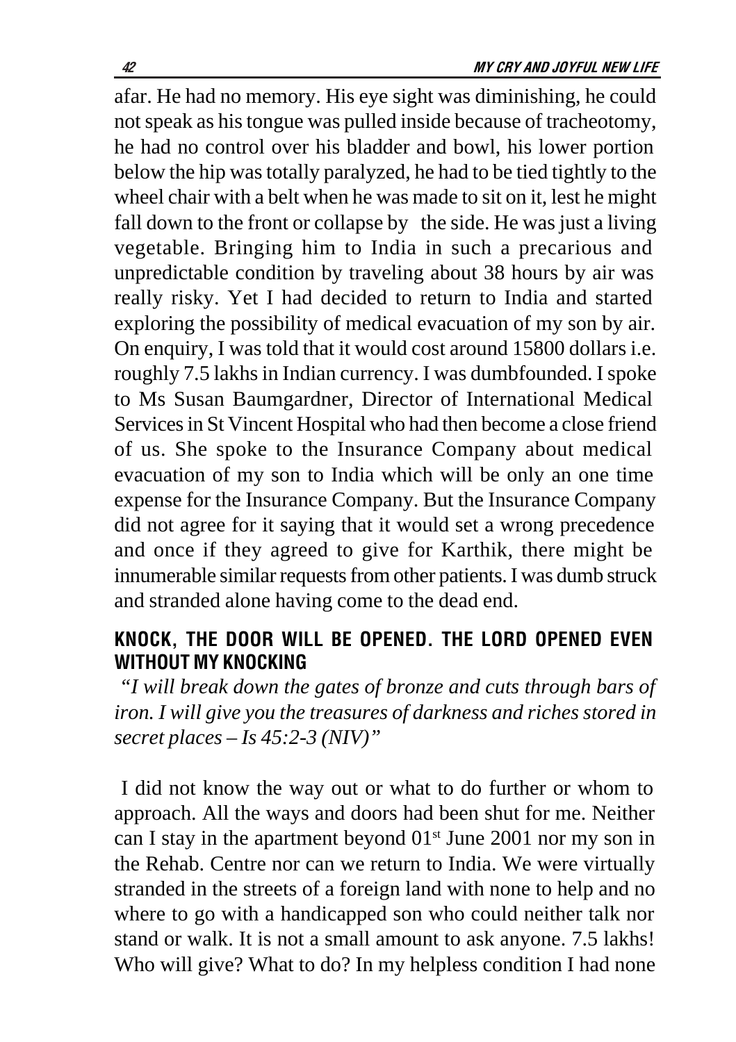afar. He had no memory. His eye sight was diminishing, he could not speak as his tongue was pulled inside because of tracheotomy, he had no control over his bladder and bowl, his lower portion below the hip was totally paralyzed, he had to be tied tightly to the wheel chair with a belt when he was made to sit on it, lest he might fall down to the front or collapse by the side. He was just a living vegetable. Bringing him to India in such a precarious and unpredictable condition by traveling about 38 hours by air was really risky. Yet I had decided to return to India and started exploring the possibility of medical evacuation of my son by air. On enquiry, I was told that it would cost around 15800 dollars i.e. roughly 7.5 lakhs in Indian currency. I was dumbfounded. I spoke to Ms Susan Baumgardner, Director of International Medical Services in St Vincent Hospital who had then become a close friend of us. She spoke to the Insurance Company about medical evacuation of my son to India which will be only an one time expense for the Insurance Company. But the Insurance Company did not agree for it saying that it would set a wrong precedence and once if they agreed to give for Karthik, there might be innumerable similar requests from other patients. I was dumb struck and stranded alone having come to the dead end.

## KNOCK, THE DOOR WILL BE OPENED. THE LORD OPENED EVEN WITHOUT MY KNOCKING

*"I will break down the gates of bronze and cuts through bars of iron. I will give you the treasures of darkness and riches stored in secret places – Is 45:2-3 (NIV)"*

I did not know the way out or what to do further or whom to approach. All the ways and doors had been shut for me. Neither can I stay in the apartment beyond 01st June 2001 nor my son in the Rehab. Centre nor can we return to India. We were virtually stranded in the streets of a foreign land with none to help and no where to go with a handicapped son who could neither talk nor stand or walk. It is not a small amount to ask anyone. 7.5 lakhs! Who will give? What to do? In my helpless condition I had none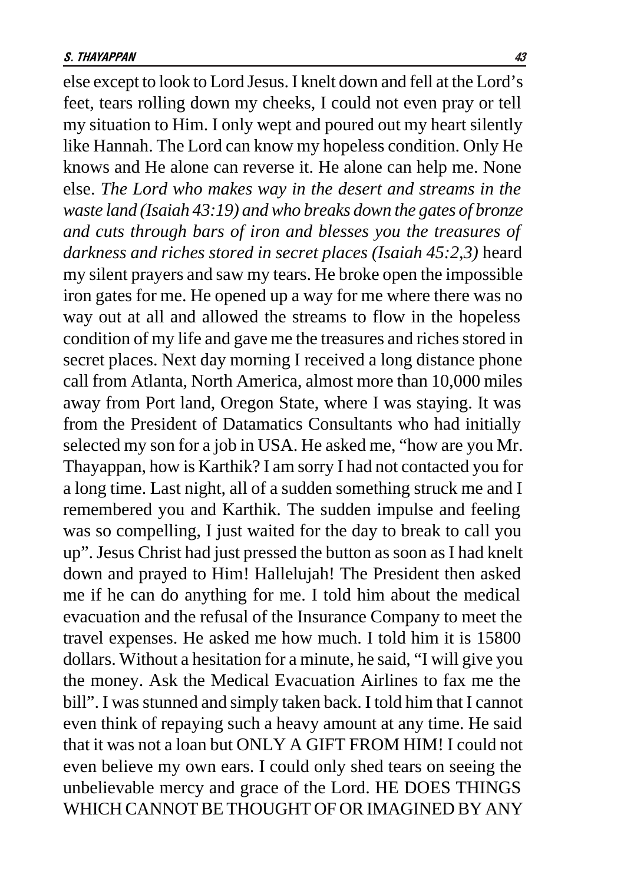else except to look to Lord Jesus. I knelt down and fell at the Lord's feet, tears rolling down my cheeks, I could not even pray or tell my situation to Him. I only wept and poured out my heart silently like Hannah. The Lord can know my hopeless condition. Only He knows and He alone can reverse it. He alone can help me. None else. *The Lord who makes way in the desert and streams in the waste land (Isaiah 43:19) and who breaks down the gates of bronze and cuts through bars of iron and blesses you the treasures of darkness and riches stored in secret places (Isaiah 45:2,3)* heard my silent prayers and saw my tears. He broke open the impossible iron gates for me. He opened up a way for me where there was no way out at all and allowed the streams to flow in the hopeless condition of my life and gave me the treasures and riches stored in secret places. Next day morning I received a long distance phone call from Atlanta, North America, almost more than 10,000 miles away from Port land, Oregon State, where I was staying. It was from the President of Datamatics Consultants who had initially selected my son for a job in USA. He asked me, "how are you Mr. Thayappan, how is Karthik? I am sorry I had not contacted you for a long time. Last night, all of a sudden something struck me and I remembered you and Karthik. The sudden impulse and feeling was so compelling, I just waited for the day to break to call you up". Jesus Christ had just pressed the button as soon as I had knelt down and prayed to Him! Hallelujah! The President then asked me if he can do anything for me. I told him about the medical evacuation and the refusal of the Insurance Company to meet the travel expenses. He asked me how much. I told him it is 15800 dollars. Without a hesitation for a minute, he said, "I will give you the money. Ask the Medical Evacuation Airlines to fax me the bill". I was stunned and simply taken back. I told him that I cannot even think of repaying such a heavy amount at any time. He said that it was not a loan but ONLY A GIFT FROM HIM! I could not even believe my own ears. I could only shed tears on seeing the unbelievable mercy and grace of the Lord. HE DOES THINGS WHICH CANNOT BE THOUGHT OF OR IMAGINED BY ANY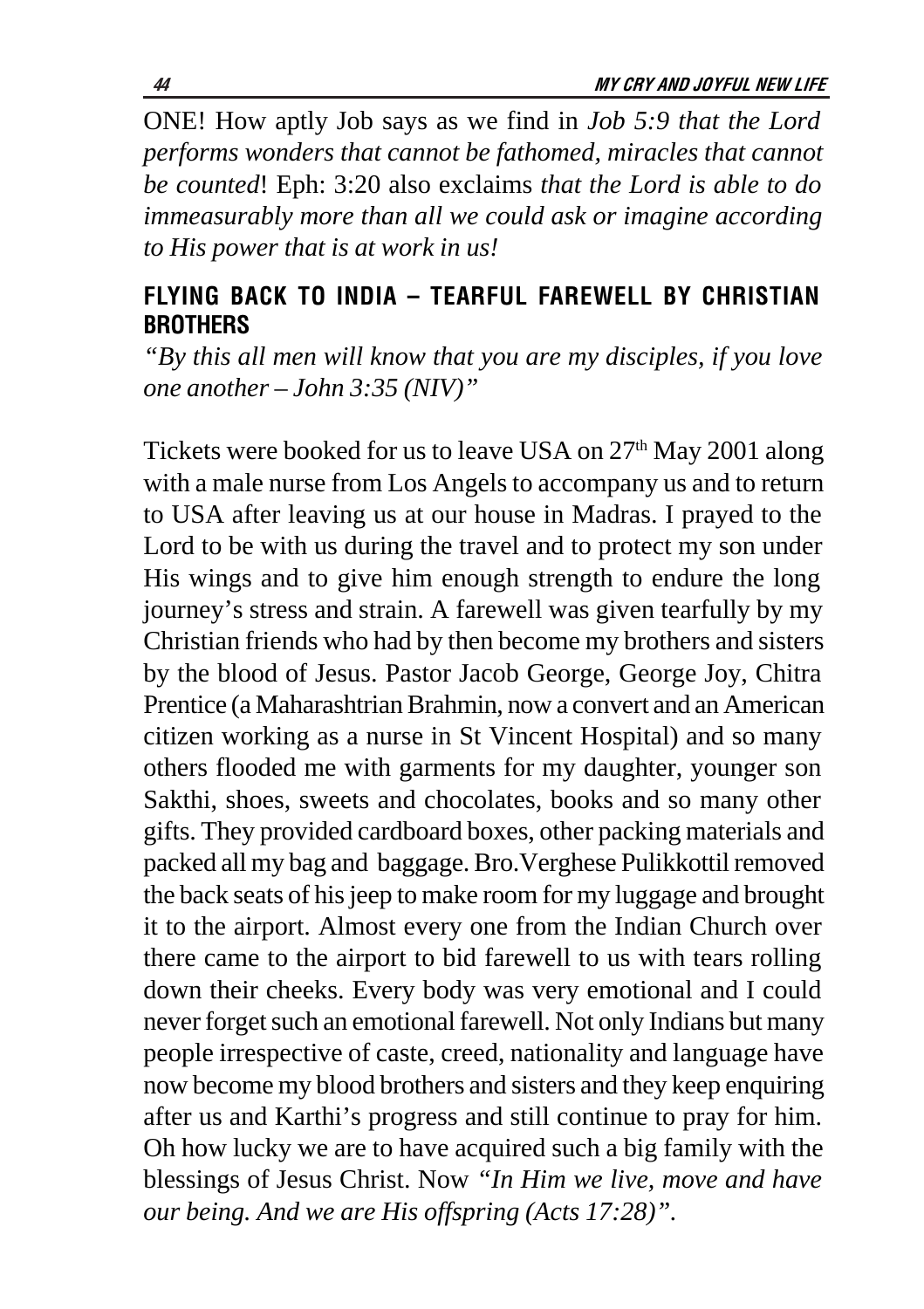ONE! How aptly Job says as we find in *Job 5:9 that the Lord performs wonders that cannot be fathomed, miracles that cannot be counted*! Eph: 3:20 also exclaims *that the Lord is able to do immeasurably more than all we could ask or imagine according to His power that is at work in us!*

## FLYING BACK TO INDIA – TEARFUL FAREWELL BY CHRISTIAN BROTHERS

*"By this all men will know that you are my disciples, if you love one another – John 3:35 (NIV)"*

Tickets were booked for us to leave USA on 27th May 2001 along with a male nurse from Los Angels to accompany us and to return to USA after leaving us at our house in Madras. I prayed to the Lord to be with us during the travel and to protect my son under His wings and to give him enough strength to endure the long journey's stress and strain. A farewell was given tearfully by my Christian friends who had by then become my brothers and sisters by the blood of Jesus. Pastor Jacob George, George Joy, Chitra Prentice (a Maharashtrian Brahmin, now a convert and an American citizen working as a nurse in St Vincent Hospital) and so many others flooded me with garments for my daughter, younger son Sakthi, shoes, sweets and chocolates, books and so many other gifts. They provided cardboard boxes, other packing materials and packed all my bag and baggage. Bro.Verghese Pulikkottil removed the back seats of his jeep to make room for my luggage and brought it to the airport. Almost every one from the Indian Church over there came to the airport to bid farewell to us with tears rolling down their cheeks. Every body was very emotional and I could never forget such an emotional farewell. Not only Indians but many people irrespective of caste, creed, nationality and language have now become my blood brothers and sisters and they keep enquiring after us and Karthi's progress and still continue to pray for him. Oh how lucky we are to have acquired such a big family with the blessings of Jesus Christ. Now *"In Him we live, move and have our being. And we are His offspring (Acts 17:28)"*.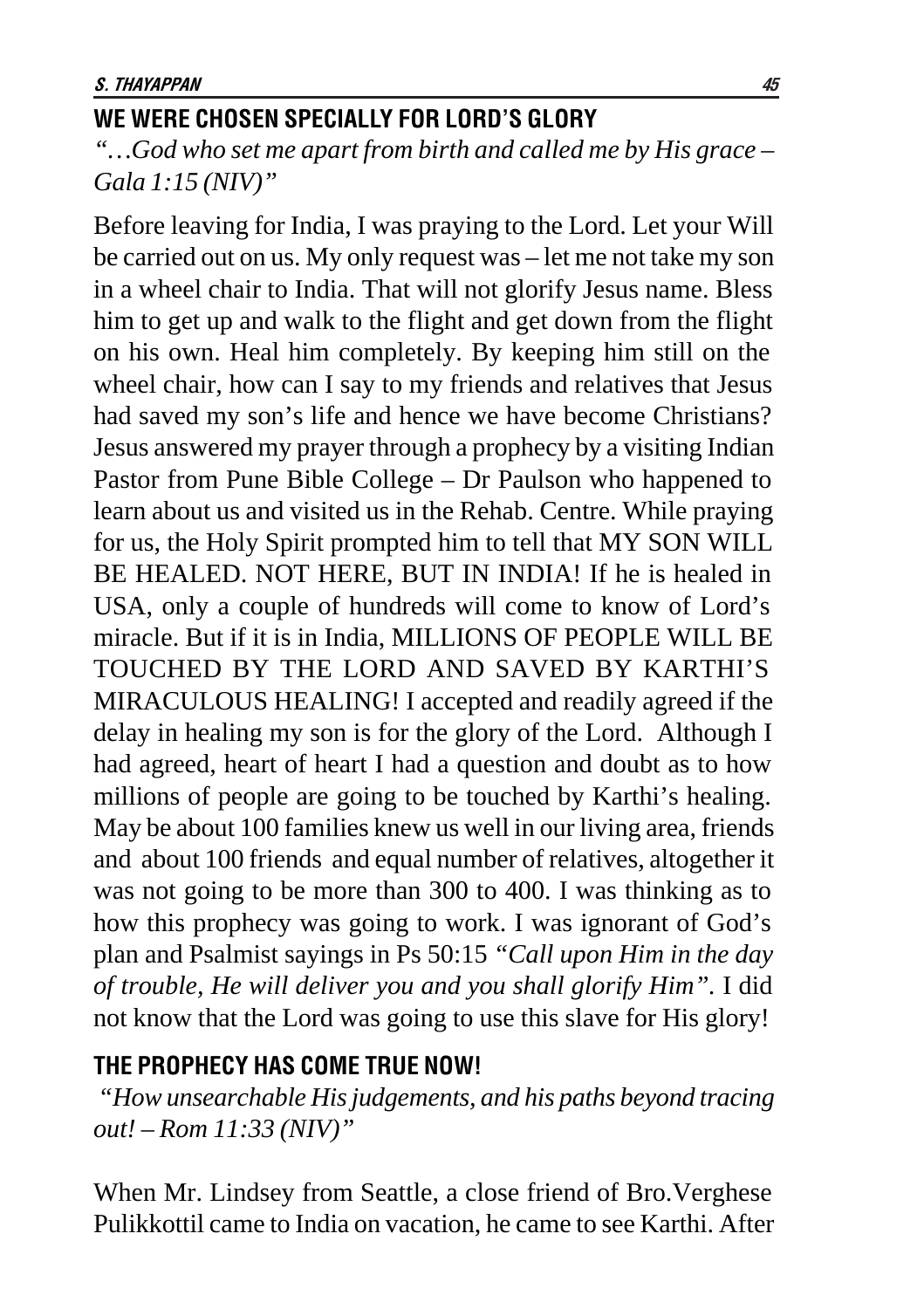## WE WERE CHOSEN SPECIALLY FOR LORD'S GLORY

*"…God who set me apart from birth and called me by His grace – Gala 1:15 (NIV)"*

Before leaving for India, I was praying to the Lord. Let your Will be carried out on us. My only request was – let me not take my son in a wheel chair to India. That will not glorify Jesus name. Bless him to get up and walk to the flight and get down from the flight on his own. Heal him completely. By keeping him still on the wheel chair, how can I say to my friends and relatives that Jesus had saved my son's life and hence we have become Christians? Jesus answered my prayer through a prophecy by a visiting Indian Pastor from Pune Bible College – Dr Paulson who happened to learn about us and visited us in the Rehab. Centre. While praying for us, the Holy Spirit prompted him to tell that MY SON WILL BE HEALED. NOT HERE, BUT IN INDIA! If he is healed in USA, only a couple of hundreds will come to know of Lord's miracle. But if it is in India, MILLIONS OF PEOPLE WILL BE TOUCHED BY THE LORD AND SAVED BY KARTHI'S MIRACULOUS HEALING! I accepted and readily agreed if the delay in healing my son is for the glory of the Lord. Although I had agreed, heart of heart I had a question and doubt as to how millions of people are going to be touched by Karthi's healing. May be about 100 families knew us well in our living area, friends and about 100 friends and equal number of relatives, altogether it was not going to be more than 300 to 400. I was thinking as to how this prophecy was going to work. I was ignorant of God's plan and Psalmist sayings in Ps 50:15 *"Call upon Him in the day of trouble, He will deliver you and you shall glorify Him"*. I did not know that the Lord was going to use this slave for His glory!

## THE PROPHECY HAS COME TRUE NOW!

*"How unsearchable His judgements, and his paths beyond tracing out! – Rom 11:33 (NIV)"*

When Mr. Lindsey from Seattle, a close friend of Bro.Verghese Pulikkottil came to India on vacation, he came to see Karthi. After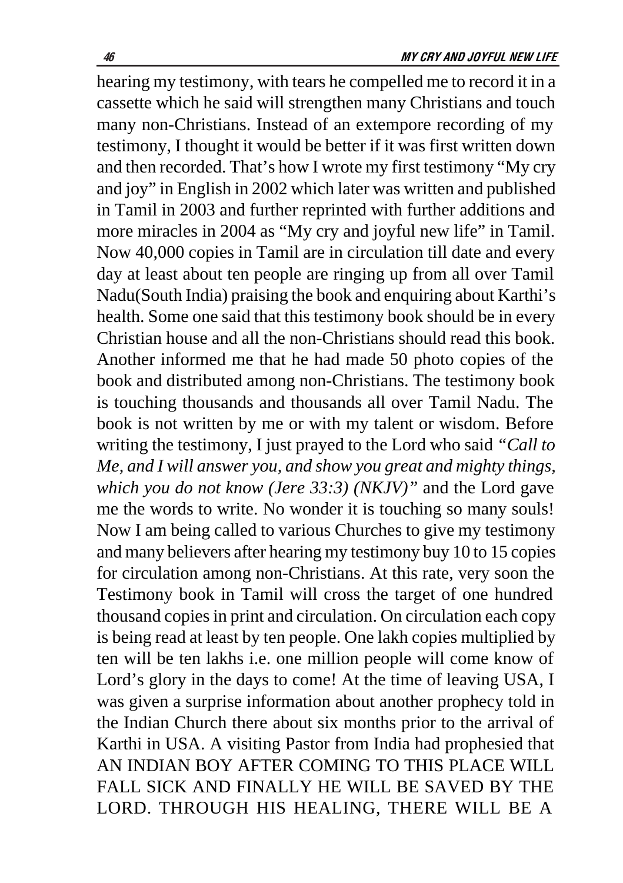hearing my testimony, with tears he compelled me to record it in a cassette which he said will strengthen many Christians and touch many non-Christians. Instead of an extempore recording of my testimony, I thought it would be better if it was first written down and then recorded. That's how I wrote my first testimony "My cry and joy" in English in 2002 which later was written and published in Tamil in 2003 and further reprinted with further additions and more miracles in 2004 as "My cry and joyful new life" in Tamil. Now 40,000 copies in Tamil are in circulation till date and every day at least about ten people are ringing up from all over Tamil Nadu(South India) praising the book and enquiring about Karthi's health. Some one said that this testimony book should be in every Christian house and all the non-Christians should read this book. Another informed me that he had made 50 photo copies of the book and distributed among non-Christians. The testimony book is touching thousands and thousands all over Tamil Nadu. The book is not written by me or with my talent or wisdom. Before writing the testimony, I just prayed to the Lord who said *"Call to Me, and I will answer you, and show you great and mighty things, which you do not know (Jere 33:3) (NKJV)"* and the Lord gave me the words to write. No wonder it is touching so many souls! Now I am being called to various Churches to give my testimony and many believers after hearing my testimony buy 10 to 15 copies for circulation among non-Christians. At this rate, very soon the Testimony book in Tamil will cross the target of one hundred thousand copies in print and circulation. On circulation each copy is being read at least by ten people. One lakh copies multiplied by ten will be ten lakhs i.e. one million people will come know of Lord's glory in the days to come! At the time of leaving USA, I was given a surprise information about another prophecy told in the Indian Church there about six months prior to the arrival of Karthi in USA. A visiting Pastor from India had prophesied that AN INDIAN BOY AFTER COMING TO THIS PLACE WILL FALL SICK AND FINALLY HE WILL BE SAVED BY THE LORD. THROUGH HIS HEALING, THERE WILL BE A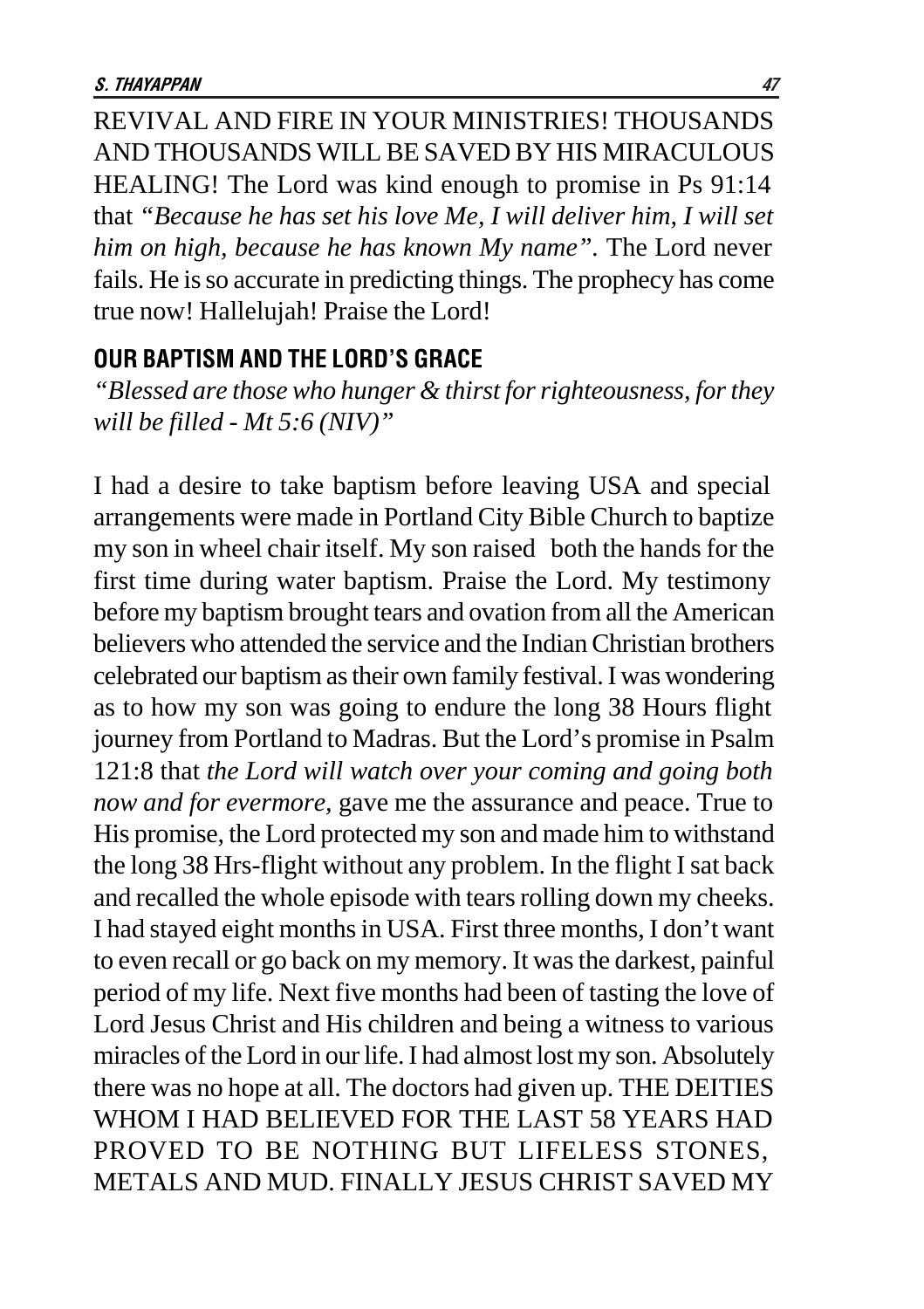REVIVAL AND FIRE IN YOUR MINISTRIES! THOUSANDS AND THOUSANDS WILL BE SAVED BY HIS MIRACULOUS HEALING! The Lord was kind enough to promise in Ps 91:14 that *"Because he has set his love Me, I will deliver him, I will set him on high, because he has known My name".* The Lord never fails. He is so accurate in predicting things. The prophecy has come true now! Hallelujah! Praise the Lord!

## OUR BAPTISM AND THE LORD'S GRACE

*"Blessed are those who hunger & thirst for righteousness, for they will be filled - Mt 5:6 (NIV)"*

I had a desire to take baptism before leaving USA and special arrangements were made in Portland City Bible Church to baptize my son in wheel chair itself. My son raised both the hands for the first time during water baptism. Praise the Lord. My testimony before my baptism brought tears and ovation from all the American believers who attended the service and the Indian Christian brothers celebrated our baptism as their own family festival. I was wondering as to how my son was going to endure the long 38 Hours flight journey from Portland to Madras. But the Lord's promise in Psalm 121:8 that *the Lord will watch over your coming and going both now and for evermore,* gave me the assurance and peace. True to His promise, the Lord protected my son and made him to withstand the long 38 Hrs-flight without any problem. In the flight I sat back and recalled the whole episode with tears rolling down my cheeks. I had stayed eight months in USA. First three months, I don't want to even recall or go back on my memory. It was the darkest, painful period of my life. Next five months had been of tasting the love of Lord Jesus Christ and His children and being a witness to various miracles of the Lord in our life. I had almost lost my son. Absolutely there was no hope at all. The doctors had given up. THE DEITIES WHOM I HAD BELIEVED FOR THE LAST 58 YEARS HAD PROVED TO BE NOTHING BUT LIFELESS STONES, METALS AND MUD. FINALLY JESUS CHRIST SAVED MY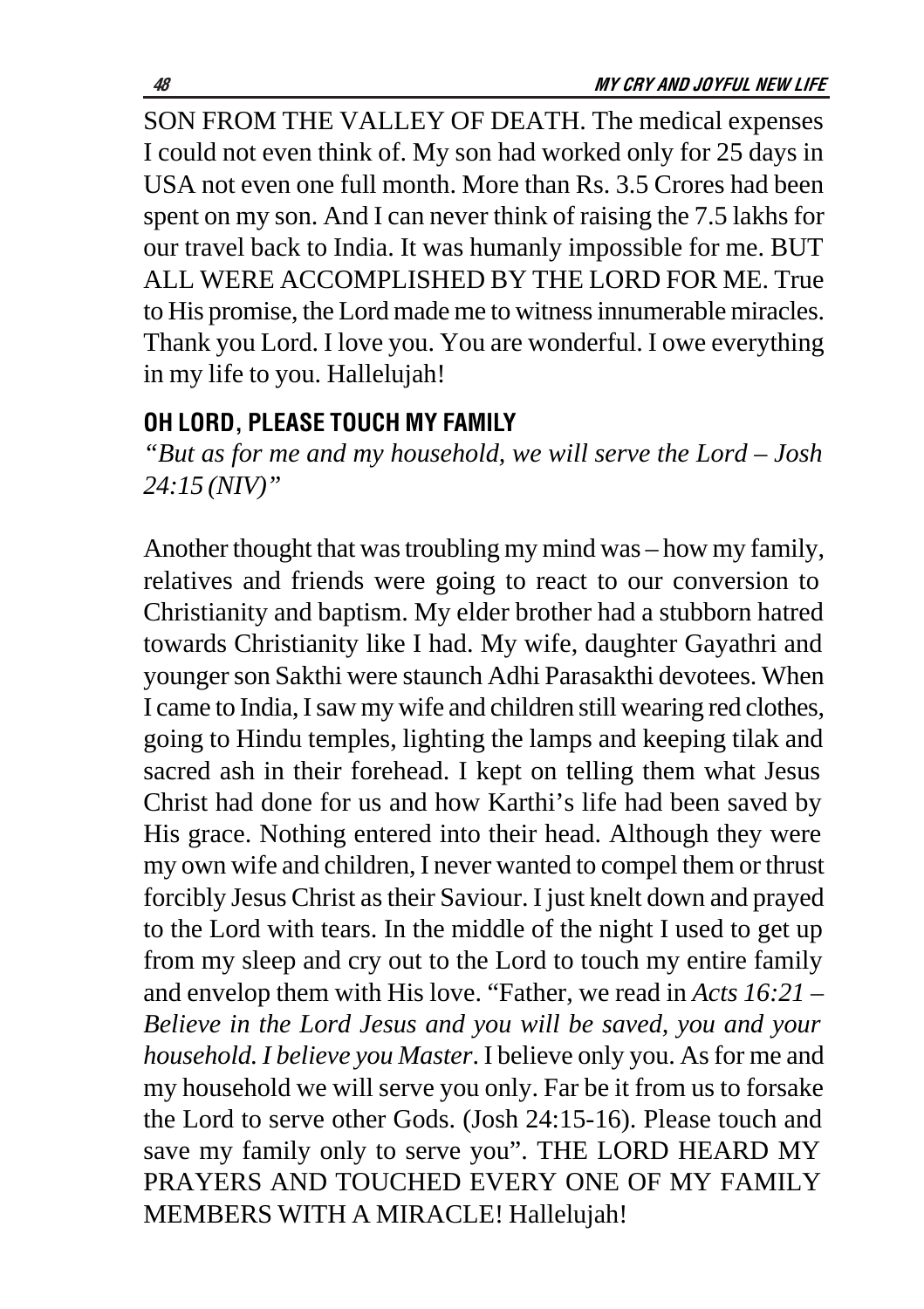SON FROM THE VALLEY OF DEATH. The medical expenses I could not even think of. My son had worked only for 25 days in USA not even one full month. More than Rs. 3.5 Crores had been spent on my son. And I can never think of raising the 7.5 lakhs for our travel back to India. It was humanly impossible for me. BUT ALL WERE ACCOMPLISHED BY THE LORD FOR ME. True to His promise, the Lord made me to witness innumerable miracles. Thank you Lord. I love you. You are wonderful. I owe everything in my life to you. Hallelujah!

## OH LORD, PLEASE TOUCH MY FAMILY

*"But as for me and my household, we will serve the Lord – Josh 24:15 (NIV)"*

Another thought that was troubling my mind was – how my family, relatives and friends were going to react to our conversion to Christianity and baptism. My elder brother had a stubborn hatred towards Christianity like I had. My wife, daughter Gayathri and younger son Sakthi were staunch Adhi Parasakthi devotees. When I came to India, I saw my wife and children still wearing red clothes, going to Hindu temples, lighting the lamps and keeping tilak and sacred ash in their forehead. I kept on telling them what Jesus Christ had done for us and how Karthi's life had been saved by His grace. Nothing entered into their head. Although they were my own wife and children, I never wanted to compel them or thrust forcibly Jesus Christ as their Saviour. I just knelt down and prayed to the Lord with tears. In the middle of the night I used to get up from my sleep and cry out to the Lord to touch my entire family and envelop them with His love. "Father, we read in *Acts 16:21 – Believe in the Lord Jesus and you will be saved, you and your household. I believe you Master*. I believe only you. As for me and my household we will serve you only. Far be it from us to forsake the Lord to serve other Gods. (Josh 24:15-16). Please touch and save my family only to serve you". THE LORD HEARD MY PRAYERS AND TOUCHED EVERY ONE OF MY FAMILY MEMBERS WITH A MIRACLE! Hallelujah!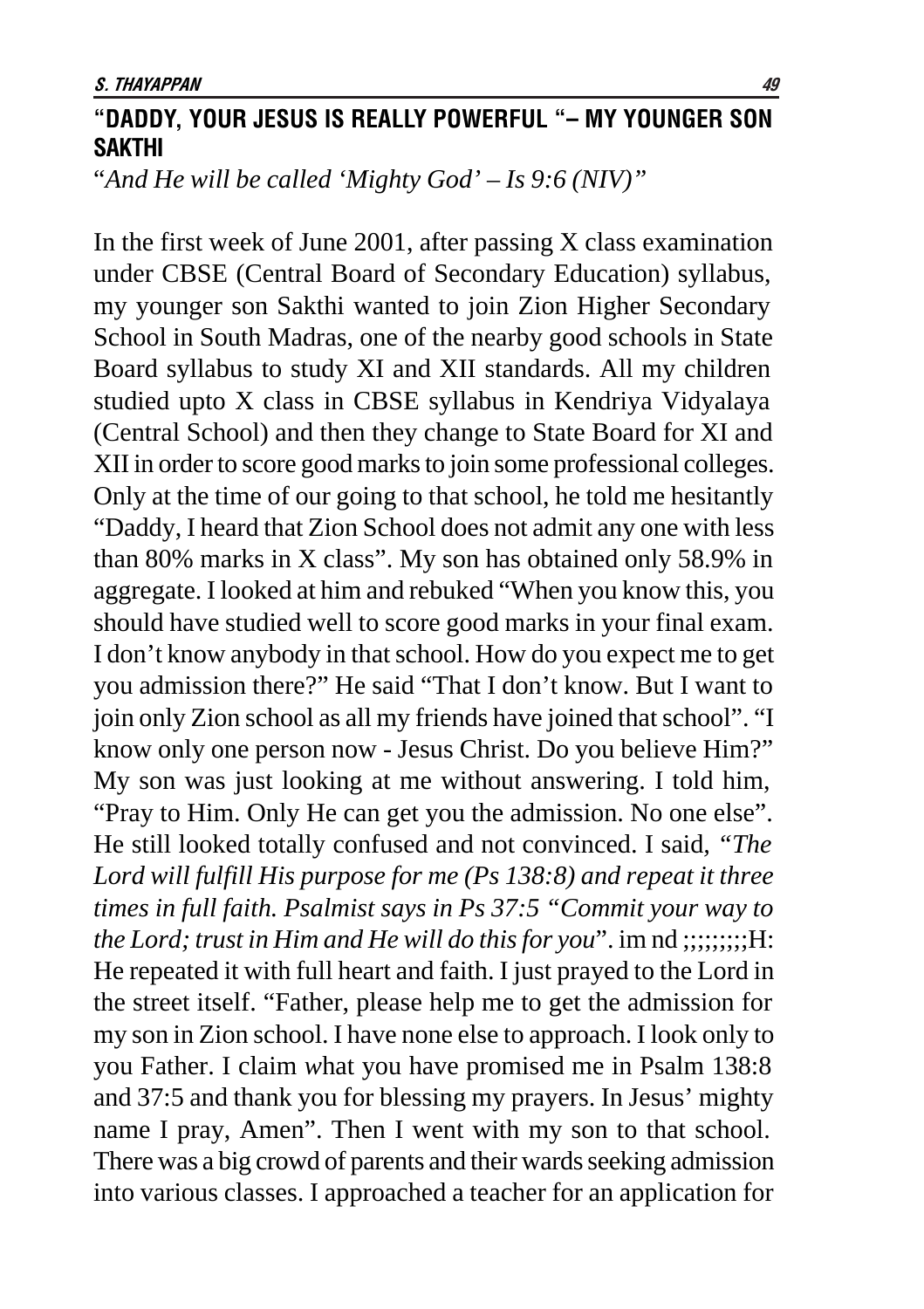## "DADDY, YOUR JESUS IS REALLY POWERFUL "– MY YOUNGER SON SAKTHI

"*And He will be called 'Mighty God' – Is 9:6 (NIV)"*

In the first week of June 2001, after passing X class examination under CBSE (Central Board of Secondary Education) syllabus, my younger son Sakthi wanted to join Zion Higher Secondary School in South Madras, one of the nearby good schools in State Board syllabus to study XI and XII standards. All my children studied upto X class in CBSE syllabus in Kendriya Vidyalaya (Central School) and then they change to State Board for XI and XII in order to score good marks to join some professional colleges. Only at the time of our going to that school, he told me hesitantly "Daddy, I heard that Zion School does not admit any one with less than 80% marks in X class". My son has obtained only 58.9% in aggregate. I looked at him and rebuked "When you know this, you should have studied well to score good marks in your final exam. I don't know anybody in that school. How do you expect me to get you admission there?" He said "That I don't know. But I want to join only Zion school as all my friends have joined that school". "I know only one person now - Jesus Christ. Do you believe Him?" My son was just looking at me without answering. I told him, "Pray to Him. Only He can get you the admission. No one else". He still looked totally confused and not convinced. I said, *"The Lord will fulfill His purpose for me (Ps 138:8) and repeat it three times in full faith. Psalmist says in Ps 37:5 "Commit your way to the Lord; trust in Him and He will do this for you*". im nd ;;;;;;;;;H: He repeated it with full heart and faith. I just prayed to the Lord in the street itself. "Father, please help me to get the admission for my son in Zion school. I have none else to approach. I look only to you Father. I claim *w*hat you have promised me in Psalm 138:8 and 37:5 and thank you for blessing my prayers. In Jesus' mighty name I pray, Amen". Then I went with my son to that school. There was a big crowd of parents and their wards seeking admission into various classes. I approached a teacher for an application for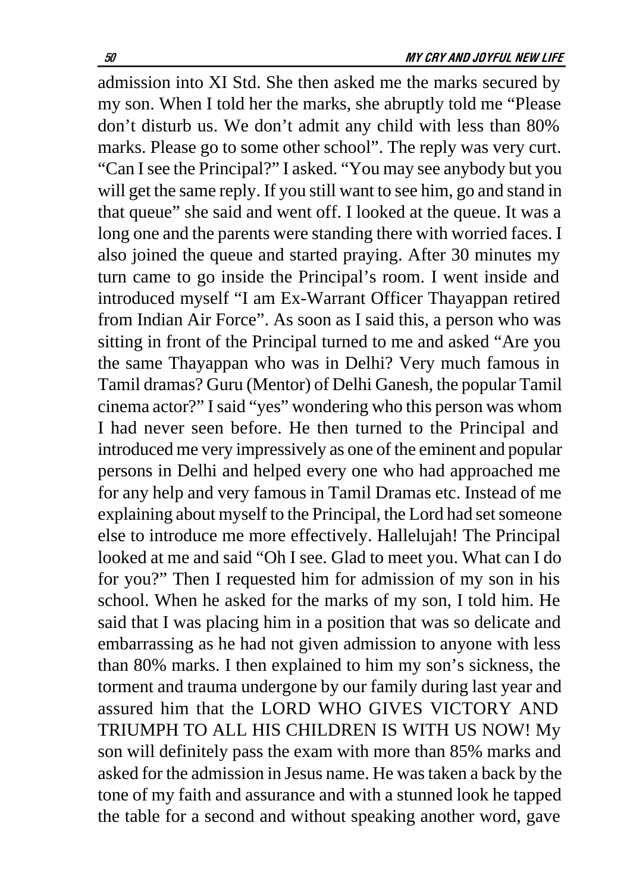admission into XI Std. She then asked me the marks secured by my son. When I told her the marks, she abruptly told me “Please don’t disturb us. We don’t admit any child with less than 80% marks. Please go to some other school”. The reply was very curt. “Can I see the Principal?” I asked. “You may see anybody but you will get the same reply. If you still want to see him, go and stand in that queue” she said and went off. I looked at the queue. It was a long one and the parents were standing there with worried faces. I also joined the queue and started praying. After 30 minutes my turn came to go inside the Principal’s room. I went inside and introduced myself “I am Ex-Warrant Officer Thayappan retired from Indian Air Force”. As soon as I said this, a person who was sitting in front of the Principal turned to me and asked “Are you the same Thayappan who was in Delhi? Very much famous in Tamil dramas? Guru (Mentor) of Delhi Ganesh, the popular Tamil cinema actor?” I said “yes” wondering who this person was whom I had never seen before. He then turned to the Principal and introduced me very impressively as one of the eminent and popular persons in Delhi and helped every one who had approached me for any help and very famous in Tamil Dramas etc. Instead of me explaining about myself to the Principal, the Lord had set someone else to introduce me more effectively. Hallelujah! The Principal looked at me and said “Oh I see. Glad to meet you. What can I do for you?” Then I requested him for admission of my son in his school. When he asked for the marks of my son, I told him. He said that I was placing him in a position that was so delicate and embarrassing as he had not given admission to anyone with less than 80% marks. I then explained to him my son’s sickness, the torment and trauma undergone by our family during last year and assured him that the LORD WHO GIVES VICTORY AND TRIUMPH TO ALL HIS CHILDREN IS WITH US NOW! My son will definitely pass the exam with more than 85% marks and asked for the admission in Jesus name. He was taken a back by the tone of my faith and assurance and with a stunned look he tapped the table for a second and without speaking another word, gave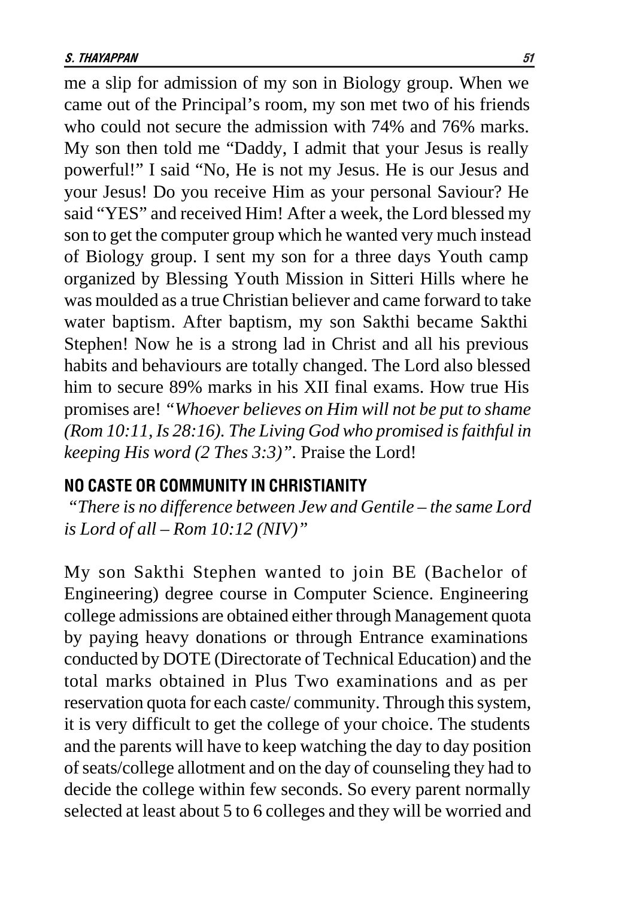me a slip for admission of my son in Biology group. When we came out of the Principal's room, my son met two of his friends who could not secure the admission with 74% and 76% marks. My son then told me "Daddy, I admit that your Jesus is really powerful!" I said "No, He is not my Jesus. He is our Jesus and your Jesus! Do you receive Him as your personal Saviour? He said "YES" and received Him! After a week, the Lord blessed my son to get the computer group which he wanted very much instead of Biology group. I sent my son for a three days Youth camp organized by Blessing Youth Mission in Sitteri Hills where he was moulded as a true Christian believer and came forward to take water baptism. After baptism, my son Sakthi became Sakthi Stephen! Now he is a strong lad in Christ and all his previous habits and behaviours are totally changed. The Lord also blessed him to secure 89% marks in his XII final exams. How true His promises are! *"Whoever believes on Him will not be put to shame (Rom 10:11, Is 28:16). The Living God who promised is faithful in keeping His word (2 Thes 3:3)"*. Praise the Lord!

## NO CASTE OR COMMUNITY IN CHRISTIANITY

*"There is no difference between Jew and Gentile – the same Lord is Lord of all – Rom 10:12 (NIV)"*

My son Sakthi Stephen wanted to join BE (Bachelor of Engineering) degree course in Computer Science. Engineering college admissions are obtained either through Management quota by paying heavy donations or through Entrance examinations conducted by DOTE (Directorate of Technical Education) and the total marks obtained in Plus Two examinations and as per reservation quota for each caste/ community. Through this system, it is very difficult to get the college of your choice. The students and the parents will have to keep watching the day to day position of seats/college allotment and on the day of counseling they had to decide the college within few seconds. So every parent normally selected at least about 5 to 6 colleges and they will be worried and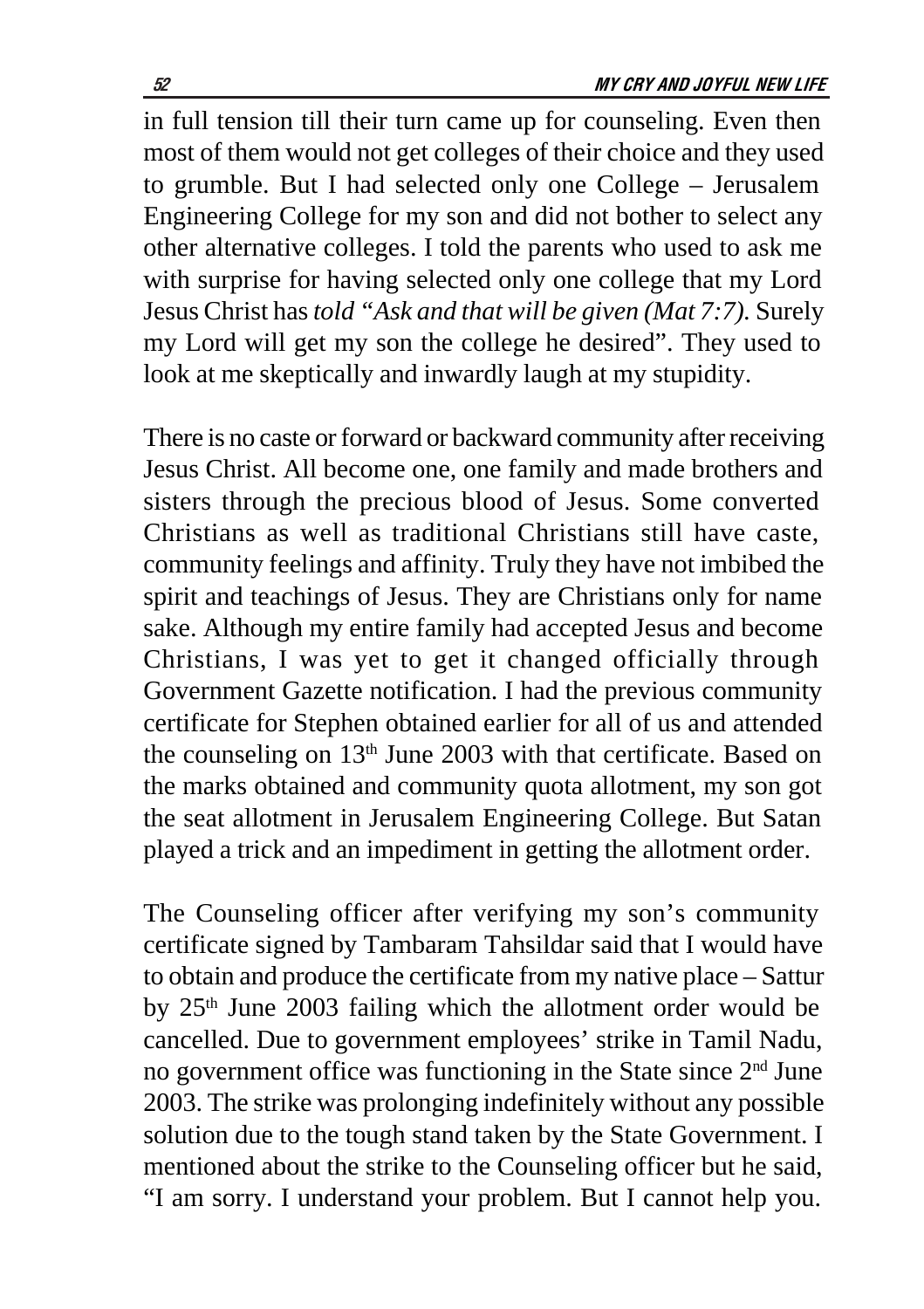in full tension till their turn came up for counseling. Even then most of them would not get colleges of their choice and they used to grumble. But I had selected only one College – Jerusalem Engineering College for my son and did not bother to select any other alternative colleges. I told the parents who used to ask me with surprise for having selected only one college that my Lord Jesus Christ has *told "Ask and that will be given (Mat 7:7).* Surely my Lord will get my son the college he desired". They used to look at me skeptically and inwardly laugh at my stupidity.

There is no caste or forward or backward community after receiving Jesus Christ. All become one, one family and made brothers and sisters through the precious blood of Jesus. Some converted Christians as well as traditional Christians still have caste, community feelings and affinity. Truly they have not imbibed the spirit and teachings of Jesus. They are Christians only for name sake. Although my entire family had accepted Jesus and become Christians, I was yet to get it changed officially through Government Gazette notification. I had the previous community certificate for Stephen obtained earlier for all of us and attended the counseling on 13th June 2003 with that certificate. Based on the marks obtained and community quota allotment, my son got the seat allotment in Jerusalem Engineering College. But Satan played a trick and an impediment in getting the allotment order.

The Counseling officer after verifying my son's community certificate signed by Tambaram Tahsildar said that I would have to obtain and produce the certificate from my native place – Sattur by 25th June 2003 failing which the allotment order would be cancelled. Due to government employees' strike in Tamil Nadu, no government office was functioning in the State since 2nd June 2003. The strike was prolonging indefinitely without any possible solution due to the tough stand taken by the State Government. I mentioned about the strike to the Counseling officer but he said, "I am sorry. I understand your problem. But I cannot help you.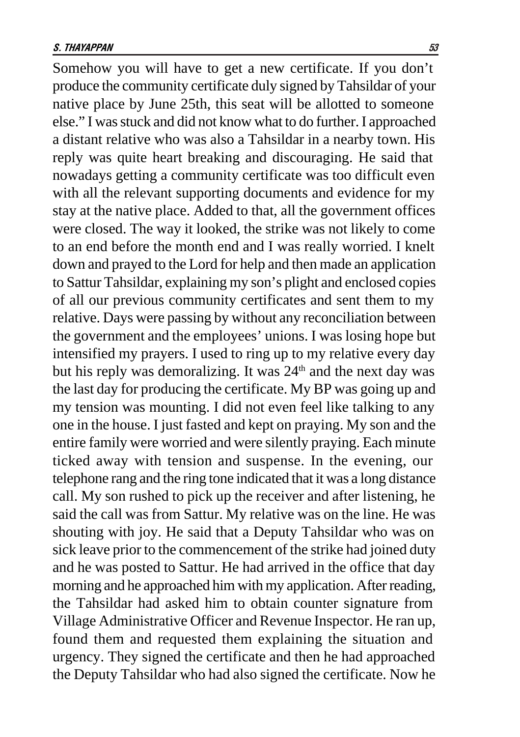Somehow you will have to get a new certificate. If you don't produce the community certificate duly signed by Tahsildar of your native place by June 25th, this seat will be allotted to someone else." I was stuck and did not know what to do further. I approached a distant relative who was also a Tahsildar in a nearby town. His reply was quite heart breaking and discouraging. He said that nowadays getting a community certificate was too difficult even with all the relevant supporting documents and evidence for my stay at the native place. Added to that, all the government offices were closed. The way it looked, the strike was not likely to come to an end before the month end and I was really worried. I knelt down and prayed to the Lord for help and then made an application to Sattur Tahsildar, explaining my son's plight and enclosed copies of all our previous community certificates and sent them to my relative. Days were passing by without any reconciliation between the government and the employees' unions. I was losing hope but intensified my prayers. I used to ring up to my relative every day but his reply was demoralizing. It was 24th and the next day was the last day for producing the certificate. My BP was going up and my tension was mounting. I did not even feel like talking to any one in the house. I just fasted and kept on praying. My son and the entire family were worried and were silently praying. Each minute ticked away with tension and suspense. In the evening, our telephone rang and the ring tone indicated that it was a long distance call. My son rushed to pick up the receiver and after listening, he said the call was from Sattur. My relative was on the line. He was shouting with joy. He said that a Deputy Tahsildar who was on sick leave prior to the commencement of the strike had joined duty and he was posted to Sattur. He had arrived in the office that day morning and he approached him with my application. After reading, the Tahsildar had asked him to obtain counter signature from Village Administrative Officer and Revenue Inspector. He ran up, found them and requested them explaining the situation and urgency. They signed the certificate and then he had approached the Deputy Tahsildar who had also signed the certificate. Now he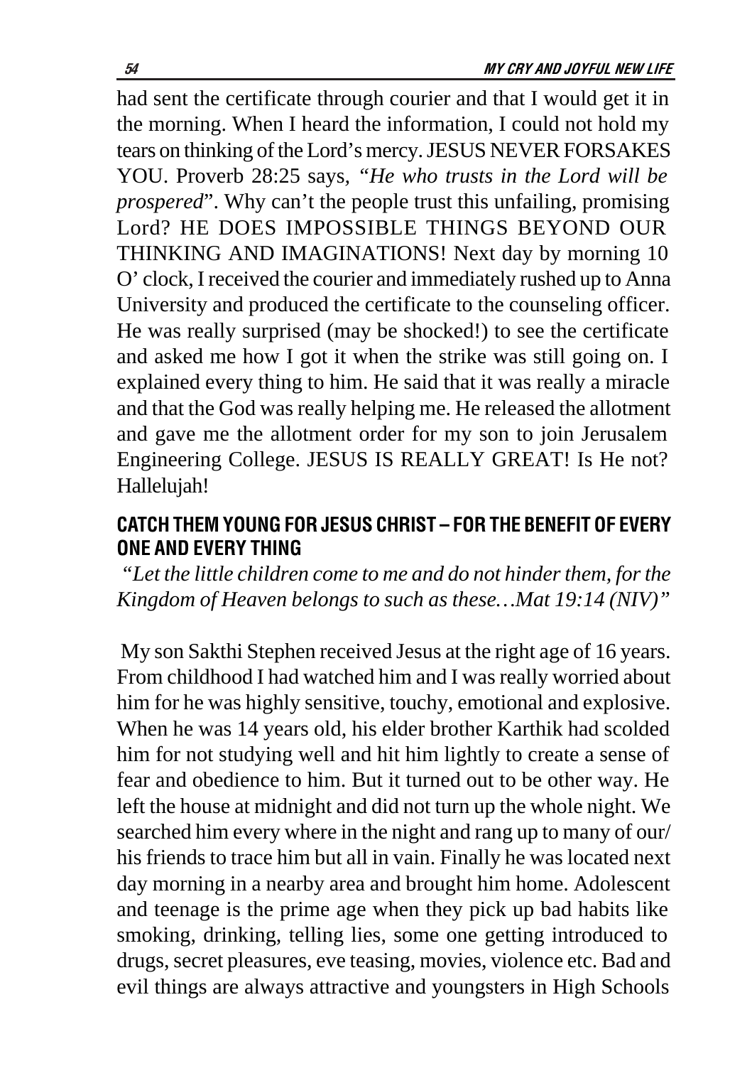had sent the certificate through courier and that I would get it in the morning. When I heard the information, I could not hold my tears on thinking of the Lord's mercy. JESUS NEVER FORSAKES YOU. Proverb 28:25 says, "*He who trusts in the Lord will be prospered*". Why can't the people trust this unfailing, promising Lord? HE DOES IMPOSSIBLE THINGS BEYOND OUR THINKING AND IMAGINATIONS! Next day by morning 10 O' clock, I received the courier and immediately rushed up to Anna University and produced the certificate to the counseling officer. He was really surprised (may be shocked!) to see the certificate and asked me how I got it when the strike was still going on. I explained every thing to him. He said that it was really a miracle and that the God was really helping me. He released the allotment and gave me the allotment order for my son to join Jerusalem Engineering College. JESUS IS REALLY GREAT! Is He not? Hallelujah!

## CATCH THEM YOUNG FOR JESUS CHRIST – FOR THE BENEFIT OF EVERY ONE AND EVERY THING

*"Let the little children come to me and do not hinder them, for the Kingdom of Heaven belongs to such as these…Mat 19:14 (NIV)"*

My son Sakthi Stephen received Jesus at the right age of 16 years. From childhood I had watched him and I was really worried about him for he was highly sensitive, touchy, emotional and explosive. When he was 14 years old, his elder brother Karthik had scolded him for not studying well and hit him lightly to create a sense of fear and obedience to him. But it turned out to be other way. He left the house at midnight and did not turn up the whole night. We searched him every where in the night and rang up to many of our/ his friends to trace him but all in vain. Finally he was located next day morning in a nearby area and brought him home. Adolescent and teenage is the prime age when they pick up bad habits like smoking, drinking, telling lies, some one getting introduced to drugs, secret pleasures, eve teasing, movies, violence etc. Bad and evil things are always attractive and youngsters in High Schools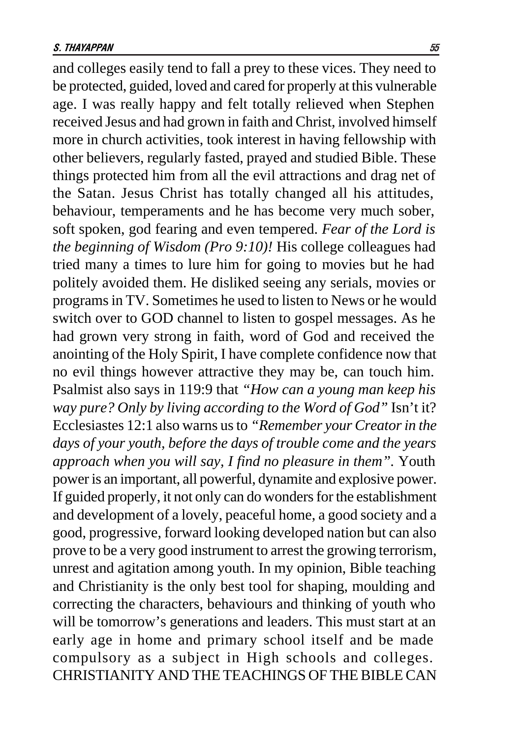and colleges easily tend to fall a prey to these vices. They need to be protected, guided, loved and cared for properly at this vulnerable age. I was really happy and felt totally relieved when Stephen received Jesus and had grown in faith and Christ, involved himself more in church activities, took interest in having fellowship with other believers, regularly fasted, prayed and studied Bible. These things protected him from all the evil attractions and drag net of the Satan. Jesus Christ has totally changed all his attitudes, behaviour, temperaments and he has become very much sober, soft spoken, god fearing and even tempered. *Fear of the Lord is the beginning of Wisdom (Pro 9:10)!* His college colleagues had tried many a times to lure him for going to movies but he had politely avoided them. He disliked seeing any serials, movies or programs in TV. Sometimes he used to listen to News or he would switch over to GOD channel to listen to gospel messages. As he had grown very strong in faith, word of God and received the anointing of the Holy Spirit, I have complete confidence now that no evil things however attractive they may be, can touch him. Psalmist also says in 119:9 that *"How can a young man keep his way pure? Only by living according to the Word of God"* Isn't it? Ecclesiastes 12:1 also warns us to *"Remember your Creator in the days of your youth, before the days of trouble come and the years approach when you will say, I find no pleasure in them".* Youth power is an important, all powerful, dynamite and explosive power. If guided properly, it not only can do wonders for the establishment and development of a lovely, peaceful home, a good society and a good, progressive, forward looking developed nation but can also prove to be a very good instrument to arrest the growing terrorism, unrest and agitation among youth. In my opinion, Bible teaching and Christianity is the only best tool for shaping, moulding and correcting the characters, behaviours and thinking of youth who will be tomorrow's generations and leaders. This must start at an early age in home and primary school itself and be made compulsory as a subject in High schools and colleges. CHRISTIANITY AND THE TEACHINGS OF THE BIBLE CAN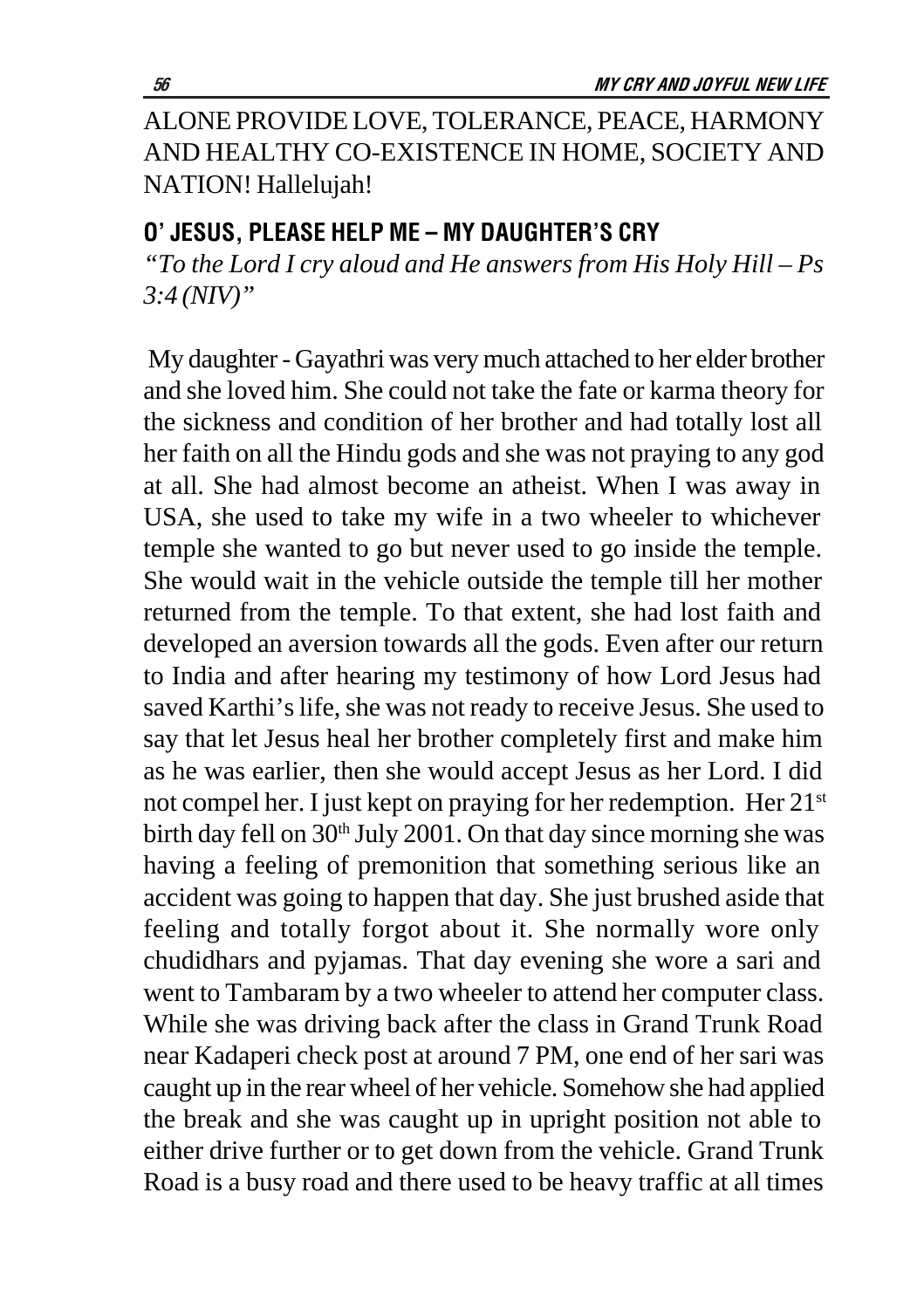ALONE PROVIDE LOVE, TOLERANCE, PEACE, HARMONY AND HEALTHY CO-EXISTENCE IN HOME, SOCIETY AND NATION! Hallelujah!

## O' JESUS, PLEASE HELP ME – MY DAUGHTER'S CRY

*"To the Lord I cry aloud and He answers from His Holy Hill – Ps 3:4 (NIV)"*

My daughter - Gayathri was very much attached to her elder brother and she loved him. She could not take the fate or karma theory for the sickness and condition of her brother and had totally lost all her faith on all the Hindu gods and she was not praying to any god at all. She had almost become an atheist. When I was away in USA, she used to take my wife in a two wheeler to whichever temple she wanted to go but never used to go inside the temple. She would wait in the vehicle outside the temple till her mother returned from the temple. To that extent, she had lost faith and developed an aversion towards all the gods. Even after our return to India and after hearing my testimony of how Lord Jesus had saved Karthi's life, she was not ready to receive Jesus. She used to say that let Jesus heal her brother completely first and make him as he was earlier, then she would accept Jesus as her Lord. I did not compel her. I just kept on praying for her redemption. Her 21st birth day fell on 30th July 2001. On that day since morning she was having a feeling of premonition that something serious like an accident was going to happen that day. She just brushed aside that feeling and totally forgot about it. She normally wore only chudidhars and pyjamas. That day evening she wore a sari and went to Tambaram by a two wheeler to attend her computer class. While she was driving back after the class in Grand Trunk Road near Kadaperi check post at around 7 PM, one end of her sari was caught up in the rear wheel of her vehicle. Somehow she had applied the break and she was caught up in upright position not able to either drive further or to get down from the vehicle. Grand Trunk Road is a busy road and there used to be heavy traffic at all times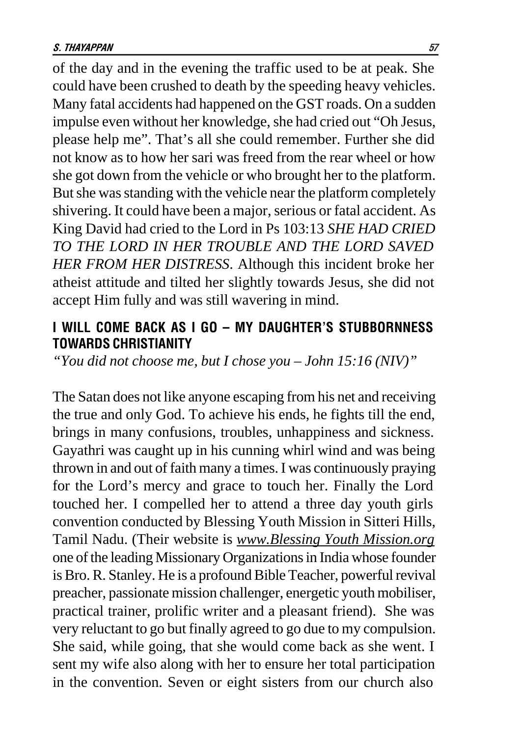of the day and in the evening the traffic used to be at peak. She could have been crushed to death by the speeding heavy vehicles. Many fatal accidents had happened on the GST roads. On a sudden impulse even without her knowledge, she had cried out "Oh Jesus, please help me". That's all she could remember. Further she did not know as to how her sari was freed from the rear wheel or how she got down from the vehicle or who brought her to the platform. But she was standing with the vehicle near the platform completely shivering. It could have been a major, serious or fatal accident. As King David had cried to the Lord in Ps 103:13 *SHE HAD CRIED TO THE LORD IN HER TROUBLE AND THE LORD SAVED HER FROM HER DISTRESS*. Although this incident broke her atheist attitude and tilted her slightly towards Jesus, she did not accept Him fully and was still wavering in mind.

## I WILL COME BACK AS I GO – MY DAUGHTER'S STUBBORNNESS TOWARDS CHRISTIANITY

*"You did not choose me, but I chose you – John 15:16 (NIV)"*

The Satan does not like anyone escaping from his net and receiving the true and only God. To achieve his ends, he fights till the end, brings in many confusions, troubles, unhappiness and sickness. Gayathri was caught up in his cunning whirl wind and was being thrown in and out of faith many a times. I was continuously praying for the Lord's mercy and grace to touch her. Finally the Lord touched her. I compelled her to attend a three day youth girls convention conducted by Blessing Youth Mission in Sitteri Hills, Tamil Nadu. (Their website is www.Blessing Youth Mission.org one of the leading Missionary Organizations in India whose founder is Bro. R. Stanley. He is a profound Bible Teacher, powerful revival preacher, passionate mission challenger, energetic youth mobiliser, practical trainer, prolific writer and a pleasant friend). She was very reluctant to go but finally agreed to go due to my compulsion. She said, while going, that she would come back as she went. I sent my wife also along with her to ensure her total participation in the convention. Seven or eight sisters from our church also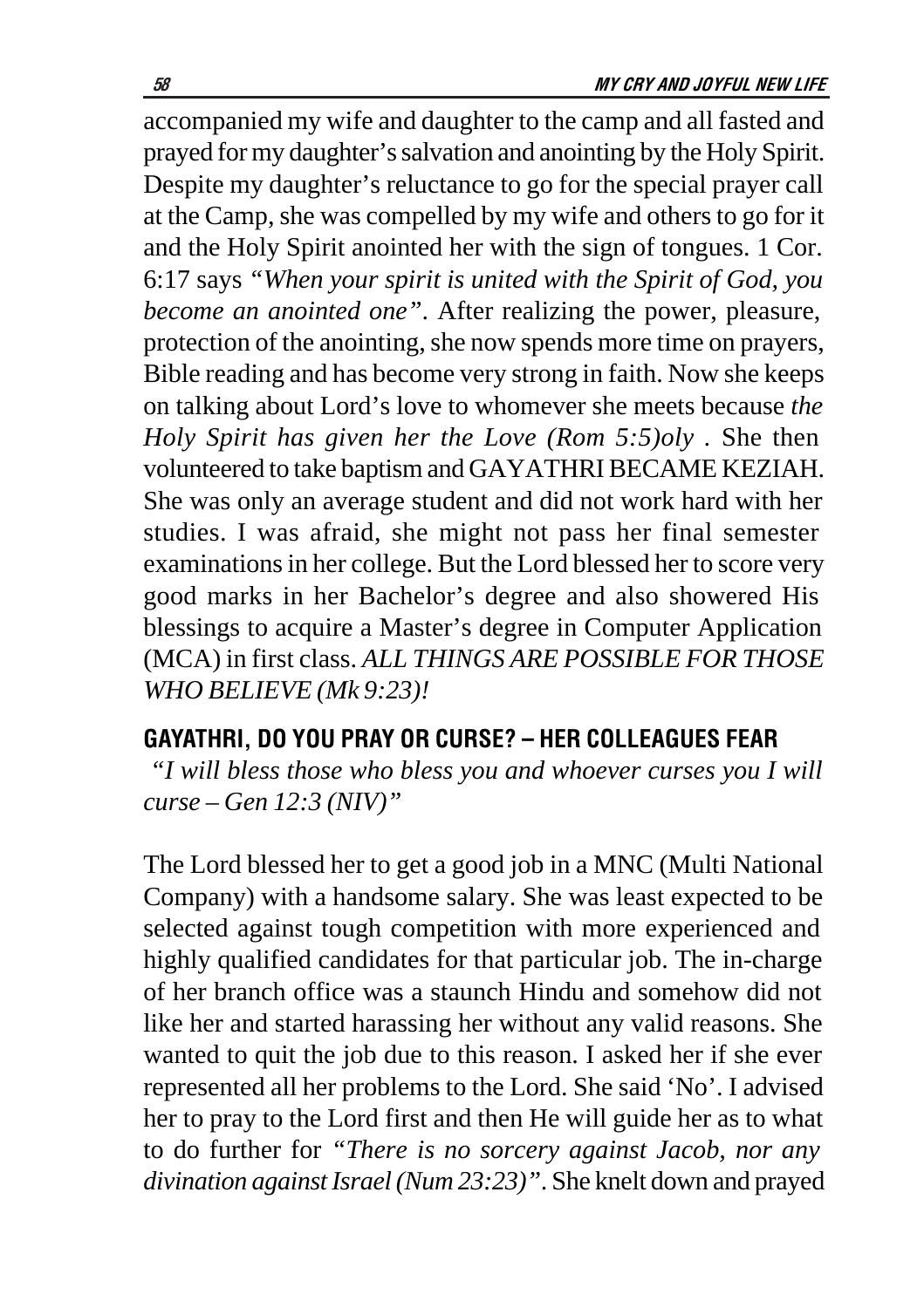accompanied my wife and daughter to the camp and all fasted and prayed for my daughter's salvation and anointing by the Holy Spirit. Despite my daughter's reluctance to go for the special prayer call at the Camp, she was compelled by my wife and others to go for it and the Holy Spirit anointed her with the sign of tongues. 1 Cor. 6:17 says *"When your spirit is united with the Spirit of God, you become an anointed one"*. After realizing the power, pleasure, protection of the anointing, she now spends more time on prayers, Bible reading and has become very strong in faith. Now she keeps on talking about Lord's love to whomever she meets because *the Holy Spirit has given her the Love (Rom 5:5)oly* . She then volunteered to take baptism and GAYATHRI BECAME KEZIAH. She was only an average student and did not work hard with her studies. I was afraid, she might not pass her final semester examinations in her college. But the Lord blessed her to score very good marks in her Bachelor's degree and also showered His blessings to acquire a Master's degree in Computer Application (MCA) in first class. *ALL THINGS ARE POSSIBLE FOR THOSE WHO BELIEVE (Mk 9:23)!*

## GAYATHRI, DO YOU PRAY OR CURSE? – HER COLLEAGUES FEAR

*"I will bless those who bless you and whoever curses you I will curse – Gen 12:3 (NIV)"*

The Lord blessed her to get a good job in a MNC (Multi National Company) with a handsome salary. She was least expected to be selected against tough competition with more experienced and highly qualified candidates for that particular job. The in-charge of her branch office was a staunch Hindu and somehow did not like her and started harassing her without any valid reasons. She wanted to quit the job due to this reason. I asked her if she ever represented all her problems to the Lord. She said 'No'. I advised her to pray to the Lord first and then He will guide her as to what to do further for *"There is no sorcery against Jacob, nor any divination against Israel (Num 23:23)"*. She knelt down and prayed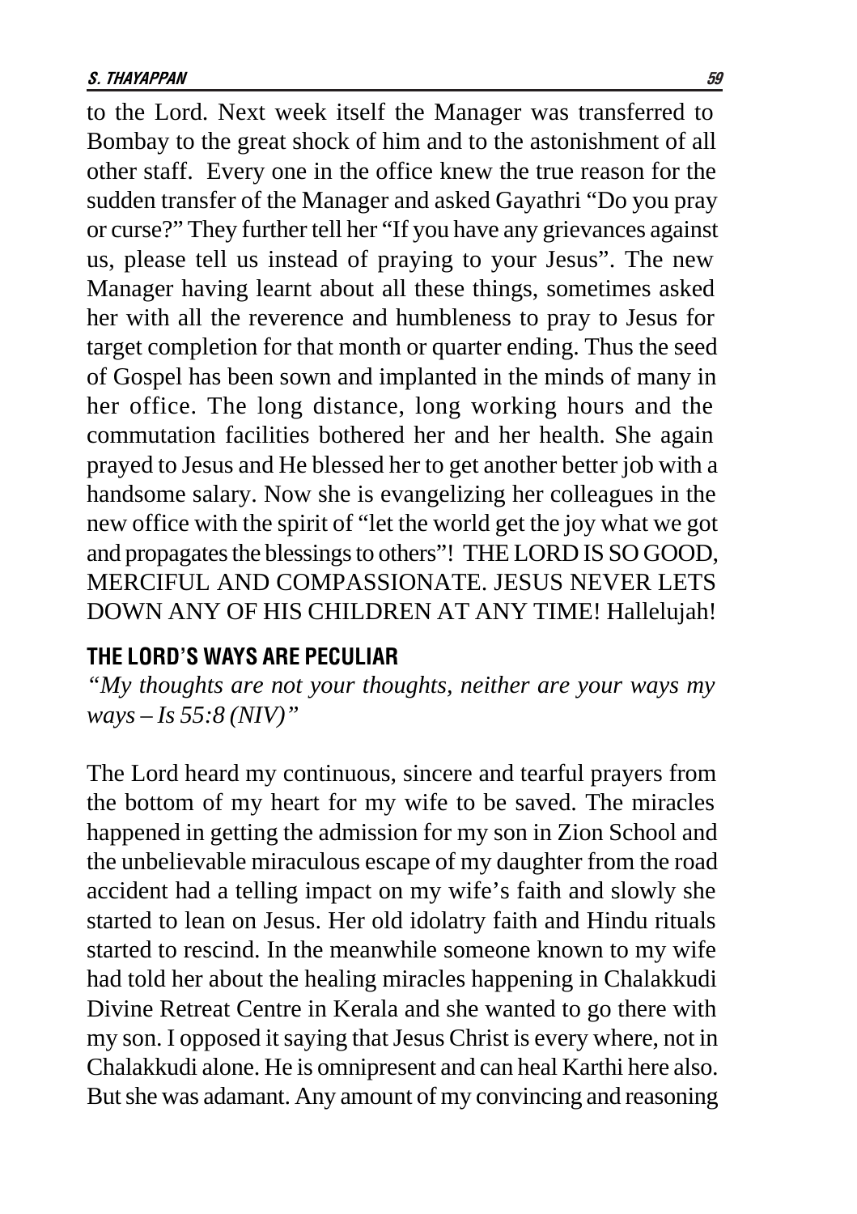to the Lord. Next week itself the Manager was transferred to Bombay to the great shock of him and to the astonishment of all other staff. Every one in the office knew the true reason for the sudden transfer of the Manager and asked Gayathri "Do you pray or curse?" They further tell her "If you have any grievances against us, please tell us instead of praying to your Jesus". The new Manager having learnt about all these things, sometimes asked her with all the reverence and humbleness to pray to Jesus for target completion for that month or quarter ending. Thus the seed of Gospel has been sown and implanted in the minds of many in her office. The long distance, long working hours and the commutation facilities bothered her and her health. She again prayed to Jesus and He blessed her to get another better job with a handsome salary. Now she is evangelizing her colleagues in the new office with the spirit of "let the world get the joy what we got and propagates the blessings to others"! THE LORD IS SO GOOD, MERCIFUL AND COMPASSIONATE. JESUS NEVER LETS DOWN ANY OF HIS CHILDREN AT ANY TIME! Hallelujah!

## THE LORD'S WAYS ARE PECULIAR

*"My thoughts are not your thoughts, neither are your ways my ways – Is 55:8 (NIV)"*

The Lord heard my continuous, sincere and tearful prayers from the bottom of my heart for my wife to be saved. The miracles happened in getting the admission for my son in Zion School and the unbelievable miraculous escape of my daughter from the road accident had a telling impact on my wife's faith and slowly she started to lean on Jesus. Her old idolatry faith and Hindu rituals started to rescind. In the meanwhile someone known to my wife had told her about the healing miracles happening in Chalakkudi Divine Retreat Centre in Kerala and she wanted to go there with my son. I opposed it saying that Jesus Christ is every where, not in Chalakkudi alone. He is omnipresent and can heal Karthi here also. But she was adamant. Any amount of my convincing and reasoning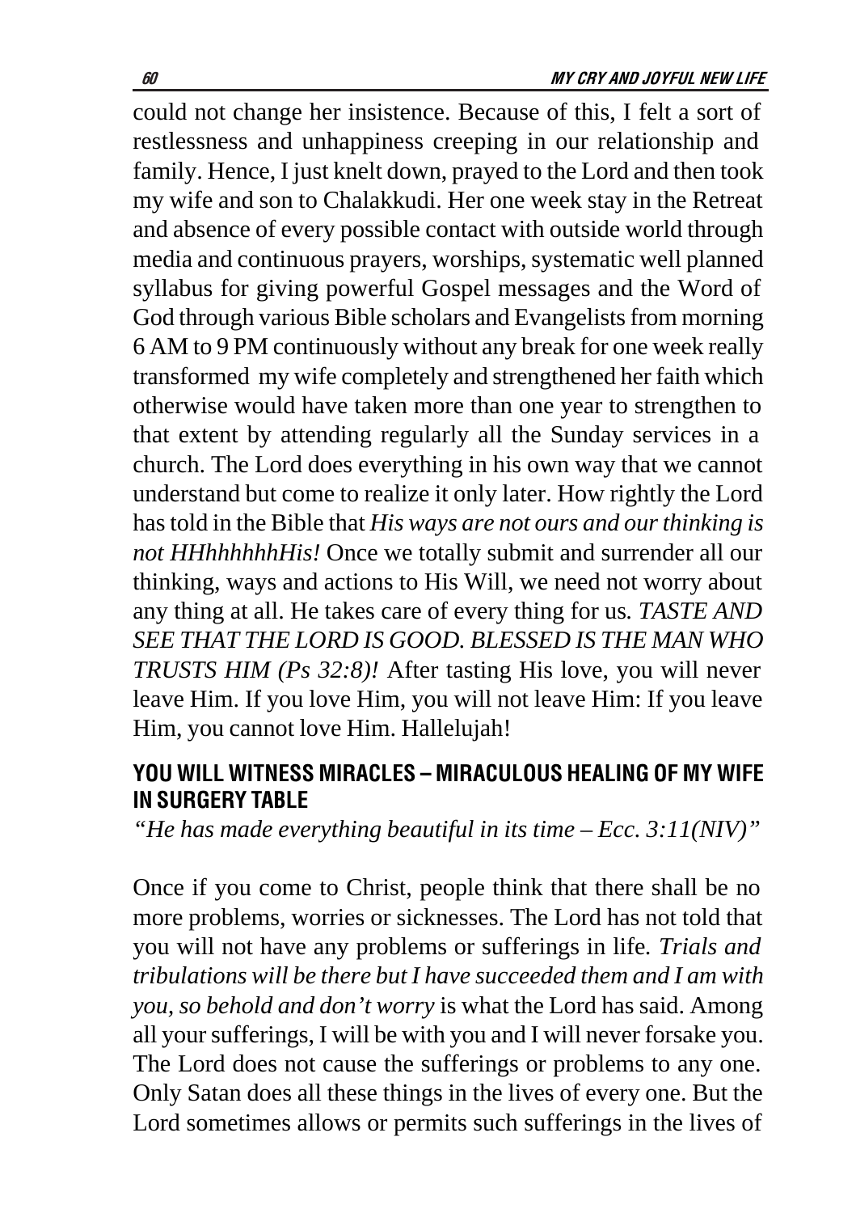could not change her insistence. Because of this, I felt a sort of restlessness and unhappiness creeping in our relationship and family. Hence, I just knelt down, prayed to the Lord and then took my wife and son to Chalakkudi. Her one week stay in the Retreat and absence of every possible contact with outside world through media and continuous prayers, worships, systematic well planned syllabus for giving powerful Gospel messages and the Word of God through various Bible scholars and Evangelists from morning 6 AM to 9 PM continuously without any break for one week really transformed my wife completely and strengthened her faith which otherwise would have taken more than one year to strengthen to that extent by attending regularly all the Sunday services in a church. The Lord does everything in his own way that we cannot understand but come to realize it only later. How rightly the Lord has told in the Bible that *His ways are not ours and our thinking is not HHhhhhhhHis!* Once we totally submit and surrender all our thinking, ways and actions to His Will, we need not worry about any thing at all. He takes care of every thing for us. *TASTE AND SEE THAT THE LORD IS GOOD. BLESSED IS THE MAN WHO TRUSTS HIM (Ps 32:8)!* After tasting His love, you will never leave Him. If you love Him, you will not leave Him: If you leave Him, you cannot love Him. Hallelujah!

## YOU WILL WITNESS MIRACLES – MIRACULOUS HEALING OF MY WIFE IN SURGERY TABLE

*"He has made everything beautiful in its time – Ecc. 3:11(NIV)"*

Once if you come to Christ, people think that there shall be no more problems, worries or sicknesses. The Lord has not told that you will not have any problems or sufferings in life. *Trials and tribulations will be there but I have succeeded them and I am with you, so behold and don't worry* is what the Lord has said. Among all your sufferings, I will be with you and I will never forsake you. The Lord does not cause the sufferings or problems to any one. Only Satan does all these things in the lives of every one. But the Lord sometimes allows or permits such sufferings in the lives of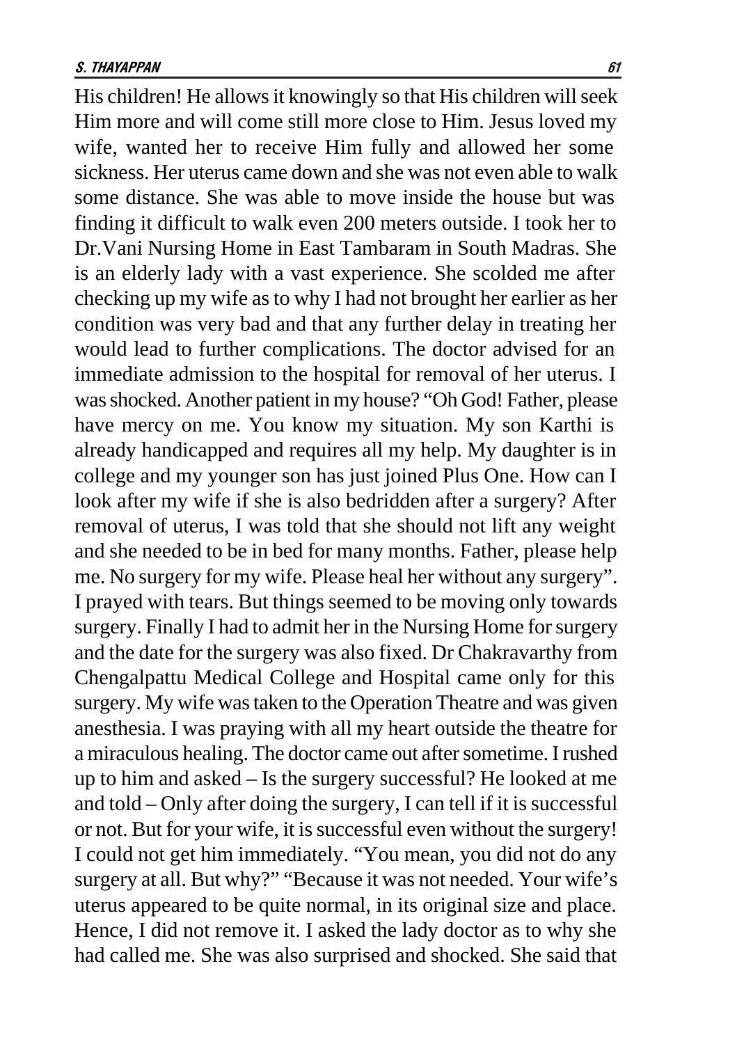His children! He allows it knowingly so that His children will seek Him more and will come still more close to Him. Jesus loved my wife, wanted her to receive Him fully and allowed her some sickness. Her uterus came down and she was not even able to walk some distance. She was able to move inside the house but was finding it difficult to walk even 200 meters outside. I took her to Dr.Vani Nursing Home in East Tambaram in South Madras. She is an elderly lady with a vast experience. She scolded me after checking up my wife as to why I had not brought her earlier as her condition was very bad and that any further delay in treating her would lead to further complications. The doctor advised for an immediate admission to the hospital for removal of her uterus. I was shocked. Another patient in my house? "Oh God! Father, please have mercy on me. You know my situation. My son Karthi is already handicapped and requires all my help. My daughter is in college and my younger son has just joined Plus One. How can I look after my wife if she is also bedridden after a surgery? After removal of uterus, I was told that she should not lift any weight and she needed to be in bed for many months. Father, please help me. No surgery for my wife. Please heal her without any surgery". I prayed with tears. But things seemed to be moving only towards surgery. Finally I had to admit her in the Nursing Home for surgery and the date for the surgery was also fixed. Dr Chakravarthy from Chengalpattu Medical College and Hospital came only for this surgery. My wife was taken to the Operation Theatre and was given anesthesia. I was praying with all my heart outside the theatre for a miraculous healing. The doctor came out after sometime. I rushed up to him and asked – Is the surgery successful? He looked at me and told – Only after doing the surgery, I can tell if it is successful or not. But for your wife, it is successful even without the surgery! I could not get him immediately. "You mean, you did not do any surgery at all. But why?" "Because it was not needed. Your wife's uterus appeared to be quite normal, in its original size and place. Hence, I did not remove it. I asked the lady doctor as to why she had called me. She was also surprised and shocked. She said that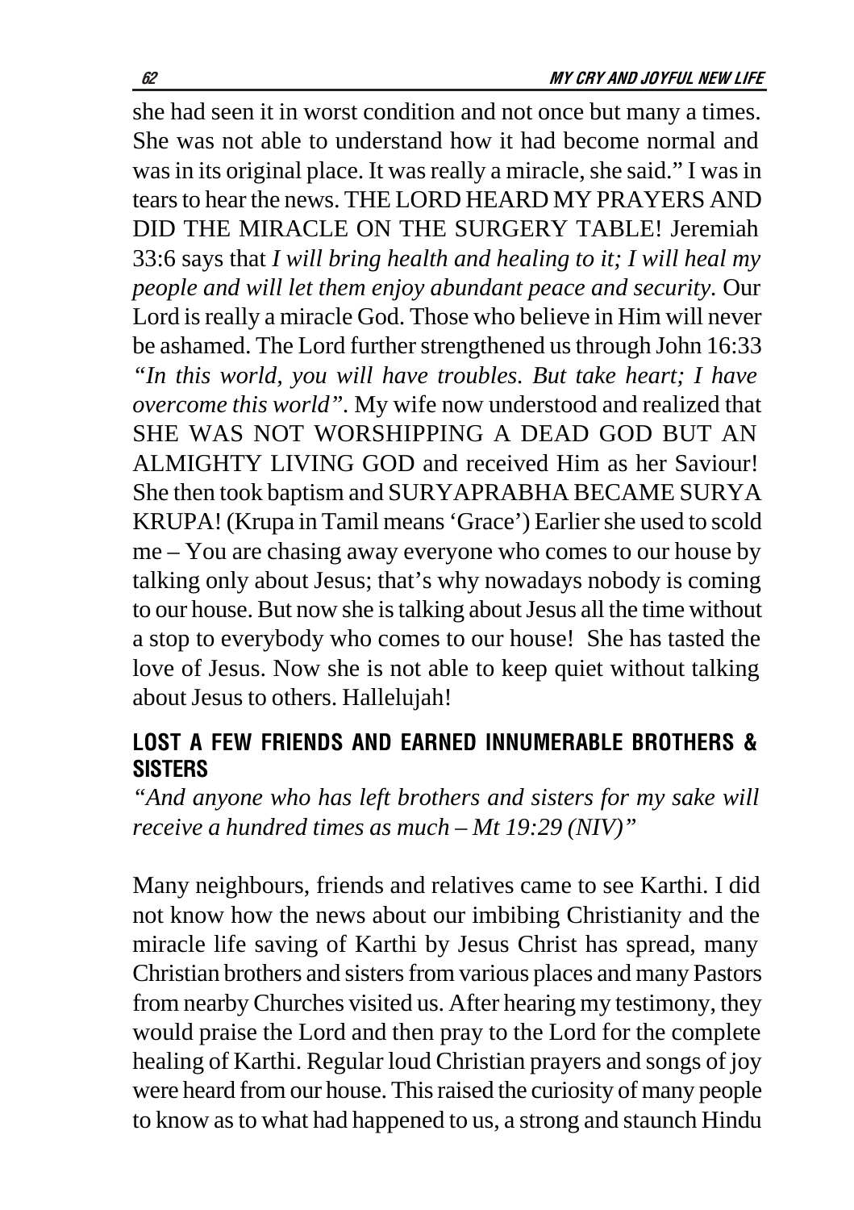she had seen it in worst condition and not once but many a times. She was not able to understand how it had become normal and was in its original place. It was really a miracle, she said." I was in tears to hear the news. THE LORD HEARD MY PRAYERS AND DID THE MIRACLE ON THE SURGERY TABLE! Jeremiah 33:6 says that *I will bring health and healing to it; I will heal my people and will let them enjoy abundant peace and security.* Our Lord is really a miracle God. Those who believe in Him will never be ashamed. The Lord further strengthened us through John 16:33 *"In this world, you will have troubles. But take heart; I have overcome this world".* My wife now understood and realized that SHE WAS NOT WORSHIPPING A DEAD GOD BUT AN ALMIGHTY LIVING GOD and received Him as her Saviour! She then took baptism and SURYAPRABHA BECAME SURYA KRUPA! (Krupa in Tamil means 'Grace') Earlier she used to scold me – You are chasing away everyone who comes to our house by talking only about Jesus; that's why nowadays nobody is coming to our house. But now she is talking about Jesus all the time without a stop to everybody who comes to our house! She has tasted the love of Jesus. Now she is not able to keep quiet without talking about Jesus to others. Hallelujah!

## LOST A FEW FRIENDS AND EARNED INNUMERABLE BROTHERS & SISTERS

*"And anyone who has left brothers and sisters for my sake will receive a hundred times as much – Mt 19:29 (NIV)"*

Many neighbours, friends and relatives came to see Karthi. I did not know how the news about our imbibing Christianity and the miracle life saving of Karthi by Jesus Christ has spread, many Christian brothers and sisters from various places and many Pastors from nearby Churches visited us. After hearing my testimony, they would praise the Lord and then pray to the Lord for the complete healing of Karthi. Regular loud Christian prayers and songs of joy were heard from our house. This raised the curiosity of many people to know as to what had happened to us, a strong and staunch Hindu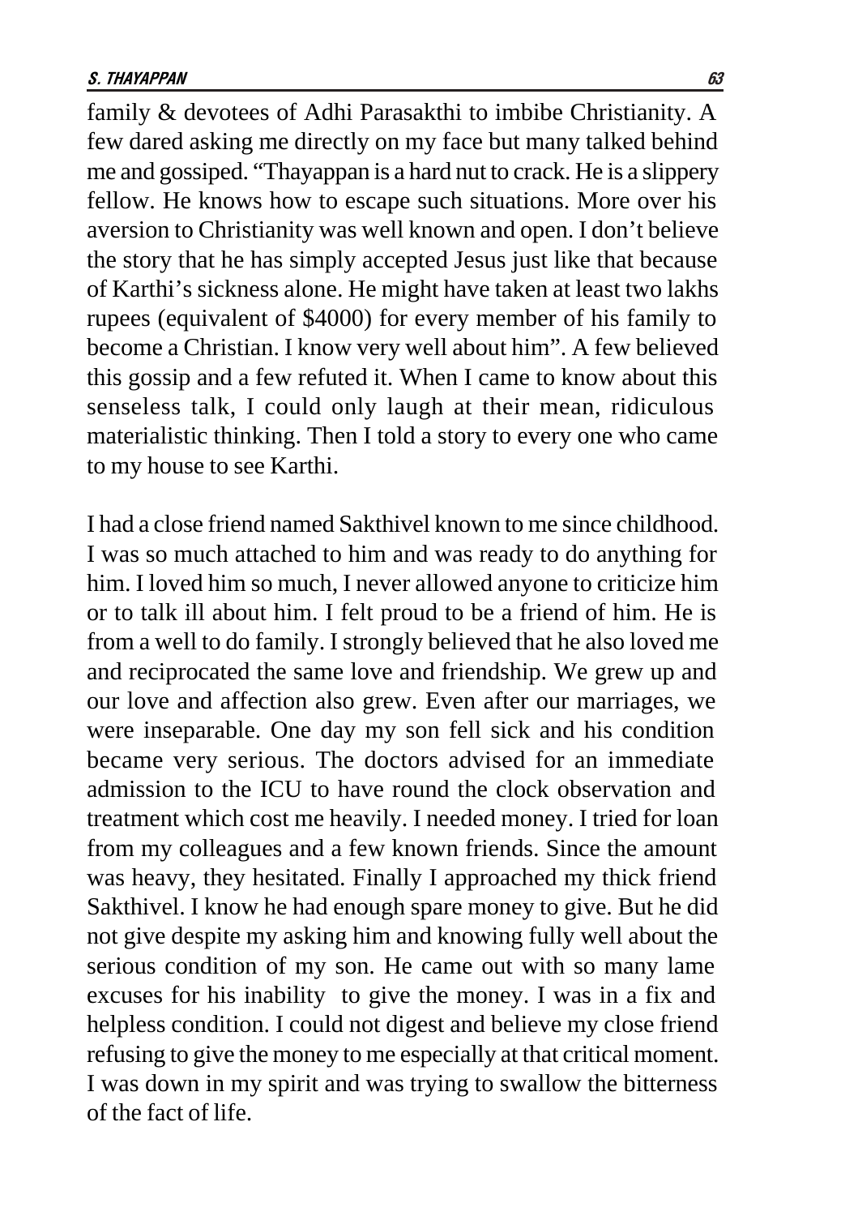family & devotees of Adhi Parasakthi to imbibe Christianity. A few dared asking me directly on my face but many talked behind me and gossiped. "Thayappan is a hard nut to crack. He is a slippery fellow. He knows how to escape such situations. More over his aversion to Christianity was well known and open. I don't believe the story that he has simply accepted Jesus just like that because of Karthi's sickness alone. He might have taken at least two lakhs rupees (equivalent of $4000) for every member of his family to become a Christian. I know very well about him". A few believed this gossip and a few refuted it. When I came to know about this senseless talk, I could only laugh at their mean, ridiculous materialistic thinking. Then I told a story to every one who came to my house to see Karthi.

I had a close friend named Sakthivel known to me since childhood. I was so much attached to him and was ready to do anything for him. I loved him so much, I never allowed anyone to criticize him or to talk ill about him. I felt proud to be a friend of him. He is from a well to do family. I strongly believed that he also loved me and reciprocated the same love and friendship. We grew up and our love and affection also grew. Even after our marriages, we were inseparable. One day my son fell sick and his condition became very serious. The doctors advised for an immediate admission to the ICU to have round the clock observation and treatment which cost me heavily. I needed money. I tried for loan from my colleagues and a few known friends. Since the amount was heavy, they hesitated. Finally I approached my thick friend Sakthivel. I know he had enough spare money to give. But he did not give despite my asking him and knowing fully well about the serious condition of my son. He came out with so many lame excuses for his inability to give the money. I was in a fix and helpless condition. I could not digest and believe my close friend refusing to give the money to me especially at that critical moment. I was down in my spirit and was trying to swallow the bitterness of the fact of life.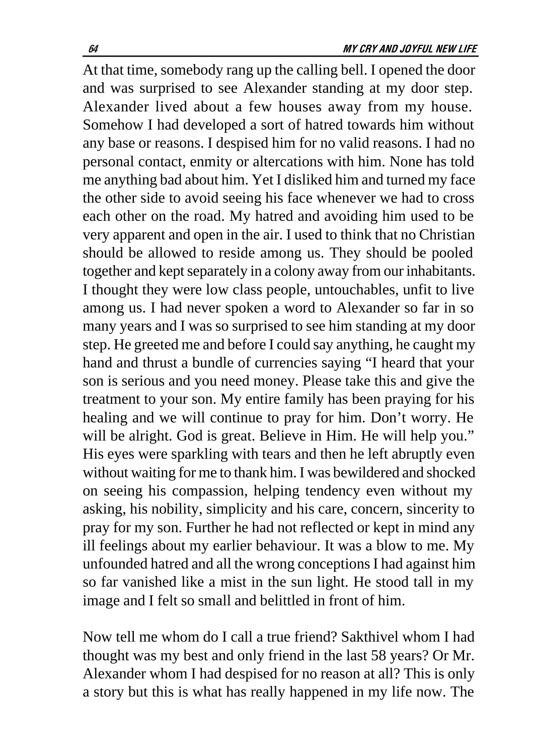At that time, somebody rang up the calling bell. I opened the door and was surprised to see Alexander standing at my door step. Alexander lived about a few houses away from my house. Somehow I had developed a sort of hatred towards him without any base or reasons. I despised him for no valid reasons. I had no personal contact, enmity or altercations with him. None has told me anything bad about him. Yet I disliked him and turned my face the other side to avoid seeing his face whenever we had to cross each other on the road. My hatred and avoiding him used to be very apparent and open in the air. I used to think that no Christian should be allowed to reside among us. They should be pooled together and kept separately in a colony away from our inhabitants. I thought they were low class people, untouchables, unfit to live among us. I had never spoken a word to Alexander so far in so many years and I was so surprised to see him standing at my door step. He greeted me and before I could say anything, he caught my hand and thrust a bundle of currencies saying "I heard that your son is serious and you need money. Please take this and give the treatment to your son. My entire family has been praying for his healing and we will continue to pray for him. Don't worry. He will be alright. God is great. Believe in Him. He will help you." His eyes were sparkling with tears and then he left abruptly even without waiting for me to thank him. I was bewildered and shocked on seeing his compassion, helping tendency even without my asking, his nobility, simplicity and his care, concern, sincerity to pray for my son. Further he had not reflected or kept in mind any ill feelings about my earlier behaviour. It was a blow to me. My unfounded hatred and all the wrong conceptions I had against him so far vanished like a mist in the sun light. He stood tall in my image and I felt so small and belittled in front of him.

Now tell me whom do I call a true friend? Sakthivel whom I had thought was my best and only friend in the last 58 years? Or Mr. Alexander whom I had despised for no reason at all? This is only a story but this is what has really happened in my life now. The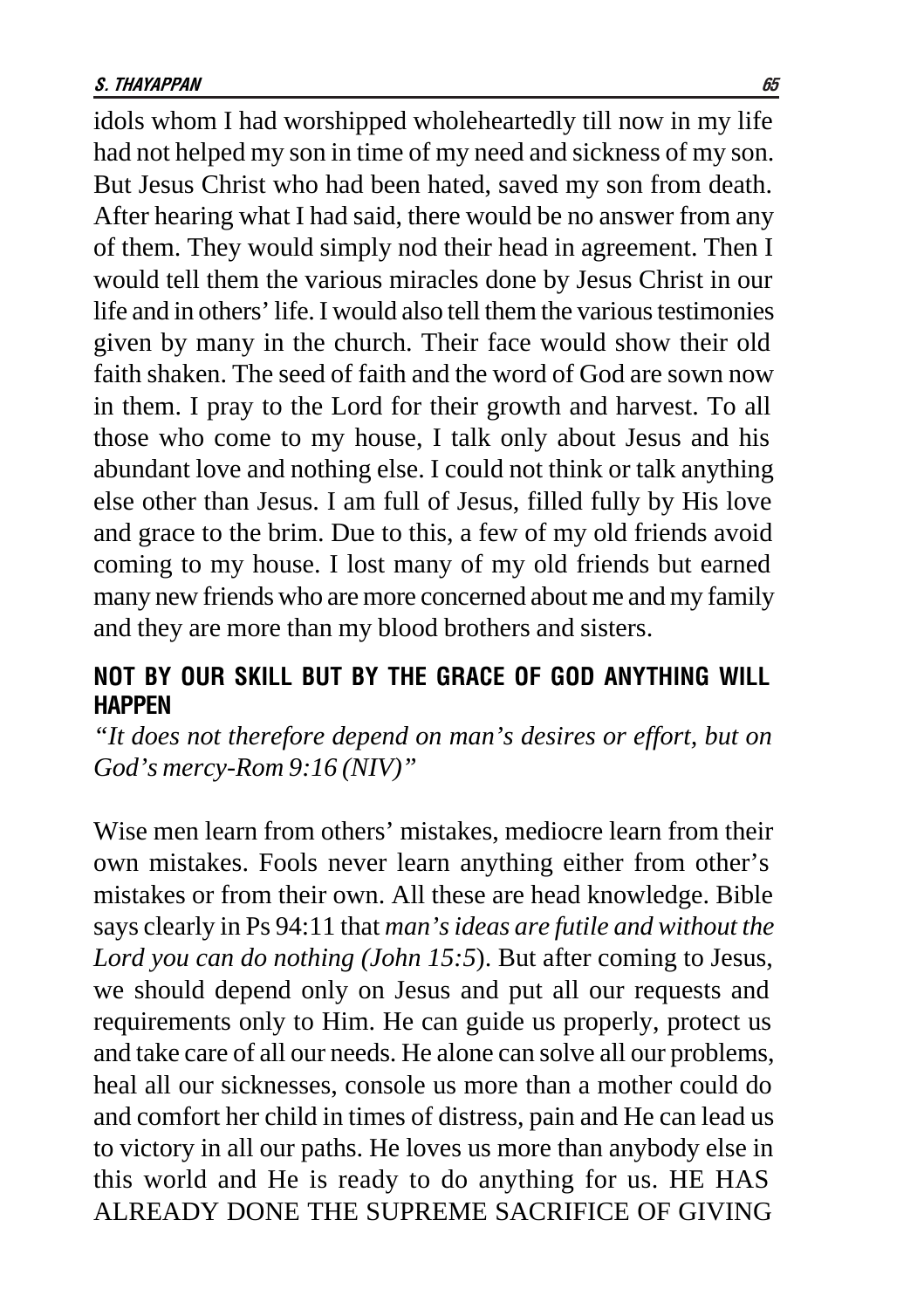idols whom I had worshipped wholeheartedly till now in my life had not helped my son in time of my need and sickness of my son. But Jesus Christ who had been hated, saved my son from death. After hearing what I had said, there would be no answer from any of them. They would simply nod their head in agreement. Then I would tell them the various miracles done by Jesus Christ in our life and in others' life. I would also tell them the various testimonies given by many in the church. Their face would show their old faith shaken. The seed of faith and the word of God are sown now in them. I pray to the Lord for their growth and harvest. To all those who come to my house, I talk only about Jesus and his abundant love and nothing else. I could not think or talk anything else other than Jesus. I am full of Jesus, filled fully by His love and grace to the brim. Due to this, a few of my old friends avoid coming to my house. I lost many of my old friends but earned many new friends who are more concerned about me and my family and they are more than my blood brothers and sisters.

## NOT BY OUR SKILL BUT BY THE GRACE OF GOD ANYTHING WILL HAPPEN

*"It does not therefore depend on man's desires or effort, but on God's mercy-Rom 9:16 (NIV)"*

Wise men learn from others' mistakes, mediocre learn from their own mistakes. Fools never learn anything either from other's mistakes or from their own. All these are head knowledge. Bible says clearly in Ps 94:11 that *man's ideas are futile and without the Lord you can do nothing (John 15:5*). But after coming to Jesus, we should depend only on Jesus and put all our requests and requirements only to Him. He can guide us properly, protect us and take care of all our needs. He alone can solve all our problems, heal all our sicknesses, console us more than a mother could do and comfort her child in times of distress, pain and He can lead us to victory in all our paths. He loves us more than anybody else in this world and He is ready to do anything for us. HE HAS ALREADY DONE THE SUPREME SACRIFICE OF GIVING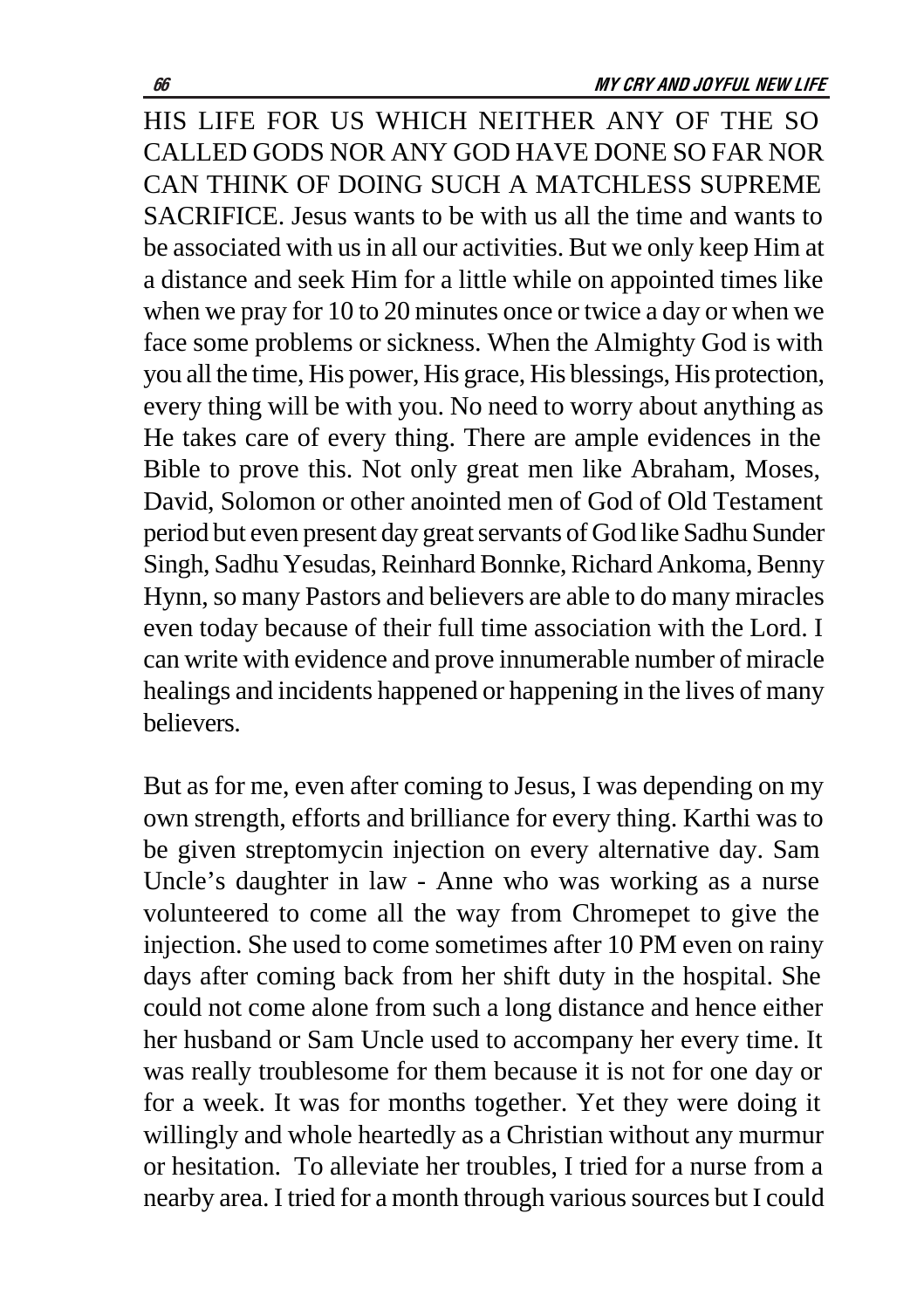HIS LIFE FOR US WHICH NEITHER ANY OF THE SO CALLED GODS NOR ANY GOD HAVE DONE SO FAR NOR CAN THINK OF DOING SUCH A MATCHLESS SUPREME SACRIFICE. Jesus wants to be with us all the time and wants to be associated with us in all our activities. But we only keep Him at a distance and seek Him for a little while on appointed times like when we pray for 10 to 20 minutes once or twice a day or when we face some problems or sickness. When the Almighty God is with you all the time, His power, His grace, His blessings, His protection, every thing will be with you. No need to worry about anything as He takes care of every thing. There are ample evidences in the Bible to prove this. Not only great men like Abraham, Moses, David, Solomon or other anointed men of God of Old Testament period but even present day great servants of God like Sadhu Sunder Singh, Sadhu Yesudas, Reinhard Bonnke, Richard Ankoma, Benny Hynn, so many Pastors and believers are able to do many miracles even today because of their full time association with the Lord. I can write with evidence and prove innumerable number of miracle healings and incidents happened or happening in the lives of many believers.

But as for me, even after coming to Jesus, I was depending on my own strength, efforts and brilliance for every thing. Karthi was to be given streptomycin injection on every alternative day. Sam Uncle's daughter in law - Anne who was working as a nurse volunteered to come all the way from Chromepet to give the injection. She used to come sometimes after 10 PM even on rainy days after coming back from her shift duty in the hospital. She could not come alone from such a long distance and hence either her husband or Sam Uncle used to accompany her every time. It was really troublesome for them because it is not for one day or for a week. It was for months together. Yet they were doing it willingly and whole heartedly as a Christian without any murmur or hesitation. To alleviate her troubles, I tried for a nurse from a nearby area. I tried for a month through various sources but I could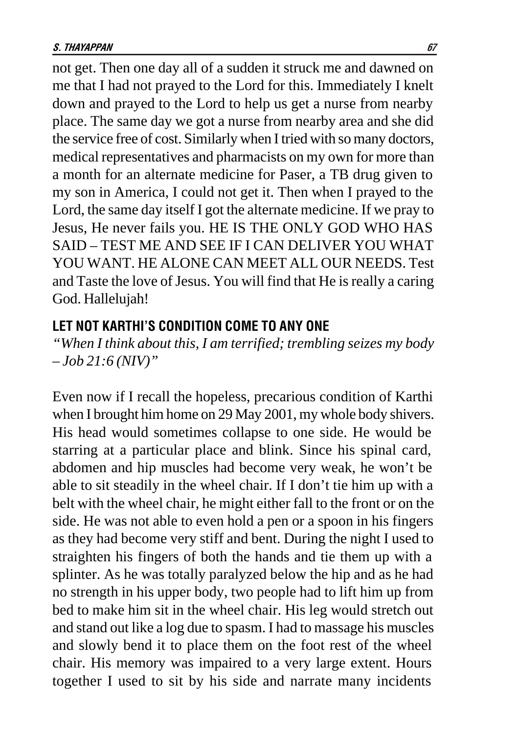not get. Then one day all of a sudden it struck me and dawned on me that I had not prayed to the Lord for this. Immediately I knelt down and prayed to the Lord to help us get a nurse from nearby place. The same day we got a nurse from nearby area and she did the service free of cost. Similarly when I tried with so many doctors, medical representatives and pharmacists on my own for more than a month for an alternate medicine for Paser, a TB drug given to my son in America, I could not get it. Then when I prayed to the Lord, the same day itself I got the alternate medicine. If we pray to Jesus, He never fails you. HE IS THE ONLY GOD WHO HAS SAID – TEST ME AND SEE IF I CAN DELIVER YOU WHAT YOU WANT. HE ALONE CAN MEET ALL OUR NEEDS. Test and Taste the love of Jesus. You will find that He is really a caring God. Hallelujah!

## LET NOT KARTHI'S CONDITION COME TO ANY ONE

*"When I think about this, I am terrified; trembling seizes my body – Job 21:6 (NIV)"*

Even now if I recall the hopeless, precarious condition of Karthi when I brought him home on 29 May 2001, my whole body shivers. His head would sometimes collapse to one side. He would be starring at a particular place and blink. Since his spinal card, abdomen and hip muscles had become very weak, he won't be able to sit steadily in the wheel chair. If I don't tie him up with a belt with the wheel chair, he might either fall to the front or on the side. He was not able to even hold a pen or a spoon in his fingers as they had become very stiff and bent. During the night I used to straighten his fingers of both the hands and tie them up with a splinter. As he was totally paralyzed below the hip and as he had no strength in his upper body, two people had to lift him up from bed to make him sit in the wheel chair. His leg would stretch out and stand out like a log due to spasm. I had to massage his muscles and slowly bend it to place them on the foot rest of the wheel chair. His memory was impaired to a very large extent. Hours together I used to sit by his side and narrate many incidents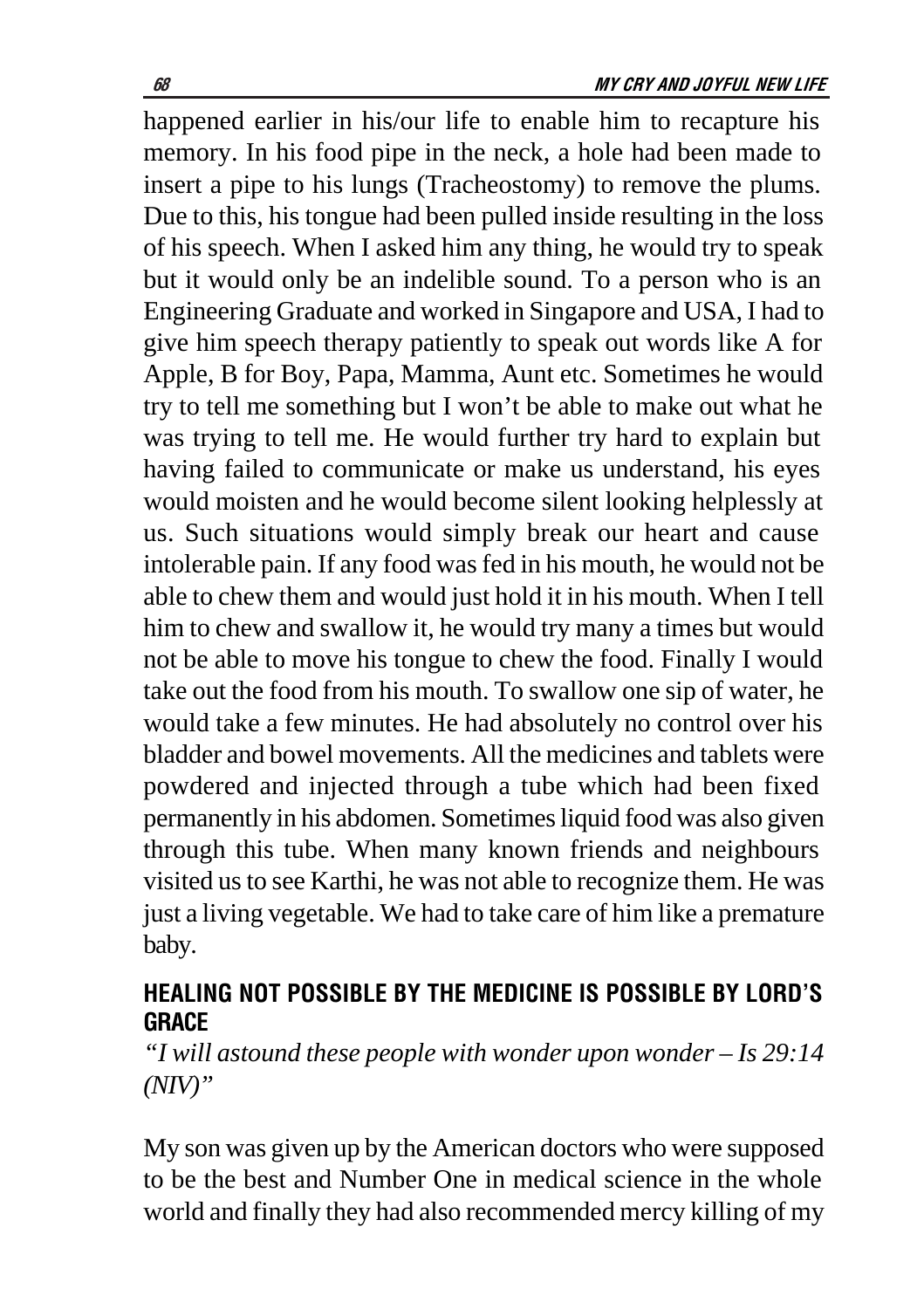happened earlier in his/our life to enable him to recapture his memory. In his food pipe in the neck, a hole had been made to insert a pipe to his lungs (Tracheostomy) to remove the plums. Due to this, his tongue had been pulled inside resulting in the loss of his speech. When I asked him any thing, he would try to speak but it would only be an indelible sound. To a person who is an Engineering Graduate and worked in Singapore and USA, I had to give him speech therapy patiently to speak out words like A for Apple, B for Boy, Papa, Mamma, Aunt etc. Sometimes he would try to tell me something but I won't be able to make out what he was trying to tell me. He would further try hard to explain but having failed to communicate or make us understand, his eyes would moisten and he would become silent looking helplessly at us. Such situations would simply break our heart and cause intolerable pain. If any food was fed in his mouth, he would not be able to chew them and would just hold it in his mouth. When I tell him to chew and swallow it, he would try many a times but would not be able to move his tongue to chew the food. Finally I would take out the food from his mouth. To swallow one sip of water, he would take a few minutes. He had absolutely no control over his bladder and bowel movements. All the medicines and tablets were powdered and injected through a tube which had been fixed permanently in his abdomen. Sometimes liquid food was also given through this tube. When many known friends and neighbours visited us to see Karthi, he was not able to recognize them. He was just a living vegetable. We had to take care of him like a premature baby.

## HEALING NOT POSSIBLE BY THE MEDICINE IS POSSIBLE BY LORD'S GRACE

*"I will astound these people with wonder upon wonder – Is 29:14 (NIV)"*

My son was given up by the American doctors who were supposed to be the best and Number One in medical science in the whole world and finally they had also recommended mercy killing of my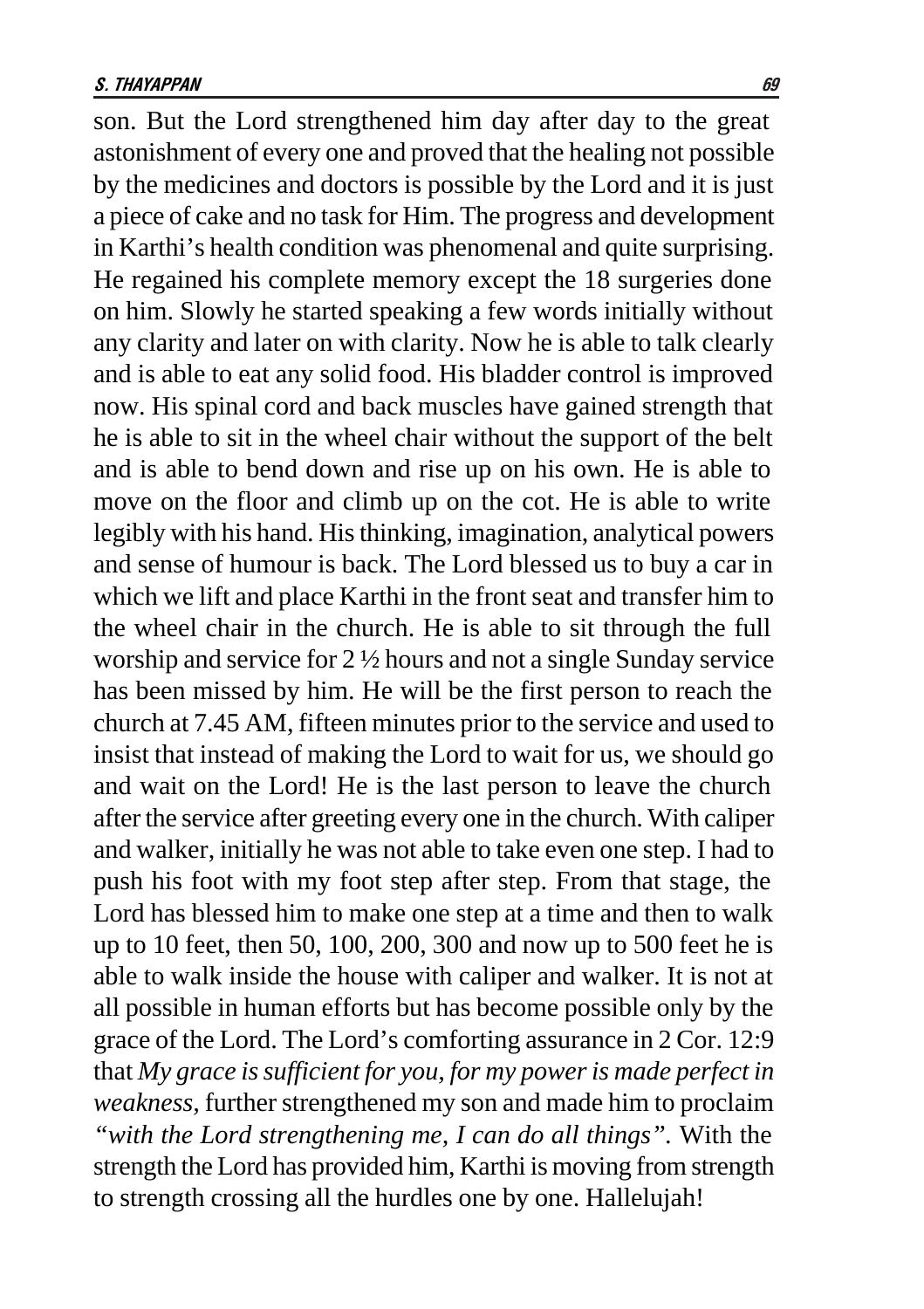son. But the Lord strengthened him day after day to the great astonishment of every one and proved that the healing not possible by the medicines and doctors is possible by the Lord and it is just a piece of cake and no task for Him. The progress and development in Karthi's health condition was phenomenal and quite surprising. He regained his complete memory except the 18 surgeries done on him. Slowly he started speaking a few words initially without any clarity and later on with clarity. Now he is able to talk clearly and is able to eat any solid food. His bladder control is improved now. His spinal cord and back muscles have gained strength that he is able to sit in the wheel chair without the support of the belt and is able to bend down and rise up on his own. He is able to move on the floor and climb up on the cot. He is able to write legibly with his hand. His thinking, imagination, analytical powers and sense of humour is back. The Lord blessed us to buy a car in which we lift and place Karthi in the front seat and transfer him to the wheel chair in the church. He is able to sit through the full worship and service for 2 ½ hours and not a single Sunday service has been missed by him. He will be the first person to reach the church at 7.45 AM, fifteen minutes prior to the service and used to insist that instead of making the Lord to wait for us, we should go and wait on the Lord! He is the last person to leave the church after the service after greeting every one in the church. With caliper and walker, initially he was not able to take even one step. I had to push his foot with my foot step after step. From that stage, the Lord has blessed him to make one step at a time and then to walk up to 10 feet, then 50, 100, 200, 300 and now up to 500 feet he is able to walk inside the house with caliper and walker. It is not at all possible in human efforts but has become possible only by the grace of the Lord. The Lord's comforting assurance in 2 Cor. 12:9 that *My grace is sufficient for you, for my power is made perfect in weakness,* further strengthened my son and made him to proclaim *"with the Lord strengthening me, I can do all things"*. With the strength the Lord has provided him, Karthi is moving from strength to strength crossing all the hurdles one by one. Hallelujah!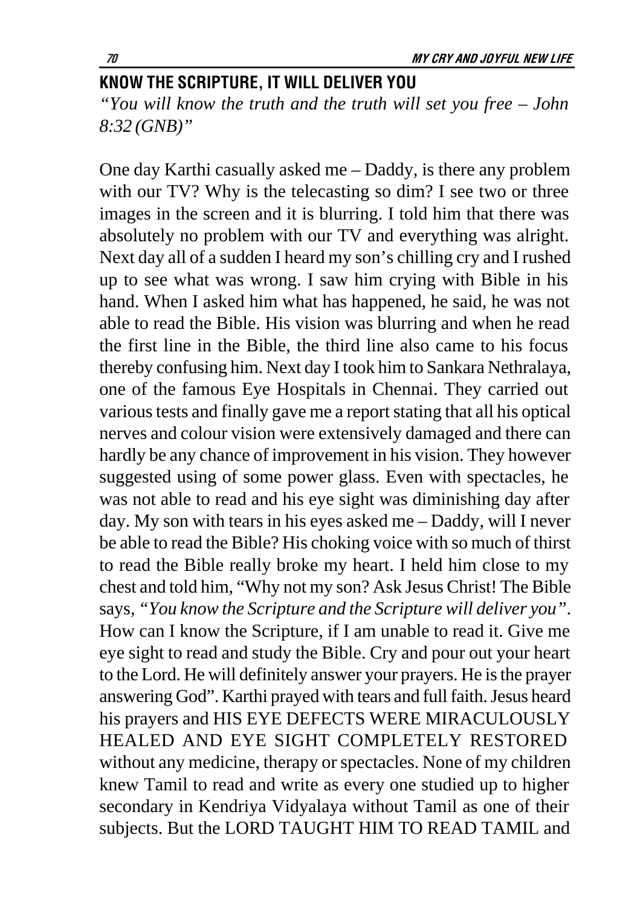## KNOW THE SCRIPTURE, IT WILL DELIVER YOU

*"You will know the truth and the truth will set you free – John 8:32 (GNB)"*

One day Karthi casually asked me – Daddy, is there any problem with our TV? Why is the telecasting so dim? I see two or three images in the screen and it is blurring. I told him that there was absolutely no problem with our TV and everything was alright. Next day all of a sudden I heard my son's chilling cry and I rushed up to see what was wrong. I saw him crying with Bible in his hand. When I asked him what has happened, he said, he was not able to read the Bible. His vision was blurring and when he read the first line in the Bible, the third line also came to his focus thereby confusing him. Next day I took him to Sankara Nethralaya, one of the famous Eye Hospitals in Chennai. They carried out various tests and finally gave me a report stating that all his optical nerves and colour vision were extensively damaged and there can hardly be any chance of improvement in his vision. They however suggested using of some power glass. Even with spectacles, he was not able to read and his eye sight was diminishing day after day. My son with tears in his eyes asked me – Daddy, will I never be able to read the Bible? His choking voice with so much of thirst to read the Bible really broke my heart. I held him close to my chest and told him, "Why not my son? Ask Jesus Christ! The Bible says, *"You know the Scripture and the Scripture will deliver you"*. How can I know the Scripture, if I am unable to read it. Give me eye sight to read and study the Bible. Cry and pour out your heart to the Lord. He will definitely answer your prayers. He is the prayer answering God". Karthi prayed with tears and full faith. Jesus heard his prayers and HIS EYE DEFECTS WERE MIRACULOUSLY HEALED AND EYE SIGHT COMPLETELY RESTORED without any medicine, therapy or spectacles. None of my children knew Tamil to read and write as every one studied up to higher secondary in Kendriya Vidyalaya without Tamil as one of their subjects. But the LORD TAUGHT HIM TO READ TAMIL and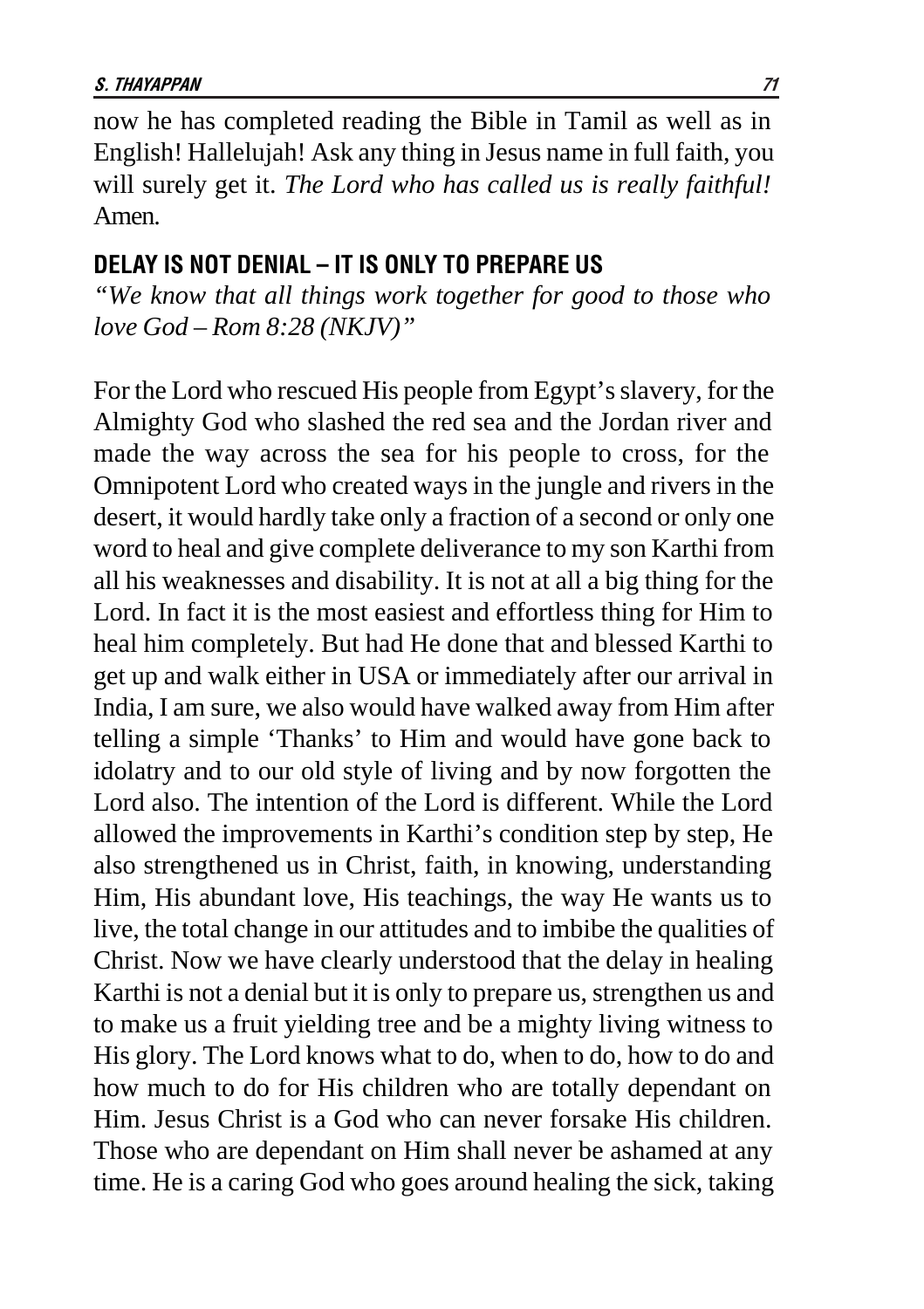now he has completed reading the Bible in Tamil as well as in English! Hallelujah! Ask any thing in Jesus name in full faith, you will surely get it. *The Lord who has called us is really faithful!* Amen.

## DELAY IS NOT DENIAL – IT IS ONLY TO PREPARE US

*"We know that all things work together for good to those who love God – Rom 8:28 (NKJV)"*

For the Lord who rescued His people from Egypt's slavery, for the Almighty God who slashed the red sea and the Jordan river and made the way across the sea for his people to cross, for the Omnipotent Lord who created ways in the jungle and rivers in the desert, it would hardly take only a fraction of a second or only one word to heal and give complete deliverance to my son Karthi from all his weaknesses and disability. It is not at all a big thing for the Lord. In fact it is the most easiest and effortless thing for Him to heal him completely. But had He done that and blessed Karthi to get up and walk either in USA or immediately after our arrival in India, I am sure, we also would have walked away from Him after telling a simple 'Thanks' to Him and would have gone back to idolatry and to our old style of living and by now forgotten the Lord also. The intention of the Lord is different. While the Lord allowed the improvements in Karthi's condition step by step, He also strengthened us in Christ, faith, in knowing, understanding Him, His abundant love, His teachings, the way He wants us to live, the total change in our attitudes and to imbibe the qualities of Christ. Now we have clearly understood that the delay in healing Karthi is not a denial but it is only to prepare us, strengthen us and to make us a fruit yielding tree and be a mighty living witness to His glory. The Lord knows what to do, when to do, how to do and how much to do for His children who are totally dependant on Him. Jesus Christ is a God who can never forsake His children. Those who are dependant on Him shall never be ashamed at any time. He is a caring God who goes around healing the sick, taking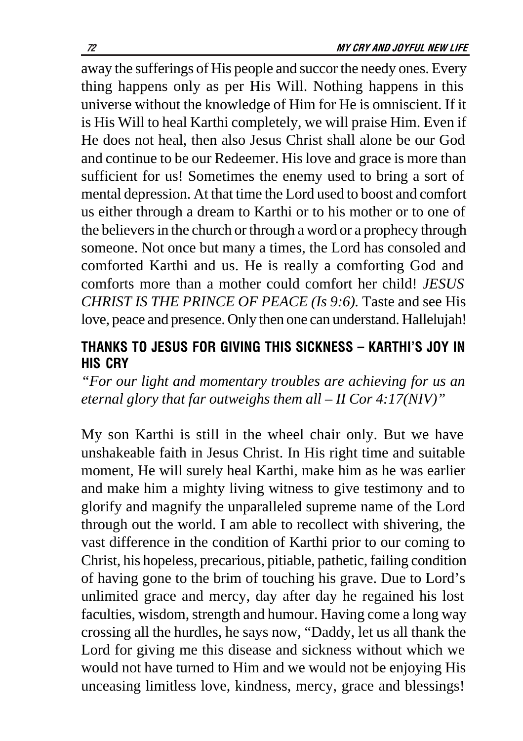away the sufferings of His people and succor the needy ones. Every thing happens only as per His Will. Nothing happens in this universe without the knowledge of Him for He is omniscient. If it is His Will to heal Karthi completely, we will praise Him. Even if He does not heal, then also Jesus Christ shall alone be our God and continue to be our Redeemer. His love and grace is more than sufficient for us! Sometimes the enemy used to bring a sort of mental depression. At that time the Lord used to boost and comfort us either through a dream to Karthi or to his mother or to one of the believers in the church or through a word or a prophecy through someone. Not once but many a times, the Lord has consoled and comforted Karthi and us. He is really a comforting God and comforts more than a mother could comfort her child! *JESUS CHRIST IS THE PRINCE OF PEACE (Is 9:6).* Taste and see His love, peace and presence. Only then one can understand. Hallelujah!

## THANKS TO JESUS FOR GIVING THIS SICKNESS – KARTHI'S JOY IN HIS CRY

*"For our light and momentary troubles are achieving for us an eternal glory that far outweighs them all – II Cor 4:17(NIV)"*

My son Karthi is still in the wheel chair only. But we have unshakeable faith in Jesus Christ. In His right time and suitable moment, He will surely heal Karthi, make him as he was earlier and make him a mighty living witness to give testimony and to glorify and magnify the unparalleled supreme name of the Lord through out the world. I am able to recollect with shivering, the vast difference in the condition of Karthi prior to our coming to Christ, his hopeless, precarious, pitiable, pathetic, failing condition of having gone to the brim of touching his grave. Due to Lord's unlimited grace and mercy, day after day he regained his lost faculties, wisdom, strength and humour. Having come a long way crossing all the hurdles, he says now, "Daddy, let us all thank the Lord for giving me this disease and sickness without which we would not have turned to Him and we would not be enjoying His unceasing limitless love, kindness, mercy, grace and blessings!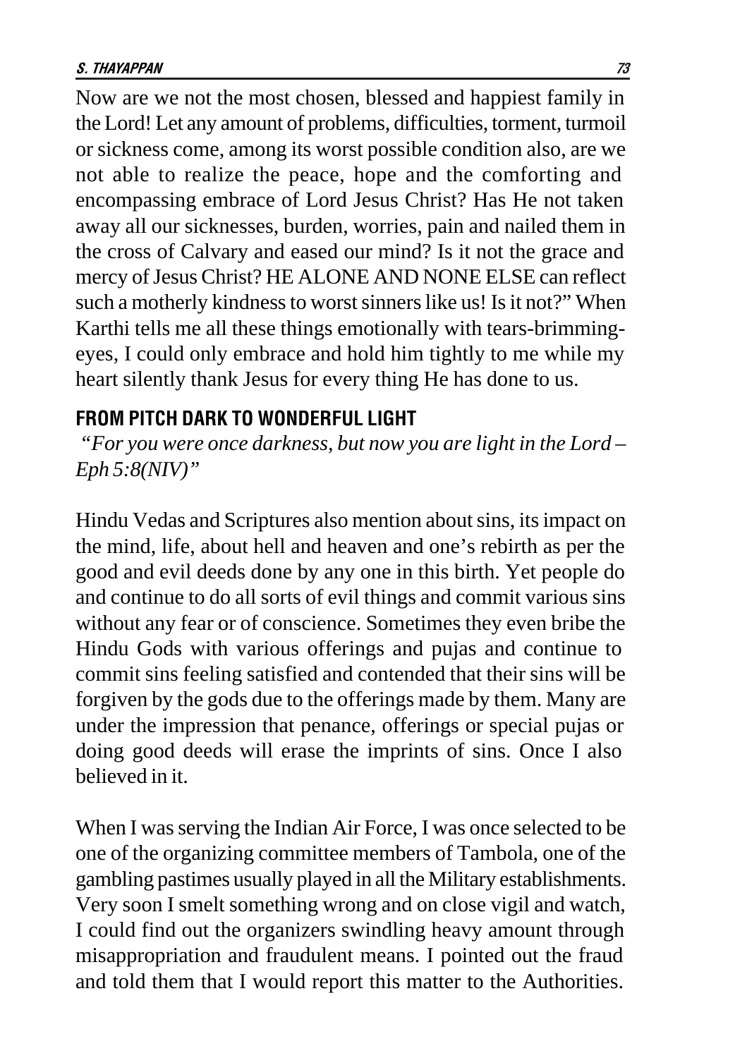Now are we not the most chosen, blessed and happiest family in the Lord! Let any amount of problems, difficulties, torment, turmoil or sickness come, among its worst possible condition also, are we not able to realize the peace, hope and the comforting and encompassing embrace of Lord Jesus Christ? Has He not taken away all our sicknesses, burden, worries, pain and nailed them in the cross of Calvary and eased our mind? Is it not the grace and mercy of Jesus Christ? HE ALONE AND NONE ELSE can reflect such a motherly kindness to worst sinners like us! Is it not?" When Karthi tells me all these things emotionally with tears-brimming-eyes, I could only embrace and hold him tightly to me while my heart silently thank Jesus for every thing He has done to us.

## FROM PITCH DARK TO WONDERFUL LIGHT

*"For you were once darkness, but now you are light in the Lord – Eph 5:8(NIV)"*

Hindu Vedas and Scriptures also mention about sins, its impact on the mind, life, about hell and heaven and one's rebirth as per the good and evil deeds done by any one in this birth. Yet people do and continue to do all sorts of evil things and commit various sins without any fear or of conscience. Sometimes they even bribe the Hindu Gods with various offerings and pujas and continue to commit sins feeling satisfied and contended that their sins will be forgiven by the gods due to the offerings made by them. Many are under the impression that penance, offerings or special pujas or doing good deeds will erase the imprints of sins. Once I also believed in it.

When I was serving the Indian Air Force, I was once selected to be one of the organizing committee members of Tambola, one of the gambling pastimes usually played in all the Military establishments. Very soon I smelt something wrong and on close vigil and watch, I could find out the organizers swindling heavy amount through misappropriation and fraudulent means. I pointed out the fraud and told them that I would report this matter to the Authorities.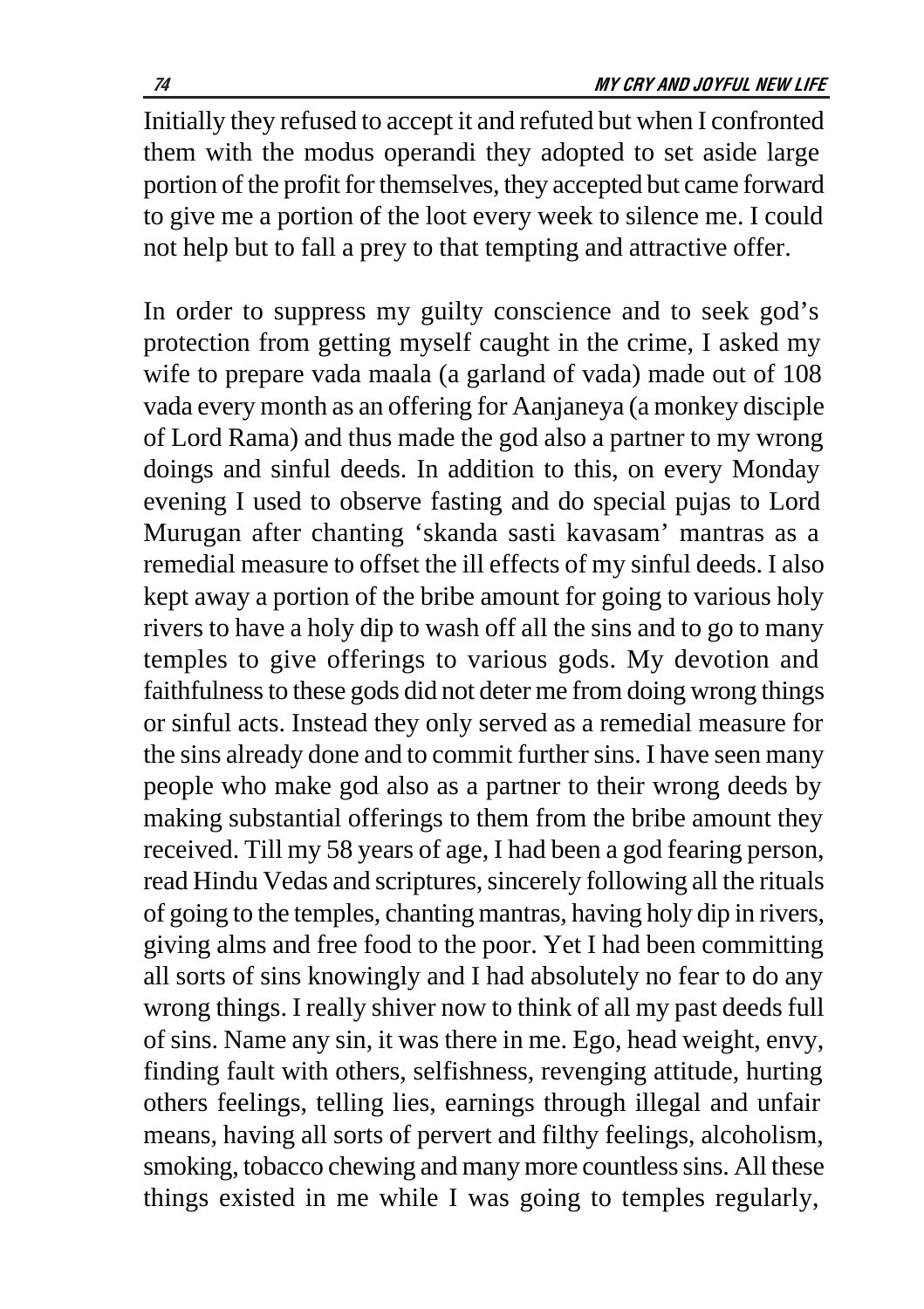Initially they refused to accept it and refuted but when I confronted them with the modus operandi they adopted to set aside large portion of the profit for themselves, they accepted but came forward to give me a portion of the loot every week to silence me. I could not help but to fall a prey to that tempting and attractive offer.

In order to suppress my guilty conscience and to seek god's protection from getting myself caught in the crime, I asked my wife to prepare vada maala (a garland of vada) made out of 108 vada every month as an offering for Aanjaneya (a monkey disciple of Lord Rama) and thus made the god also a partner to my wrong doings and sinful deeds. In addition to this, on every Monday evening I used to observe fasting and do special pujas to Lord Murugan after chanting 'skanda sasti kavasam' mantras as a remedial measure to offset the ill effects of my sinful deeds. I also kept away a portion of the bribe amount for going to various holy rivers to have a holy dip to wash off all the sins and to go to many temples to give offerings to various gods. My devotion and faithfulness to these gods did not deter me from doing wrong things or sinful acts. Instead they only served as a remedial measure for the sins already done and to commit further sins. I have seen many people who make god also as a partner to their wrong deeds by making substantial offerings to them from the bribe amount they received. Till my 58 years of age, I had been a god fearing person, read Hindu Vedas and scriptures, sincerely following all the rituals of going to the temples, chanting mantras, having holy dip in rivers, giving alms and free food to the poor. Yet I had been committing all sorts of sins knowingly and I had absolutely no fear to do any wrong things. I really shiver now to think of all my past deeds full of sins. Name any sin, it was there in me. Ego, head weight, envy, finding fault with others, selfishness, revenging attitude, hurting others feelings, telling lies, earnings through illegal and unfair means, having all sorts of pervert and filthy feelings, alcoholism, smoking, tobacco chewing and many more countless sins. All these things existed in me while I was going to temples regularly,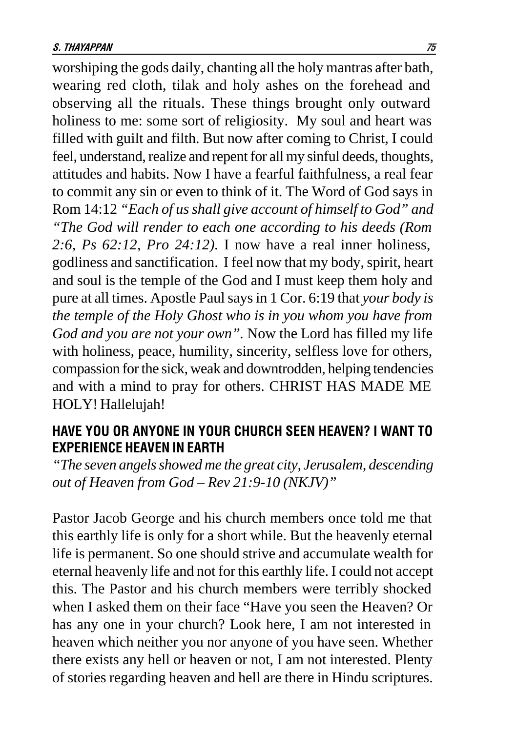worshiping the gods daily, chanting all the holy mantras after bath, wearing red cloth, tilak and holy ashes on the forehead and observing all the rituals. These things brought only outward holiness to me: some sort of religiosity. My soul and heart was filled with guilt and filth. But now after coming to Christ, I could feel, understand, realize and repent for all my sinful deeds, thoughts, attitudes and habits. Now I have a fearful faithfulness, a real fear to commit any sin or even to think of it. The Word of God says in Rom 14:12 *"Each of us shall give account of himself to God" and "The God will render to each one according to his deeds (Rom 2:6, Ps 62:12, Pro 24:12).* I now have a real inner holiness, godliness and sanctification. I feel now that my body, spirit, heart and soul is the temple of the God and I must keep them holy and pure at all times. Apostle Paul says in 1 Cor. 6:19 that *your body is the temple of the Holy Ghost who is in you whom you have from God and you are not your own".* Now the Lord has filled my life with holiness, peace, humility, sincerity, selfless love for others, compassion for the sick, weak and downtrodden, helping tendencies and with a mind to pray for others. CHRIST HAS MADE ME HOLY! Hallelujah!

## HAVE YOU OR ANYONE IN YOUR CHURCH SEEN HEAVEN? I WANT TO EXPERIENCE HEAVEN IN EARTH

*"The seven angels showed me the great city, Jerusalem, descending out of Heaven from God – Rev 21:9-10 (NKJV)"*

Pastor Jacob George and his church members once told me that this earthly life is only for a short while. But the heavenly eternal life is permanent. So one should strive and accumulate wealth for eternal heavenly life and not for this earthly life. I could not accept this. The Pastor and his church members were terribly shocked when I asked them on their face "Have you seen the Heaven? Or has any one in your church? Look here, I am not interested in heaven which neither you nor anyone of you have seen. Whether there exists any hell or heaven or not, I am not interested. Plenty of stories regarding heaven and hell are there in Hindu scriptures.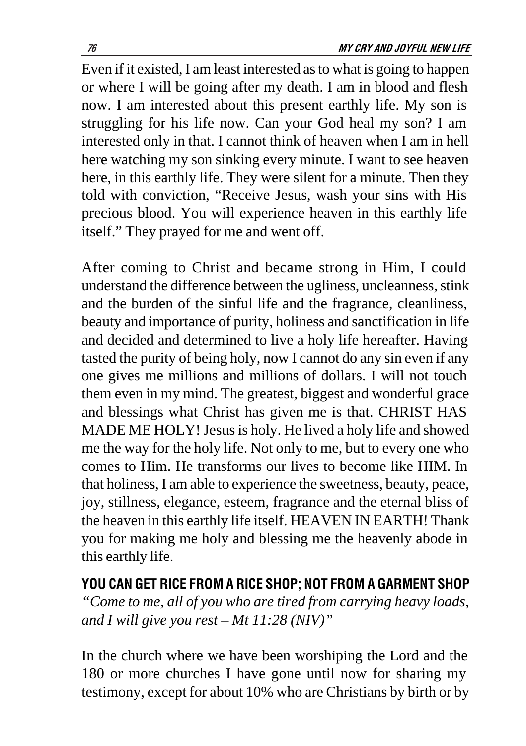Even if it existed, I am least interested as to what is going to happen or where I will be going after my death. I am in blood and flesh now. I am interested about this present earthly life. My son is struggling for his life now. Can your God heal my son? I am interested only in that. I cannot think of heaven when I am in hell here watching my son sinking every minute. I want to see heaven here, in this earthly life. They were silent for a minute. Then they told with conviction, "Receive Jesus, wash your sins with His precious blood. You will experience heaven in this earthly life itself." They prayed for me and went off.

After coming to Christ and became strong in Him, I could understand the difference between the ugliness, uncleanness, stink and the burden of the sinful life and the fragrance, cleanliness, beauty and importance of purity, holiness and sanctification in life and decided and determined to live a holy life hereafter. Having tasted the purity of being holy, now I cannot do any sin even if any one gives me millions and millions of dollars. I will not touch them even in my mind. The greatest, biggest and wonderful grace and blessings what Christ has given me is that. CHRIST HAS MADE ME HOLY! Jesus is holy. He lived a holy life and showed me the way for the holy life. Not only to me, but to every one who comes to Him. He transforms our lives to become like HIM. In that holiness, I am able to experience the sweetness, beauty, peace, joy, stillness, elegance, esteem, fragrance and the eternal bliss of the heaven in this earthly life itself. HEAVEN IN EARTH! Thank you for making me holy and blessing me the heavenly abode in this earthly life.

## YOU CAN GET RICE FROM A RICE SHOP; NOT FROM A GARMENT SHOP

*"Come to me, all of you who are tired from carrying heavy loads, and I will give you rest – Mt 11:28 (NIV)"*

In the church where we have been worshiping the Lord and the 180 or more churches I have gone until now for sharing my testimony, except for about 10% who are Christians by birth or by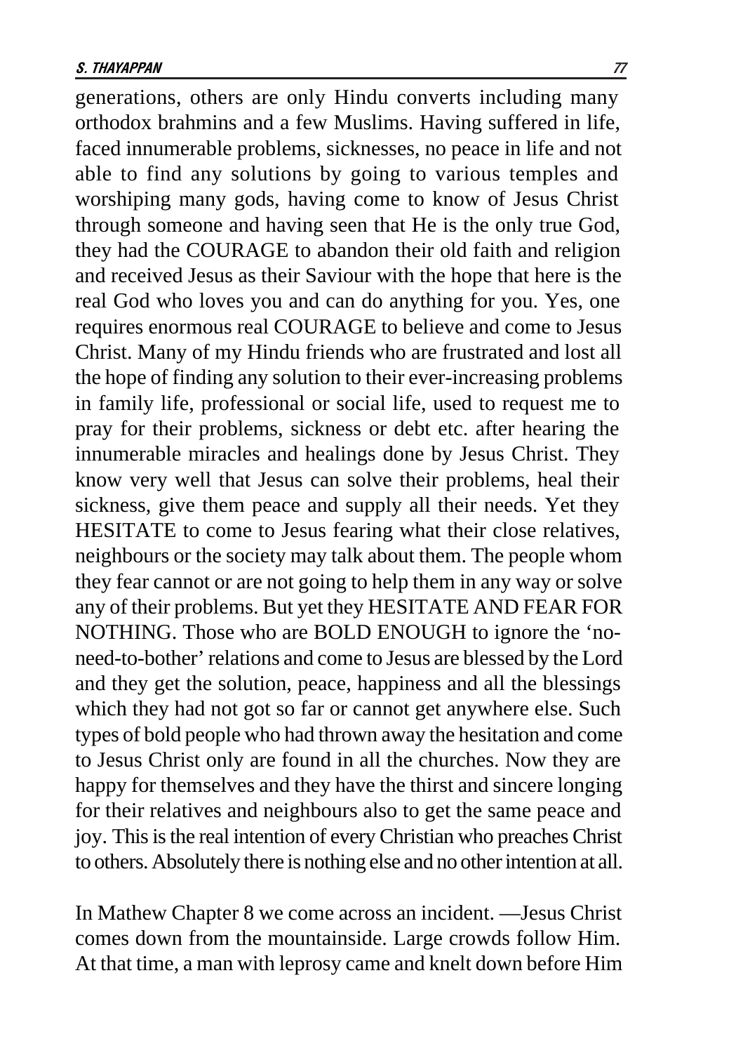generations, others are only Hindu converts including many orthodox brahmins and a few Muslims. Having suffered in life, faced innumerable problems, sicknesses, no peace in life and not able to find any solutions by going to various temples and worshiping many gods, having come to know of Jesus Christ through someone and having seen that He is the only true God, they had the COURAGE to abandon their old faith and religion and received Jesus as their Saviour with the hope that here is the real God who loves you and can do anything for you. Yes, one requires enormous real COURAGE to believe and come to Jesus Christ. Many of my Hindu friends who are frustrated and lost all the hope of finding any solution to their ever-increasing problems in family life, professional or social life, used to request me to pray for their problems, sickness or debt etc. after hearing the innumerable miracles and healings done by Jesus Christ. They know very well that Jesus can solve their problems, heal their sickness, give them peace and supply all their needs. Yet they HESITATE to come to Jesus fearing what their close relatives, neighbours or the society may talk about them. The people whom they fear cannot or are not going to help them in any way or solve any of their problems. But yet they HESITATE AND FEAR FOR NOTHING. Those who are BOLD ENOUGH to ignore the 'no-need-to-bother' relations and come to Jesus are blessed by the Lord and they get the solution, peace, happiness and all the blessings which they had not got so far or cannot get anywhere else. Such types of bold people who had thrown away the hesitation and come to Jesus Christ only are found in all the churches. Now they are happy for themselves and they have the thirst and sincere longing for their relatives and neighbours also to get the same peace and joy. This is the real intention of every Christian who preaches Christ to others. Absolutely there is nothing else and no other intention at all.

In Mathew Chapter 8 we come across an incident. —Jesus Christ comes down from the mountainside. Large crowds follow Him. At that time, a man with leprosy came and knelt down before Him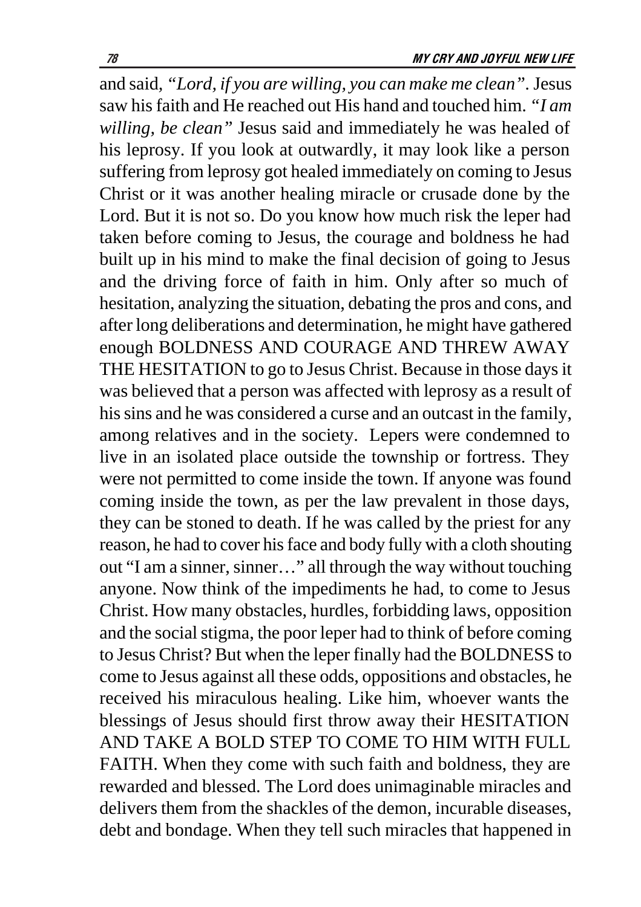and said, *"Lord, if you are willing, you can make me clean"*. Jesus saw his faith and He reached out His hand and touched him. *"I am willing, be clean"* Jesus said and immediately he was healed of his leprosy. If you look at outwardly, it may look like a person suffering from leprosy got healed immediately on coming to Jesus Christ or it was another healing miracle or crusade done by the Lord. But it is not so. Do you know how much risk the leper had taken before coming to Jesus, the courage and boldness he had built up in his mind to make the final decision of going to Jesus and the driving force of faith in him. Only after so much of hesitation, analyzing the situation, debating the pros and cons, and after long deliberations and determination, he might have gathered enough BOLDNESS AND COURAGE AND THREW AWAY THE HESITATION to go to Jesus Christ. Because in those days it was believed that a person was affected with leprosy as a result of his sins and he was considered a curse and an outcast in the family, among relatives and in the society. Lepers were condemned to live in an isolated place outside the township or fortress. They were not permitted to come inside the town. If anyone was found coming inside the town, as per the law prevalent in those days, they can be stoned to death. If he was called by the priest for any reason, he had to cover his face and body fully with a cloth shouting out "I am a sinner, sinner…" all through the way without touching anyone. Now think of the impediments he had, to come to Jesus Christ. How many obstacles, hurdles, forbidding laws, opposition and the social stigma, the poor leper had to think of before coming to Jesus Christ? But when the leper finally had the BOLDNESS to come to Jesus against all these odds, oppositions and obstacles, he received his miraculous healing. Like him, whoever wants the blessings of Jesus should first throw away their HESITATION AND TAKE A BOLD STEP TO COME TO HIM WITH FULL FAITH. When they come with such faith and boldness, they are rewarded and blessed. The Lord does unimaginable miracles and delivers them from the shackles of the demon, incurable diseases, debt and bondage. When they tell such miracles that happened in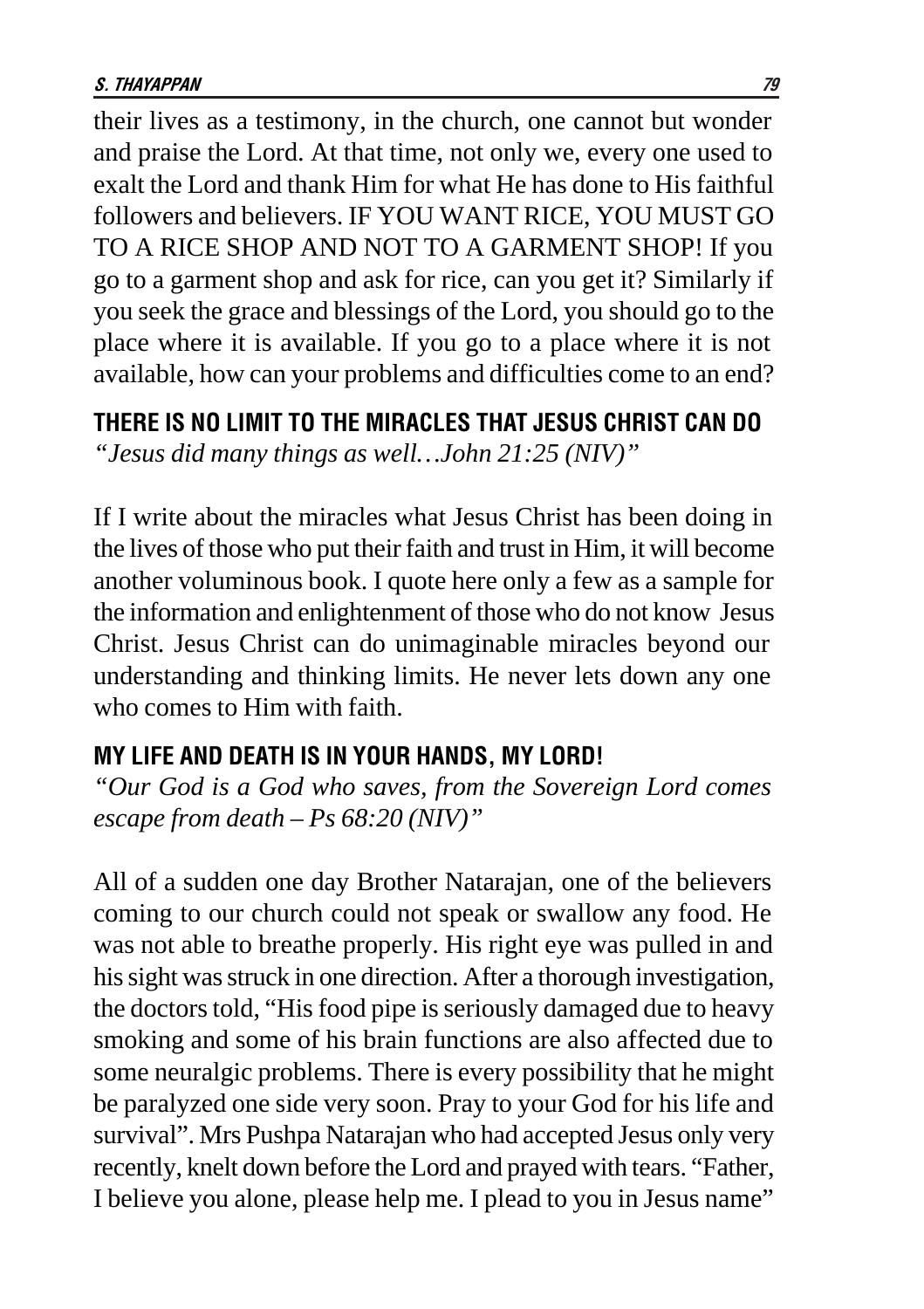their lives as a testimony, in the church, one cannot but wonder and praise the Lord. At that time, not only we, every one used to exalt the Lord and thank Him for what He has done to His faithful followers and believers. IF YOU WANT RICE, YOU MUST GO TO A RICE SHOP AND NOT TO A GARMENT SHOP! If you go to a garment shop and ask for rice, can you get it? Similarly if you seek the grace and blessings of the Lord, you should go to the place where it is available. If you go to a place where it is not available, how can your problems and difficulties come to an end?

## THERE IS NO LIMIT TO THE MIRACLES THAT JESUS CHRIST CAN DO

*"Jesus did many things as well…John 21:25 (NIV)"*

If I write about the miracles what Jesus Christ has been doing in the lives of those who put their faith and trust in Him, it will become another voluminous book. I quote here only a few as a sample for the information and enlightenment of those who do not know Jesus Christ. Jesus Christ can do unimaginable miracles beyond our understanding and thinking limits. He never lets down any one who comes to Him with faith.

## MY LIFE AND DEATH IS IN YOUR HANDS, MY LORD!

*"Our God is a God who saves, from the Sovereign Lord comes escape from death – Ps 68:20 (NIV)"*

All of a sudden one day Brother Natarajan, one of the believers coming to our church could not speak or swallow any food. He was not able to breathe properly. His right eye was pulled in and his sight was struck in one direction. After a thorough investigation, the doctors told, "His food pipe is seriously damaged due to heavy smoking and some of his brain functions are also affected due to some neuralgic problems. There is every possibility that he might be paralyzed one side very soon. Pray to your God for his life and survival". Mrs Pushpa Natarajan who had accepted Jesus only very recently, knelt down before the Lord and prayed with tears. "Father, I believe you alone, please help me. I plead to you in Jesus name"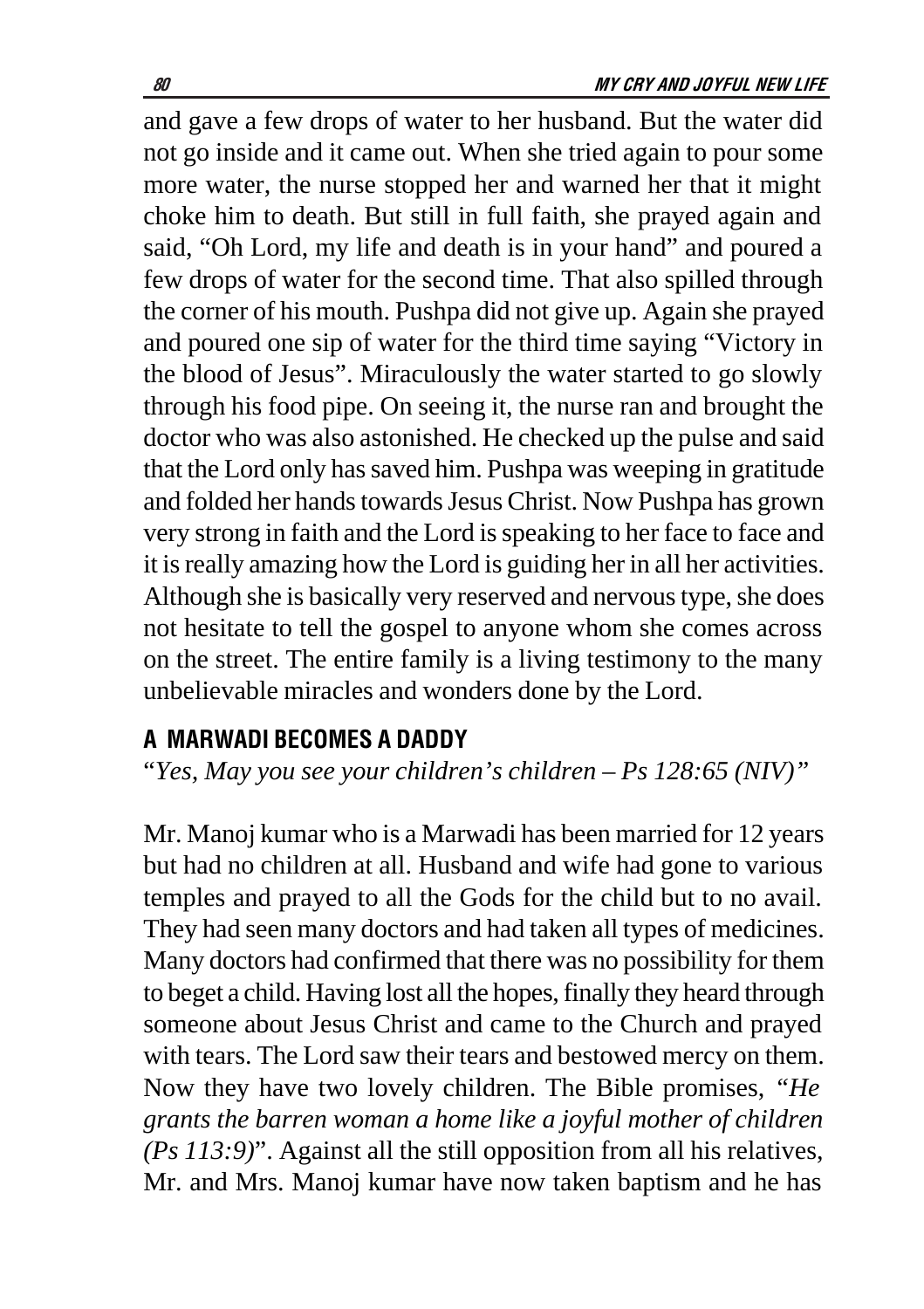and gave a few drops of water to her husband. But the water did not go inside and it came out. When she tried again to pour some more water, the nurse stopped her and warned her that it might choke him to death. But still in full faith, she prayed again and said, "Oh Lord, my life and death is in your hand" and poured a few drops of water for the second time. That also spilled through the corner of his mouth. Pushpa did not give up. Again she prayed and poured one sip of water for the third time saying "Victory in the blood of Jesus". Miraculously the water started to go slowly through his food pipe. On seeing it, the nurse ran and brought the doctor who was also astonished. He checked up the pulse and said that the Lord only has saved him. Pushpa was weeping in gratitude and folded her hands towards Jesus Christ. Now Pushpa has grown very strong in faith and the Lord is speaking to her face to face and it is really amazing how the Lord is guiding her in all her activities. Although she is basically very reserved and nervous type, she does not hesitate to tell the gospel to anyone whom she comes across on the street. The entire family is a living testimony to the many unbelievable miracles and wonders done by the Lord.

## A MARWADI BECOMES A DADDY

"*Yes, May you see your children's children – Ps 128:65 (NIV)"*

Mr. Manoj kumar who is a Marwadi has been married for 12 years but had no children at all. Husband and wife had gone to various temples and prayed to all the Gods for the child but to no avail. They had seen many doctors and had taken all types of medicines. Many doctors had confirmed that there was no possibility for them to beget a child. Having lost all the hopes, finally they heard through someone about Jesus Christ and came to the Church and prayed with tears. The Lord saw their tears and bestowed mercy on them. Now they have two lovely children. The Bible promises, *"He grants the barren woman a home like a joyful mother of children (Ps 113:9)*". Against all the still opposition from all his relatives, Mr. and Mrs. Manoj kumar have now taken baptism and he has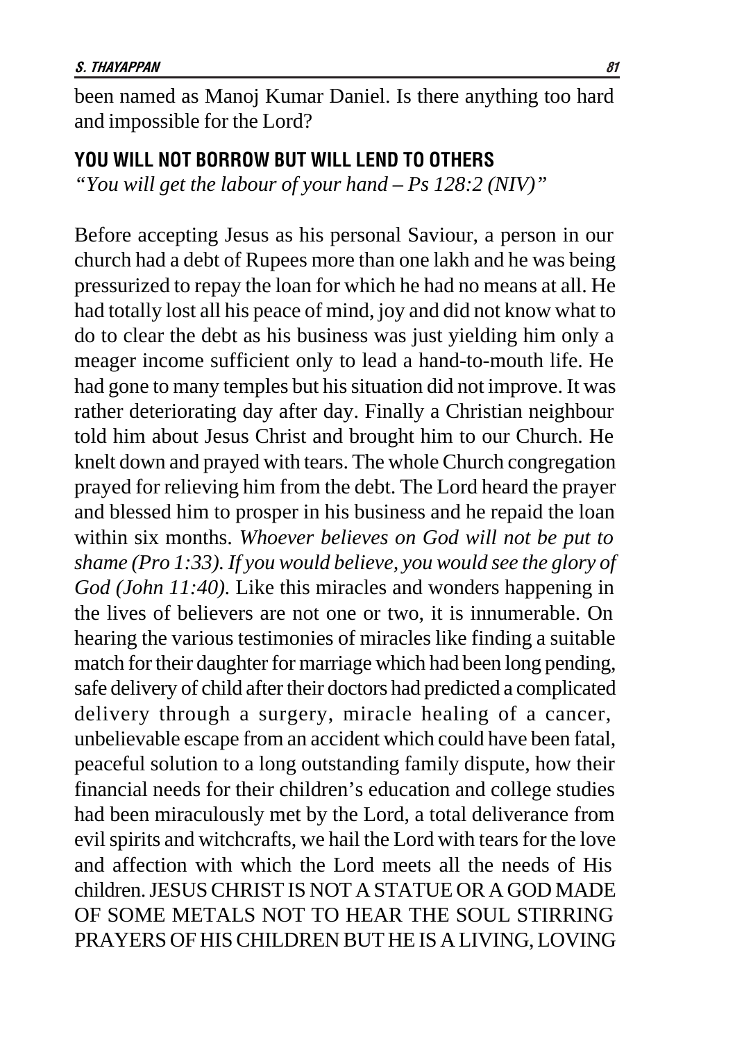been named as Manoj Kumar Daniel. Is there anything too hard and impossible for the Lord?

## YOU WILL NOT BORROW BUT WILL LEND TO OTHERS

*"You will get the labour of your hand – Ps 128:2 (NIV)"*

Before accepting Jesus as his personal Saviour, a person in our church had a debt of Rupees more than one lakh and he was being pressurized to repay the loan for which he had no means at all. He had totally lost all his peace of mind, joy and did not know what to do to clear the debt as his business was just yielding him only a meager income sufficient only to lead a hand-to-mouth life. He had gone to many temples but his situation did not improve. It was rather deteriorating day after day. Finally a Christian neighbour told him about Jesus Christ and brought him to our Church. He knelt down and prayed with tears. The whole Church congregation prayed for relieving him from the debt. The Lord heard the prayer and blessed him to prosper in his business and he repaid the loan within six months. *Whoever believes on God will not be put to shame (Pro 1:33). If you would believe, you would see the glory of God (John 11:40).* Like this miracles and wonders happening in the lives of believers are not one or two, it is innumerable. On hearing the various testimonies of miracles like finding a suitable match for their daughter for marriage which had been long pending, safe delivery of child after their doctors had predicted a complicated delivery through a surgery, miracle healing of a cancer, unbelievable escape from an accident which could have been fatal, peaceful solution to a long outstanding family dispute, how their financial needs for their children's education and college studies had been miraculously met by the Lord, a total deliverance from evil spirits and witchcrafts, we hail the Lord with tears for the love and affection with which the Lord meets all the needs of His children. JESUS CHRIST IS NOT A STATUE OR A GOD MADE OF SOME METALS NOT TO HEAR THE SOUL STIRRING PRAYERS OF HIS CHILDREN BUT HE IS A LIVING, LOVING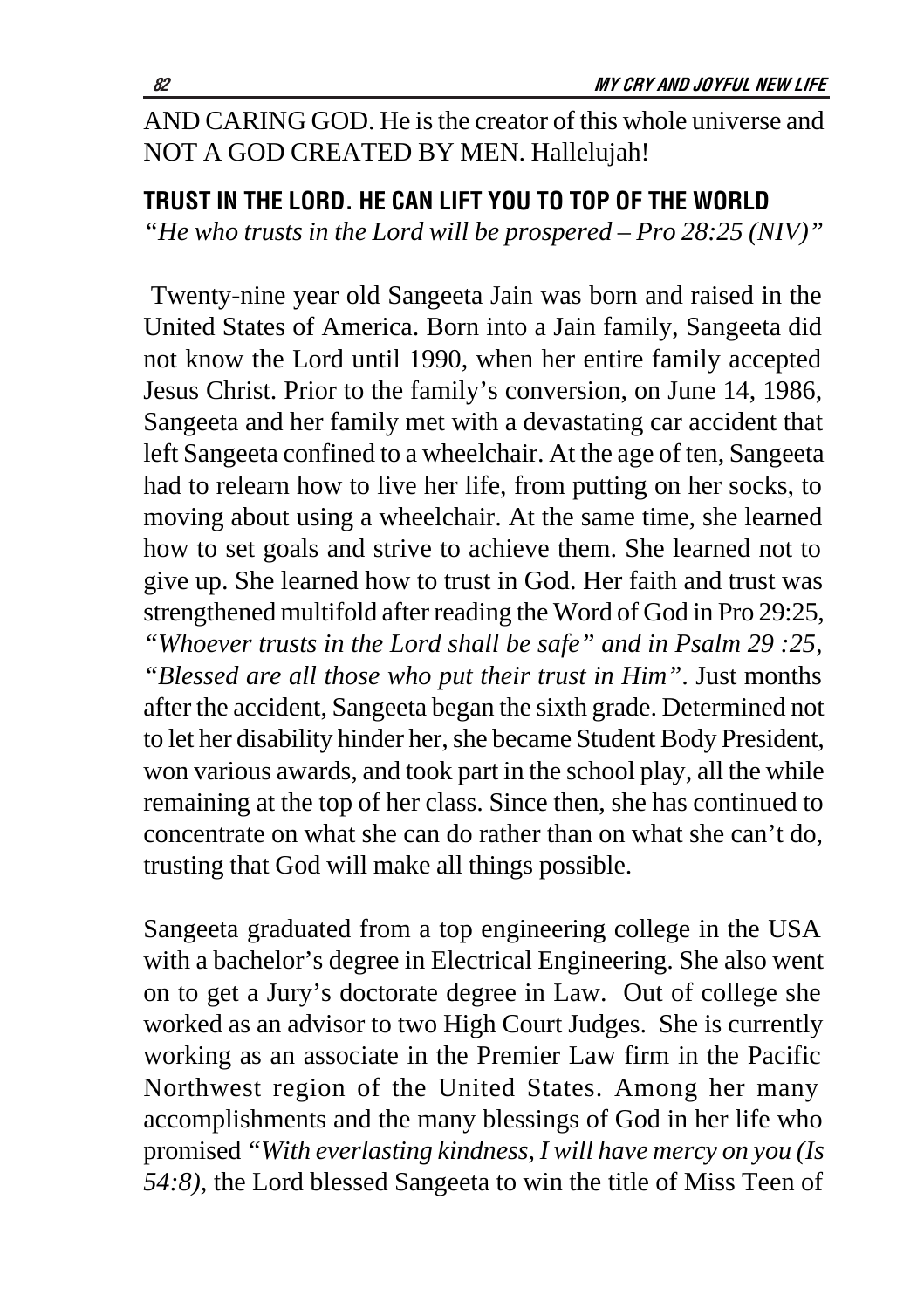AND CARING GOD. He is the creator of this whole universe and NOT A GOD CREATED BY MEN. Hallelujah!

## TRUST IN THE LORD. HE CAN LIFT YOU TO TOP OF THE WORLD

*"He who trusts in the Lord will be prospered – Pro 28:25 (NIV)"*

Twenty-nine year old Sangeeta Jain was born and raised in the United States of America. Born into a Jain family, Sangeeta did not know the Lord until 1990, when her entire family accepted Jesus Christ. Prior to the family's conversion, on June 14, 1986, Sangeeta and her family met with a devastating car accident that left Sangeeta confined to a wheelchair. At the age of ten, Sangeeta had to relearn how to live her life, from putting on her socks, to moving about using a wheelchair. At the same time, she learned how to set goals and strive to achieve them. She learned not to give up. She learned how to trust in God. Her faith and trust was strengthened multifold after reading the Word of God in Pro 29:25, *"Whoever trusts in the Lord shall be safe" and in Psalm 29 :25, "Blessed are all those who put their trust in Him"*. Just months after the accident, Sangeeta began the sixth grade. Determined not to let her disability hinder her, she became Student Body President, won various awards, and took part in the school play, all the while remaining at the top of her class. Since then, she has continued to concentrate on what she can do rather than on what she can't do, trusting that God will make all things possible.

Sangeeta graduated from a top engineering college in the USA with a bachelor's degree in Electrical Engineering. She also went on to get a Jury's doctorate degree in Law. Out of college she worked as an advisor to two High Court Judges. She is currently working as an associate in the Premier Law firm in the Pacific Northwest region of the United States. Among her many accomplishments and the many blessings of God in her life who promised *"With everlasting kindness, I will have mercy on you (Is 54:8),* the Lord blessed Sangeeta to win the title of Miss Teen of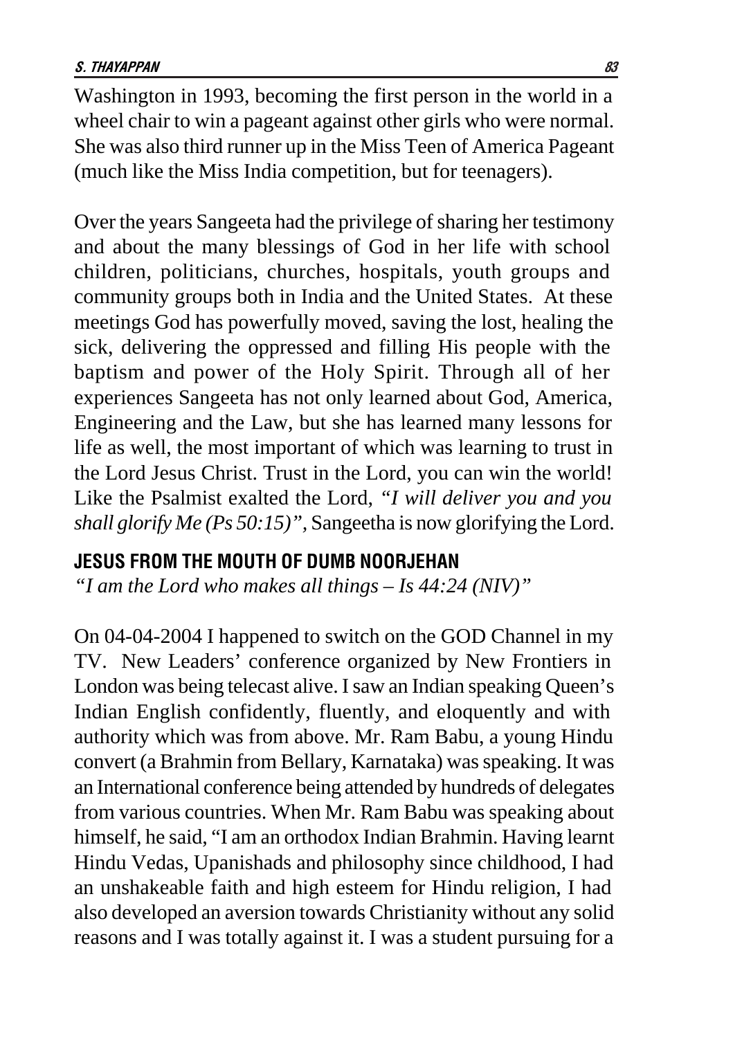Washington in 1993, becoming the first person in the world in a wheel chair to win a pageant against other girls who were normal. She was also third runner up in the Miss Teen of America Pageant (much like the Miss India competition, but for teenagers).

Over the years Sangeeta had the privilege of sharing her testimony and about the many blessings of God in her life with school children, politicians, churches, hospitals, youth groups and community groups both in India and the United States. At these meetings God has powerfully moved, saving the lost, healing the sick, delivering the oppressed and filling His people with the baptism and power of the Holy Spirit. Through all of her experiences Sangeeta has not only learned about God, America, Engineering and the Law, but she has learned many lessons for life as well, the most important of which was learning to trust in the Lord Jesus Christ. Trust in the Lord, you can win the world! Like the Psalmist exalted the Lord, *"I will deliver you and you shall glorify Me (Ps 50:15)"*, Sangeetha is now glorifying the Lord.

## JESUS FROM THE MOUTH OF DUMB NOORJEHAN

*"I am the Lord who makes all things – Is 44:24 (NIV)"*

On 04-04-2004 I happened to switch on the GOD Channel in my TV. New Leaders' conference organized by New Frontiers in London was being telecast alive. I saw an Indian speaking Queen's Indian English confidently, fluently, and eloquently and with authority which was from above. Mr. Ram Babu, a young Hindu convert (a Brahmin from Bellary, Karnataka) was speaking. It was an International conference being attended by hundreds of delegates from various countries. When Mr. Ram Babu was speaking about himself, he said, "I am an orthodox Indian Brahmin. Having learnt Hindu Vedas, Upanishads and philosophy since childhood, I had an unshakeable faith and high esteem for Hindu religion, I had also developed an aversion towards Christianity without any solid reasons and I was totally against it. I was a student pursuing for a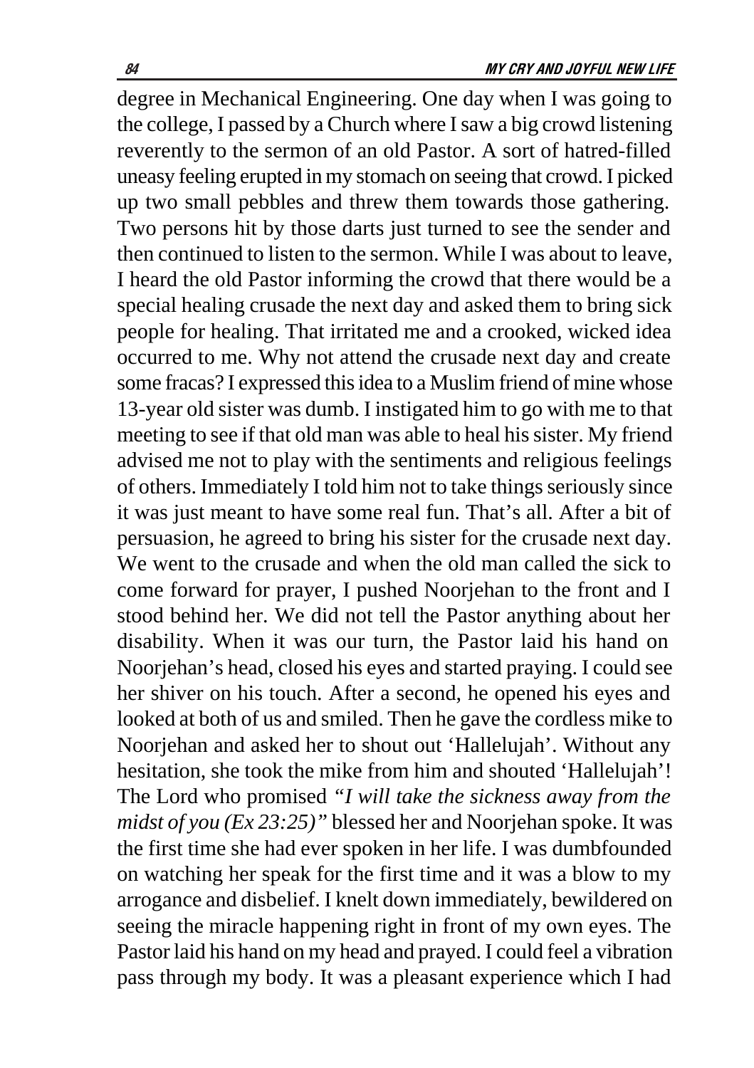degree in Mechanical Engineering. One day when I was going to the college, I passed by a Church where I saw a big crowd listening reverently to the sermon of an old Pastor. A sort of hatred-filled uneasy feeling erupted in my stomach on seeing that crowd. I picked up two small pebbles and threw them towards those gathering. Two persons hit by those darts just turned to see the sender and then continued to listen to the sermon. While I was about to leave, I heard the old Pastor informing the crowd that there would be a special healing crusade the next day and asked them to bring sick people for healing. That irritated me and a crooked, wicked idea occurred to me. Why not attend the crusade next day and create some fracas? I expressed this idea to a Muslim friend of mine whose 13-year old sister was dumb. I instigated him to go with me to that meeting to see if that old man was able to heal his sister. My friend advised me not to play with the sentiments and religious feelings of others. Immediately I told him not to take things seriously since it was just meant to have some real fun. That's all. After a bit of persuasion, he agreed to bring his sister for the crusade next day. We went to the crusade and when the old man called the sick to come forward for prayer, I pushed Noorjehan to the front and I stood behind her. We did not tell the Pastor anything about her disability. When it was our turn, the Pastor laid his hand on Noorjehan's head, closed his eyes and started praying. I could see her shiver on his touch. After a second, he opened his eyes and looked at both of us and smiled. Then he gave the cordless mike to Noorjehan and asked her to shout out 'Hallelujah'. Without any hesitation, she took the mike from him and shouted 'Hallelujah'! The Lord who promised *"I will take the sickness away from the midst of you (Ex 23:25)"* blessed her and Noorjehan spoke. It was the first time she had ever spoken in her life. I was dumbfounded on watching her speak for the first time and it was a blow to my arrogance and disbelief. I knelt down immediately, bewildered on seeing the miracle happening right in front of my own eyes. The Pastor laid his hand on my head and prayed. I could feel a vibration pass through my body. It was a pleasant experience which I had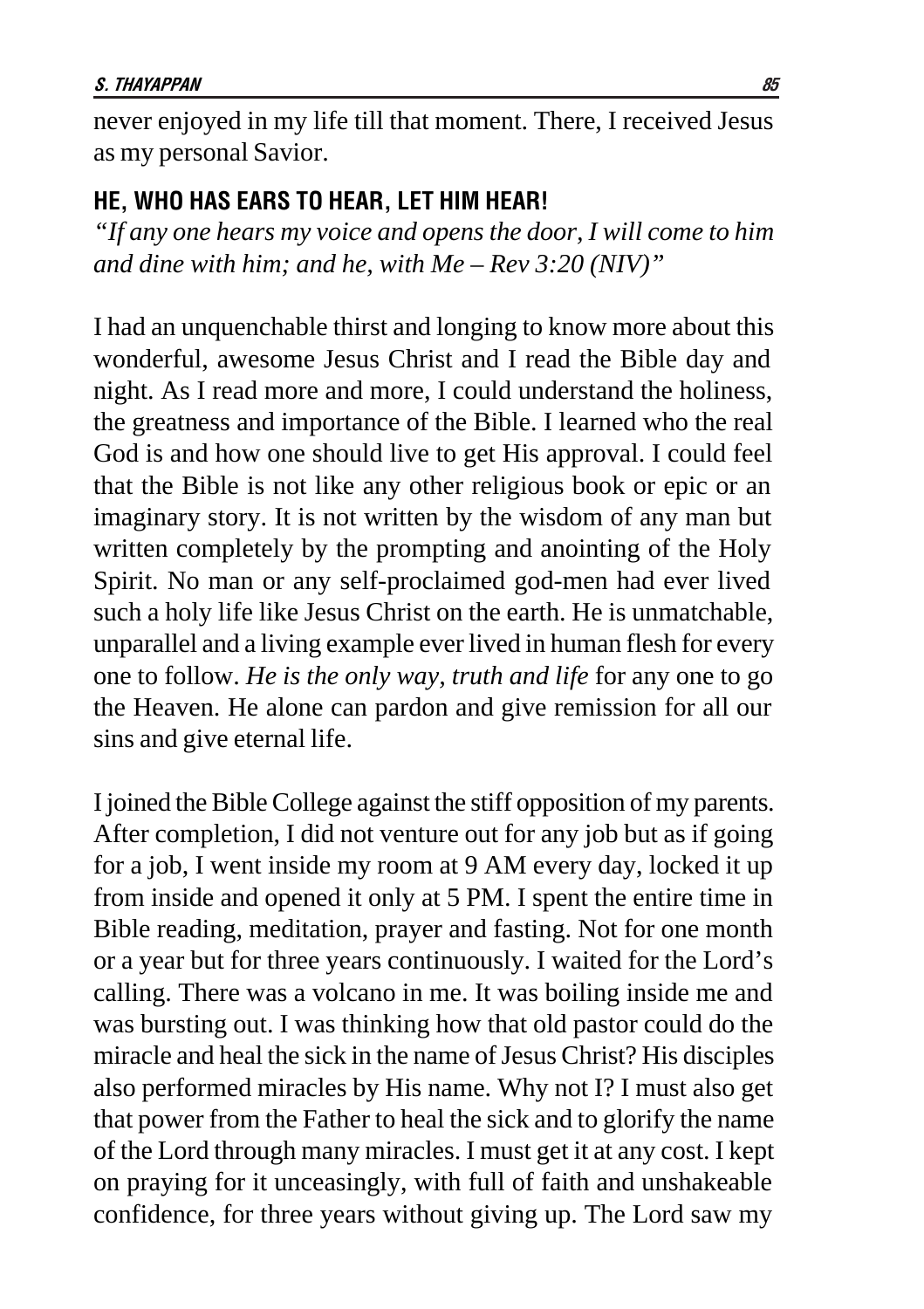never enjoyed in my life till that moment. There, I received Jesus as my personal Savior.

### HE, WHO HAS EARS TO HEAR, LET HIM HEAR!

*"If any one hears my voice and opens the door, I will come to him and dine with him; and he, with Me – Rev 3:20 (NIV)"*

I had an unquenchable thirst and longing to know more about this wonderful, awesome Jesus Christ and I read the Bible day and night. As I read more and more, I could understand the holiness, the greatness and importance of the Bible. I learned who the real God is and how one should live to get His approval. I could feel that the Bible is not like any other religious book or epic or an imaginary story. It is not written by the wisdom of any man but written completely by the prompting and anointing of the Holy Spirit. No man or any self-proclaimed god-men had ever lived such a holy life like Jesus Christ on the earth. He is unmatchable, unparallel and a living example ever lived in human flesh for every one to follow. *He is the only way, truth and life* for any one to go the Heaven. He alone can pardon and give remission for all our sins and give eternal life.

I joined the Bible College against the stiff opposition of my parents. After completion, I did not venture out for any job but as if going for a job, I went inside my room at 9 AM every day, locked it up from inside and opened it only at 5 PM. I spent the entire time in Bible reading, meditation, prayer and fasting. Not for one month or a year but for three years continuously. I waited for the Lord's calling. There was a volcano in me. It was boiling inside me and was bursting out. I was thinking how that old pastor could do the miracle and heal the sick in the name of Jesus Christ? His disciples also performed miracles by His name. Why not I? I must also get that power from the Father to heal the sick and to glorify the name of the Lord through many miracles. I must get it at any cost. I kept on praying for it unceasingly, with full of faith and unshakeable confidence, for three years without giving up. The Lord saw my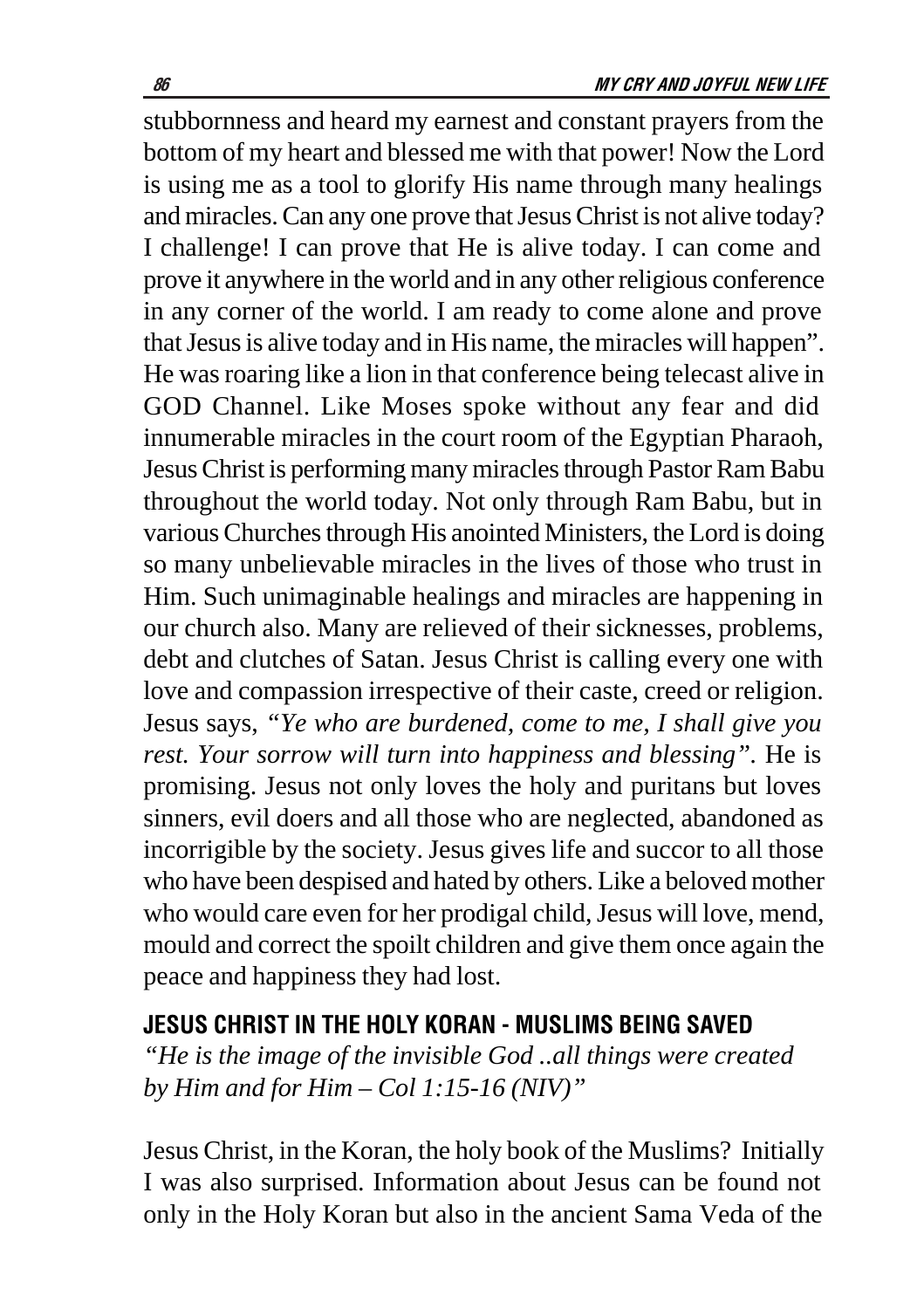stubbornness and heard my earnest and constant prayers from the bottom of my heart and blessed me with that power! Now the Lord is using me as a tool to glorify His name through many healings and miracles. Can any one prove that Jesus Christ is not alive today? I challenge! I can prove that He is alive today. I can come and prove it anywhere in the world and in any other religious conference in any corner of the world. I am ready to come alone and prove that Jesus is alive today and in His name, the miracles will happen". He was roaring like a lion in that conference being telecast alive in GOD Channel. Like Moses spoke without any fear and did innumerable miracles in the court room of the Egyptian Pharaoh, Jesus Christ is performing many miracles through Pastor Ram Babu throughout the world today. Not only through Ram Babu, but in various Churches through His anointed Ministers, the Lord is doing so many unbelievable miracles in the lives of those who trust in Him. Such unimaginable healings and miracles are happening in our church also. Many are relieved of their sicknesses, problems, debt and clutches of Satan. Jesus Christ is calling every one with love and compassion irrespective of their caste, creed or religion. Jesus says, *"Ye who are burdened, come to me, I shall give you rest. Your sorrow will turn into happiness and blessing".* He is promising. Jesus not only loves the holy and puritans but loves sinners, evil doers and all those who are neglected, abandoned as incorrigible by the society. Jesus gives life and succor to all those who have been despised and hated by others. Like a beloved mother who would care even for her prodigal child, Jesus will love, mend, mould and correct the spoilt children and give them once again the peace and happiness they had lost.

## JESUS CHRIST IN THE HOLY KORAN - MUSLIMS BEING SAVED

*"He is the image of the invisible God ..all things were created by Him and for Him – Col 1:15-16 (NIV)"*

Jesus Christ, in the Koran, the holy book of the Muslims? Initially I was also surprised. Information about Jesus can be found not only in the Holy Koran but also in the ancient Sama Veda of the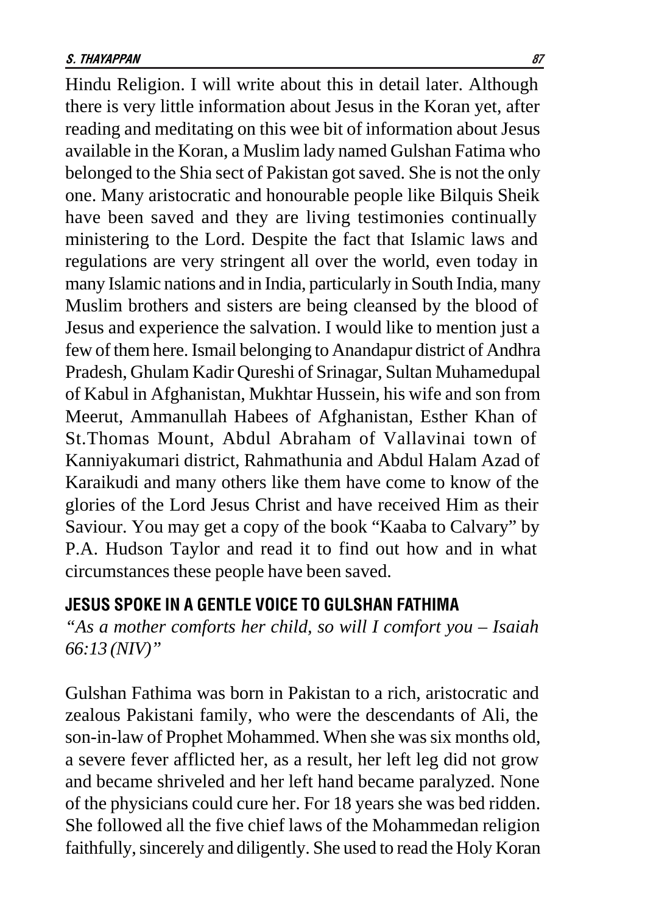Hindu Religion. I will write about this in detail later. Although there is very little information about Jesus in the Koran yet, after reading and meditating on this wee bit of information about Jesus available in the Koran, a Muslim lady named Gulshan Fatima who belonged to the Shia sect of Pakistan got saved. She is not the only one. Many aristocratic and honourable people like Bilquis Sheik have been saved and they are living testimonies continually ministering to the Lord. Despite the fact that Islamic laws and regulations are very stringent all over the world, even today in many Islamic nations and in India, particularly in South India, many Muslim brothers and sisters are being cleansed by the blood of Jesus and experience the salvation. I would like to mention just a few of them here. Ismail belonging to Anandapur district of Andhra Pradesh, Ghulam Kadir Qureshi of Srinagar, Sultan Muhamedupal of Kabul in Afghanistan, Mukhtar Hussein, his wife and son from Meerut, Ammanullah Habees of Afghanistan, Esther Khan of St.Thomas Mount, Abdul Abraham of Vallavinai town of Kanniyakumari district, Rahmathunia and Abdul Halam Azad of Karaikudi and many others like them have come to know of the glories of the Lord Jesus Christ and have received Him as their Saviour. You may get a copy of the book "Kaaba to Calvary" by P.A. Hudson Taylor and read it to find out how and in what circumstances these people have been saved.

## JESUS SPOKE IN A GENTLE VOICE TO GULSHAN FATHIMA

*"As a mother comforts her child, so will I comfort you – Isaiah 66:13 (NIV)"*

Gulshan Fathima was born in Pakistan to a rich, aristocratic and zealous Pakistani family, who were the descendants of Ali, the son-in-law of Prophet Mohammed. When she was six months old, a severe fever afflicted her, as a result, her left leg did not grow and became shriveled and her left hand became paralyzed. None of the physicians could cure her. For 18 years she was bed ridden. She followed all the five chief laws of the Mohammedan religion faithfully, sincerely and diligently. She used to read the Holy Koran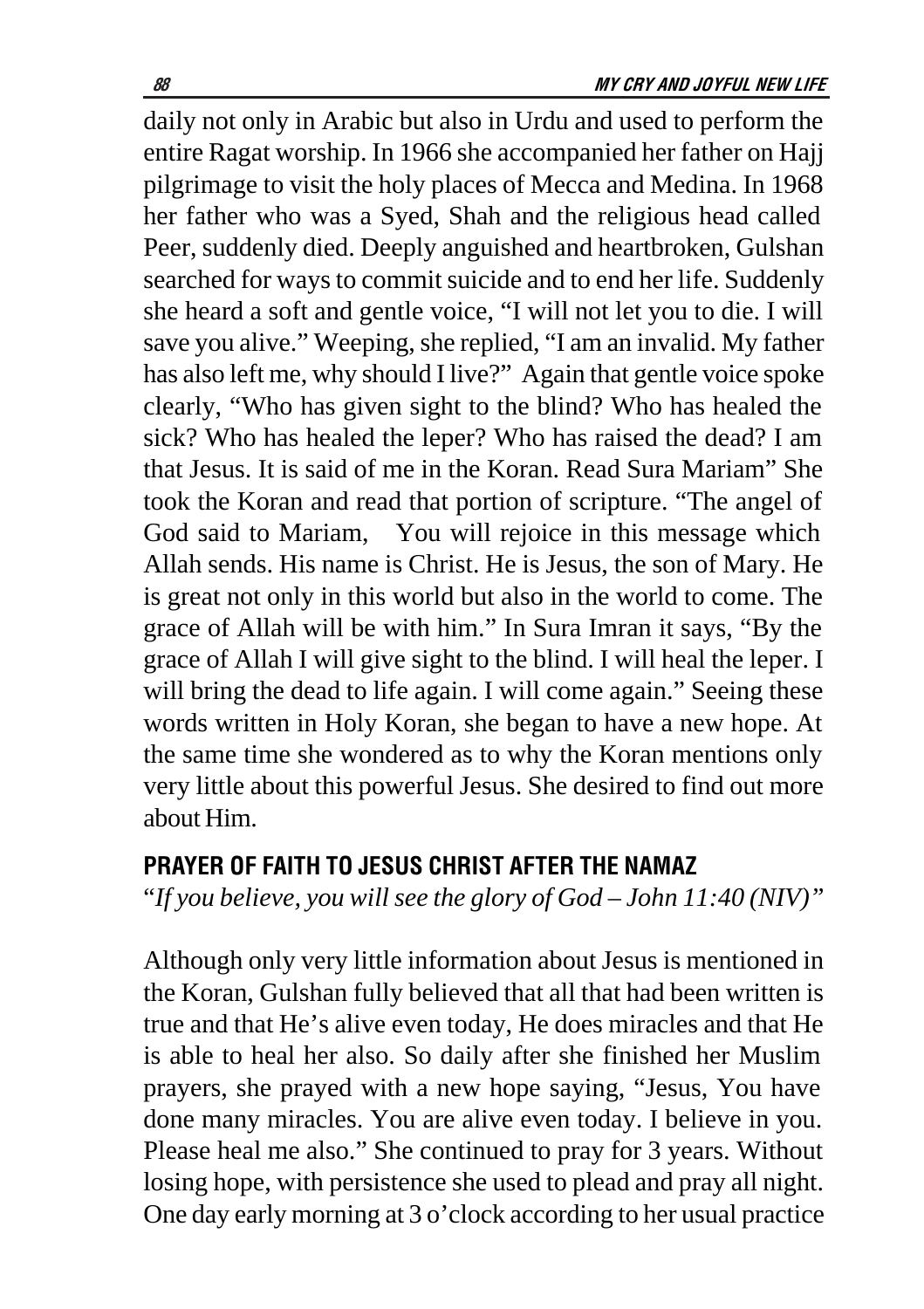daily not only in Arabic but also in Urdu and used to perform the entire Ragat worship. In 1966 she accompanied her father on Hajj pilgrimage to visit the holy places of Mecca and Medina. In 1968 her father who was a Syed, Shah and the religious head called Peer, suddenly died. Deeply anguished and heartbroken, Gulshan searched for ways to commit suicide and to end her life. Suddenly she heard a soft and gentle voice, "I will not let you to die. I will save you alive." Weeping, she replied, "I am an invalid. My father has also left me, why should I live?" Again that gentle voice spoke clearly, "Who has given sight to the blind? Who has healed the sick? Who has healed the leper? Who has raised the dead? I am that Jesus. It is said of me in the Koran. Read Sura Mariam" She took the Koran and read that portion of scripture. "The angel of God said to Mariam, You will rejoice in this message which Allah sends. His name is Christ. He is Jesus, the son of Mary. He is great not only in this world but also in the world to come. The grace of Allah will be with him." In Sura Imran it says, "By the grace of Allah I will give sight to the blind. I will heal the leper. I will bring the dead to life again. I will come again." Seeing these words written in Holy Koran, she began to have a new hope. At the same time she wondered as to why the Koran mentions only very little about this powerful Jesus. She desired to find out more about Him.

## PRAYER OF FAITH TO JESUS CHRIST AFTER THE NAMAZ

*"If you believe, you will see the glory of God – John 11:40 (NIV)"*

Although only very little information about Jesus is mentioned in the Koran, Gulshan fully believed that all that had been written is true and that He's alive even today, He does miracles and that He is able to heal her also. So daily after she finished her Muslim prayers, she prayed with a new hope saying, "Jesus, You have done many miracles. You are alive even today. I believe in you. Please heal me also." She continued to pray for 3 years. Without losing hope, with persistence she used to plead and pray all night. One day early morning at 3 o'clock according to her usual practice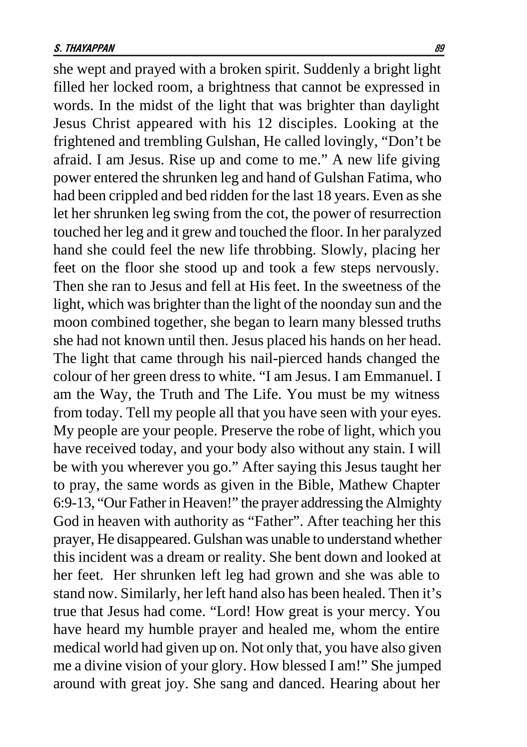she wept and prayed with a broken spirit. Suddenly a bright light filled her locked room, a brightness that cannot be expressed in words. In the midst of the light that was brighter than daylight Jesus Christ appeared with his 12 disciples. Looking at the frightened and trembling Gulshan, He called lovingly, "Don't be afraid. I am Jesus. Rise up and come to me." A new life giving power entered the shrunken leg and hand of Gulshan Fatima, who had been crippled and bed ridden for the last 18 years. Even as she let her shrunken leg swing from the cot, the power of resurrection touched her leg and it grew and touched the floor. In her paralyzed hand she could feel the new life throbbing. Slowly, placing her feet on the floor she stood up and took a few steps nervously. Then she ran to Jesus and fell at His feet. In the sweetness of the light, which was brighter than the light of the noonday sun and the moon combined together, she began to learn many blessed truths she had not known until then. Jesus placed his hands on her head. The light that came through his nail-pierced hands changed the colour of her green dress to white. "I am Jesus. I am Emmanuel. I am the Way, the Truth and The Life. You must be my witness from today. Tell my people all that you have seen with your eyes. My people are your people. Preserve the robe of light, which you have received today, and your body also without any stain. I will be with you wherever you go." After saying this Jesus taught her to pray, the same words as given in the Bible, Mathew Chapter 6:9-13, "Our Father in Heaven!" the prayer addressing the Almighty God in heaven with authority as "Father". After teaching her this prayer, He disappeared. Gulshan was unable to understand whether this incident was a dream or reality. She bent down and looked at her feet. Her shrunken left leg had grown and she was able to stand now. Similarly, her left hand also has been healed. Then it's true that Jesus had come. "Lord! How great is your mercy. You have heard my humble prayer and healed me, whom the entire medical world had given up on. Not only that, you have also given me a divine vision of your glory. How blessed I am!" She jumped around with great joy. She sang and danced. Hearing about her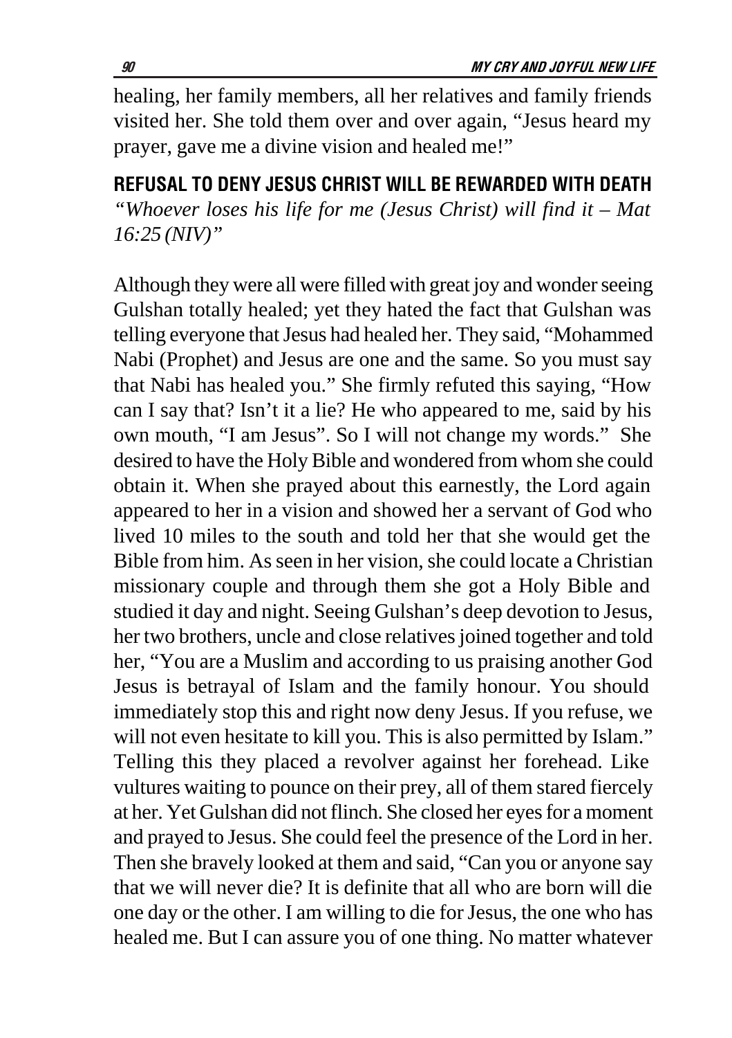healing, her family members, all her relatives and family friends visited her. She told them over and over again, "Jesus heard my prayer, gave me a divine vision and healed me!"

## REFUSAL TO DENY JESUS CHRIST WILL BE REWARDED WITH DEATH

*"Whoever loses his life for me (Jesus Christ) will find it – Mat 16:25 (NIV)"*

Although they were all were filled with great joy and wonder seeing Gulshan totally healed; yet they hated the fact that Gulshan was telling everyone that Jesus had healed her. They said, "Mohammed Nabi (Prophet) and Jesus are one and the same. So you must say that Nabi has healed you." She firmly refuted this saying, "How can I say that? Isn't it a lie? He who appeared to me, said by his own mouth, "I am Jesus". So I will not change my words." She desired to have the Holy Bible and wondered from whom she could obtain it. When she prayed about this earnestly, the Lord again appeared to her in a vision and showed her a servant of God who lived 10 miles to the south and told her that she would get the Bible from him. As seen in her vision, she could locate a Christian missionary couple and through them she got a Holy Bible and studied it day and night. Seeing Gulshan's deep devotion to Jesus, her two brothers, uncle and close relatives joined together and told her, "You are a Muslim and according to us praising another God Jesus is betrayal of Islam and the family honour. You should immediately stop this and right now deny Jesus. If you refuse, we will not even hesitate to kill you. This is also permitted by Islam." Telling this they placed a revolver against her forehead. Like vultures waiting to pounce on their prey, all of them stared fiercely at her. Yet Gulshan did not flinch. She closed her eyes for a moment and prayed to Jesus. She could feel the presence of the Lord in her. Then she bravely looked at them and said, "Can you or anyone say that we will never die? It is definite that all who are born will die one day or the other. I am willing to die for Jesus, the one who has healed me. But I can assure you of one thing. No matter whatever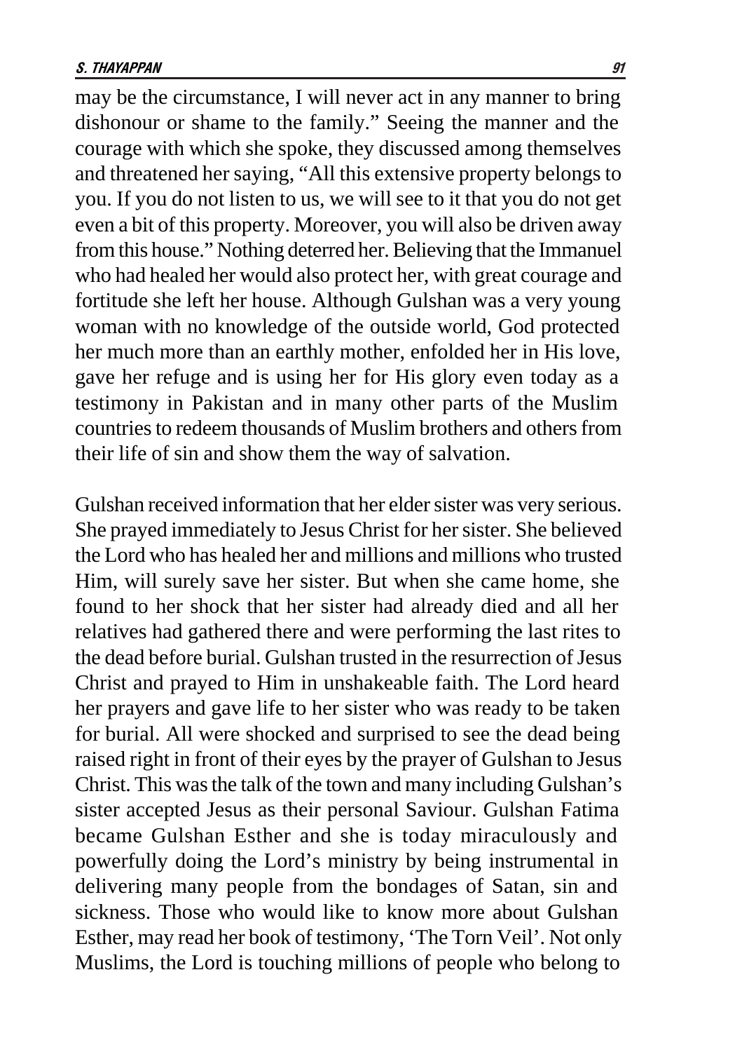may be the circumstance, I will never act in any manner to bring dishonour or shame to the family." Seeing the manner and the courage with which she spoke, they discussed among themselves and threatened her saying, "All this extensive property belongs to you. If you do not listen to us, we will see to it that you do not get even a bit of this property. Moreover, you will also be driven away from this house." Nothing deterred her. Believing that the Immanuel who had healed her would also protect her, with great courage and fortitude she left her house. Although Gulshan was a very young woman with no knowledge of the outside world, God protected her much more than an earthly mother, enfolded her in His love, gave her refuge and is using her for His glory even today as a testimony in Pakistan and in many other parts of the Muslim countries to redeem thousands of Muslim brothers and others from their life of sin and show them the way of salvation.

Gulshan received information that her elder sister was very serious. She prayed immediately to Jesus Christ for her sister. She believed the Lord who has healed her and millions and millions who trusted Him, will surely save her sister. But when she came home, she found to her shock that her sister had already died and all her relatives had gathered there and were performing the last rites to the dead before burial. Gulshan trusted in the resurrection of Jesus Christ and prayed to Him in unshakeable faith. The Lord heard her prayers and gave life to her sister who was ready to be taken for burial. All were shocked and surprised to see the dead being raised right in front of their eyes by the prayer of Gulshan to Jesus Christ. This was the talk of the town and many including Gulshan's sister accepted Jesus as their personal Saviour. Gulshan Fatima became Gulshan Esther and she is today miraculously and powerfully doing the Lord's ministry by being instrumental in delivering many people from the bondages of Satan, sin and sickness. Those who would like to know more about Gulshan Esther, may read her book of testimony, 'The Torn Veil'. Not only Muslims, the Lord is touching millions of people who belong to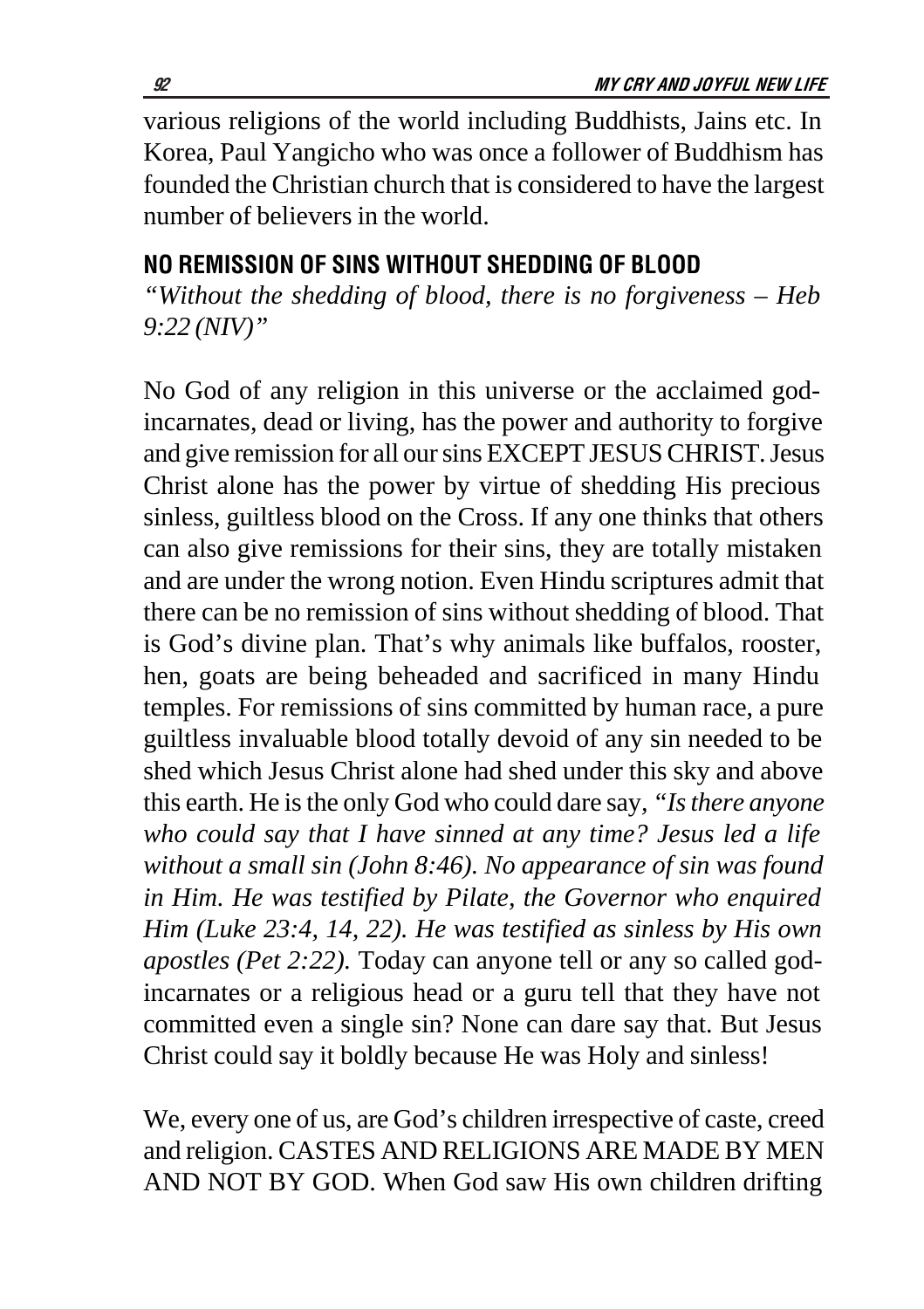various religions of the world including Buddhists, Jains etc. In Korea, Paul Yangicho who was once a follower of Buddhism has founded the Christian church that is considered to have the largest number of believers in the world.

## NO REMISSION OF SINS WITHOUT SHEDDING OF BLOOD

*"Without the shedding of blood, there is no forgiveness – Heb 9:22 (NIV)"*

No God of any religion in this universe or the acclaimed god-incarnates, dead or living, has the power and authority to forgive and give remission for all our sins EXCEPT JESUS CHRIST. Jesus Christ alone has the power by virtue of shedding His precious sinless, guiltless blood on the Cross. If any one thinks that others can also give remissions for their sins, they are totally mistaken and are under the wrong notion. Even Hindu scriptures admit that there can be no remission of sins without shedding of blood. That is God's divine plan. That's why animals like buffalos, rooster, hen, goats are being beheaded and sacrificed in many Hindu temples. For remissions of sins committed by human race, a pure guiltless invaluable blood totally devoid of any sin needed to be shed which Jesus Christ alone had shed under this sky and above this earth. He is the only God who could dare say, *"Is there anyone who could say that I have sinned at any time? Jesus led a life without a small sin (John 8:46). No appearance of sin was found in Him. He was testified by Pilate, the Governor who enquired Him (Luke 23:4, 14, 22). He was testified as sinless by His own apostles (Pet 2:22).* Today can anyone tell or any so called god-incarnates or a religious head or a guru tell that they have not committed even a single sin? None can dare say that. But Jesus Christ could say it boldly because He was Holy and sinless!

We, every one of us, are God's children irrespective of caste, creed and religion. CASTES AND RELIGIONS ARE MADE BY MEN AND NOT BY GOD. When God saw His own children drifting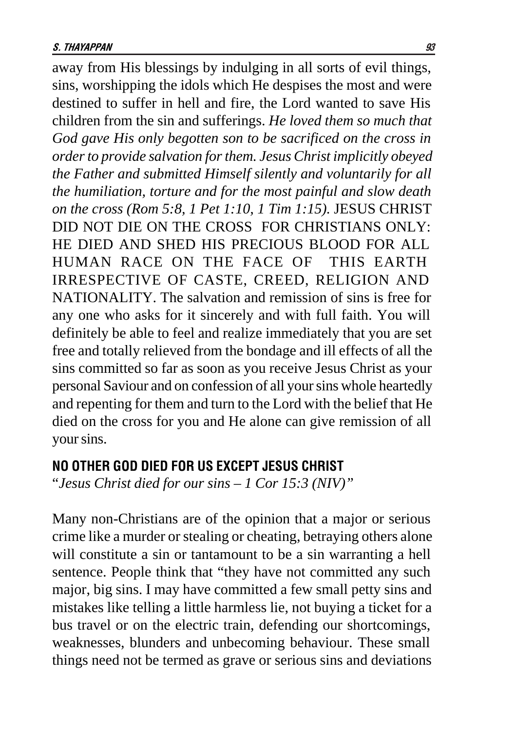away from His blessings by indulging in all sorts of evil things, sins, worshipping the idols which He despises the most and were destined to suffer in hell and fire, the Lord wanted to save His children from the sin and sufferings. *He loved them so much that God gave His only begotten son to be sacrificed on the cross in order to provide salvation for them. Jesus Christ implicitly obeyed the Father and submitted Himself silently and voluntarily for all the humiliation, torture and for the most painful and slow death on the cross (Rom 5:8, 1 Pet 1:10, 1 Tim 1:15).* JESUS CHRIST DID NOT DIE ON THE CROSS FOR CHRISTIANS ONLY: HE DIED AND SHED HIS PRECIOUS BLOOD FOR ALL HUMAN RACE ON THE FACE OF THIS EARTH IRRESPECTIVE OF CASTE, CREED, RELIGION AND NATIONALITY. The salvation and remission of sins is free for any one who asks for it sincerely and with full faith. You will definitely be able to feel and realize immediately that you are set free and totally relieved from the bondage and ill effects of all the sins committed so far as soon as you receive Jesus Christ as your personal Saviour and on confession of all your sins whole heartedly and repenting for them and turn to the Lord with the belief that He died on the cross for you and He alone can give remission of all your sins.

## NO OTHER GOD DIED FOR US EXCEPT JESUS CHRIST

"*Jesus Christ died for our sins – 1 Cor 15:3 (NIV)"*

Many non-Christians are of the opinion that a major or serious crime like a murder or stealing or cheating, betraying others alone will constitute a sin or tantamount to be a sin warranting a hell sentence. People think that "they have not committed any such major, big sins. I may have committed a few small petty sins and mistakes like telling a little harmless lie, not buying a ticket for a bus travel or on the electric train, defending our shortcomings, weaknesses, blunders and unbecoming behaviour. These small things need not be termed as grave or serious sins and deviations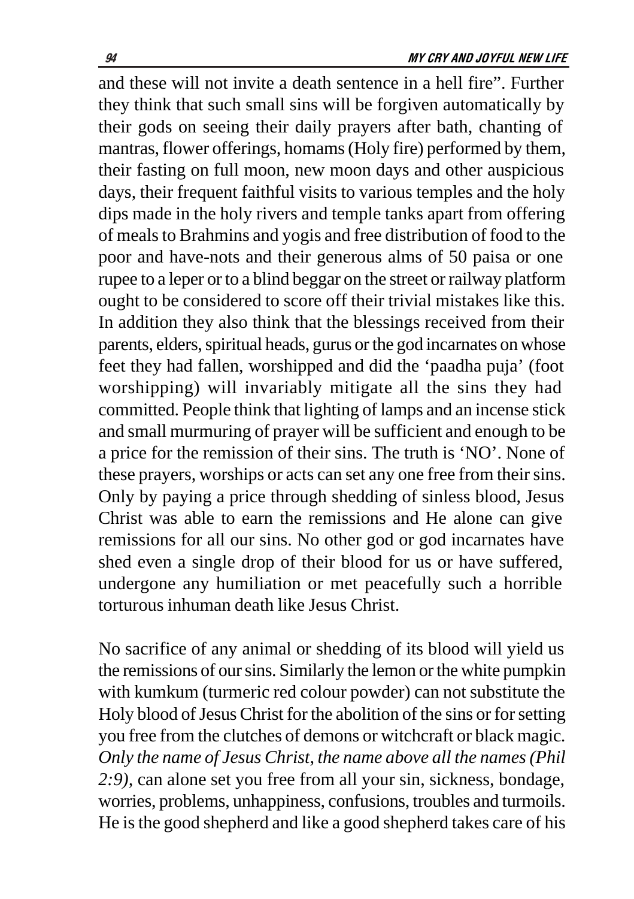and these will not invite a death sentence in a hell fire". Further they think that such small sins will be forgiven automatically by their gods on seeing their daily prayers after bath, chanting of mantras, flower offerings, homams (Holy fire) performed by them, their fasting on full moon, new moon days and other auspicious days, their frequent faithful visits to various temples and the holy dips made in the holy rivers and temple tanks apart from offering of meals to Brahmins and yogis and free distribution of food to the poor and have-nots and their generous alms of 50 paisa or one rupee to a leper or to a blind beggar on the street or railway platform ought to be considered to score off their trivial mistakes like this. In addition they also think that the blessings received from their parents, elders, spiritual heads, gurus or the god incarnates on whose feet they had fallen, worshipped and did the 'paadha puja' (foot worshipping) will invariably mitigate all the sins they had committed. People think that lighting of lamps and an incense stick and small murmuring of prayer will be sufficient and enough to be a price for the remission of their sins. The truth is 'NO'. None of these prayers, worships or acts can set any one free from their sins. Only by paying a price through shedding of sinless blood, Jesus Christ was able to earn the remissions and He alone can give remissions for all our sins. No other god or god incarnates have shed even a single drop of their blood for us or have suffered, undergone any humiliation or met peacefully such a horrible torturous inhuman death like Jesus Christ.

No sacrifice of any animal or shedding of its blood will yield us the remissions of our sins. Similarly the lemon or the white pumpkin with kumkum (turmeric red colour powder) can not substitute the Holy blood of Jesus Christ for the abolition of the sins or for setting you free from the clutches of demons or witchcraft or black magic. *Only the name of Jesus Christ, the name above all the names (Phil 2:9)*, can alone set you free from all your sin, sickness, bondage, worries, problems, unhappiness, confusions, troubles and turmoils. He is the good shepherd and like a good shepherd takes care of his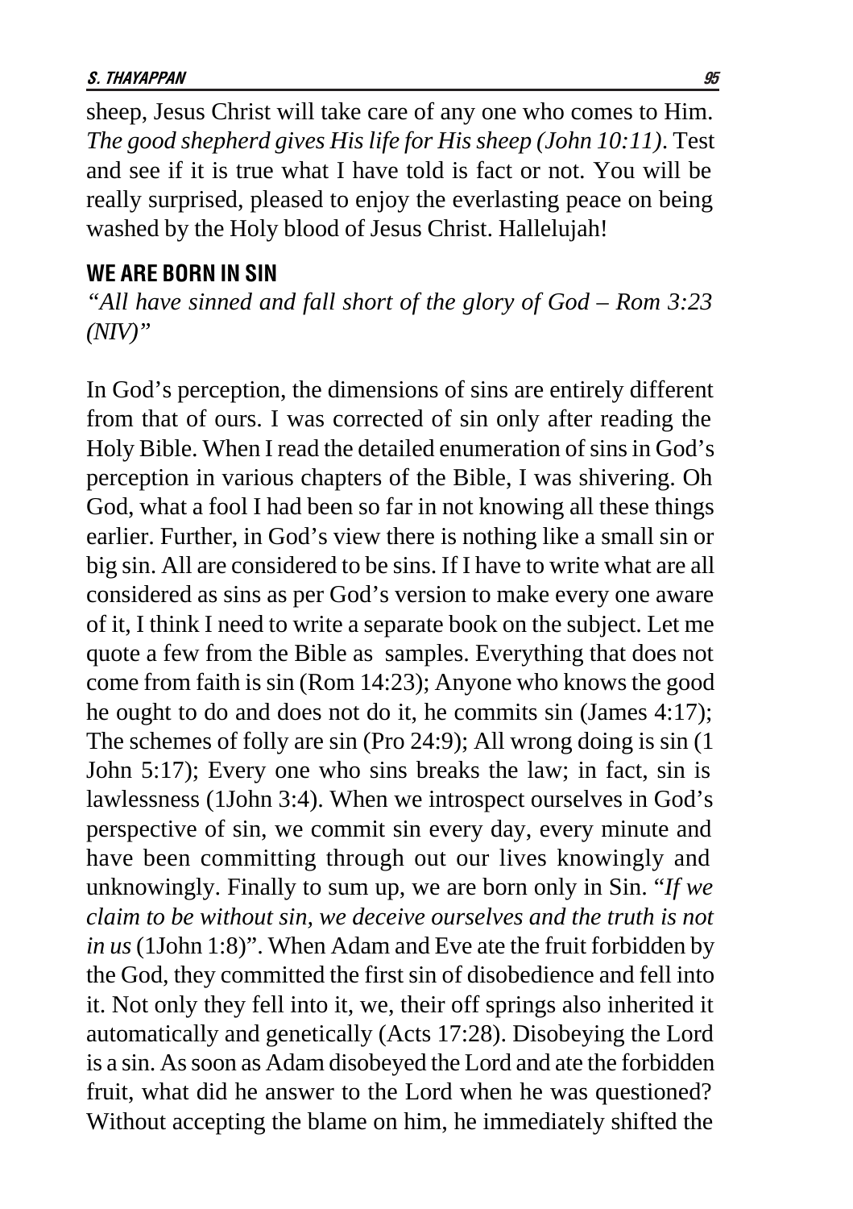sheep, Jesus Christ will take care of any one who comes to Him. *The good shepherd gives His life for His sheep (John 10:11)*. Test and see if it is true what I have told is fact or not. You will be really surprised, pleased to enjoy the everlasting peace on being washed by the Holy blood of Jesus Christ. Hallelujah!

## WE ARE BORN IN SIN

*"All have sinned and fall short of the glory of God – Rom 3:23 (NIV)"*

In God's perception, the dimensions of sins are entirely different from that of ours. I was corrected of sin only after reading the Holy Bible. When I read the detailed enumeration of sins in God's perception in various chapters of the Bible, I was shivering. Oh God, what a fool I had been so far in not knowing all these things earlier. Further, in God's view there is nothing like a small sin or big sin. All are considered to be sins. If I have to write what are all considered as sins as per God's version to make every one aware of it, I think I need to write a separate book on the subject. Let me quote a few from the Bible as samples. Everything that does not come from faith is sin (Rom 14:23); Anyone who knows the good he ought to do and does not do it, he commits sin (James 4:17); The schemes of folly are sin (Pro 24:9); All wrong doing is sin (1 John 5:17); Every one who sins breaks the law; in fact, sin is lawlessness (1John 3:4). When we introspect ourselves in God's perspective of sin, we commit sin every day, every minute and have been committing through out our lives knowingly and unknowingly. Finally to sum up, we are born only in Sin. "*If we claim to be without sin, we deceive ourselves and the truth is not in us* (1John 1:8)". When Adam and Eve ate the fruit forbidden by the God, they committed the first sin of disobedience and fell into it. Not only they fell into it, we, their off springs also inherited it automatically and genetically (Acts 17:28). Disobeying the Lord is a sin. As soon as Adam disobeyed the Lord and ate the forbidden fruit, what did he answer to the Lord when he was questioned? Without accepting the blame on him, he immediately shifted the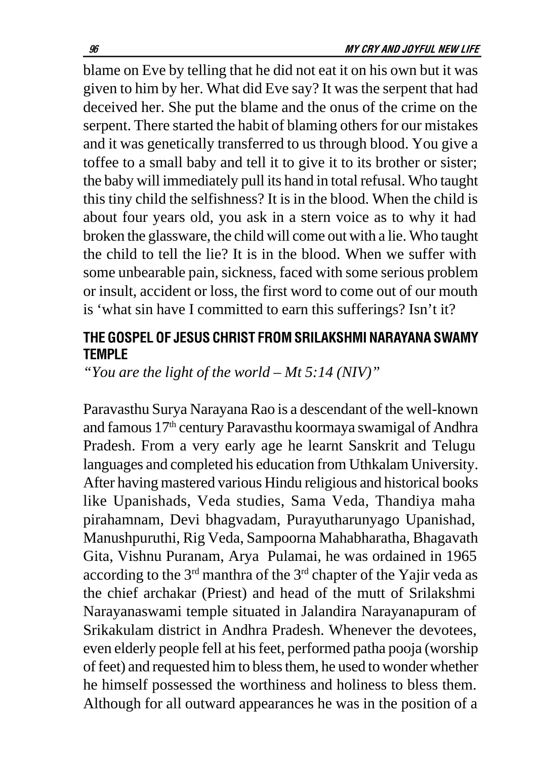blame on Eve by telling that he did not eat it on his own but it was given to him by her. What did Eve say? It was the serpent that had deceived her. She put the blame and the onus of the crime on the serpent. There started the habit of blaming others for our mistakes and it was genetically transferred to us through blood. You give a toffee to a small baby and tell it to give it to its brother or sister; the baby will immediately pull its hand in total refusal. Who taught this tiny child the selfishness? It is in the blood. When the child is about four years old, you ask in a stern voice as to why it had broken the glassware, the child will come out with a lie. Who taught the child to tell the lie? It is in the blood. When we suffer with some unbearable pain, sickness, faced with some serious problem or insult, accident or loss, the first word to come out of our mouth is 'what sin have I committed to earn this sufferings? Isn't it?

## THE GOSPEL OF JESUS CHRIST FROM SRILAKSHMI NARAYANA SWAMY TEMPLE

*"You are the light of the world – Mt 5:14 (NIV)"*

Paravasthu Surya Narayana Rao is a descendant of the well-known and famous 17th century Paravasthu koormaya swamigal of Andhra Pradesh. From a very early age he learnt Sanskrit and Telugu languages and completed his education from Uthkalam University. After having mastered various Hindu religious and historical books like Upanishads, Veda studies, Sama Veda, Thandiya maha pirahamnam, Devi bhagvadam, Purayutharunyago Upanishad, Manushpuruthi, Rig Veda, Sampoorna Mahabharatha, Bhagavath Gita, Vishnu Puranam, Arya Pulamai, he was ordained in 1965 according to the 3rd manthra of the 3rd chapter of the Yajir veda as the chief archakar (Priest) and head of the mutt of Srilakshmi Narayanaswami temple situated in Jalandira Narayanapuram of Srikakulam district in Andhra Pradesh. Whenever the devotees, even elderly people fell at his feet, performed patha pooja (worship of feet) and requested him to bless them, he used to wonder whether he himself possessed the worthiness and holiness to bless them. Although for all outward appearances he was in the position of a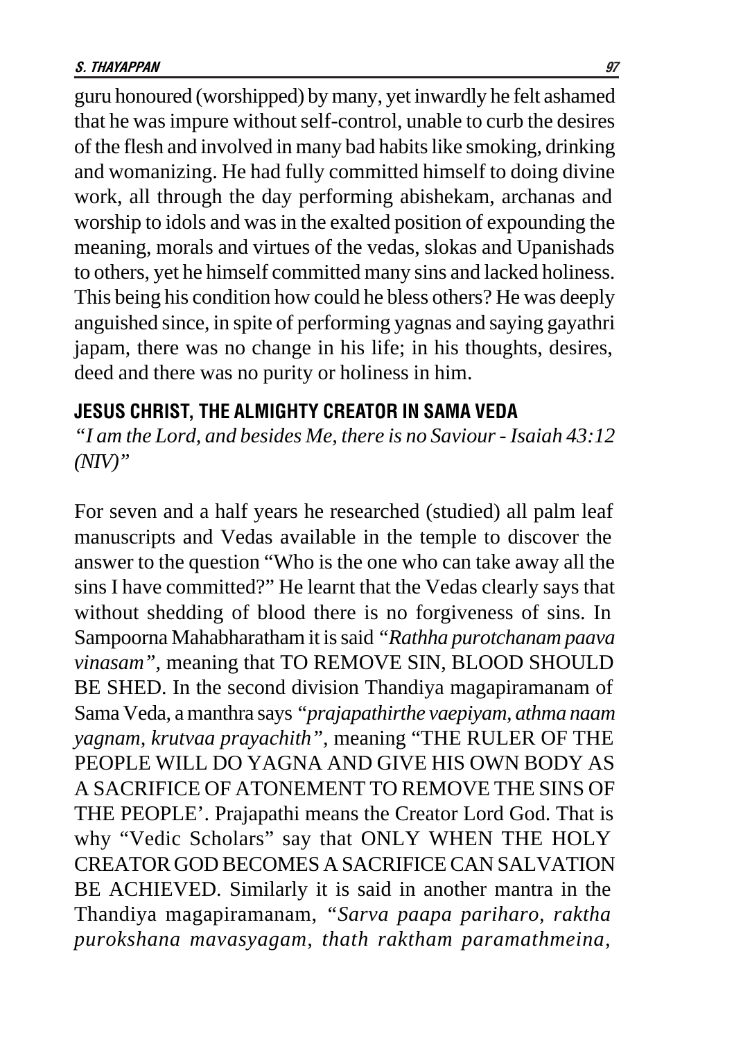guru honoured (worshipped) by many, yet inwardly he felt ashamed that he was impure without self-control, unable to curb the desires of the flesh and involved in many bad habits like smoking, drinking and womanizing. He had fully committed himself to doing divine work, all through the day performing abishekam, archanas and worship to idols and was in the exalted position of expounding the meaning, morals and virtues of the vedas, slokas and Upanishads to others, yet he himself committed many sins and lacked holiness. This being his condition how could he bless others? He was deeply anguished since, in spite of performing yagnas and saying gayathri japam, there was no change in his life; in his thoughts, desires, deed and there was no purity or holiness in him.

## JESUS CHRIST, THE ALMIGHTY CREATOR IN SAMA VEDA

*"I am the Lord, and besides Me, there is no Saviour - Isaiah 43:12 (NIV)"*

For seven and a half years he researched (studied) all palm leaf manuscripts and Vedas available in the temple to discover the answer to the question "Who is the one who can take away all the sins I have committed?" He learnt that the Vedas clearly says that without shedding of blood there is no forgiveness of sins. In Sampoorna Mahabharatham it is said *"Rathha purotchanam paava vinasam"*, meaning that TO REMOVE SIN, BLOOD SHOULD BE SHED. In the second division Thandiya magapiramanam of Sama Veda, a manthra says *"prajapathirthe vaepiyam, athma naam yagnam, krutvaa prayachith"*, meaning "THE RULER OF THE PEOPLE WILL DO YAGNA AND GIVE HIS OWN BODY AS A SACRIFICE OF ATONEMENT TO REMOVE THE SINS OF THE PEOPLE'. Prajapathi means the Creator Lord God. That is why "Vedic Scholars" say that ONLY WHEN THE HOLY CREATOR GOD BECOMES A SACRIFICE CAN SALVATION BE ACHIEVED. Similarly it is said in another mantra in the Thandiya magapiramanam, *"Sarva paapa pariharo, raktha purokshana mavasyagam, thath raktham paramathmeina,*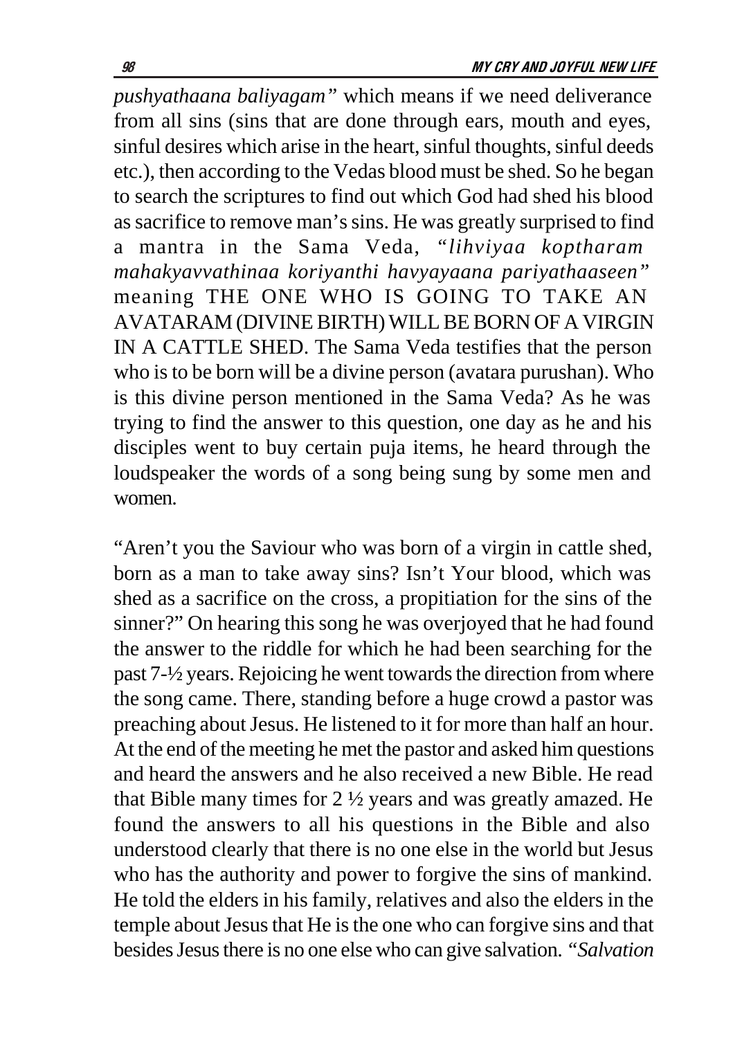*pushyathaana baliyagam"* which means if we need deliverance from all sins (sins that are done through ears, mouth and eyes, sinful desires which arise in the heart, sinful thoughts, sinful deeds etc.), then according to the Vedas blood must be shed. So he began to search the scriptures to find out which God had shed his blood as sacrifice to remove man's sins. He was greatly surprised to find a mantra in the Sama Veda, *"lihviyaa koptharam mahakyavvathinaa koriyanthi havyayaana pariyathaaseen"* meaning THE ONE WHO IS GOING TO TAKE AN AVATARAM (DIVINE BIRTH) WILL BE BORN OF A VIRGIN IN A CATTLE SHED. The Sama Veda testifies that the person who is to be born will be a divine person (avatara purushan). Who is this divine person mentioned in the Sama Veda? As he was trying to find the answer to this question, one day as he and his disciples went to buy certain puja items, he heard through the loudspeaker the words of a song being sung by some men and women.

"Aren't you the Saviour who was born of a virgin in cattle shed, born as a man to take away sins? Isn't Your blood, which was shed as a sacrifice on the cross, a propitiation for the sins of the sinner?" On hearing this song he was overjoyed that he had found the answer to the riddle for which he had been searching for the past 7-½ years. Rejoicing he went towards the direction from where the song came. There, standing before a huge crowd a pastor was preaching about Jesus. He listened to it for more than half an hour. At the end of the meeting he met the pastor and asked him questions and heard the answers and he also received a new Bible. He read that Bible many times for 2 ½ years and was greatly amazed. He found the answers to all his questions in the Bible and also understood clearly that there is no one else in the world but Jesus who has the authority and power to forgive the sins of mankind. He told the elders in his family, relatives and also the elders in the temple about Jesus that He is the one who can forgive sins and that besides Jesus there is no one else who can give salvation. *"Salvation*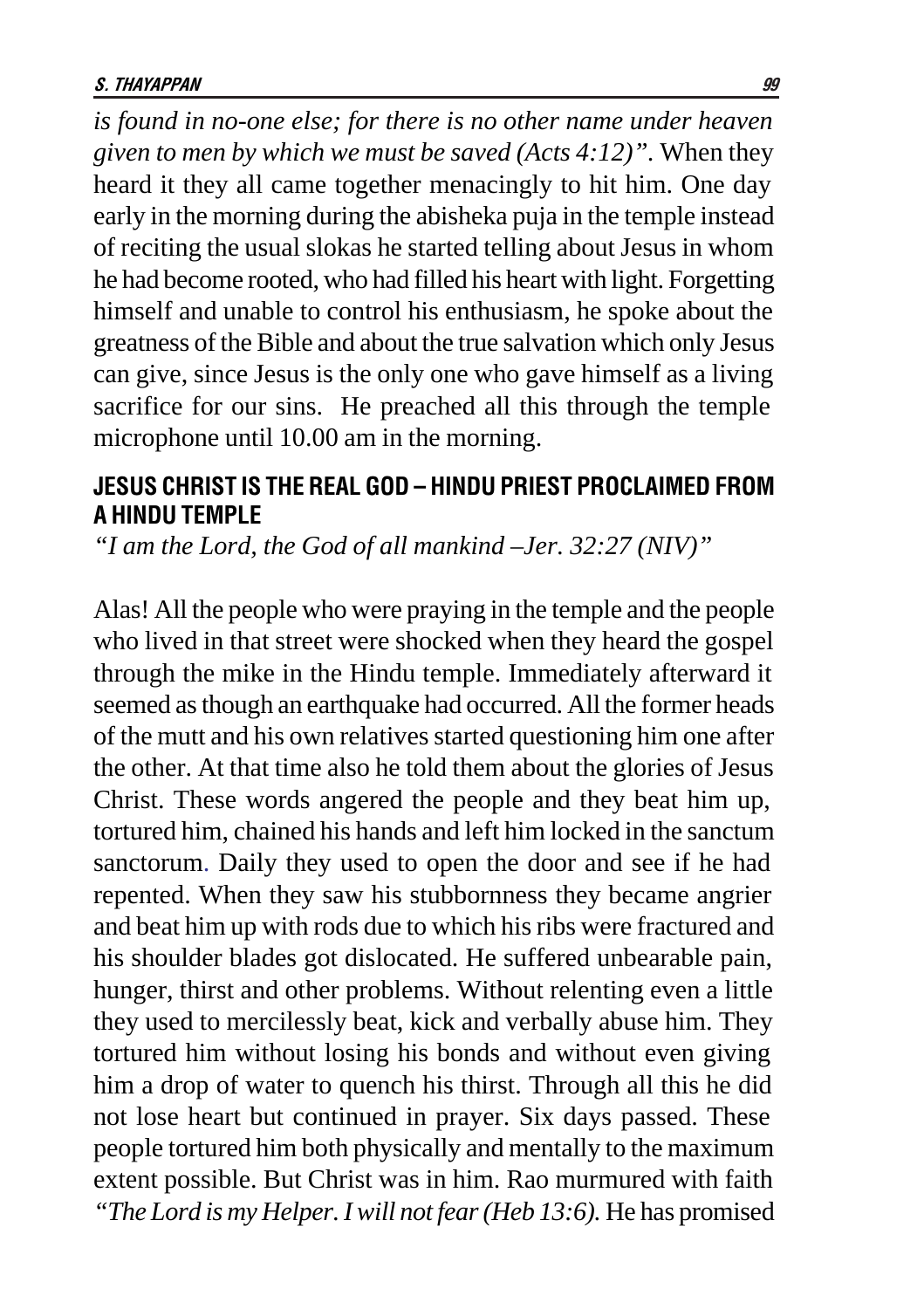*is found in no-one else; for there is no other name under heaven given to men by which we must be saved (Acts 4:12)".* When they heard it they all came together menacingly to hit him. One day early in the morning during the abisheka puja in the temple instead of reciting the usual slokas he started telling about Jesus in whom he had become rooted, who had filled his heart with light. Forgetting himself and unable to control his enthusiasm, he spoke about the greatness of the Bible and about the true salvation which only Jesus can give, since Jesus is the only one who gave himself as a living sacrifice for our sins. He preached all this through the temple microphone until 10.00 am in the morning.

## JESUS CHRIST IS THE REAL GOD – HINDU PRIEST PROCLAIMED FROM A HINDU TEMPLE

*"I am the Lord, the God of all mankind –Jer. 32:27 (NIV)"*

Alas! All the people who were praying in the temple and the people who lived in that street were shocked when they heard the gospel through the mike in the Hindu temple. Immediately afterward it seemed as though an earthquake had occurred. All the former heads of the mutt and his own relatives started questioning him one after the other. At that time also he told them about the glories of Jesus Christ. These words angered the people and they beat him up, tortured him, chained his hands and left him locked in the sanctum sanctorum. Daily they used to open the door and see if he had repented. When they saw his stubbornness they became angrier and beat him up with rods due to which his ribs were fractured and his shoulder blades got dislocated. He suffered unbearable pain, hunger, thirst and other problems. Without relenting even a little they used to mercilessly beat, kick and verbally abuse him. They tortured him without losing his bonds and without even giving him a drop of water to quench his thirst. Through all this he did not lose heart but continued in prayer. Six days passed. These people tortured him both physically and mentally to the maximum extent possible. But Christ was in him. Rao murmured with faith *"The Lord is my Helper. I will not fear (Heb 13:6).* He has promised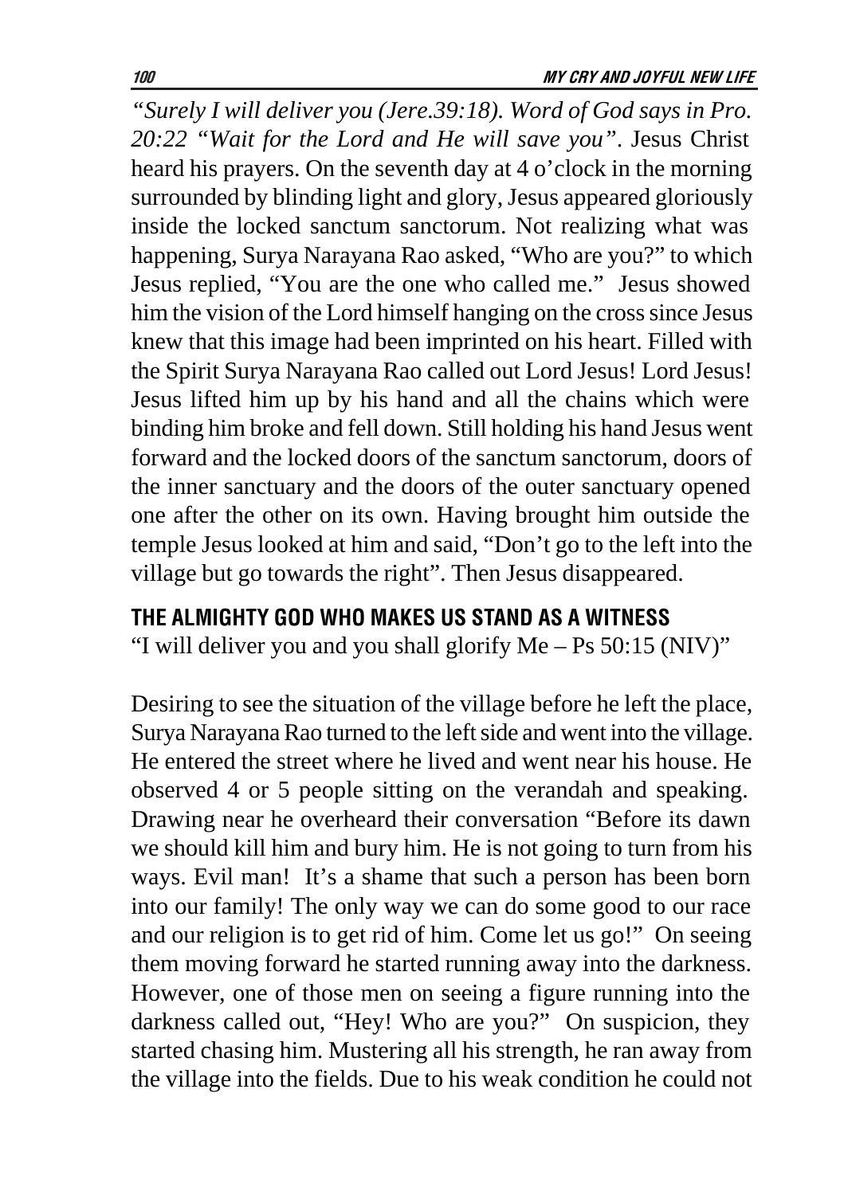*"Surely I will deliver you (Jere.39:18). Word of God says in Pro. 20:22 "Wait for the Lord and He will save you".* Jesus Christ heard his prayers. On the seventh day at 4 o'clock in the morning surrounded by blinding light and glory, Jesus appeared gloriously inside the locked sanctum sanctorum. Not realizing what was happening, Surya Narayana Rao asked, "Who are you?" to which Jesus replied, "You are the one who called me." Jesus showed him the vision of the Lord himself hanging on the cross since Jesus knew that this image had been imprinted on his heart. Filled with the Spirit Surya Narayana Rao called out Lord Jesus! Lord Jesus! Jesus lifted him up by his hand and all the chains which were binding him broke and fell down. Still holding his hand Jesus went forward and the locked doors of the sanctum sanctorum, doors of the inner sanctuary and the doors of the outer sanctuary opened one after the other on its own. Having brought him outside the temple Jesus looked at him and said, "Don't go to the left into the village but go towards the right". Then Jesus disappeared.

## THE ALMIGHTY GOD WHO MAKES US STAND AS A WITNESS

"I will deliver you and you shall glorify Me – Ps 50:15 (NIV)"

Desiring to see the situation of the village before he left the place, Surya Narayana Rao turned to the left side and went into the village. He entered the street where he lived and went near his house. He observed 4 or 5 people sitting on the verandah and speaking. Drawing near he overheard their conversation "Before its dawn we should kill him and bury him. He is not going to turn from his ways. Evil man! It's a shame that such a person has been born into our family! The only way we can do some good to our race and our religion is to get rid of him. Come let us go!" On seeing them moving forward he started running away into the darkness. However, one of those men on seeing a figure running into the darkness called out, "Hey! Who are you?" On suspicion, they started chasing him. Mustering all his strength, he ran away from the village into the fields. Due to his weak condition he could not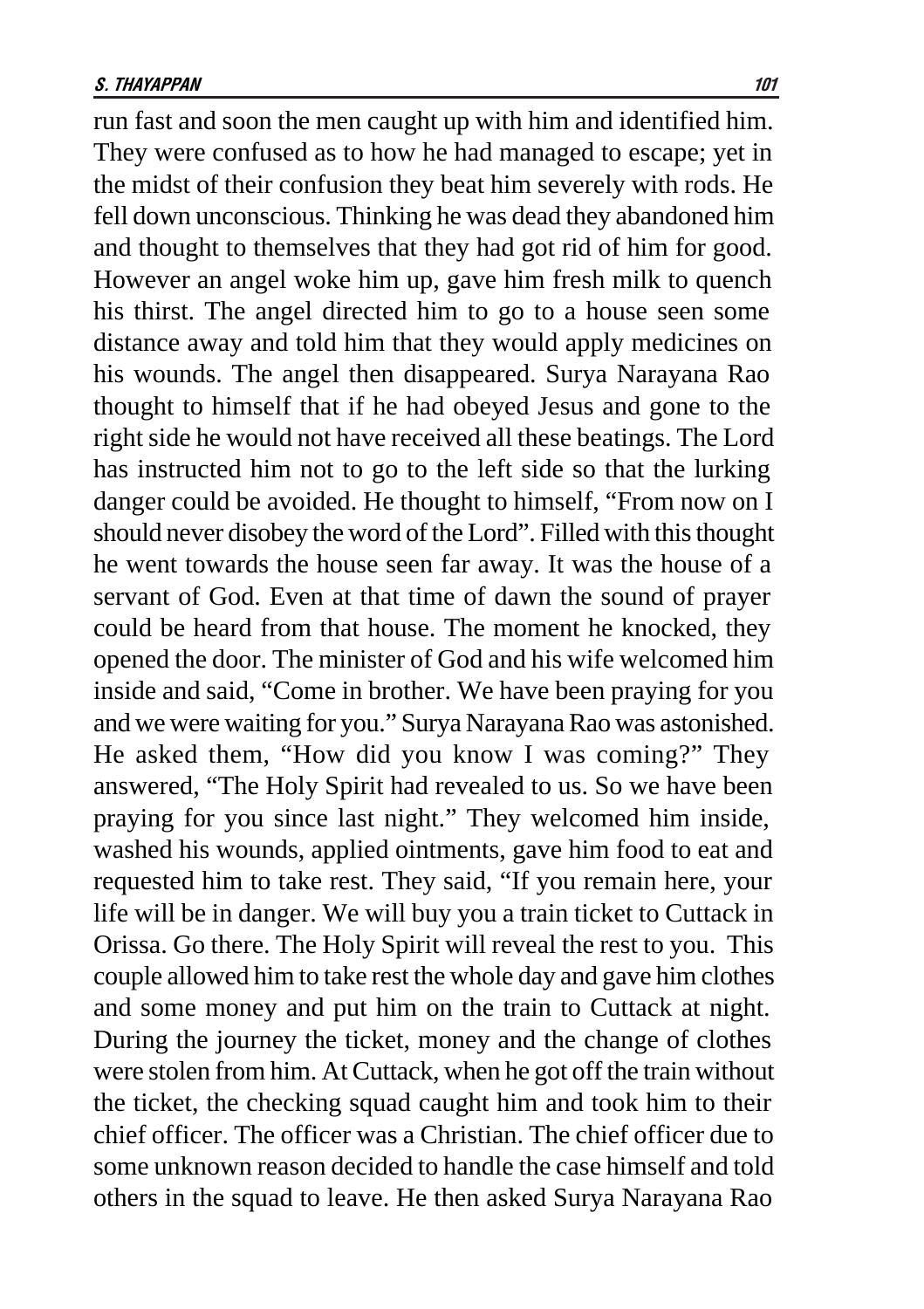run fast and soon the men caught up with him and identified him. They were confused as to how he had managed to escape; yet in the midst of their confusion they beat him severely with rods. He fell down unconscious. Thinking he was dead they abandoned him and thought to themselves that they had got rid of him for good. However an angel woke him up, gave him fresh milk to quench his thirst. The angel directed him to go to a house seen some distance away and told him that they would apply medicines on his wounds. The angel then disappeared. Surya Narayana Rao thought to himself that if he had obeyed Jesus and gone to the right side he would not have received all these beatings. The Lord has instructed him not to go to the left side so that the lurking danger could be avoided. He thought to himself, "From now on I should never disobey the word of the Lord". Filled with this thought he went towards the house seen far away. It was the house of a servant of God. Even at that time of dawn the sound of prayer could be heard from that house. The moment he knocked, they opened the door. The minister of God and his wife welcomed him inside and said, "Come in brother. We have been praying for you and we were waiting for you." Surya Narayana Rao was astonished. He asked them, "How did you know I was coming?" They answered, "The Holy Spirit had revealed to us. So we have been praying for you since last night." They welcomed him inside, washed his wounds, applied ointments, gave him food to eat and requested him to take rest. They said, "If you remain here, your life will be in danger. We will buy you a train ticket to Cuttack in Orissa. Go there. The Holy Spirit will reveal the rest to you. This couple allowed him to take rest the whole day and gave him clothes and some money and put him on the train to Cuttack at night. During the journey the ticket, money and the change of clothes were stolen from him. At Cuttack, when he got off the train without the ticket, the checking squad caught him and took him to their chief officer. The officer was a Christian. The chief officer due to some unknown reason decided to handle the case himself and told others in the squad to leave. He then asked Surya Narayana Rao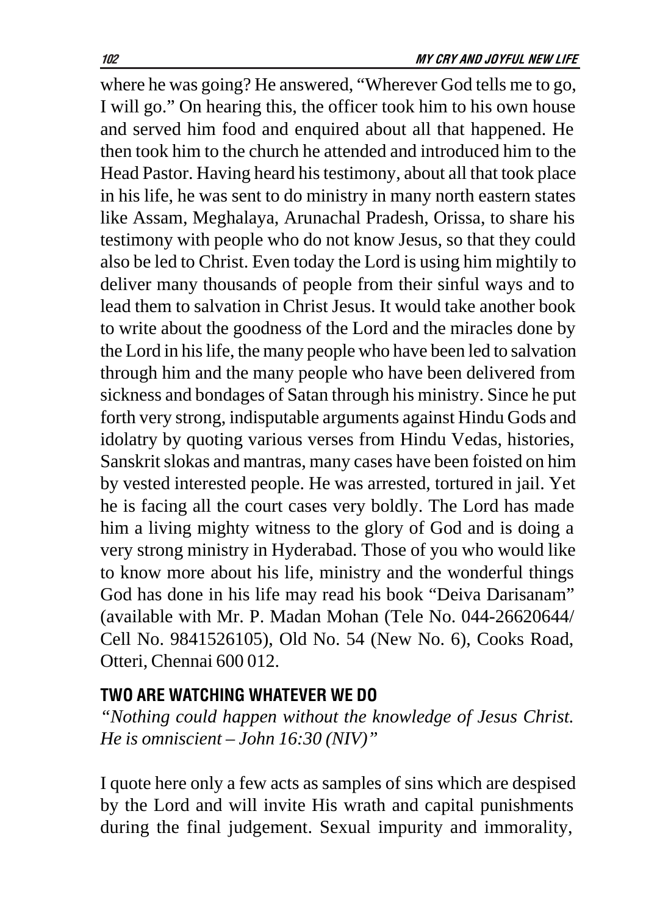where he was going? He answered, "Wherever God tells me to go, I will go." On hearing this, the officer took him to his own house and served him food and enquired about all that happened. He then took him to the church he attended and introduced him to the Head Pastor. Having heard his testimony, about all that took place in his life, he was sent to do ministry in many north eastern states like Assam, Meghalaya, Arunachal Pradesh, Orissa, to share his testimony with people who do not know Jesus, so that they could also be led to Christ. Even today the Lord is using him mightily to deliver many thousands of people from their sinful ways and to lead them to salvation in Christ Jesus. It would take another book to write about the goodness of the Lord and the miracles done by the Lord in his life, the many people who have been led to salvation through him and the many people who have been delivered from sickness and bondages of Satan through his ministry. Since he put forth very strong, indisputable arguments against Hindu Gods and idolatry by quoting various verses from Hindu Vedas, histories, Sanskrit slokas and mantras, many cases have been foisted on him by vested interested people. He was arrested, tortured in jail. Yet he is facing all the court cases very boldly. The Lord has made him a living mighty witness to the glory of God and is doing a very strong ministry in Hyderabad. Those of you who would like to know more about his life, ministry and the wonderful things God has done in his life may read his book "Deiva Darisanam" (available with Mr. P. Madan Mohan (Tele No. 044-26620644/ Cell No. 9841526105), Old No. 54 (New No. 6), Cooks Road, Otteri, Chennai 600 012.

## TWO ARE WATCHING WHATEVER WE DO

*"Nothing could happen without the knowledge of Jesus Christ. He is omniscient – John 16:30 (NIV)"*

I quote here only a few acts as samples of sins which are despised by the Lord and will invite His wrath and capital punishments during the final judgement. Sexual impurity and immorality,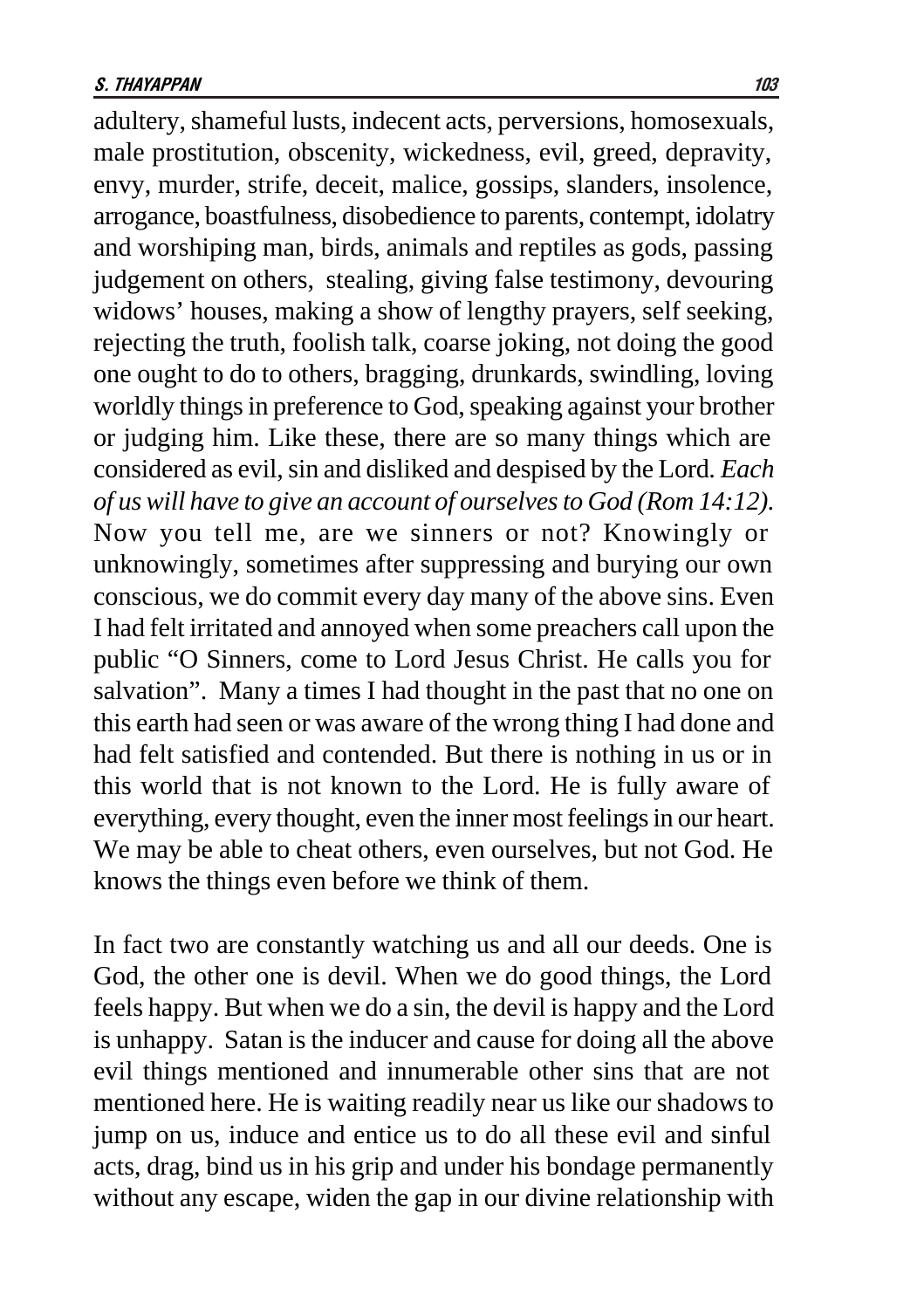adultery, shameful lusts, indecent acts, perversions, homosexuals, male prostitution, obscenity, wickedness, evil, greed, depravity, envy, murder, strife, deceit, malice, gossips, slanders, insolence, arrogance, boastfulness, disobedience to parents, contempt, idolatry and worshiping man, birds, animals and reptiles as gods, passing judgement on others, stealing, giving false testimony, devouring widows' houses, making a show of lengthy prayers, self seeking, rejecting the truth, foolish talk, coarse joking, not doing the good one ought to do to others, bragging, drunkards, swindling, loving worldly things in preference to God, speaking against your brother or judging him. Like these, there are so many things which are considered as evil, sin and disliked and despised by the Lord. *Each of us will have to give an account of ourselves to God (Rom 14:12).* Now you tell me, are we sinners or not? Knowingly or unknowingly, sometimes after suppressing and burying our own conscious, we do commit every day many of the above sins. Even I had felt irritated and annoyed when some preachers call upon the public "O Sinners, come to Lord Jesus Christ. He calls you for salvation". Many a times I had thought in the past that no one on this earth had seen or was aware of the wrong thing I had done and had felt satisfied and contended. But there is nothing in us or in this world that is not known to the Lord. He is fully aware of everything, every thought, even the inner most feelings in our heart. We may be able to cheat others, even ourselves, but not God. He knows the things even before we think of them.

In fact two are constantly watching us and all our deeds. One is God, the other one is devil. When we do good things, the Lord feels happy. But when we do a sin, the devil is happy and the Lord is unhappy. Satan is the inducer and cause for doing all the above evil things mentioned and innumerable other sins that are not mentioned here. He is waiting readily near us like our shadows to jump on us, induce and entice us to do all these evil and sinful acts, drag, bind us in his grip and under his bondage permanently without any escape, widen the gap in our divine relationship with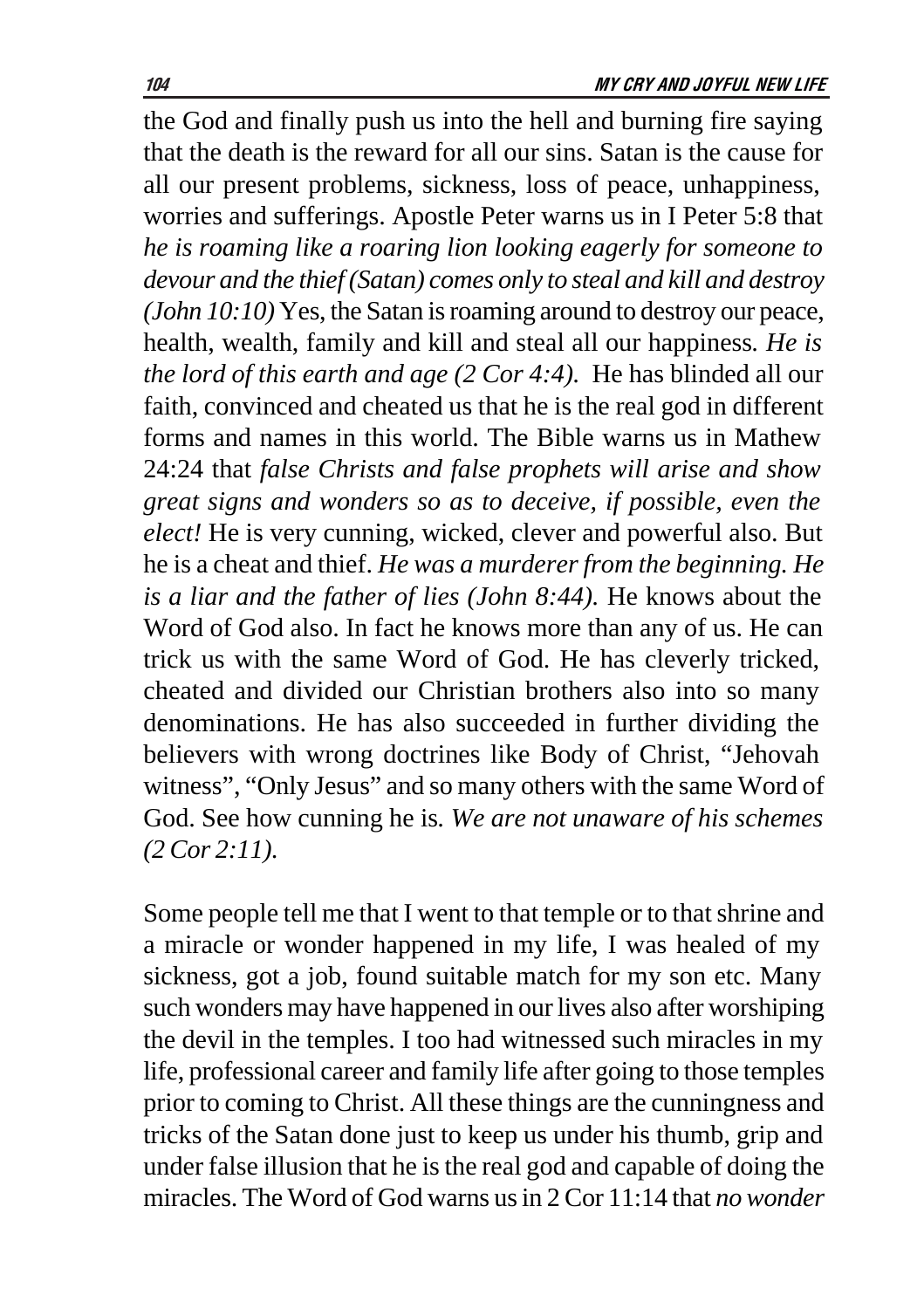the God and finally push us into the hell and burning fire saying that the death is the reward for all our sins. Satan is the cause for all our present problems, sickness, loss of peace, unhappiness, worries and sufferings. Apostle Peter warns us in I Peter 5:8 that *he is roaming like a roaring lion looking eagerly for someone to devour and the thief (Satan) comes only to steal and kill and destroy (John 10:10)* Yes, the Satan is roaming around to destroy our peace, health, wealth, family and kill and steal all our happiness. *He is the lord of this earth and age (2 Cor 4:4).* He has blinded all our faith, convinced and cheated us that he is the real god in different forms and names in this world. The Bible warns us in Mathew 24:24 that *false Christs and false prophets will arise and show great signs and wonders so as to deceive, if possible, even the elect!* He is very cunning, wicked, clever and powerful also. But he is a cheat and thief. *He was a murderer from the beginning. He is a liar and the father of lies (John 8:44).* He knows about the Word of God also. In fact he knows more than any of us. He can trick us with the same Word of God. He has cleverly tricked, cheated and divided our Christian brothers also into so many denominations. He has also succeeded in further dividing the believers with wrong doctrines like Body of Christ, "Jehovah witness", "Only Jesus" and so many others with the same Word of God. See how cunning he is. *We are not unaware of his schemes (2 Cor 2:11).*

Some people tell me that I went to that temple or to that shrine and a miracle or wonder happened in my life, I was healed of my sickness, got a job, found suitable match for my son etc. Many such wonders may have happened in our lives also after worshiping the devil in the temples. I too had witnessed such miracles in my life, professional career and family life after going to those temples prior to coming to Christ. All these things are the cunningness and tricks of the Satan done just to keep us under his thumb, grip and under false illusion that he is the real god and capable of doing the miracles. The Word of God warns us in 2 Cor 11:14 that *no wonder*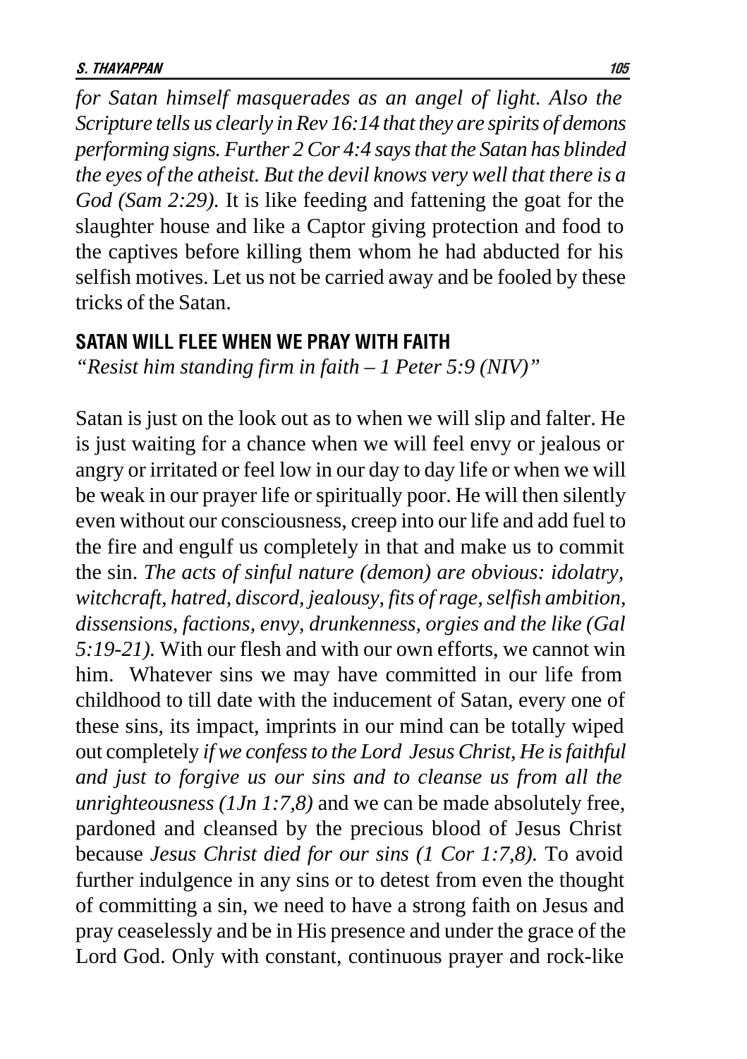*for Satan himself masquerades as an angel of light. Also the Scripture tells us clearly in Rev 16:14 that they are spirits of demons performing signs. Further 2 Cor 4:4 says that the Satan has blinded the eyes of the atheist. But the devil knows very well that there is a God (Sam 2:29).* It is like feeding and fattening the goat for the slaughter house and like a Captor giving protection and food to the captives before killing them whom he had abducted for his selfish motives. Let us not be carried away and be fooled by these tricks of the Satan.

## SATAN WILL FLEE WHEN WE PRAY WITH FAITH

*"Resist him standing firm in faith – 1 Peter 5:9 (NIV)"*

Satan is just on the look out as to when we will slip and falter. He is just waiting for a chance when we will feel envy or jealous or angry or irritated or feel low in our day to day life or when we will be weak in our prayer life or spiritually poor. He will then silently even without our consciousness, creep into our life and add fuel to the fire and engulf us completely in that and make us to commit the sin. *The acts of sinful nature (demon) are obvious: idolatry, witchcraft, hatred, discord, jealousy, fits of rage, selfish ambition, dissensions, factions, envy, drunkenness, orgies and the like (Gal 5:19-21).* With our flesh and with our own efforts, we cannot win him. Whatever sins we may have committed in our life from childhood to till date with the inducement of Satan, every one of these sins, its impact, imprints in our mind can be totally wiped out completely *if we confess to the Lord Jesus Christ, He is faithful and just to forgive us our sins and to cleanse us from all the unrighteousness (1Jn 1:7,8)* and we can be made absolutely free, pardoned and cleansed by the precious blood of Jesus Christ because *Jesus Christ died for our sins (1 Cor 1:7,8).* To avoid further indulgence in any sins or to detest from even the thought of committing a sin, we need to have a strong faith on Jesus and pray ceaselessly and be in His presence and under the grace of the Lord God. Only with constant, continuous prayer and rock-like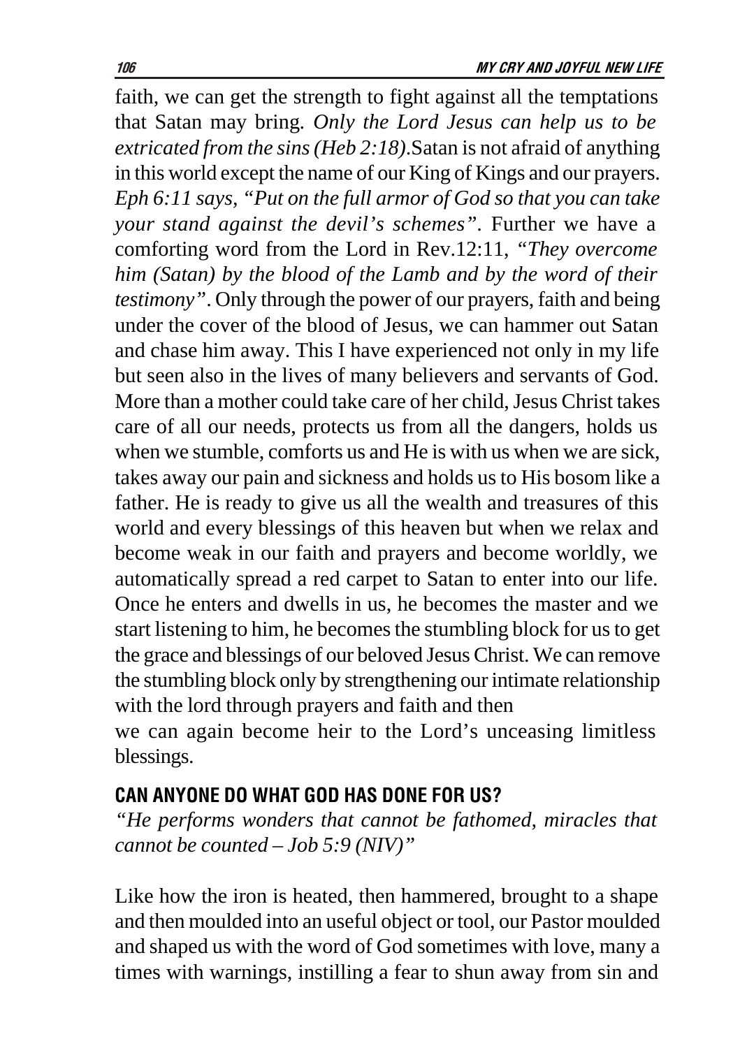faith, we can get the strength to fight against all the temptations that Satan may bring. *Only the Lord Jesus can help us to be extricated from the sins (Heb 2:18)*.Satan is not afraid of anything in this world except the name of our King of Kings and our prayers. *Eph 6:11 says, "Put on the full armor of God so that you can take your stand against the devil's schemes"*. Further we have a comforting word from the Lord in Rev.12:11, *"They overcome him (Satan) by the blood of the Lamb and by the word of their testimony"*. Only through the power of our prayers, faith and being under the cover of the blood of Jesus, we can hammer out Satan and chase him away. This I have experienced not only in my life but seen also in the lives of many believers and servants of God. More than a mother could take care of her child, Jesus Christ takes care of all our needs, protects us from all the dangers, holds us when we stumble, comforts us and He is with us when we are sick, takes away our pain and sickness and holds us to His bosom like a father. He is ready to give us all the wealth and treasures of this world and every blessings of this heaven but when we relax and become weak in our faith and prayers and become worldly, we automatically spread a red carpet to Satan to enter into our life. Once he enters and dwells in us, he becomes the master and we start listening to him, he becomes the stumbling block for us to get the grace and blessings of our beloved Jesus Christ. We can remove the stumbling block only by strengthening our intimate relationship with the lord through prayers and faith and then
we can again become heir to the Lord's unceasing limitless blessings.

## CAN ANYONE DO WHAT GOD HAS DONE FOR US?

*"He performs wonders that cannot be fathomed, miracles that cannot be counted – Job 5:9 (NIV)"*

Like how the iron is heated, then hammered, brought to a shape and then moulded into an useful object or tool, our Pastor moulded and shaped us with the word of God sometimes with love, many a times with warnings, instilling a fear to shun away from sin and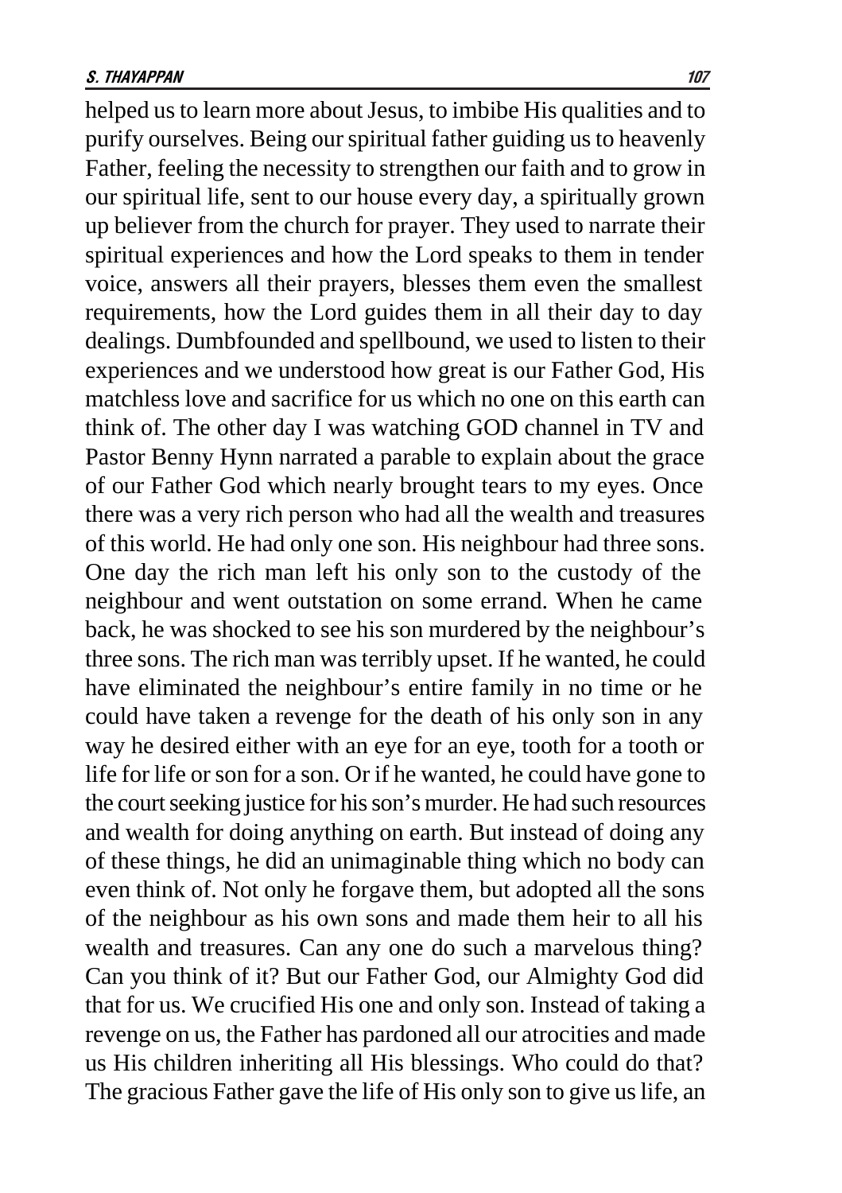helped us to learn more about Jesus, to imbibe His qualities and to purify ourselves. Being our spiritual father guiding us to heavenly Father, feeling the necessity to strengthen our faith and to grow in our spiritual life, sent to our house every day, a spiritually grown up believer from the church for prayer. They used to narrate their spiritual experiences and how the Lord speaks to them in tender voice, answers all their prayers, blesses them even the smallest requirements, how the Lord guides them in all their day to day dealings. Dumbfounded and spellbound, we used to listen to their experiences and we understood how great is our Father God, His matchless love and sacrifice for us which no one on this earth can think of. The other day I was watching GOD channel in TV and Pastor Benny Hynn narrated a parable to explain about the grace of our Father God which nearly brought tears to my eyes. Once there was a very rich person who had all the wealth and treasures of this world. He had only one son. His neighbour had three sons. One day the rich man left his only son to the custody of the neighbour and went outstation on some errand. When he came back, he was shocked to see his son murdered by the neighbour's three sons. The rich man was terribly upset. If he wanted, he could have eliminated the neighbour's entire family in no time or he could have taken a revenge for the death of his only son in any way he desired either with an eye for an eye, tooth for a tooth or life for life or son for a son. Or if he wanted, he could have gone to the court seeking justice for his son's murder. He had such resources and wealth for doing anything on earth. But instead of doing any of these things, he did an unimaginable thing which no body can even think of. Not only he forgave them, but adopted all the sons of the neighbour as his own sons and made them heir to all his wealth and treasures. Can any one do such a marvelous thing? Can you think of it? But our Father God, our Almighty God did that for us. We crucified His one and only son. Instead of taking a revenge on us, the Father has pardoned all our atrocities and made us His children inheriting all His blessings. Who could do that? The gracious Father gave the life of His only son to give us life, an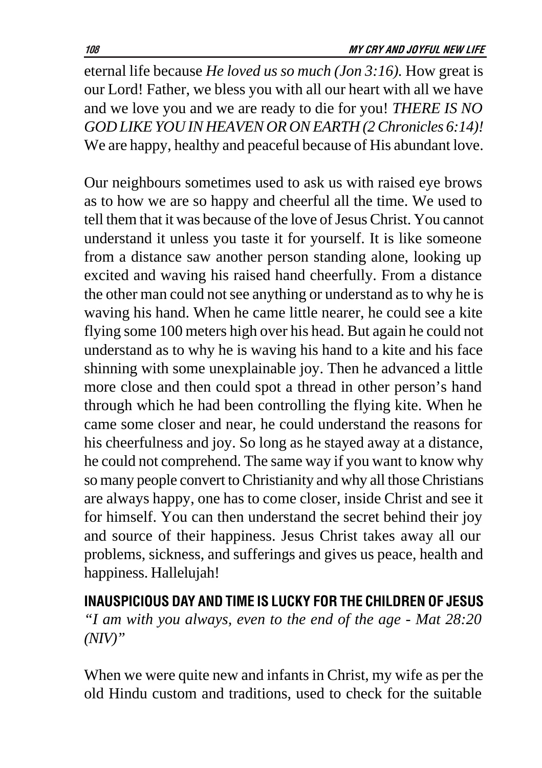eternal life because *He loved us so much (Jon 3:16).* How great is our Lord! Father, we bless you with all our heart with all we have and we love you and we are ready to die for you! *THERE IS NO GOD LIKE YOU IN HEAVEN OR ON EARTH (2 Chronicles 6:14)!* We are happy, healthy and peaceful because of His abundant love.

Our neighbours sometimes used to ask us with raised eye brows as to how we are so happy and cheerful all the time. We used to tell them that it was because of the love of Jesus Christ. You cannot understand it unless you taste it for yourself. It is like someone from a distance saw another person standing alone, looking up excited and waving his raised hand cheerfully. From a distance the other man could not see anything or understand as to why he is waving his hand. When he came little nearer, he could see a kite flying some 100 meters high over his head. But again he could not understand as to why he is waving his hand to a kite and his face shinning with some unexplainable joy. Then he advanced a little more close and then could spot a thread in other person's hand through which he had been controlling the flying kite. When he came some closer and near, he could understand the reasons for his cheerfulness and joy. So long as he stayed away at a distance, he could not comprehend. The same way if you want to know why so many people convert to Christianity and why all those Christians are always happy, one has to come closer, inside Christ and see it for himself. You can then understand the secret behind their joy and source of their happiness. Jesus Christ takes away all our problems, sickness, and sufferings and gives us peace, health and happiness. Hallelujah!

## INAUSPICIOUS DAY AND TIME IS LUCKY FOR THE CHILDREN OF JESUS

*"I am with you always, even to the end of the age - Mat 28:20 (NIV)"*

When we were quite new and infants in Christ, my wife as per the old Hindu custom and traditions, used to check for the suitable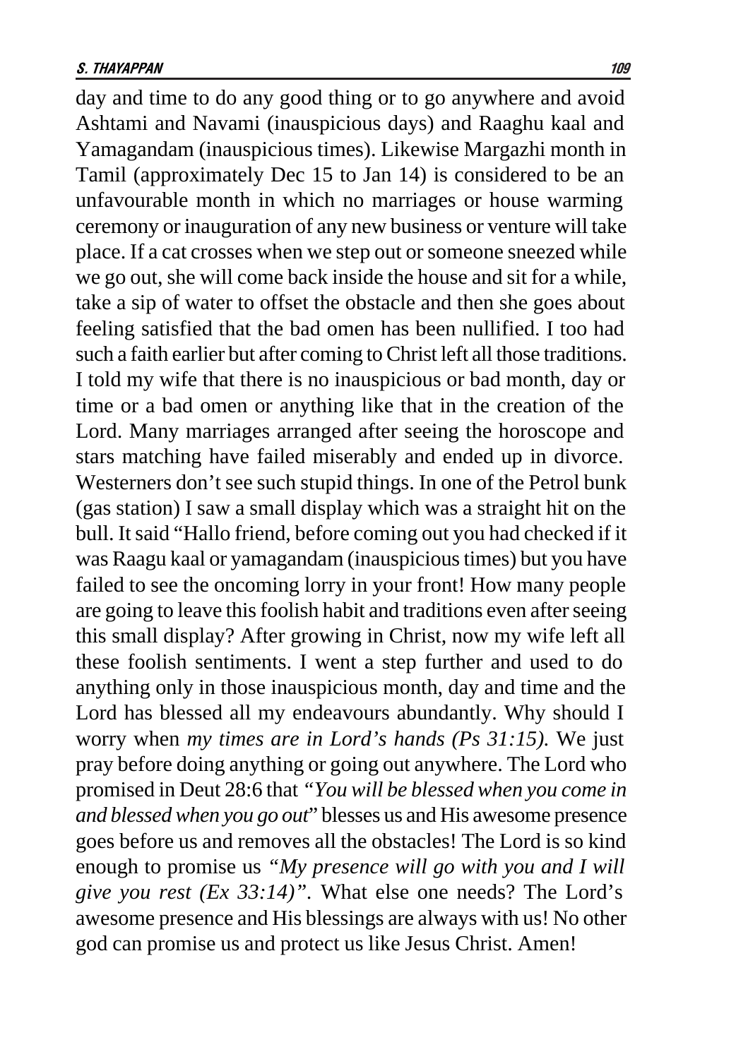day and time to do any good thing or to go anywhere and avoid Ashtami and Navami (inauspicious days) and Raaghu kaal and Yamagandam (inauspicious times). Likewise Margazhi month in Tamil (approximately Dec 15 to Jan 14) is considered to be an unfavourable month in which no marriages or house warming ceremony or inauguration of any new business or venture will take place. If a cat crosses when we step out or someone sneezed while we go out, she will come back inside the house and sit for a while, take a sip of water to offset the obstacle and then she goes about feeling satisfied that the bad omen has been nullified. I too had such a faith earlier but after coming to Christ left all those traditions. I told my wife that there is no inauspicious or bad month, day or time or a bad omen or anything like that in the creation of the Lord. Many marriages arranged after seeing the horoscope and stars matching have failed miserably and ended up in divorce. Westerners don't see such stupid things. In one of the Petrol bunk (gas station) I saw a small display which was a straight hit on the bull. It said "Hallo friend, before coming out you had checked if it was Raagu kaal or yamagandam (inauspicious times) but you have failed to see the oncoming lorry in your front! How many people are going to leave this foolish habit and traditions even after seeing this small display? After growing in Christ, now my wife left all these foolish sentiments. I went a step further and used to do anything only in those inauspicious month, day and time and the Lord has blessed all my endeavours abundantly. Why should I worry when *my times are in Lord's hands (Ps 31:15).* We just pray before doing anything or going out anywhere. The Lord who promised in Deut 28:6 that *"You will be blessed when you come in and blessed when you go out"* blesses us and His awesome presence goes before us and removes all the obstacles! The Lord is so kind enough to promise us *"My presence will go with you and I will give you rest (Ex 33:14)"*. What else one needs? The Lord's awesome presence and His blessings are always with us! No other god can promise us and protect us like Jesus Christ. Amen!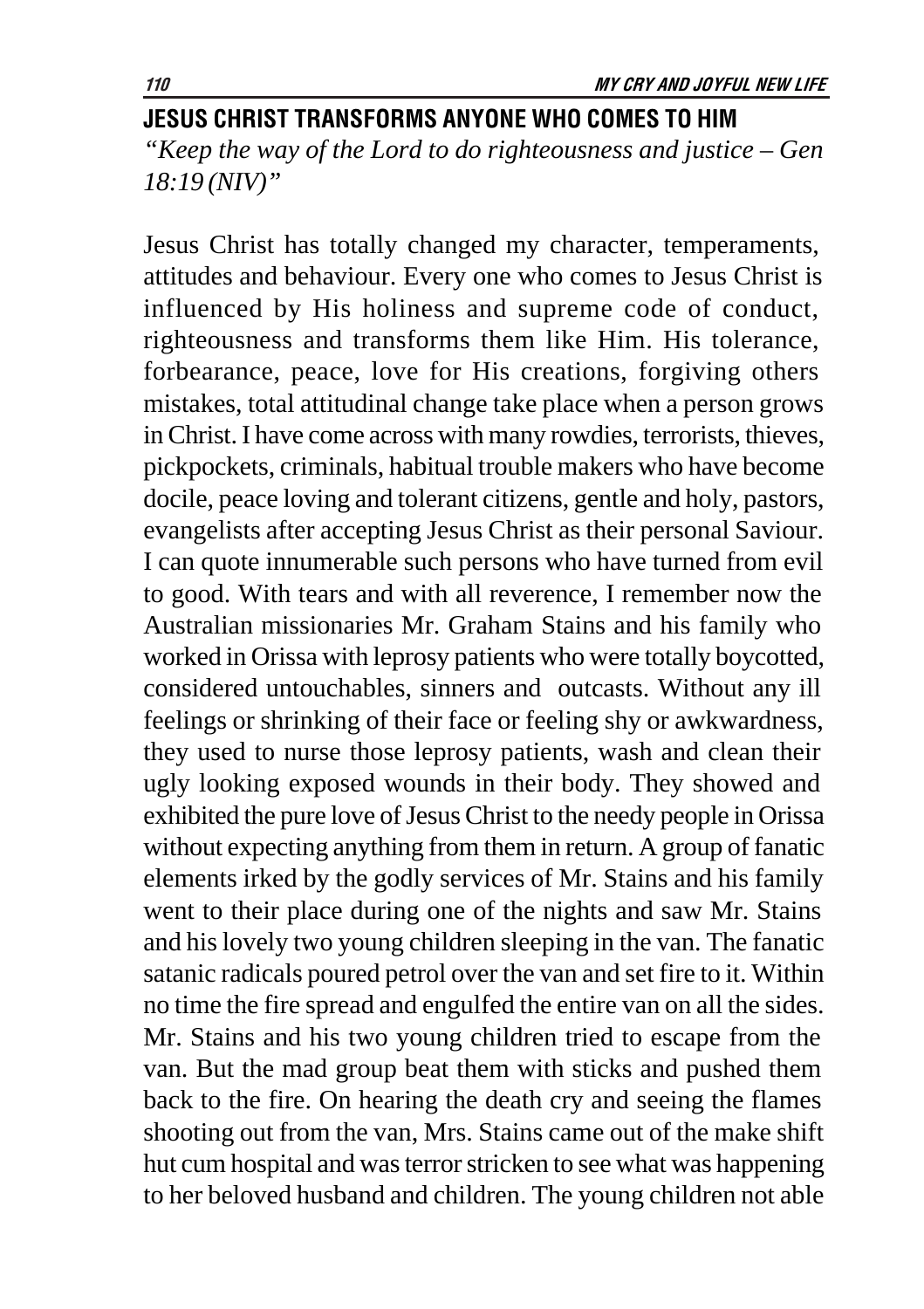## JESUS CHRIST TRANSFORMS ANYONE WHO COMES TO HIM

*"Keep the way of the Lord to do righteousness and justice – Gen 18:19 (NIV)"*

Jesus Christ has totally changed my character, temperaments, attitudes and behaviour. Every one who comes to Jesus Christ is influenced by His holiness and supreme code of conduct, righteousness and transforms them like Him. His tolerance, forbearance, peace, love for His creations, forgiving others mistakes, total attitudinal change take place when a person grows in Christ. I have come across with many rowdies, terrorists, thieves, pickpockets, criminals, habitual trouble makers who have become docile, peace loving and tolerant citizens, gentle and holy, pastors, evangelists after accepting Jesus Christ as their personal Saviour. I can quote innumerable such persons who have turned from evil to good. With tears and with all reverence, I remember now the Australian missionaries Mr. Graham Stains and his family who worked in Orissa with leprosy patients who were totally boycotted, considered untouchables, sinners and outcasts. Without any ill feelings or shrinking of their face or feeling shy or awkwardness, they used to nurse those leprosy patients, wash and clean their ugly looking exposed wounds in their body. They showed and exhibited the pure love of Jesus Christ to the needy people in Orissa without expecting anything from them in return. A group of fanatic elements irked by the godly services of Mr. Stains and his family went to their place during one of the nights and saw Mr. Stains and his lovely two young children sleeping in the van. The fanatic satanic radicals poured petrol over the van and set fire to it. Within no time the fire spread and engulfed the entire van on all the sides. Mr. Stains and his two young children tried to escape from the van. But the mad group beat them with sticks and pushed them back to the fire. On hearing the death cry and seeing the flames shooting out from the van, Mrs. Stains came out of the make shift hut cum hospital and was terror stricken to see what was happening to her beloved husband and children. The young children not able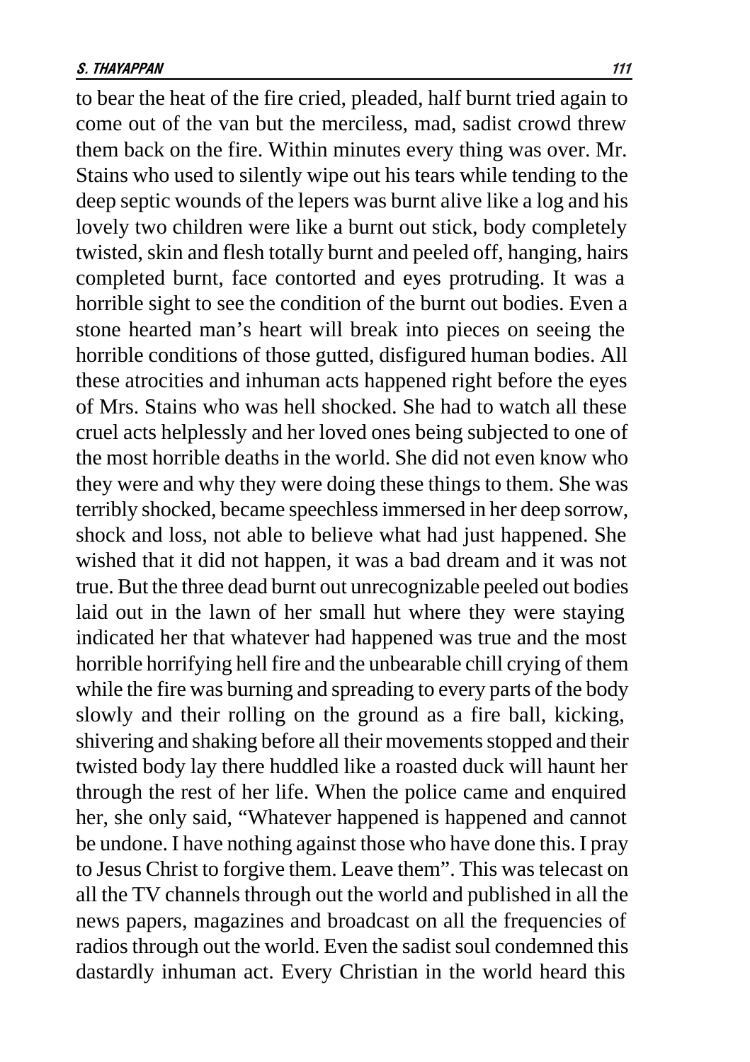to bear the heat of the fire cried, pleaded, half burnt tried again to come out of the van but the merciless, mad, sadist crowd threw them back on the fire. Within minutes every thing was over. Mr. Stains who used to silently wipe out his tears while tending to the deep septic wounds of the lepers was burnt alive like a log and his lovely two children were like a burnt out stick, body completely twisted, skin and flesh totally burnt and peeled off, hanging, hairs completed burnt, face contorted and eyes protruding. It was a horrible sight to see the condition of the burnt out bodies. Even a stone hearted man's heart will break into pieces on seeing the horrible conditions of those gutted, disfigured human bodies. All these atrocities and inhuman acts happened right before the eyes of Mrs. Stains who was hell shocked. She had to watch all these cruel acts helplessly and her loved ones being subjected to one of the most horrible deaths in the world. She did not even know who they were and why they were doing these things to them. She was terribly shocked, became speechless immersed in her deep sorrow, shock and loss, not able to believe what had just happened. She wished that it did not happen, it was a bad dream and it was not true. But the three dead burnt out unrecognizable peeled out bodies laid out in the lawn of her small hut where they were staying indicated her that whatever had happened was true and the most horrible horrifying hell fire and the unbearable chill crying of them while the fire was burning and spreading to every parts of the body slowly and their rolling on the ground as a fire ball, kicking, shivering and shaking before all their movements stopped and their twisted body lay there huddled like a roasted duck will haunt her through the rest of her life. When the police came and enquired her, she only said, "Whatever happened is happened and cannot be undone. I have nothing against those who have done this. I pray to Jesus Christ to forgive them. Leave them". This was telecast on all the TV channels through out the world and published in all the news papers, magazines and broadcast on all the frequencies of radios through out the world. Even the sadist soul condemned this dastardly inhuman act. Every Christian in the world heard this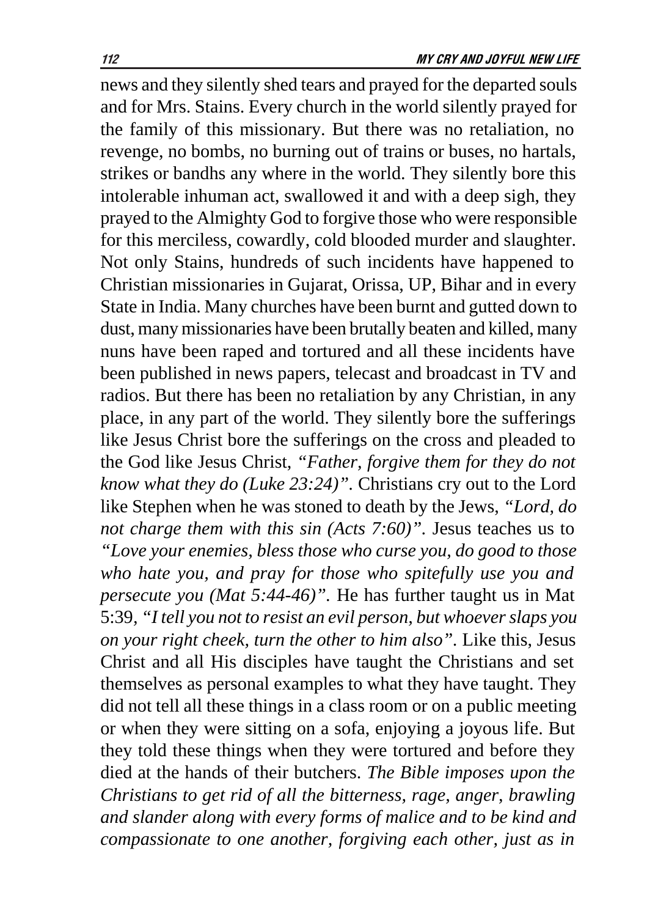news and they silently shed tears and prayed for the departed souls and for Mrs. Stains. Every church in the world silently prayed for the family of this missionary. But there was no retaliation, no revenge, no bombs, no burning out of trains or buses, no hartals, strikes or bandhs any where in the world. They silently bore this intolerable inhuman act, swallowed it and with a deep sigh, they prayed to the Almighty God to forgive those who were responsible for this merciless, cowardly, cold blooded murder and slaughter. Not only Stains, hundreds of such incidents have happened to Christian missionaries in Gujarat, Orissa, UP, Bihar and in every State in India. Many churches have been burnt and gutted down to dust, many missionaries have been brutally beaten and killed, many nuns have been raped and tortured and all these incidents have been published in news papers, telecast and broadcast in TV and radios. But there has been no retaliation by any Christian, in any place, in any part of the world. They silently bore the sufferings like Jesus Christ bore the sufferings on the cross and pleaded to the God like Jesus Christ, *"Father, forgive them for they do not know what they do (Luke 23:24)".* Christians cry out to the Lord like Stephen when he was stoned to death by the Jews, *"Lord, do not charge them with this sin (Acts 7:60)".* Jesus teaches us to *"Love your enemies, bless those who curse you, do good to those who hate you, and pray for those who spitefully use you and persecute you (Mat 5:44-46)".* He has further taught us in Mat 5:39, *"I tell you not to resist an evil person, but whoever slaps you on your right cheek, turn the other to him also".* Like this, Jesus Christ and all His disciples have taught the Christians and set themselves as personal examples to what they have taught. They did not tell all these things in a class room or on a public meeting or when they were sitting on a sofa, enjoying a joyous life. But they told these things when they were tortured and before they died at the hands of their butchers. *The Bible imposes upon the Christians to get rid of all the bitterness, rage, anger, brawling and slander along with every forms of malice and to be kind and compassionate to one another, forgiving each other, just as in*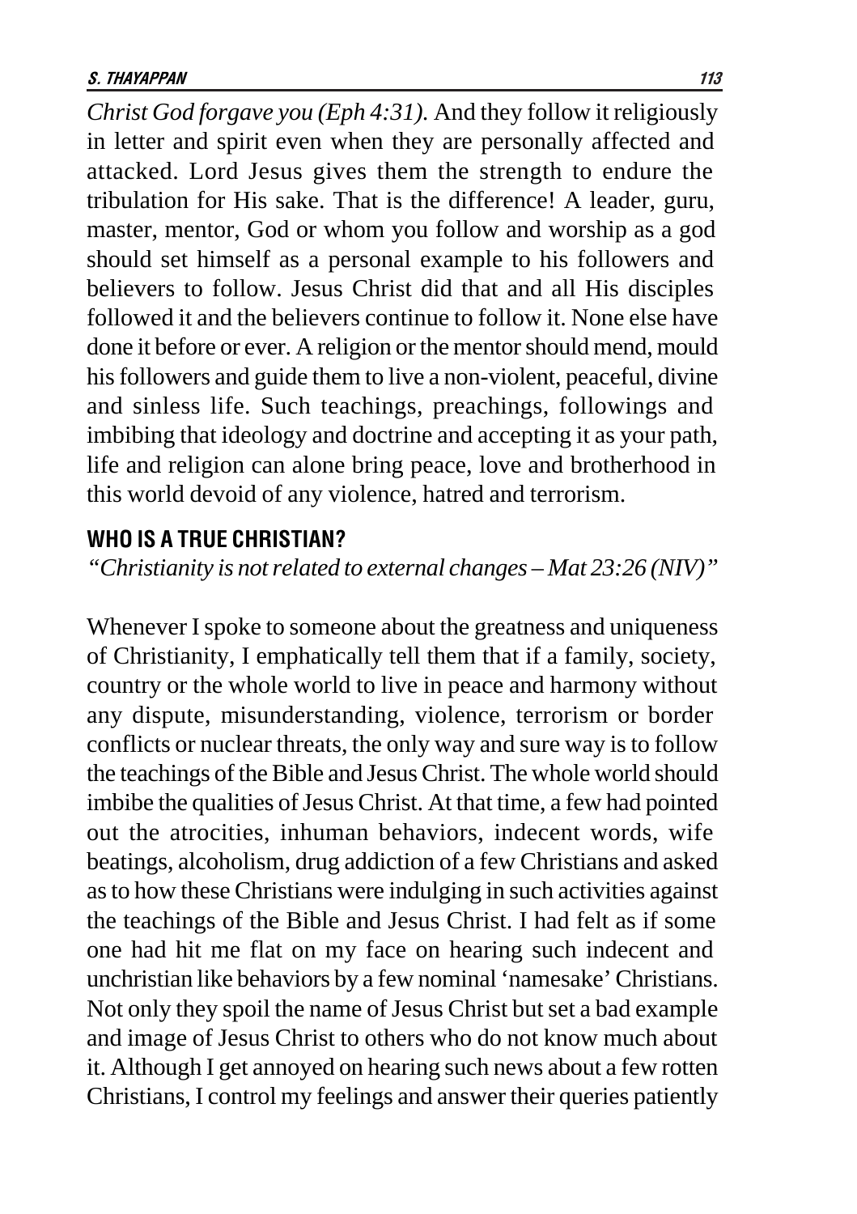*Christ God forgave you (Eph 4:31).* And they follow it religiously in letter and spirit even when they are personally affected and attacked. Lord Jesus gives them the strength to endure the tribulation for His sake. That is the difference! A leader, guru, master, mentor, God or whom you follow and worship as a god should set himself as a personal example to his followers and believers to follow. Jesus Christ did that and all His disciples followed it and the believers continue to follow it. None else have done it before or ever. A religion or the mentor should mend, mould his followers and guide them to live a non-violent, peaceful, divine and sinless life. Such teachings, preachings, followings and imbibing that ideology and doctrine and accepting it as your path, life and religion can alone bring peace, love and brotherhood in this world devoid of any violence, hatred and terrorism.

## WHO IS A TRUE CHRISTIAN?

*"Christianity is not related to external changes – Mat 23:26 (NIV)"*

Whenever I spoke to someone about the greatness and uniqueness of Christianity, I emphatically tell them that if a family, society, country or the whole world to live in peace and harmony without any dispute, misunderstanding, violence, terrorism or border conflicts or nuclear threats, the only way and sure way is to follow the teachings of the Bible and Jesus Christ. The whole world should imbibe the qualities of Jesus Christ. At that time, a few had pointed out the atrocities, inhuman behaviors, indecent words, wife beatings, alcoholism, drug addiction of a few Christians and asked as to how these Christians were indulging in such activities against the teachings of the Bible and Jesus Christ. I had felt as if some one had hit me flat on my face on hearing such indecent and unchristian like behaviors by a few nominal 'namesake' Christians. Not only they spoil the name of Jesus Christ but set a bad example and image of Jesus Christ to others who do not know much about it. Although I get annoyed on hearing such news about a few rotten Christians, I control my feelings and answer their queries patiently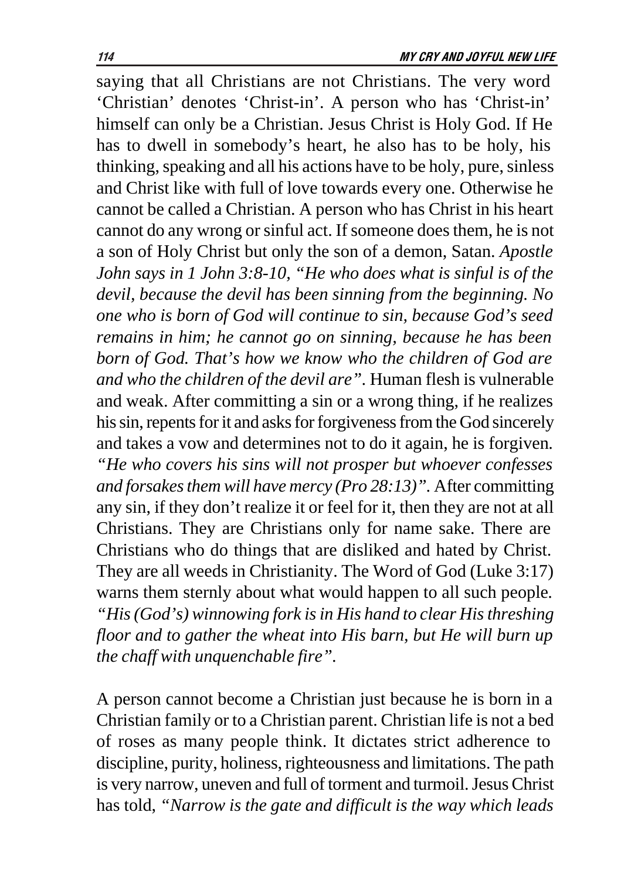saying that all Christians are not Christians. The very word 'Christian' denotes 'Christ-in'. A person who has 'Christ-in' himself can only be a Christian. Jesus Christ is Holy God. If He has to dwell in somebody's heart, he also has to be holy, his thinking, speaking and all his actions have to be holy, pure, sinless and Christ like with full of love towards every one. Otherwise he cannot be called a Christian. A person who has Christ in his heart cannot do any wrong or sinful act. If someone does them, he is not a son of Holy Christ but only the son of a demon, Satan. *Apostle John says in 1 John 3:8-10, "He who does what is sinful is of the devil, because the devil has been sinning from the beginning. No one who is born of God will continue to sin, because God's seed remains in him; he cannot go on sinning, because he has been born of God. That's how we know who the children of God are and who the children of the devil are".* Human flesh is vulnerable and weak. After committing a sin or a wrong thing, if he realizes his sin, repents for it and asks for forgiveness from the God sincerely and takes a vow and determines not to do it again, he is forgiven. *"He who covers his sins will not prosper but whoever confesses and forsakes them will have mercy (Pro 28:13)".* After committing any sin, if they don't realize it or feel for it, then they are not at all Christians. They are Christians only for name sake. There are Christians who do things that are disliked and hated by Christ. They are all weeds in Christianity. The Word of God (Luke 3:17) warns them sternly about what would happen to all such people. *"His (God's) winnowing fork is in His hand to clear His threshing floor and to gather the wheat into His barn, but He will burn up the chaff with unquenchable fire".*

A person cannot become a Christian just because he is born in a Christian family or to a Christian parent. Christian life is not a bed of roses as many people think. It dictates strict adherence to discipline, purity, holiness, righteousness and limitations. The path is very narrow, uneven and full of torment and turmoil. Jesus Christ has told, *"Narrow is the gate and difficult is the way which leads*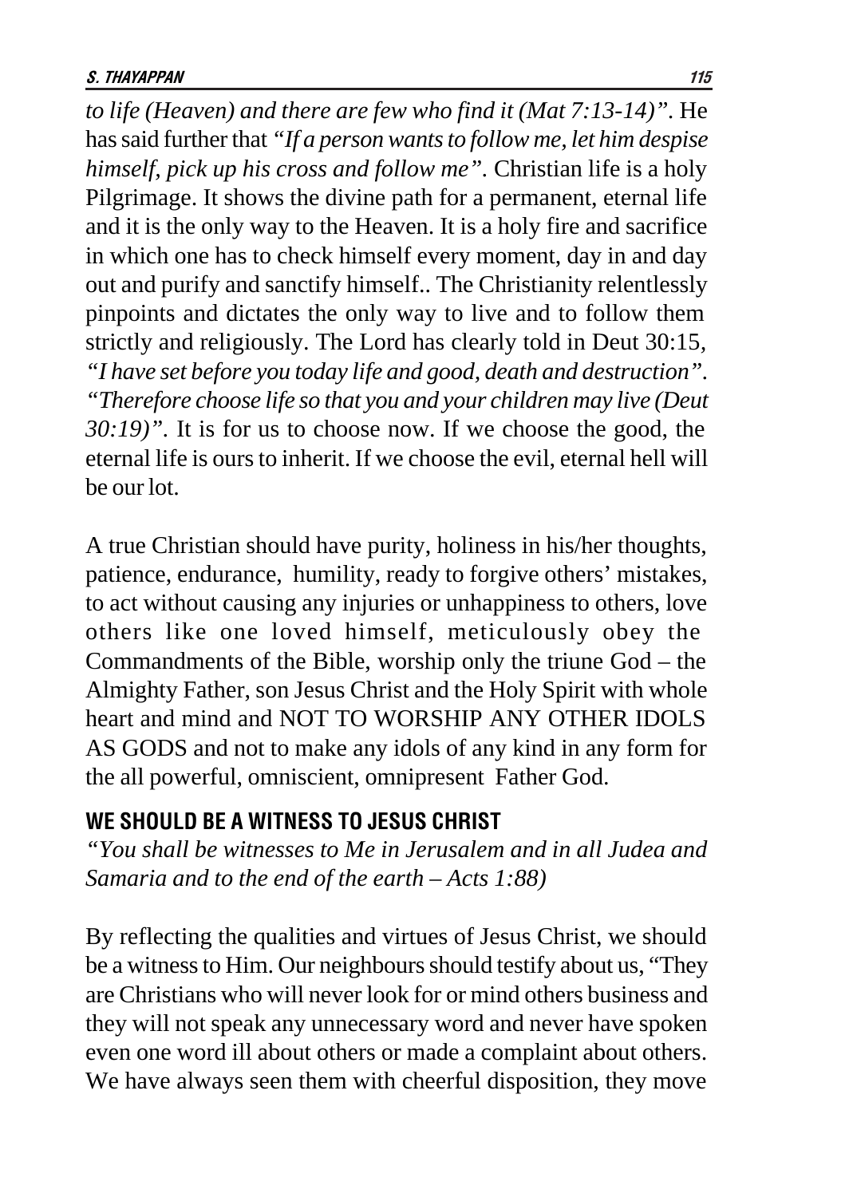*to life (Heaven) and there are few who find it (Mat 7:13-14)"*. He has said further that *"If a person wants to follow me, let him despise himself, pick up his cross and follow me"*. Christian life is a holy Pilgrimage. It shows the divine path for a permanent, eternal life and it is the only way to the Heaven. It is a holy fire and sacrifice in which one has to check himself every moment, day in and day out and purify and sanctify himself.. The Christianity relentlessly pinpoints and dictates the only way to live and to follow them strictly and religiously. The Lord has clearly told in Deut 30:15, *"I have set before you today life and good, death and destruction"*. *"Therefore choose life so that you and your children may live (Deut 30:19)"*. It is for us to choose now. If we choose the good, the eternal life is ours to inherit. If we choose the evil, eternal hell will be our lot.

A true Christian should have purity, holiness in his/her thoughts, patience, endurance, humility, ready to forgive others' mistakes, to act without causing any injuries or unhappiness to others, love others like one loved himself, meticulously obey the Commandments of the Bible, worship only the triune God – the Almighty Father, son Jesus Christ and the Holy Spirit with whole heart and mind and NOT TO WORSHIP ANY OTHER IDOLS AS GODS and not to make any idols of any kind in any form for the all powerful, omniscient, omnipresent Father God.

## WE SHOULD BE A WITNESS TO JESUS CHRIST

*"You shall be witnesses to Me in Jerusalem and in all Judea and Samaria and to the end of the earth – Acts 1:88)*

By reflecting the qualities and virtues of Jesus Christ, we should be a witness to Him. Our neighbours should testify about us, "They are Christians who will never look for or mind others business and they will not speak any unnecessary word and never have spoken even one word ill about others or made a complaint about others. We have always seen them with cheerful disposition, they move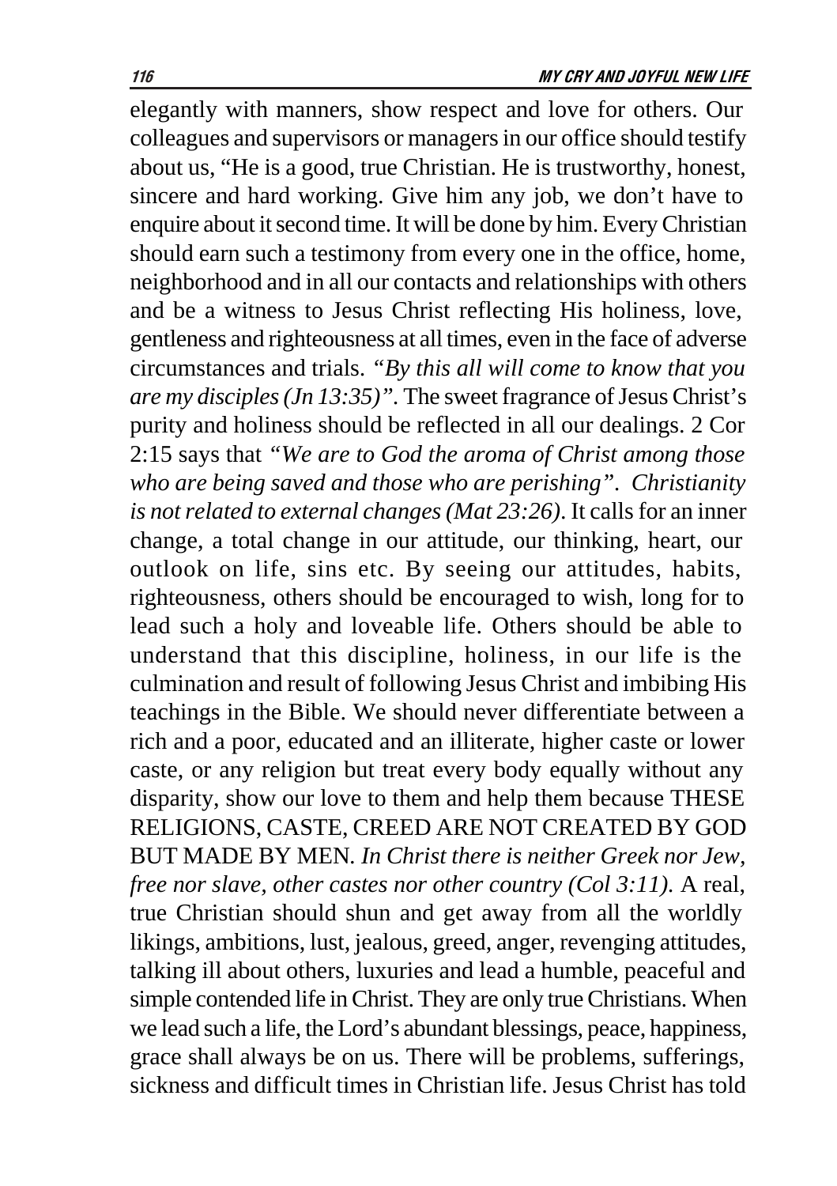elegantly with manners, show respect and love for others. Our colleagues and supervisors or managers in our office should testify about us, “He is a good, true Christian. He is trustworthy, honest, sincere and hard working. Give him any job, we don’t have to enquire about it second time. It will be done by him. Every Christian should earn such a testimony from every one in the office, home, neighborhood and in all our contacts and relationships with others and be a witness to Jesus Christ reflecting His holiness, love, gentleness and righteousness at all times, even in the face of adverse circumstances and trials. *“By this all will come to know that you are my disciples (Jn 13:35)”*. The sweet fragrance of Jesus Christ’s purity and holiness should be reflected in all our dealings. 2 Cor 2:15 says that *“We are to God the aroma of Christ among those who are being saved and those who are perishing”. Christianity is not related to external changes (Mat 23:26)*. It calls for an inner change, a total change in our attitude, our thinking, heart, our outlook on life, sins etc. By seeing our attitudes, habits, righteousness, others should be encouraged to wish, long for to lead such a holy and loveable life. Others should be able to understand that this discipline, holiness, in our life is the culmination and result of following Jesus Christ and imbibing His teachings in the Bible. We should never differentiate between a rich and a poor, educated and an illiterate, higher caste or lower caste, or any religion but treat every body equally without any disparity, show our love to them and help them because THESE RELIGIONS, CASTE, CREED ARE NOT CREATED BY GOD BUT MADE BY MEN. *In Christ there is neither Greek nor Jew, free nor slave, other castes nor other country (Col 3:11).* A real, true Christian should shun and get away from all the worldly likings, ambitions, lust, jealous, greed, anger, revenging attitudes, talking ill about others, luxuries and lead a humble, peaceful and simple contended life in Christ. They are only true Christians. When we lead such a life, the Lord’s abundant blessings, peace, happiness, grace shall always be on us. There will be problems, sufferings, sickness and difficult times in Christian life. Jesus Christ has told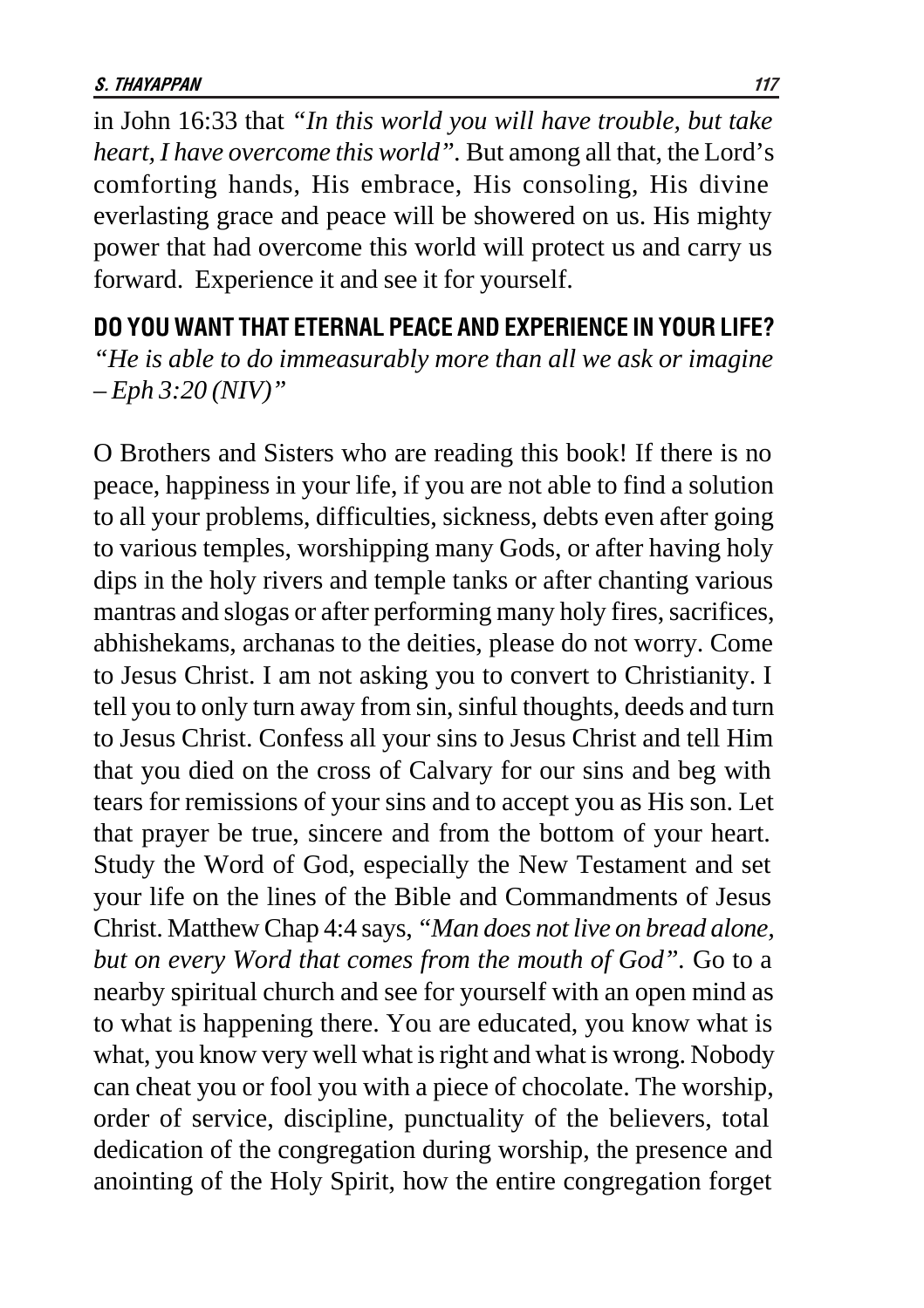in John 16:33 that *"In this world you will have trouble, but take heart, I have overcome this world"*. But among all that, the Lord's comforting hands, His embrace, His consoling, His divine everlasting grace and peace will be showered on us. His mighty power that had overcome this world will protect us and carry us forward. Experience it and see it for yourself.

## DO YOU WANT THAT ETERNAL PEACE AND EXPERIENCE IN YOUR LIFE?

*"He is able to do immeasurably more than all we ask or imagine – Eph 3:20 (NIV)"*

O Brothers and Sisters who are reading this book! If there is no peace, happiness in your life, if you are not able to find a solution to all your problems, difficulties, sickness, debts even after going to various temples, worshipping many Gods, or after having holy dips in the holy rivers and temple tanks or after chanting various mantras and slogas or after performing many holy fires, sacrifices, abhishekams, archanas to the deities, please do not worry. Come to Jesus Christ. I am not asking you to convert to Christianity. I tell you to only turn away from sin, sinful thoughts, deeds and turn to Jesus Christ. Confess all your sins to Jesus Christ and tell Him that you died on the cross of Calvary for our sins and beg with tears for remissions of your sins and to accept you as His son. Let that prayer be true, sincere and from the bottom of your heart. Study the Word of God, especially the New Testament and set your life on the lines of the Bible and Commandments of Jesus Christ. Matthew Chap 4:4 says, *"Man does not live on bread alone, but on every Word that comes from the mouth of God"*. Go to a nearby spiritual church and see for yourself with an open mind as to what is happening there. You are educated, you know what is what, you know very well what is right and what is wrong. Nobody can cheat you or fool you with a piece of chocolate. The worship, order of service, discipline, punctuality of the believers, total dedication of the congregation during worship, the presence and anointing of the Holy Spirit, how the entire congregation forget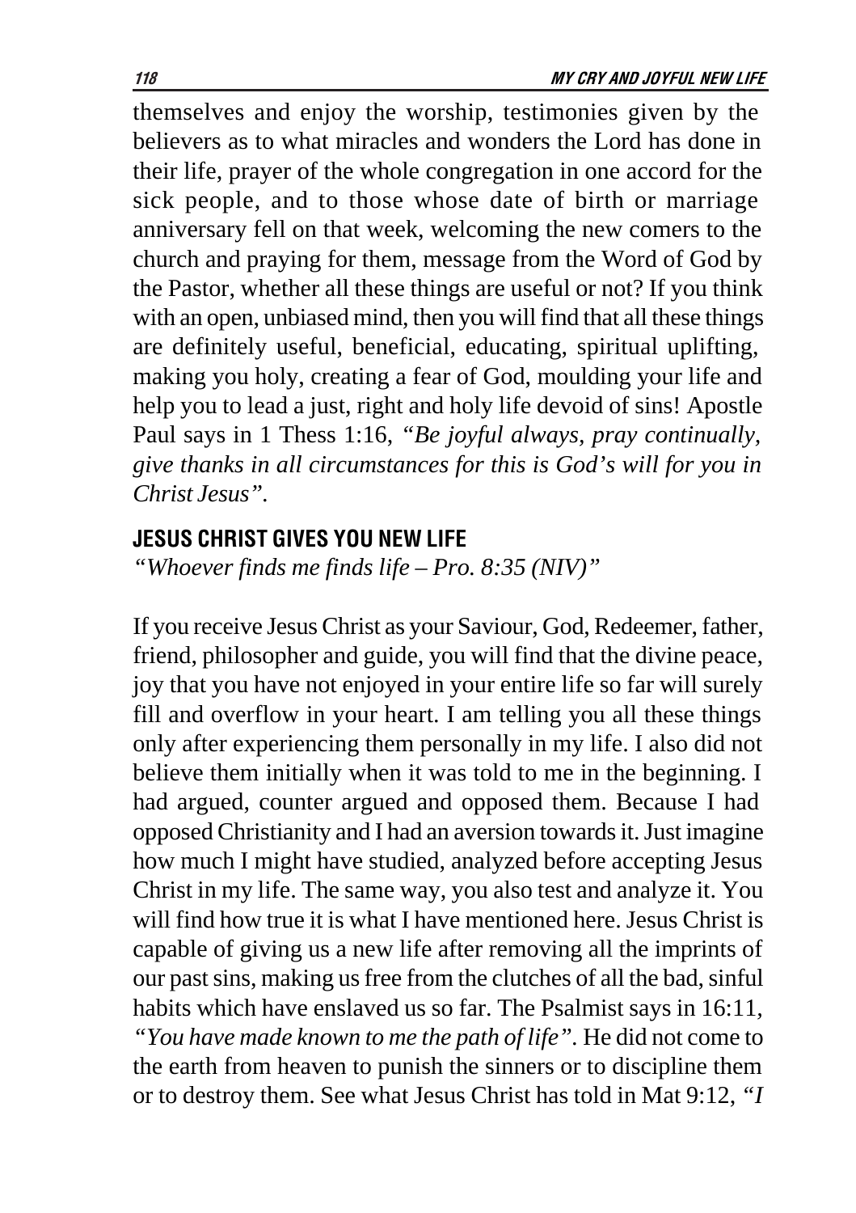themselves and enjoy the worship, testimonies given by the believers as to what miracles and wonders the Lord has done in their life, prayer of the whole congregation in one accord for the sick people, and to those whose date of birth or marriage anniversary fell on that week, welcoming the new comers to the church and praying for them, message from the Word of God by the Pastor, whether all these things are useful or not? If you think with an open, unbiased mind, then you will find that all these things are definitely useful, beneficial, educating, spiritual uplifting, making you holy, creating a fear of God, moulding your life and help you to lead a just, right and holy life devoid of sins! Apostle Paul says in 1 Thess 1:16, *"Be joyful always, pray continually, give thanks in all circumstances for this is God's will for you in Christ Jesus".*

## JESUS CHRIST GIVES YOU NEW LIFE

*"Whoever finds me finds life – Pro. 8:35 (NIV)"*

If you receive Jesus Christ as your Saviour, God, Redeemer, father, friend, philosopher and guide, you will find that the divine peace, joy that you have not enjoyed in your entire life so far will surely fill and overflow in your heart. I am telling you all these things only after experiencing them personally in my life. I also did not believe them initially when it was told to me in the beginning. I had argued, counter argued and opposed them. Because I had opposed Christianity and I had an aversion towards it. Just imagine how much I might have studied, analyzed before accepting Jesus Christ in my life. The same way, you also test and analyze it. You will find how true it is what I have mentioned here. Jesus Christ is capable of giving us a new life after removing all the imprints of our past sins, making us free from the clutches of all the bad, sinful habits which have enslaved us so far. The Psalmist says in 16:11, *"You have made known to me the path of life".* He did not come to the earth from heaven to punish the sinners or to discipline them or to destroy them. See what Jesus Christ has told in Mat 9:12, *"I*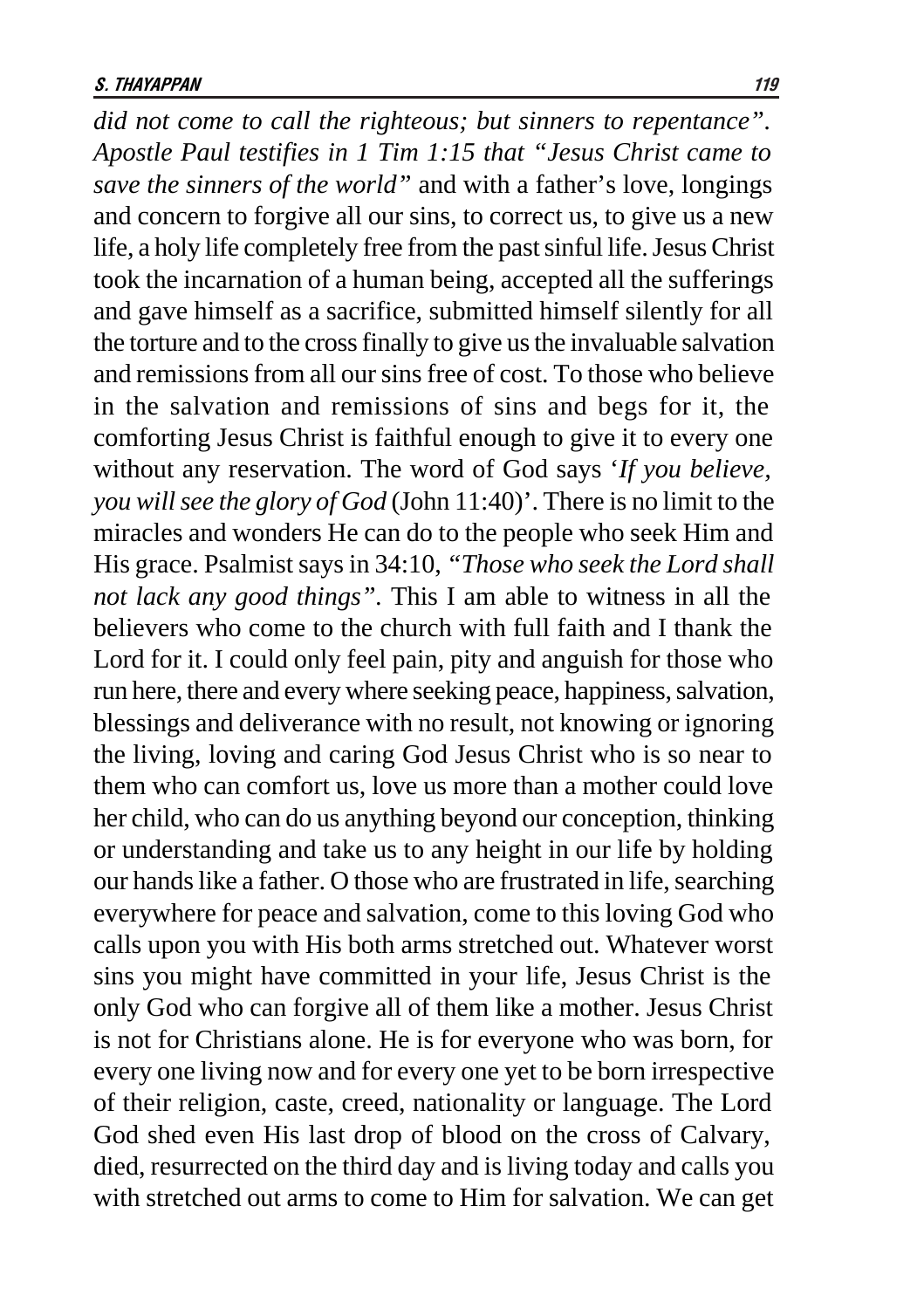*did not come to call the righteous; but sinners to repentance". Apostle Paul testifies in 1 Tim 1:15 that "Jesus Christ came to save the sinners of the world"* and with a father's love, longings and concern to forgive all our sins, to correct us, to give us a new life, a holy life completely free from the past sinful life. Jesus Christ took the incarnation of a human being, accepted all the sufferings and gave himself as a sacrifice, submitted himself silently for all the torture and to the cross finally to give us the invaluable salvation and remissions from all our sins free of cost. To those who believe in the salvation and remissions of sins and begs for it, the comforting Jesus Christ is faithful enough to give it to every one without any reservation. The word of God says '*If you believe, you will see the glory of God* (John 11:40)'. There is no limit to the miracles and wonders He can do to the people who seek Him and His grace. Psalmist says in 34:10, *"Those who seek the Lord shall not lack any good things"*. This I am able to witness in all the believers who come to the church with full faith and I thank the Lord for it. I could only feel pain, pity and anguish for those who run here, there and every where seeking peace, happiness, salvation, blessings and deliverance with no result, not knowing or ignoring the living, loving and caring God Jesus Christ who is so near to them who can comfort us, love us more than a mother could love her child, who can do us anything beyond our conception, thinking or understanding and take us to any height in our life by holding our hands like a father. O those who are frustrated in life, searching everywhere for peace and salvation, come to this loving God who calls upon you with His both arms stretched out. Whatever worst sins you might have committed in your life, Jesus Christ is the only God who can forgive all of them like a mother. Jesus Christ is not for Christians alone. He is for everyone who was born, for every one living now and for every one yet to be born irrespective of their religion, caste, creed, nationality or language. The Lord God shed even His last drop of blood on the cross of Calvary, died, resurrected on the third day and is living today and calls you with stretched out arms to come to Him for salvation. We can get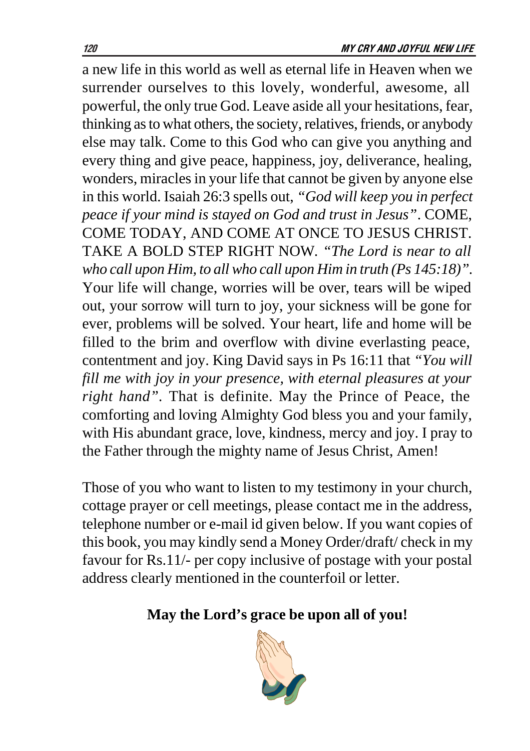a new life in this world as well as eternal life in Heaven when we surrender ourselves to this lovely, wonderful, awesome, all powerful, the only true God. Leave aside all your hesitations, fear, thinking as to what others, the society, relatives, friends, or anybody else may talk. Come to this God who can give you anything and every thing and give peace, happiness, joy, deliverance, healing, wonders, miracles in your life that cannot be given by anyone else in this world. Isaiah 26:3 spells out, *"God will keep you in perfect peace if your mind is stayed on God and trust in Jesus"*. COME, COME TODAY, AND COME AT ONCE TO JESUS CHRIST. TAKE A BOLD STEP RIGHT NOW. *"The Lord is near to all who call upon Him, to all who call upon Him in truth (Ps 145:18)"*. Your life will change, worries will be over, tears will be wiped out, your sorrow will turn to joy, your sickness will be gone for ever, problems will be solved. Your heart, life and home will be filled to the brim and overflow with divine everlasting peace, contentment and joy. King David says in Ps 16:11 that *"You will fill me with joy in your presence, with eternal pleasures at your right hand"*. That is definite. May the Prince of Peace, the comforting and loving Almighty God bless you and your family, with His abundant grace, love, kindness, mercy and joy. I pray to the Father through the mighty name of Jesus Christ, Amen!

Those of you who want to listen to my testimony in your church, cottage prayer or cell meetings, please contact me in the address, telephone number or e-mail id given below. If you want copies of this book, you may kindly send a Money Order/draft/ check in my favour for Rs.11/- per copy inclusive of postage with your postal address clearly mentioned in the counterfoil or letter.

**May the Lord's grace be upon all of you!**